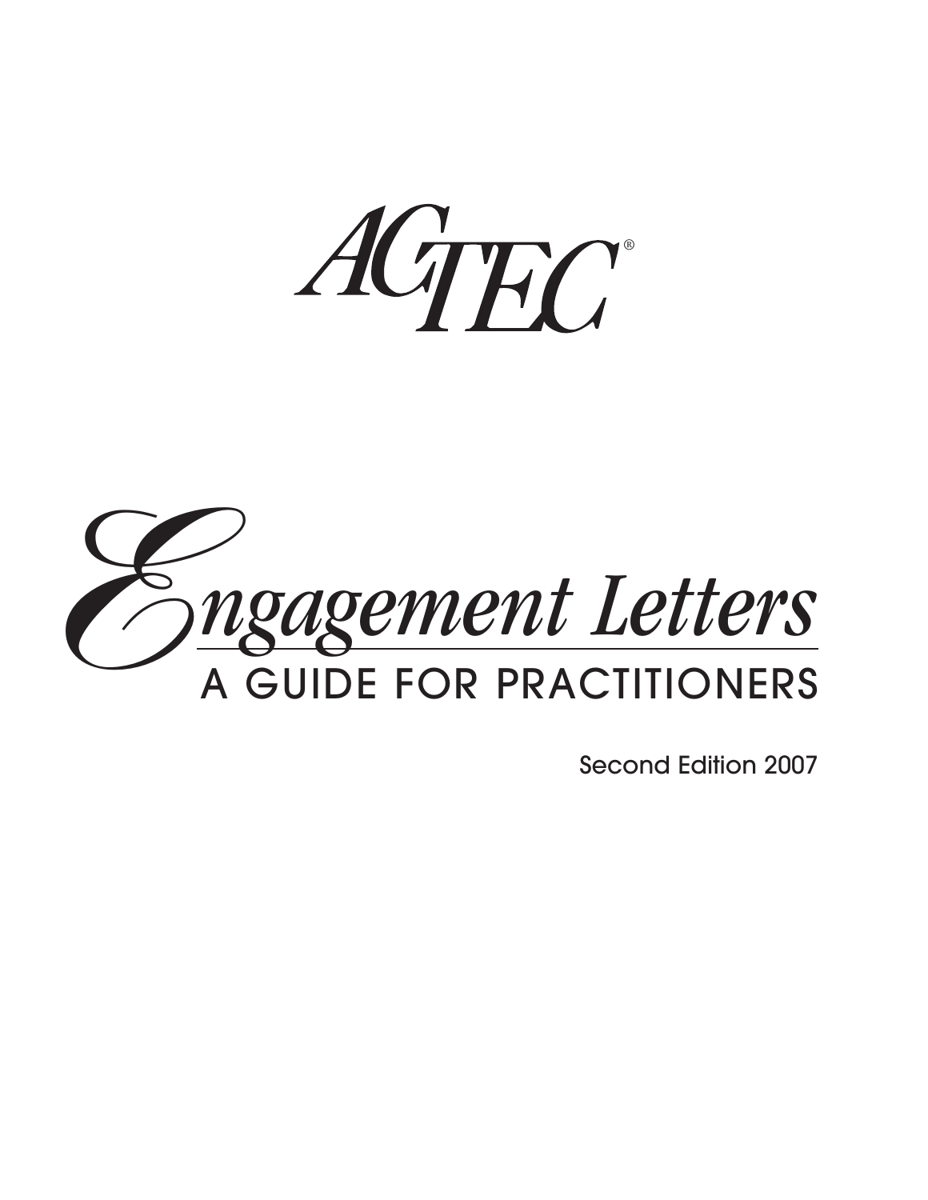# ACTEC®

# *Engagement Letters*

## A GUIDE FOR PRACTITIONERS

Second Edition 2007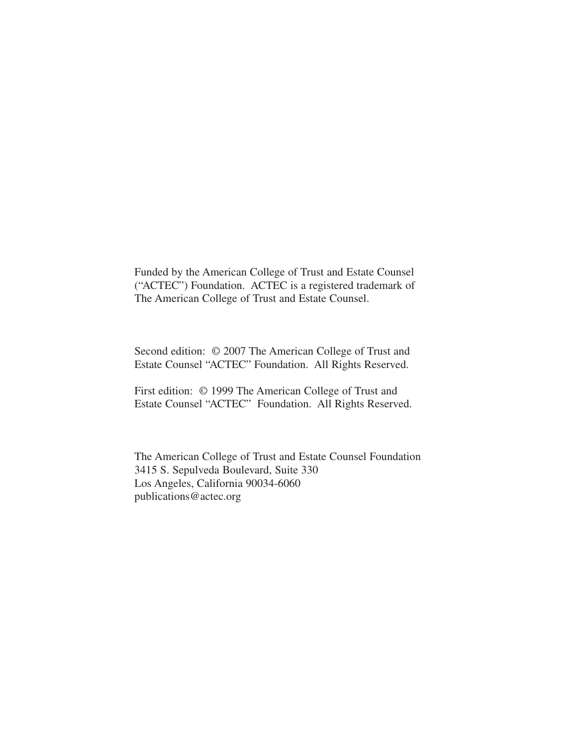Funded by the American College of Trust and Estate Counsel ("ACTEC") Foundation. ACTEC is a registered trademark of The American College of Trust and Estate Counsel.

Second edition: © 2007 The American College of Trust and Estate Counsel "ACTEC" Foundation. All Rights Reserved.

First edition: © 1999 The American College of Trust and Estate Counsel "ACTEC" Foundation. All Rights Reserved.

The American College of Trust and Estate Counsel Foundation
3415 S. Sepulveda Boulevard, Suite 330
Los Angeles, California 90034-6060
publications@actec.org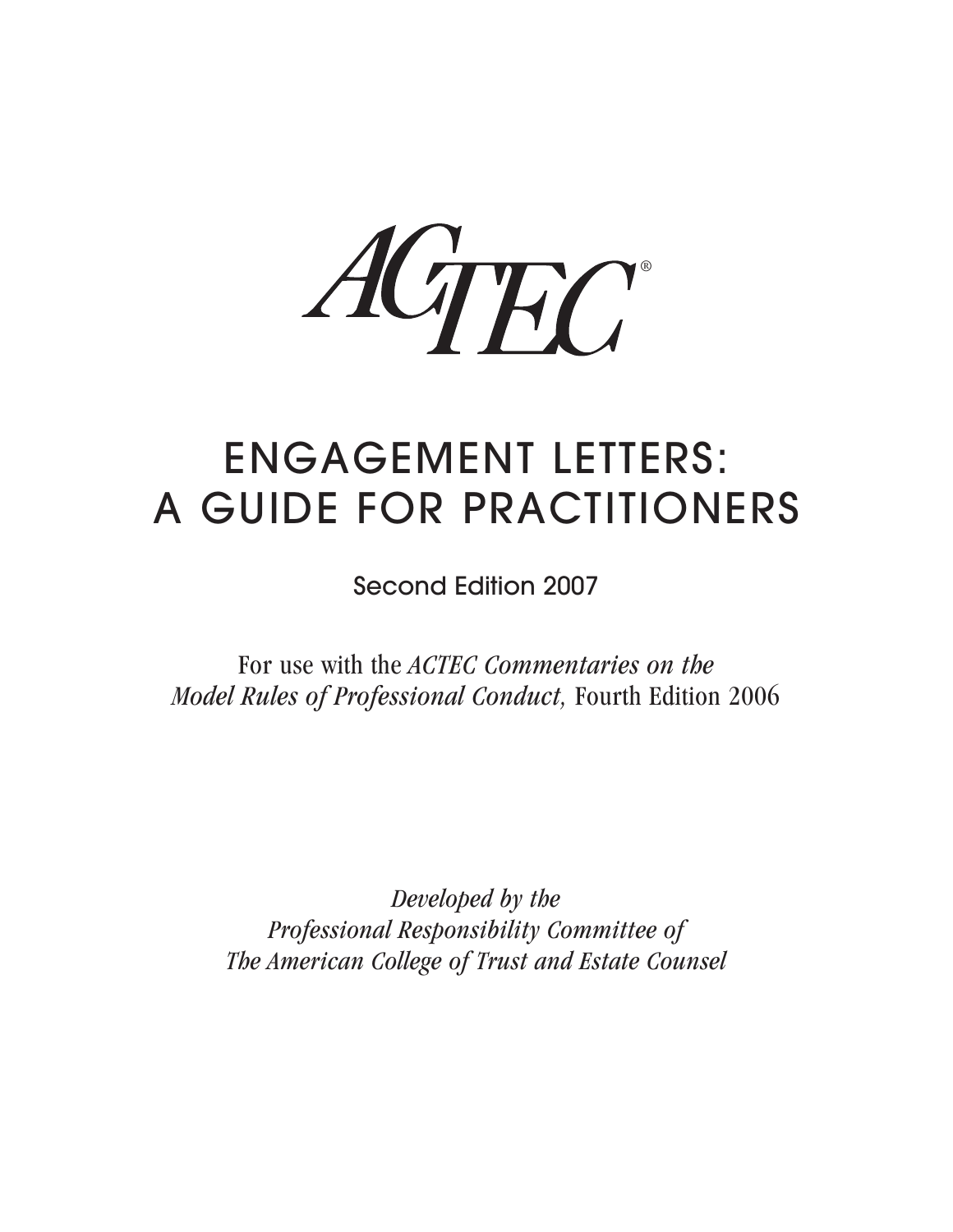ACTEC®

# ENGAGEMENT LETTERS: A GUIDE FOR PRACTITIONERS

Second Edition 2007

For use with the *ACTEC Commentaries on the Model Rules of Professional Conduct,* Fourth Edition 2006

*Developed by the Professional Responsibility Committee of The American College of Trust and Estate Counsel*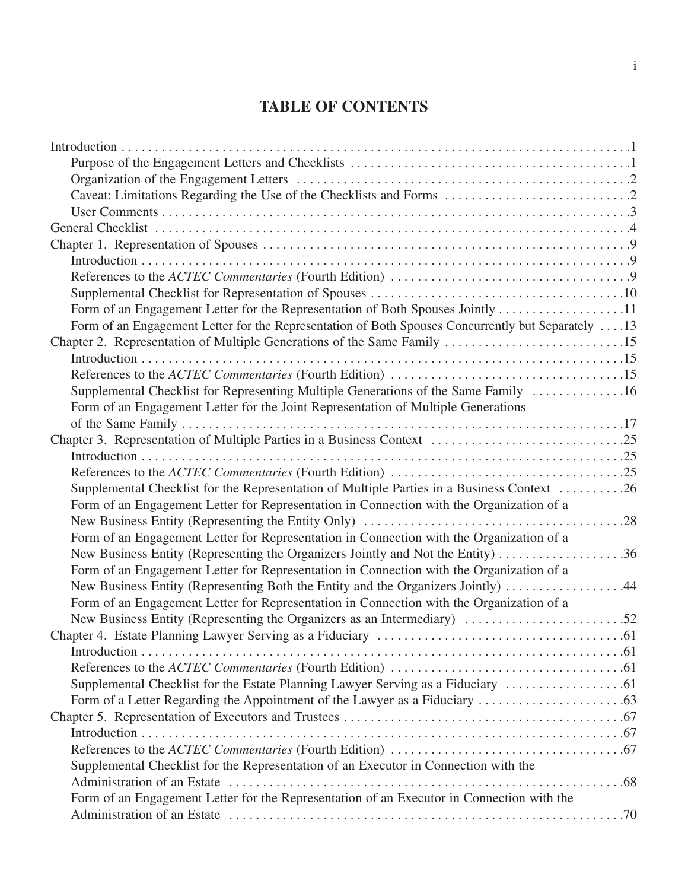# TABLE OF CONTENTS

Introduction . . . . . . . . . . . . . . . . . . . . . . . . . . . . . . . . . . . . . . . . . . . . . . . . . . . . . . . . . . . . . . . . . . . . . . . . . . .1

- Purpose of the Engagement Letters and Checklists . . . . . . . . . . . . . . . . . . . . . . . . . . . . . . . . . . . . . . . . . .1
- Organization of the Engagement Letters . . . . . . . . . . . . . . . . . . . . . . . . . . . . . . . . . . . . . . . . . . . . . . . . . .2
- Caveat: Limitations Regarding the Use of the Checklists and Forms . . . . . . . . . . . . . . . . . . . . . . . . . . . .2
- User Comments . . . . . . . . . . . . . . . . . . . . . . . . . . . . . . . . . . . . . . . . . . . . . . . . . . . . . . . . . . . . . . . . . . . .3

General Checklist . . . . . . . . . . . . . . . . . . . . . . . . . . . . . . . . . . . . . . . . . . . . . . . . . . . . . . . . . . . . . . . . . . . . .4

Chapter 1. Representation of Spouses . . . . . . . . . . . . . . . . . . . . . . . . . . . . . . . . . . . . . . . . . . . . . . . . . . . . . .9

- Introduction . . . . . . . . . . . . . . . . . . . . . . . . . . . . . . . . . . . . . . . . . . . . . . . . . . . . . . . . . . . . . . . . . . . . . . .9
- References to the *ACTEC Commentaries* (Fourth Edition) . . . . . . . . . . . . . . . . . . . . . . . . . . . . . . . . . . . .9
- Supplemental Checklist for Representation of Spouses . . . . . . . . . . . . . . . . . . . . . . . . . . . . . . . . . . . . . .10
- Form of an Engagement Letter for the Representation of Both Spouses Jointly . . . . . . . . . . . . . . . . . . .11
- Form of an Engagement Letter for the Representation of Both Spouses Concurrently but Separately . . . .13

Chapter 2. Representation of Multiple Generations of the Same Family . . . . . . . . . . . . . . . . . . . . . . . . . . .15

- Introduction . . . . . . . . . . . . . . . . . . . . . . . . . . . . . . . . . . . . . . . . . . . . . . . . . . . . . . . . . . . . . . . . . . . . . .15
- References to the *ACTEC Commentaries* (Fourth Edition) . . . . . . . . . . . . . . . . . . . . . . . . . . . . . . . . . . .15
- Supplemental Checklist for Representing Multiple Generations of the Same Family . . . . . . . . . . . . . .16
- Form of an Engagement Letter for the Joint Representation of Multiple Generations of the Same Family . . . . . . . . . . . . . . . . . . . . . . . . . . . . . . . . . . . . . . . . . . . . . . . . . . . . . . . . . . . . . . . .17

Chapter 3. Representation of Multiple Parties in a Business Context . . . . . . . . . . . . . . . . . . . . . . . . . . . . .25

- Introduction . . . . . . . . . . . . . . . . . . . . . . . . . . . . . . . . . . . . . . . . . . . . . . . . . . . . . . . . . . . . . . . . . . . . . .25
- References to the *ACTEC Commentaries* (Fourth Edition) . . . . . . . . . . . . . . . . . . . . . . . . . . . . . . . . . .25
- Supplemental Checklist for the Representation of Multiple Parties in a Business Context . . . . . . . . . .26
- Form of an Engagement Letter for Representation in Connection with the Organization of a New Business Entity (Representing the Entity Only) . . . . . . . . . . . . . . . . . . . . . . . . . . . . . . . . . . . . . .28
- Form of an Engagement Letter for Representation in Connection with the Organization of a New Business Entity (Representing the Organizers Jointly and Not the Entity) . . . . . . . . . . . . . . . . . . .36
- Form of an Engagement Letter for Representation in Connection with the Organization of a New Business Entity (Representing Both the Entity and the Organizers Jointly) . . . . . . . . . . . . . . . . . .44
- Form of an Engagement Letter for Representation in Connection with the Organization of a New Business Entity (Representing the Organizers as an Intermediary) . . . . . . . . . . . . . . . . . . . . . . . .52

Chapter 4. Estate Planning Lawyer Serving as a Fiduciary . . . . . . . . . . . . . . . . . . . . . . . . . . . . . . . . . . . . .61

- Introduction . . . . . . . . . . . . . . . . . . . . . . . . . . . . . . . . . . . . . . . . . . . . . . . . . . . . . . . . . . . . . . . . . . . . . .61
- References to the *ACTEC Commentaries* (Fourth Edition) . . . . . . . . . . . . . . . . . . . . . . . . . . . . . . . . . .61
- Supplemental Checklist for the Estate Planning Lawyer Serving as a Fiduciary . . . . . . . . . . . . . . . . . .61
- Form of a Letter Regarding the Appointment of the Lawyer as a Fiduciary . . . . . . . . . . . . . . . . . . . . . .63

Chapter 5. Representation of Executors and Trustees . . . . . . . . . . . . . . . . . . . . . . . . . . . . . . . . . . . . . . . . . .67

- Introduction . . . . . . . . . . . . . . . . . . . . . . . . . . . . . . . . . . . . . . . . . . . . . . . . . . . . . . . . . . . . . . . . . . . . . .67
- References to the *ACTEC Commentaries* (Fourth Edition) . . . . . . . . . . . . . . . . . . . . . . . . . . . . . . . . . .67
- Supplemental Checklist for the Representation of an Executor in Connection with the Administration of an Estate . . . . . . . . . . . . . . . . . . . . . . . . . . . . . . . . . . . . . . . . . . . . . . . . . . . . . . . . . .68
- Form of an Engagement Letter for the Representation of an Executor in Connection with the Administration of an Estate . . . . . . . . . . . . . . . . . . . . . . . . . . . . . . . . . . . . . . . . . . . . . . . . . . . . . . . . . .70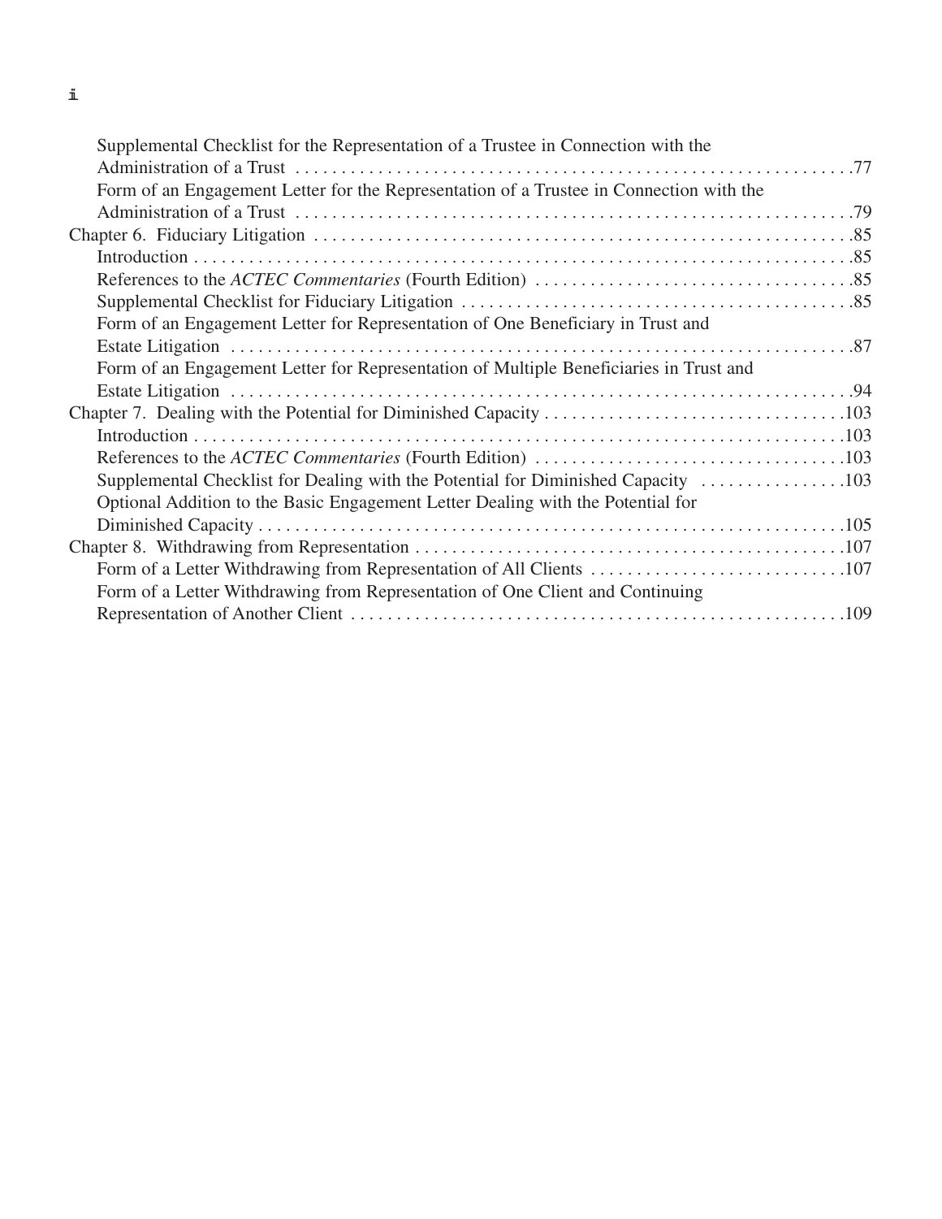- Supplemental Checklist for the Representation of a Trustee in Connection with the Administration of a Trust . . . . . . . . . . 77
- Form of an Engagement Letter for the Representation of a Trustee in Connection with the Administration of a Trust . . . . . . . . . . 79

Chapter 6. Fiduciary Litigation . . . . . . . . . . 85
- Introduction . . . . . . . . . . 85
- References to the *ACTEC Commentaries* (Fourth Edition) . . . . . . . . . . 85
- Supplemental Checklist for Fiduciary Litigation . . . . . . . . . . 85
- Form of an Engagement Letter for Representation of One Beneficiary in Trust and Estate Litigation . . . . . . . . . . 87
- Form of an Engagement Letter for Representation of Multiple Beneficiaries in Trust and Estate Litigation . . . . . . . . . . 94

Chapter 7. Dealing with the Potential for Diminished Capacity . . . . . . . . . . 103
- Introduction . . . . . . . . . . 103
- References to the *ACTEC Commentaries* (Fourth Edition) . . . . . . . . . . 103
- Supplemental Checklist for Dealing with the Potential for Diminished Capacity . . . . . . . . . . 103
- Optional Addition to the Basic Engagement Letter Dealing with the Potential for Diminished Capacity . . . . . . . . . . 105

Chapter 8. Withdrawing from Representation . . . . . . . . . . 107
- Form of a Letter Withdrawing from Representation of All Clients . . . . . . . . . . 107
- Form of a Letter Withdrawing from Representation of One Client and Continuing Representation of Another Client . . . . . . . . . . 109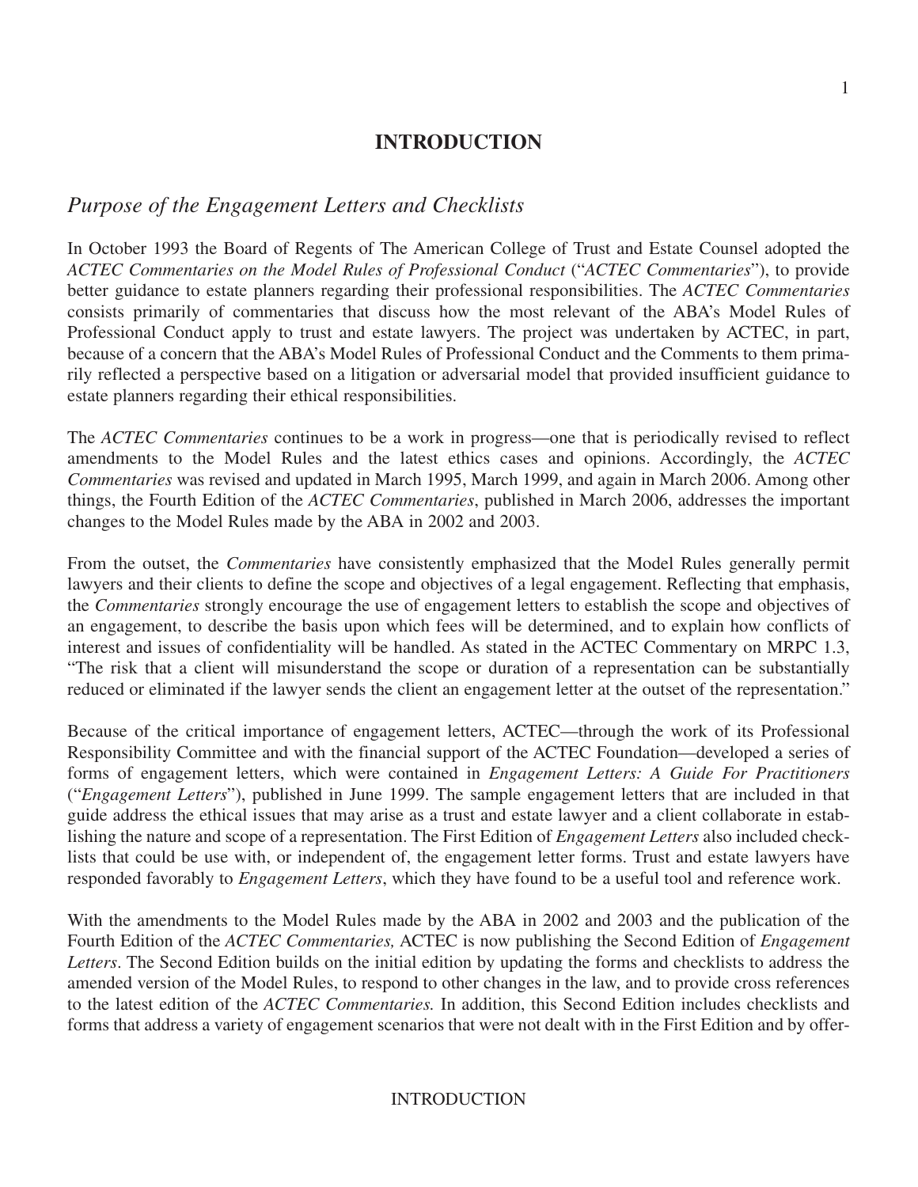# INTRODUCTION

## *Purpose of the Engagement Letters and Checklists*

In October 1993 the Board of Regents of The American College of Trust and Estate Counsel adopted the *ACTEC Commentaries on the Model Rules of Professional Conduct* ("*ACTEC Commentaries*"), to provide better guidance to estate planners regarding their professional responsibilities. The *ACTEC Commentaries* consists primarily of commentaries that discuss how the most relevant of the ABA's Model Rules of Professional Conduct apply to trust and estate lawyers. The project was undertaken by ACTEC, in part, because of a concern that the ABA's Model Rules of Professional Conduct and the Comments to them primarily reflected a perspective based on a litigation or adversarial model that provided insufficient guidance to estate planners regarding their ethical responsibilities.

The *ACTEC Commentaries* continues to be a work in progress—one that is periodically revised to reflect amendments to the Model Rules and the latest ethics cases and opinions. Accordingly, the *ACTEC Commentaries* was revised and updated in March 1995, March 1999, and again in March 2006. Among other things, the Fourth Edition of the *ACTEC Commentaries*, published in March 2006, addresses the important changes to the Model Rules made by the ABA in 2002 and 2003.

From the outset, the *Commentaries* have consistently emphasized that the Model Rules generally permit lawyers and their clients to define the scope and objectives of a legal engagement. Reflecting that emphasis, the *Commentaries* strongly encourage the use of engagement letters to establish the scope and objectives of an engagement, to describe the basis upon which fees will be determined, and to explain how conflicts of interest and issues of confidentiality will be handled. As stated in the ACTEC Commentary on MRPC 1.3, "The risk that a client will misunderstand the scope or duration of a representation can be substantially reduced or eliminated if the lawyer sends the client an engagement letter at the outset of the representation."

Because of the critical importance of engagement letters, ACTEC—through the work of its Professional Responsibility Committee and with the financial support of the ACTEC Foundation—developed a series of forms of engagement letters, which were contained in *Engagement Letters: A Guide For Practitioners* ("*Engagement Letters*"), published in June 1999. The sample engagement letters that are included in that guide address the ethical issues that may arise as a trust and estate lawyer and a client collaborate in establishing the nature and scope of a representation. The First Edition of *Engagement Letters* also included checklists that could be use with, or independent of, the engagement letter forms. Trust and estate lawyers have responded favorably to *Engagement Letters*, which they have found to be a useful tool and reference work.

With the amendments to the Model Rules made by the ABA in 2002 and 2003 and the publication of the Fourth Edition of the *ACTEC Commentaries,* ACTEC is now publishing the Second Edition of *Engagement Letters*. The Second Edition builds on the initial edition by updating the forms and checklists to address the amended version of the Model Rules, to respond to other changes in the law, and to provide cross references to the latest edition of the *ACTEC Commentaries.* In addition, this Second Edition includes checklists and forms that address a variety of engagement scenarios that were not dealt with in the First Edition and by offer-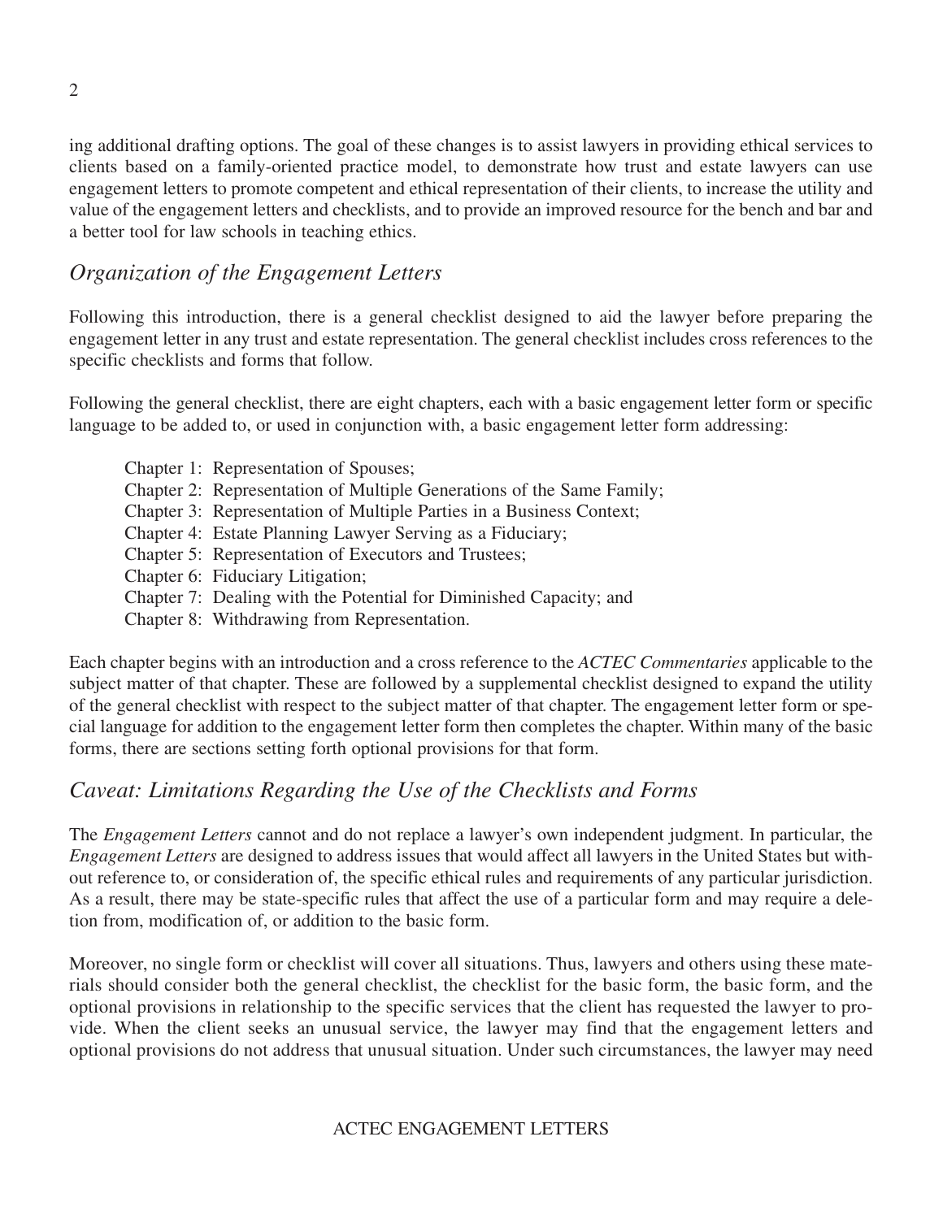ing additional drafting options. The goal of these changes is to assist lawyers in providing ethical services to clients based on a family-oriented practice model, to demonstrate how trust and estate lawyers can use engagement letters to promote competent and ethical representation of their clients, to increase the utility and value of the engagement letters and checklists, and to provide an improved resource for the bench and bar and a better tool for law schools in teaching ethics.

## *Organization of the Engagement Letters*

Following this introduction, there is a general checklist designed to aid the lawyer before preparing the engagement letter in any trust and estate representation. The general checklist includes cross references to the specific checklists and forms that follow.

Following the general checklist, there are eight chapters, each with a basic engagement letter form or specific language to be added to, or used in conjunction with, a basic engagement letter form addressing:

- Chapter 1: Representation of Spouses;
- Chapter 2: Representation of Multiple Generations of the Same Family;
- Chapter 3: Representation of Multiple Parties in a Business Context;
- Chapter 4: Estate Planning Lawyer Serving as a Fiduciary;
- Chapter 5: Representation of Executors and Trustees;
- Chapter 6: Fiduciary Litigation;
- Chapter 7: Dealing with the Potential for Diminished Capacity; and
- Chapter 8: Withdrawing from Representation.

Each chapter begins with an introduction and a cross reference to the *ACTEC Commentaries* applicable to the subject matter of that chapter. These are followed by a supplemental checklist designed to expand the utility of the general checklist with respect to the subject matter of that chapter. The engagement letter form or special language for addition to the engagement letter form then completes the chapter. Within many of the basic forms, there are sections setting forth optional provisions for that form.

## *Caveat: Limitations Regarding the Use of the Checklists and Forms*

The *Engagement Letters* cannot and do not replace a lawyer's own independent judgment. In particular, the *Engagement Letters* are designed to address issues that would affect all lawyers in the United States but without reference to, or consideration of, the specific ethical rules and requirements of any particular jurisdiction. As a result, there may be state-specific rules that affect the use of a particular form and may require a deletion from, modification of, or addition to the basic form.

Moreover, no single form or checklist will cover all situations. Thus, lawyers and others using these materials should consider both the general checklist, the checklist for the basic form, the basic form, and the optional provisions in relationship to the specific services that the client has requested the lawyer to provide. When the client seeks an unusual service, the lawyer may find that the engagement letters and optional provisions do not address that unusual situation. Under such circumstances, the lawyer may need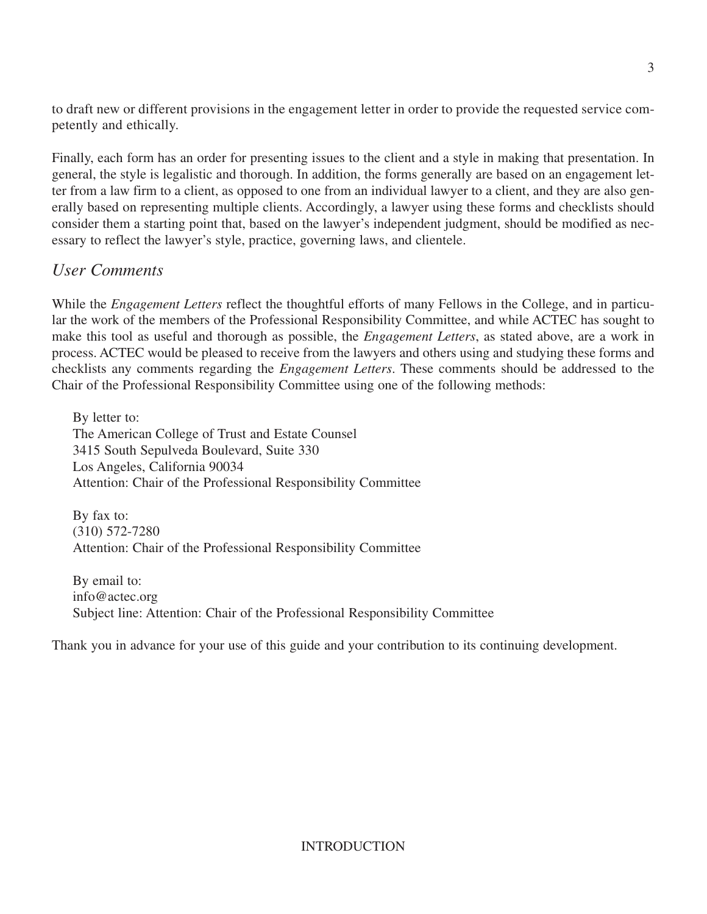to draft new or different provisions in the engagement letter in order to provide the requested service competently and ethically.

Finally, each form has an order for presenting issues to the client and a style in making that presentation. In general, the style is legalistic and thorough. In addition, the forms generally are based on an engagement letter from a law firm to a client, as opposed to one from an individual lawyer to a client, and they are also generally based on representing multiple clients. Accordingly, a lawyer using these forms and checklists should consider them a starting point that, based on the lawyer's independent judgment, should be modified as necessary to reflect the lawyer's style, practice, governing laws, and clientele.

## *User Comments*

While the *Engagement Letters* reflect the thoughtful efforts of many Fellows in the College, and in particular the work of the members of the Professional Responsibility Committee, and while ACTEC has sought to make this tool as useful and thorough as possible, the *Engagement Letters*, as stated above, are a work in process. ACTEC would be pleased to receive from the lawyers and others using and studying these forms and checklists any comments regarding the *Engagement Letters*. These comments should be addressed to the Chair of the Professional Responsibility Committee using one of the following methods:

By letter to:
The American College of Trust and Estate Counsel
3415 South Sepulveda Boulevard, Suite 330
Los Angeles, California 90034
Attention: Chair of the Professional Responsibility Committee

By fax to:
(310) 572-7280
Attention: Chair of the Professional Responsibility Committee

By email to:
info@actec.org
Subject line: Attention: Chair of the Professional Responsibility Committee

Thank you in advance for your use of this guide and your contribution to its continuing development.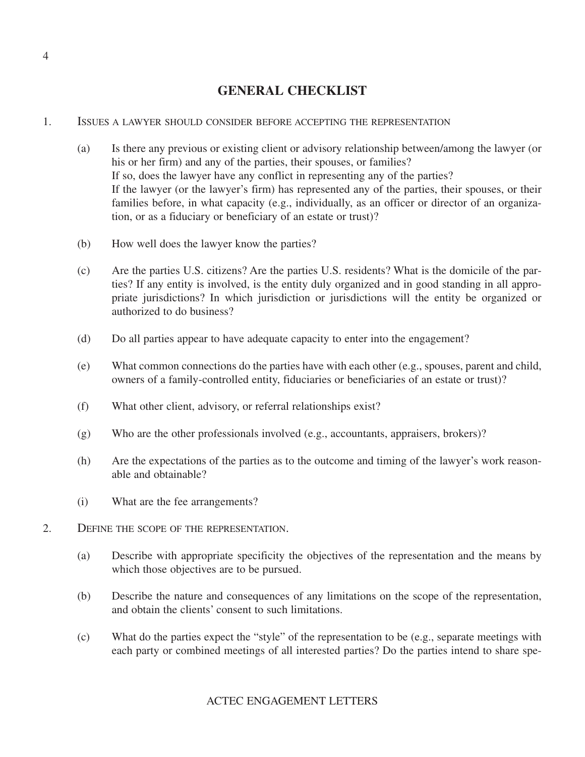## GENERAL CHECKLIST

1. Issues a lawyer should consider before accepting the representation

   (a) Is there any previous or existing client or advisory relationship between/among the lawyer (or his or her firm) and any of the parties, their spouses, or families?
   If so, does the lawyer have any conflict in representing any of the parties?
   If the lawyer (or the lawyer's firm) has represented any of the parties, their spouses, or their families before, in what capacity (e.g., individually, as an officer or director of an organization, or as a fiduciary or beneficiary of an estate or trust)?

   (b) How well does the lawyer know the parties?

   (c) Are the parties U.S. citizens? Are the parties U.S. residents? What is the domicile of the parties? If any entity is involved, is the entity duly organized and in good standing in all appropriate jurisdictions? In which jurisdiction or jurisdictions will the entity be organized or authorized to do business?

   (d) Do all parties appear to have adequate capacity to enter into the engagement?

   (e) What common connections do the parties have with each other (e.g., spouses, parent and child, owners of a family-controlled entity, fiduciaries or beneficiaries of an estate or trust)?

   (f) What other client, advisory, or referral relationships exist?

   (g) Who are the other professionals involved (e.g., accountants, appraisers, brokers)?

   (h) Are the expectations of the parties as to the outcome and timing of the lawyer's work reasonable and obtainable?

   (i) What are the fee arrangements?

2. Define the scope of the representation.

   (a) Describe with appropriate specificity the objectives of the representation and the means by which those objectives are to be pursued.

   (b) Describe the nature and consequences of any limitations on the scope of the representation, and obtain the clients' consent to such limitations.

   (c) What do the parties expect the "style" of the representation to be (e.g., separate meetings with each party or combined meetings of all interested parties? Do the parties intend to share spe-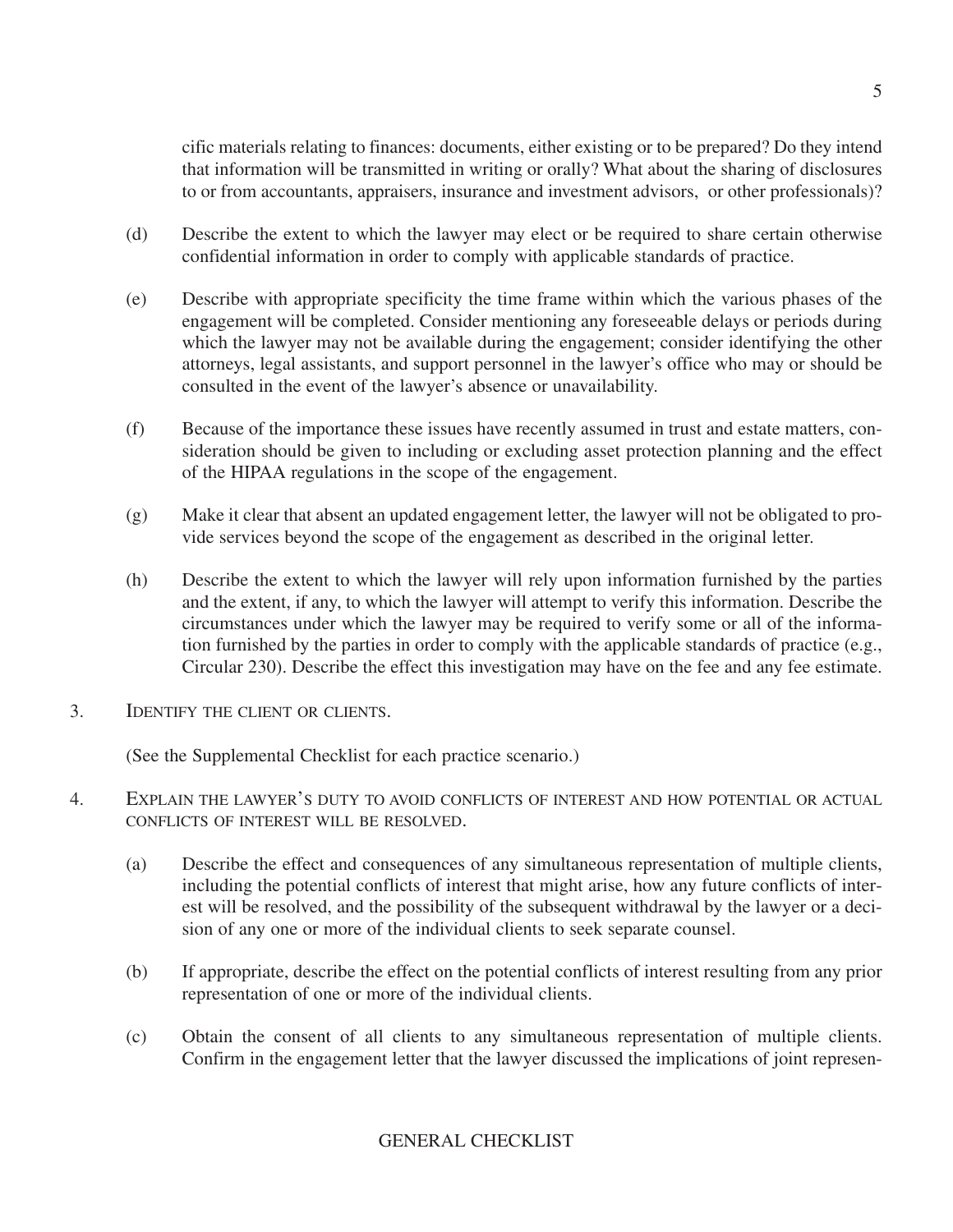cific materials relating to finances: documents, either existing or to be prepared? Do they intend that information will be transmitted in writing or orally? What about the sharing of disclosures to or from accountants, appraisers, insurance and investment advisors, or other professionals)?

(d) Describe the extent to which the lawyer may elect or be required to share certain otherwise confidential information in order to comply with applicable standards of practice.

(e) Describe with appropriate specificity the time frame within which the various phases of the engagement will be completed. Consider mentioning any foreseeable delays or periods during which the lawyer may not be available during the engagement; consider identifying the other attorneys, legal assistants, and support personnel in the lawyer's office who may or should be consulted in the event of the lawyer's absence or unavailability.

(f) Because of the importance these issues have recently assumed in trust and estate matters, consideration should be given to including or excluding asset protection planning and the effect of the HIPAA regulations in the scope of the engagement.

(g) Make it clear that absent an updated engagement letter, the lawyer will not be obligated to provide services beyond the scope of the engagement as described in the original letter.

(h) Describe the extent to which the lawyer will rely upon information furnished by the parties and the extent, if any, to which the lawyer will attempt to verify this information. Describe the circumstances under which the lawyer may be required to verify some or all of the information furnished by the parties in order to comply with the applicable standards of practice (e.g., Circular 230). Describe the effect this investigation may have on the fee and any fee estimate.

3. IDENTIFY THE CLIENT OR CLIENTS.

(See the Supplemental Checklist for each practice scenario.)

4. EXPLAIN THE LAWYER'S DUTY TO AVOID CONFLICTS OF INTEREST AND HOW POTENTIAL OR ACTUAL CONFLICTS OF INTEREST WILL BE RESOLVED.

(a) Describe the effect and consequences of any simultaneous representation of multiple clients, including the potential conflicts of interest that might arise, how any future conflicts of interest will be resolved, and the possibility of the subsequent withdrawal by the lawyer or a decision of any one or more of the individual clients to seek separate counsel.

(b) If appropriate, describe the effect on the potential conflicts of interest resulting from any prior representation of one or more of the individual clients.

(c) Obtain the consent of all clients to any simultaneous representation of multiple clients. Confirm in the engagement letter that the lawyer discussed the implications of joint represen-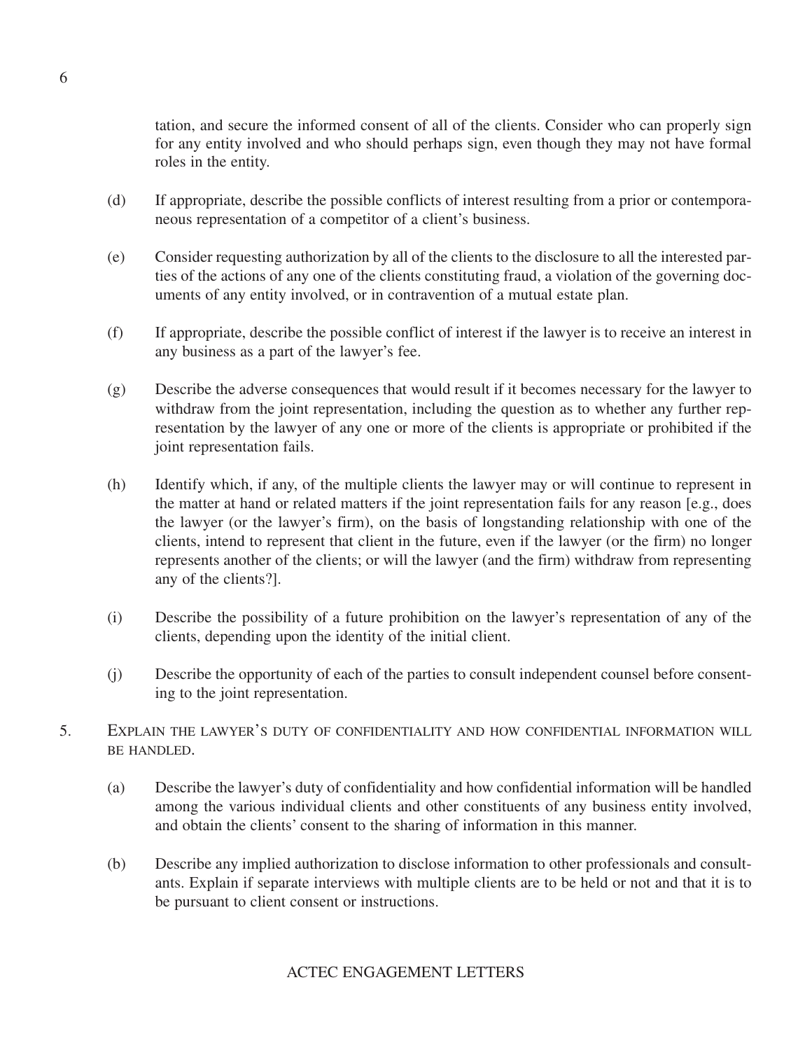tation, and secure the informed consent of all of the clients. Consider who can properly sign for any entity involved and who should perhaps sign, even though they may not have formal roles in the entity.

(d) If appropriate, describe the possible conflicts of interest resulting from a prior or contemporaneous representation of a competitor of a client's business.

(e) Consider requesting authorization by all of the clients to the disclosure to all the interested parties of the actions of any one of the clients constituting fraud, a violation of the governing documents of any entity involved, or in contravention of a mutual estate plan.

(f) If appropriate, describe the possible conflict of interest if the lawyer is to receive an interest in any business as a part of the lawyer's fee.

(g) Describe the adverse consequences that would result if it becomes necessary for the lawyer to withdraw from the joint representation, including the question as to whether any further representation by the lawyer of any one or more of the clients is appropriate or prohibited if the joint representation fails.

(h) Identify which, if any, of the multiple clients the lawyer may or will continue to represent in the matter at hand or related matters if the joint representation fails for any reason [e.g., does the lawyer (or the lawyer's firm), on the basis of longstanding relationship with one of the clients, intend to represent that client in the future, even if the lawyer (or the firm) no longer represents another of the clients; or will the lawyer (and the firm) withdraw from representing any of the clients?].

(i) Describe the possibility of a future prohibition on the lawyer's representation of any of the clients, depending upon the identity of the initial client.

(j) Describe the opportunity of each of the parties to consult independent counsel before consenting to the joint representation.

5. Explain the lawyer's duty of confidentiality and how confidential information will be handled.

(a) Describe the lawyer's duty of confidentiality and how confidential information will be handled among the various individual clients and other constituents of any business entity involved, and obtain the clients' consent to the sharing of information in this manner.

(b) Describe any implied authorization to disclose information to other professionals and consultants. Explain if separate interviews with multiple clients are to be held or not and that it is to be pursuant to client consent or instructions.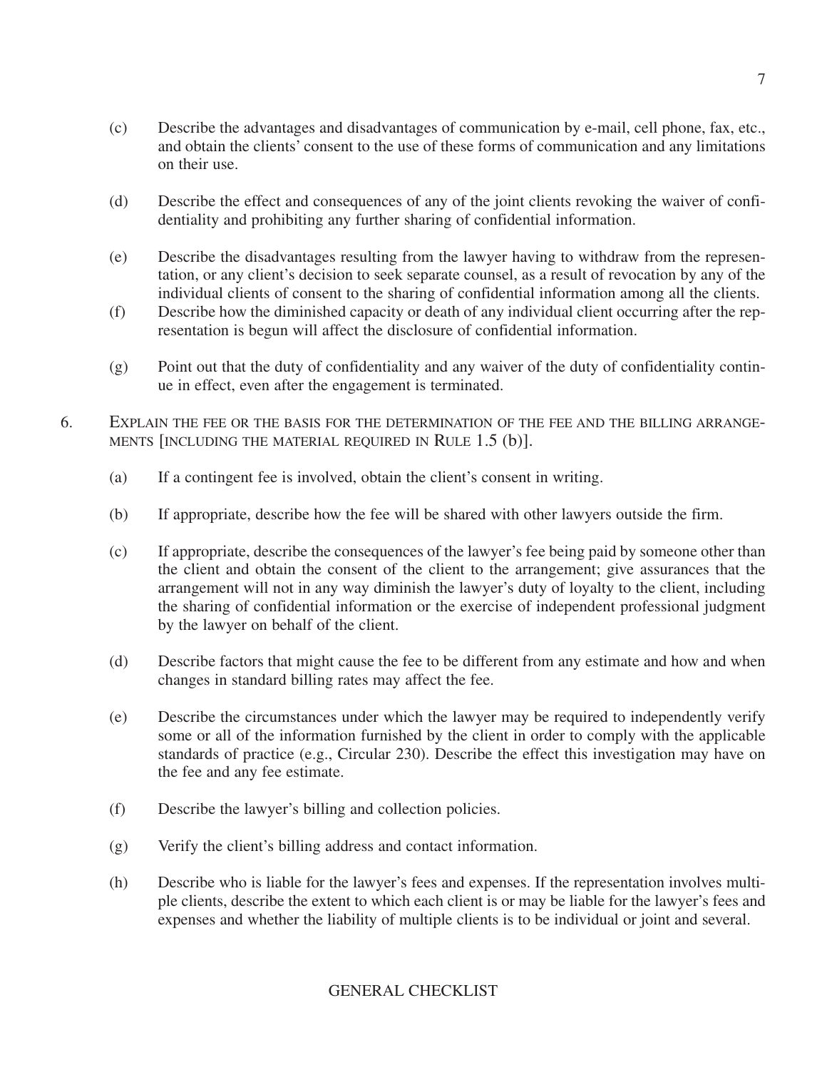(c) Describe the advantages and disadvantages of communication by e-mail, cell phone, fax, etc., and obtain the clients' consent to the use of these forms of communication and any limitations on their use.

(d) Describe the effect and consequences of any of the joint clients revoking the waiver of confidentiality and prohibiting any further sharing of confidential information.

(e) Describe the disadvantages resulting from the lawyer having to withdraw from the representation, or any client's decision to seek separate counsel, as a result of revocation by any of the individual clients of consent to the sharing of confidential information among all the clients.

(f) Describe how the diminished capacity or death of any individual client occurring after the representation is begun will affect the disclosure of confidential information.

(g) Point out that the duty of confidentiality and any waiver of the duty of confidentiality continue in effect, even after the engagement is terminated.

6. Explain the fee or the basis for the determination of the fee and the billing arrangements [including the material required in Rule 1.5 (b)].

(a) If a contingent fee is involved, obtain the client's consent in writing.

(b) If appropriate, describe how the fee will be shared with other lawyers outside the firm.

(c) If appropriate, describe the consequences of the lawyer's fee being paid by someone other than the client and obtain the consent of the client to the arrangement; give assurances that the arrangement will not in any way diminish the lawyer's duty of loyalty to the client, including the sharing of confidential information or the exercise of independent professional judgment by the lawyer on behalf of the client.

(d) Describe factors that might cause the fee to be different from any estimate and how and when changes in standard billing rates may affect the fee.

(e) Describe the circumstances under which the lawyer may be required to independently verify some or all of the information furnished by the client in order to comply with the applicable standards of practice (e.g., Circular 230). Describe the effect this investigation may have on the fee and any fee estimate.

(f) Describe the lawyer's billing and collection policies.

(g) Verify the client's billing address and contact information.

(h) Describe who is liable for the lawyer's fees and expenses. If the representation involves multiple clients, describe the extent to which each client is or may be liable for the lawyer's fees and expenses and whether the liability of multiple clients is to be individual or joint and several.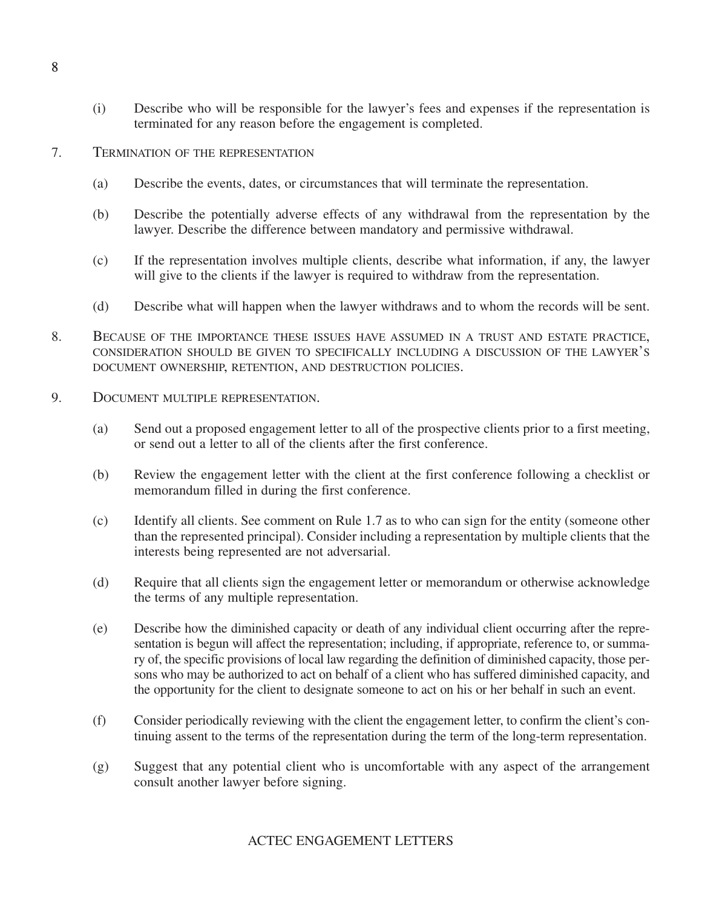(i) Describe who will be responsible for the lawyer's fees and expenses if the representation is terminated for any reason before the engagement is completed.

7. TERMINATION OF THE REPRESENTATION

    (a) Describe the events, dates, or circumstances that will terminate the representation.

    (b) Describe the potentially adverse effects of any withdrawal from the representation by the lawyer. Describe the difference between mandatory and permissive withdrawal.

    (c) If the representation involves multiple clients, describe what information, if any, the lawyer will give to the clients if the lawyer is required to withdraw from the representation.

    (d) Describe what will happen when the lawyer withdraws and to whom the records will be sent.

8. BECAUSE OF THE IMPORTANCE THESE ISSUES HAVE ASSUMED IN A TRUST AND ESTATE PRACTICE, CONSIDERATION SHOULD BE GIVEN TO SPECIFICALLY INCLUDING A DISCUSSION OF THE LAWYER'S DOCUMENT OWNERSHIP, RETENTION, AND DESTRUCTION POLICIES.

9. DOCUMENT MULTIPLE REPRESENTATION.

    (a) Send out a proposed engagement letter to all of the prospective clients prior to a first meeting, or send out a letter to all of the clients after the first conference.

    (b) Review the engagement letter with the client at the first conference following a checklist or memorandum filled in during the first conference.

    (c) Identify all clients. See comment on Rule 1.7 as to who can sign for the entity (someone other than the represented principal). Consider including a representation by multiple clients that the interests being represented are not adversarial.

    (d) Require that all clients sign the engagement letter or memorandum or otherwise acknowledge the terms of any multiple representation.

    (e) Describe how the diminished capacity or death of any individual client occurring after the representation is begun will affect the representation; including, if appropriate, reference to, or summary of, the specific provisions of local law regarding the definition of diminished capacity, those persons who may be authorized to act on behalf of a client who has suffered diminished capacity, and the opportunity for the client to designate someone to act on his or her behalf in such an event.

    (f) Consider periodically reviewing with the client the engagement letter, to confirm the client's continuing assent to the terms of the representation during the term of the long-term representation.

    (g) Suggest that any potential client who is uncomfortable with any aspect of the arrangement consult another lawyer before signing.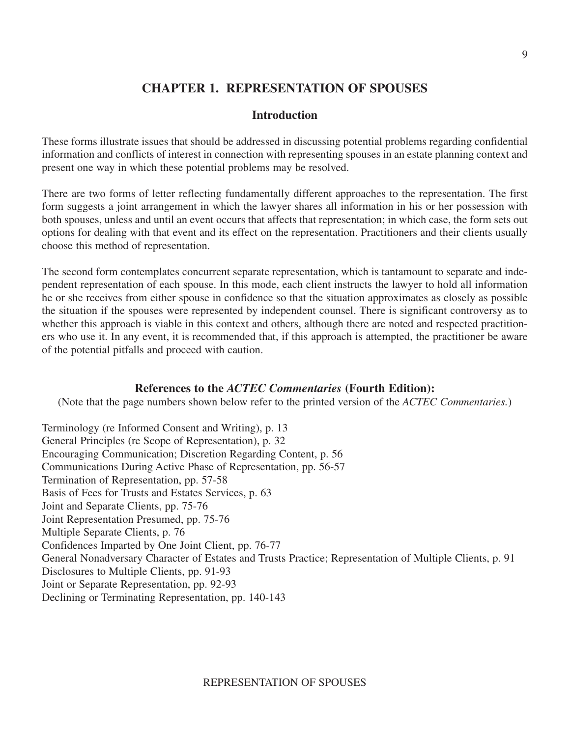# CHAPTER 1. REPRESENTATION OF SPOUSES

## Introduction

These forms illustrate issues that should be addressed in discussing potential problems regarding confidential information and conflicts of interest in connection with representing spouses in an estate planning context and present one way in which these potential problems may be resolved.

There are two forms of letter reflecting fundamentally different approaches to the representation. The first form suggests a joint arrangement in which the lawyer shares all information in his or her possession with both spouses, unless and until an event occurs that affects that representation; in which case, the form sets out options for dealing with that event and its effect on the representation. Practitioners and their clients usually choose this method of representation.

The second form contemplates concurrent separate representation, which is tantamount to separate and independent representation of each spouse. In this mode, each client instructs the lawyer to hold all information he or she receives from either spouse in confidence so that the situation approximates as closely as possible the situation if the spouses were represented by independent counsel. There is significant controversy as to whether this approach is viable in this context and others, although there are noted and respected practitioners who use it. In any event, it is recommended that, if this approach is attempted, the practitioner be aware of the potential pitfalls and proceed with caution.

## References to the *ACTEC Commentaries* (Fourth Edition):

(Note that the page numbers shown below refer to the printed version of the *ACTEC Commentaries.*)

Terminology (re Informed Consent and Writing), p. 13
General Principles (re Scope of Representation), p. 32
Encouraging Communication; Discretion Regarding Content, p. 56
Communications During Active Phase of Representation, pp. 56-57
Termination of Representation, pp. 57-58
Basis of Fees for Trusts and Estates Services, p. 63
Joint and Separate Clients, pp. 75-76
Joint Representation Presumed, pp. 75-76
Multiple Separate Clients, p. 76
Confidences Imparted by One Joint Client, pp. 76-77
General Nonadversary Character of Estates and Trusts Practice; Representation of Multiple Clients, p. 91
Disclosures to Multiple Clients, pp. 91-93
Joint or Separate Representation, pp. 92-93
Declining or Terminating Representation, pp. 140-143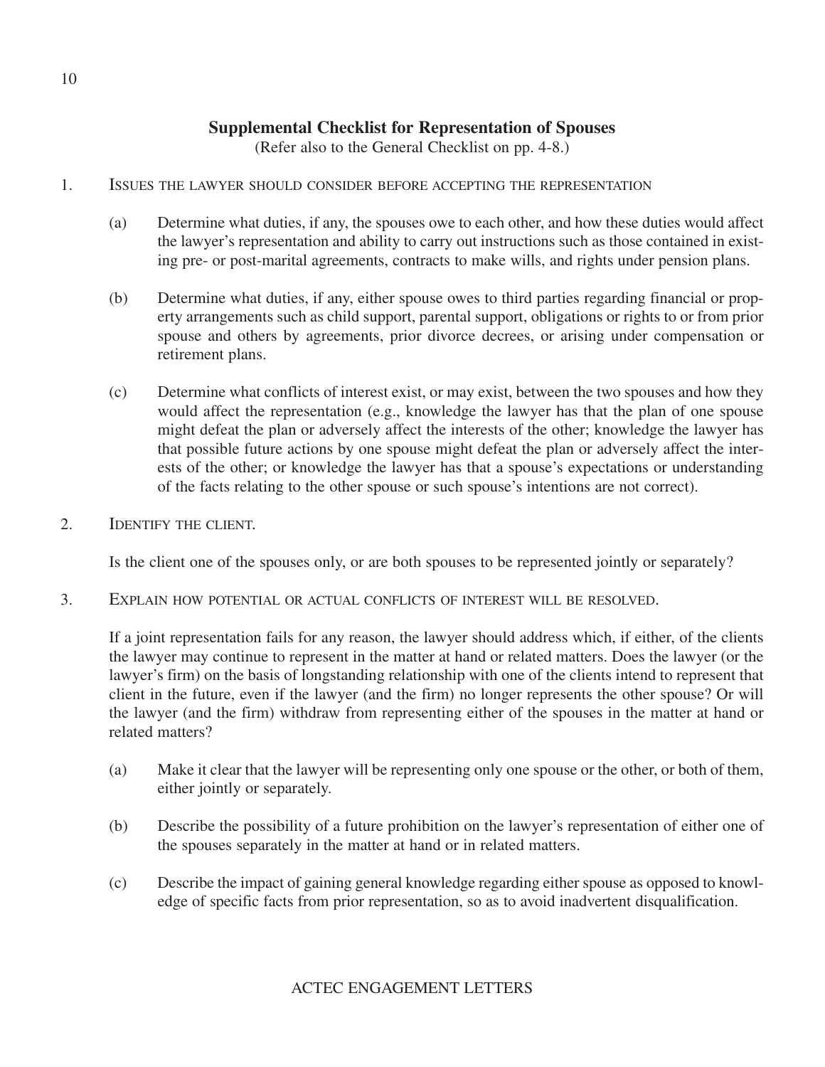## Supplemental Checklist for Representation of Spouses

(Refer also to the General Checklist on pp. 4-8.)

1. Issues the lawyer should consider before accepting the representation

   (a) Determine what duties, if any, the spouses owe to each other, and how these duties would affect the lawyer's representation and ability to carry out instructions such as those contained in existing pre- or post-marital agreements, contracts to make wills, and rights under pension plans.

   (b) Determine what duties, if any, either spouse owes to third parties regarding financial or property arrangements such as child support, parental support, obligations or rights to or from prior spouse and others by agreements, prior divorce decrees, or arising under compensation or retirement plans.

   (c) Determine what conflicts of interest exist, or may exist, between the two spouses and how they would affect the representation (e.g., knowledge the lawyer has that the plan of one spouse might defeat the plan or adversely affect the interests of the other; knowledge the lawyer has that possible future actions by one spouse might defeat the plan or adversely affect the interests of the other; or knowledge the lawyer has that a spouse's expectations or understanding of the facts relating to the other spouse or such spouse's intentions are not correct).

2. Identify the client.

   Is the client one of the spouses only, or are both spouses to be represented jointly or separately?

3. Explain how potential or actual conflicts of interest will be resolved.

   If a joint representation fails for any reason, the lawyer should address which, if either, of the clients the lawyer may continue to represent in the matter at hand or related matters. Does the lawyer (or the lawyer's firm) on the basis of longstanding relationship with one of the clients intend to represent that client in the future, even if the lawyer (and the firm) no longer represents the other spouse? Or will the lawyer (and the firm) withdraw from representing either of the spouses in the matter at hand or related matters?

   (a) Make it clear that the lawyer will be representing only one spouse or the other, or both of them, either jointly or separately.

   (b) Describe the possibility of a future prohibition on the lawyer's representation of either one of the spouses separately in the matter at hand or in related matters.

   (c) Describe the impact of gaining general knowledge regarding either spouse as opposed to knowledge of specific facts from prior representation, so as to avoid inadvertent disqualification.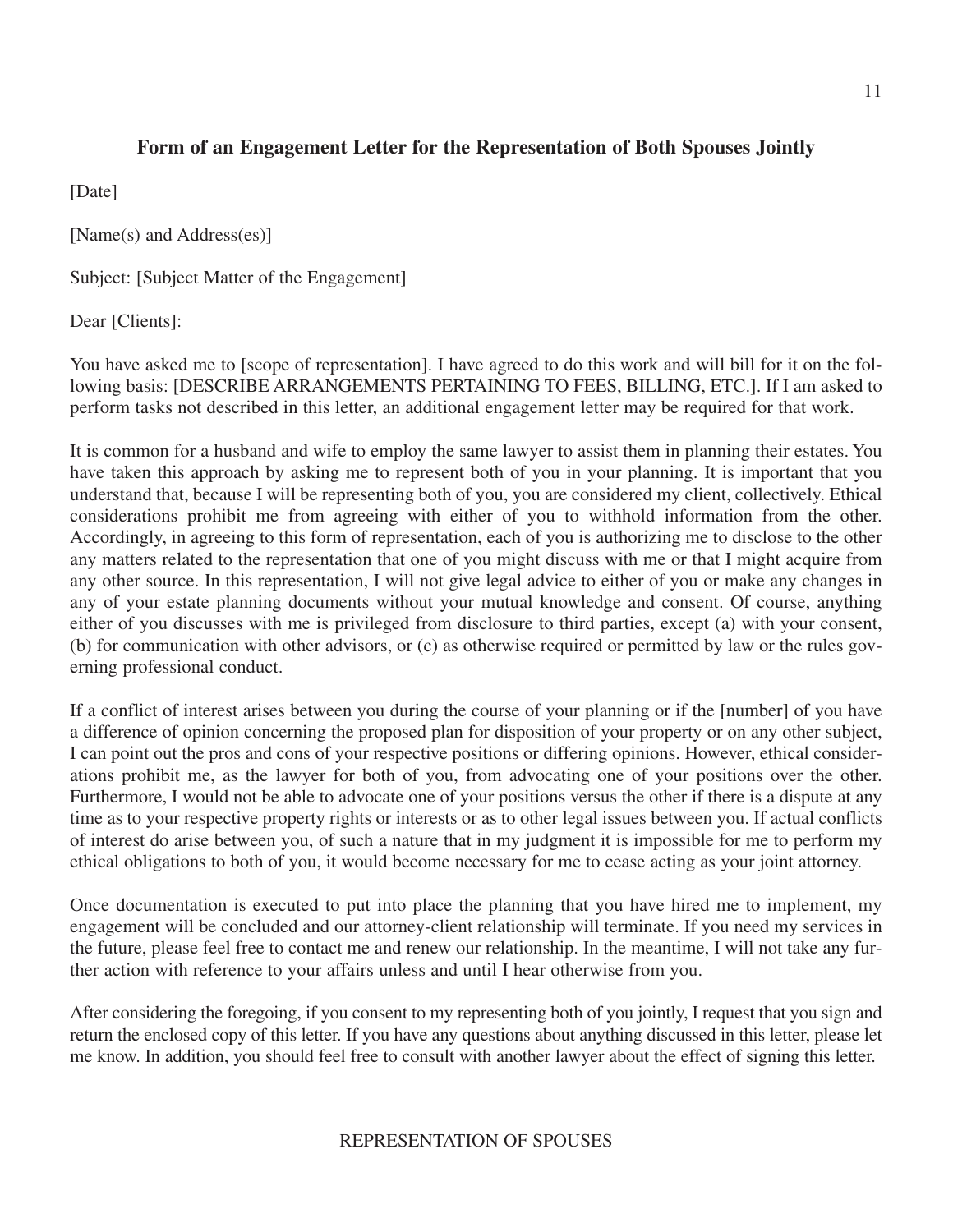## Form of an Engagement Letter for the Representation of Both Spouses Jointly

[Date]

[Name(s) and Address(es)]

Subject: [Subject Matter of the Engagement]

Dear [Clients]:

You have asked me to [scope of representation]. I have agreed to do this work and will bill for it on the following basis: [DESCRIBE ARRANGEMENTS PERTAINING TO FEES, BILLING, ETC.]. If I am asked to perform tasks not described in this letter, an additional engagement letter may be required for that work.

It is common for a husband and wife to employ the same lawyer to assist them in planning their estates. You have taken this approach by asking me to represent both of you in your planning. It is important that you understand that, because I will be representing both of you, you are considered my client, collectively. Ethical considerations prohibit me from agreeing with either of you to withhold information from the other. Accordingly, in agreeing to this form of representation, each of you is authorizing me to disclose to the other any matters related to the representation that one of you might discuss with me or that I might acquire from any other source. In this representation, I will not give legal advice to either of you or make any changes in any of your estate planning documents without your mutual knowledge and consent. Of course, anything either of you discusses with me is privileged from disclosure to third parties, except (a) with your consent, (b) for communication with other advisors, or (c) as otherwise required or permitted by law or the rules governing professional conduct.

If a conflict of interest arises between you during the course of your planning or if the [number] of you have a difference of opinion concerning the proposed plan for disposition of your property or on any other subject, I can point out the pros and cons of your respective positions or differing opinions. However, ethical considerations prohibit me, as the lawyer for both of you, from advocating one of your positions over the other. Furthermore, I would not be able to advocate one of your positions versus the other if there is a dispute at any time as to your respective property rights or interests or as to other legal issues between you. If actual conflicts of interest do arise between you, of such a nature that in my judgment it is impossible for me to perform my ethical obligations to both of you, it would become necessary for me to cease acting as your joint attorney.

Once documentation is executed to put into place the planning that you have hired me to implement, my engagement will be concluded and our attorney-client relationship will terminate. If you need my services in the future, please feel free to contact me and renew our relationship. In the meantime, I will not take any further action with reference to your affairs unless and until I hear otherwise from you.

After considering the foregoing, if you consent to my representing both of you jointly, I request that you sign and return the enclosed copy of this letter. If you have any questions about anything discussed in this letter, please let me know. In addition, you should feel free to consult with another lawyer about the effect of signing this letter.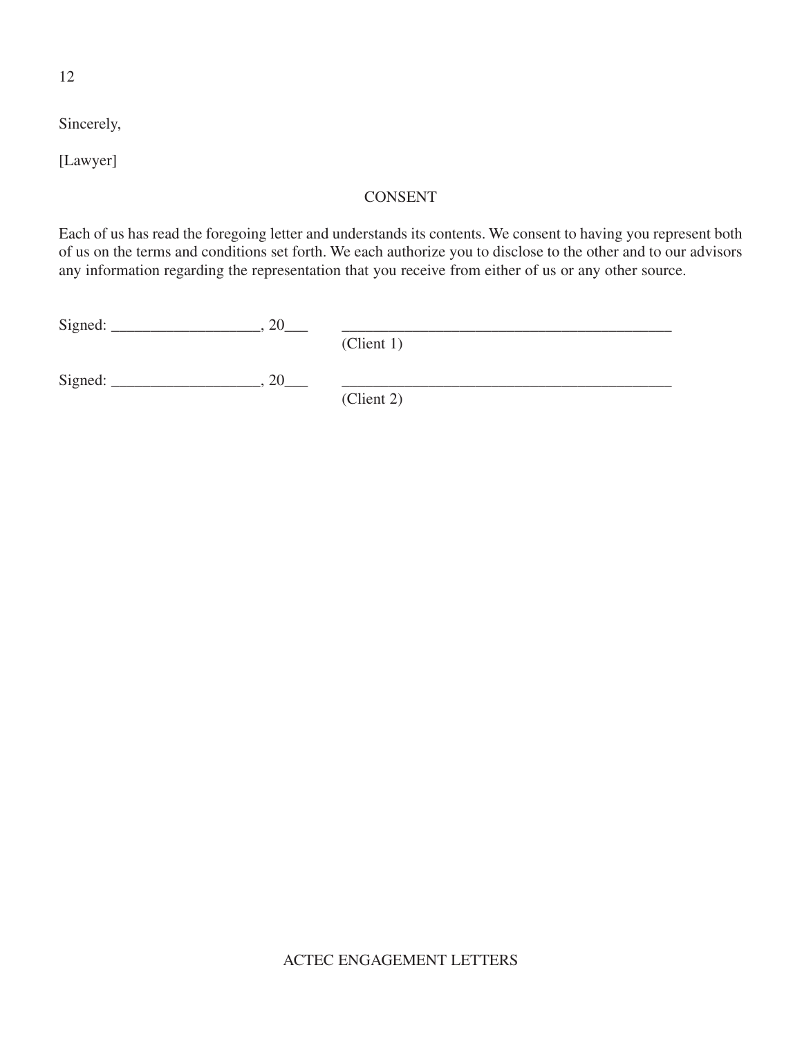Sincerely,

[Lawyer]

CONSENT

Each of us has read the foregoing letter and understands its contents. We consent to having you represent both of us on the terms and conditions set forth. We each authorize you to disclose to the other and to our advisors any information regarding the representation that you receive from either of us or any other source.

Signed: ___________________, 20___ ___________________________________________
(Client 1)

Signed: ___________________, 20___ ___________________________________________
(Client 2)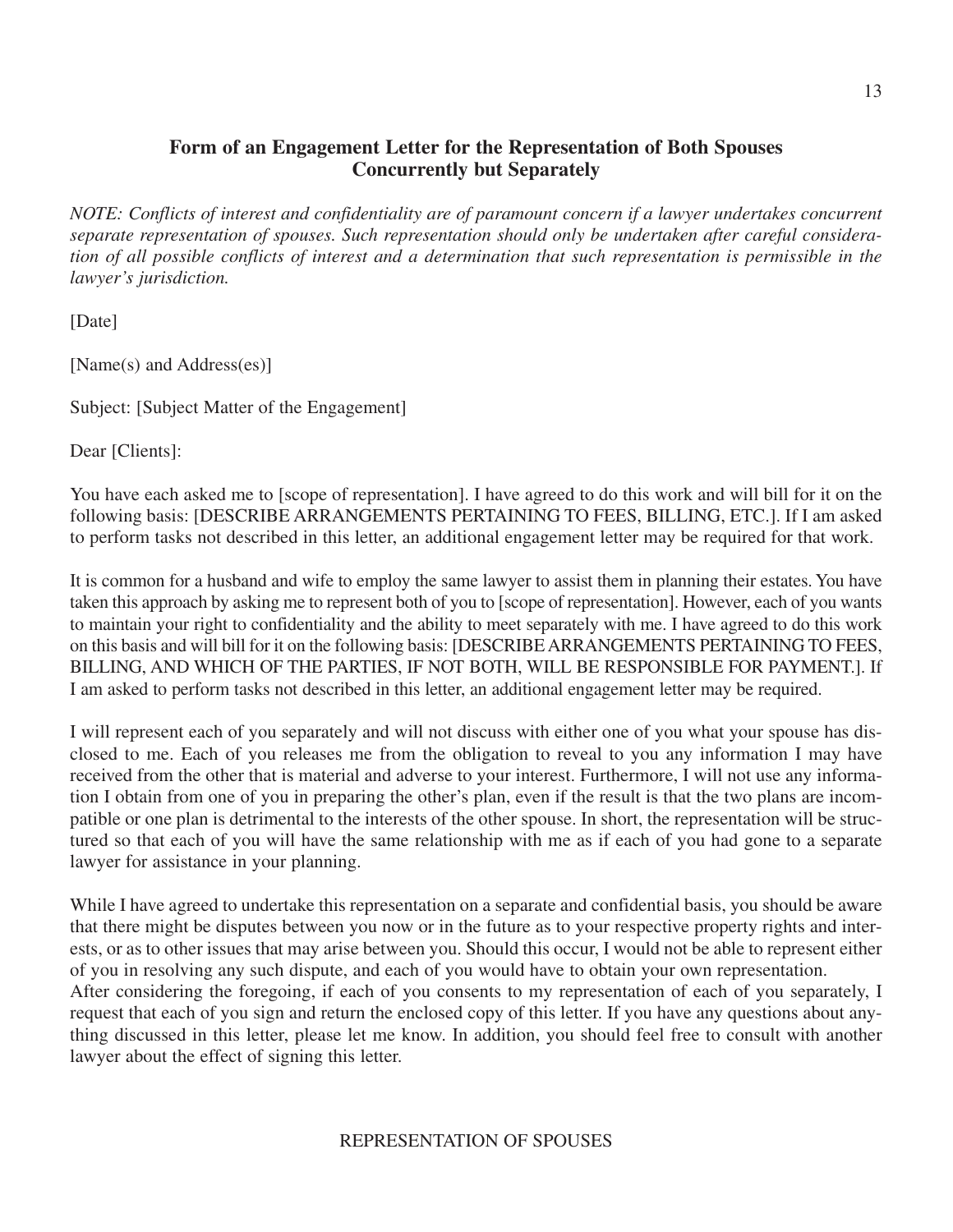## Form of an Engagement Letter for the Representation of Both Spouses Concurrently but Separately

*NOTE: Conflicts of interest and confidentiality are of paramount concern if a lawyer undertakes concurrent separate representation of spouses. Such representation should only be undertaken after careful consideration of all possible conflicts of interest and a determination that such representation is permissible in the lawyer's jurisdiction.*

[Date]

[Name(s) and Address(es)]

Subject: [Subject Matter of the Engagement]

Dear [Clients]:

You have each asked me to [scope of representation]. I have agreed to do this work and will bill for it on the following basis: [DESCRIBE ARRANGEMENTS PERTAINING TO FEES, BILLING, ETC.]. If I am asked to perform tasks not described in this letter, an additional engagement letter may be required for that work.

It is common for a husband and wife to employ the same lawyer to assist them in planning their estates. You have taken this approach by asking me to represent both of you to [scope of representation]. However, each of you wants to maintain your right to confidentiality and the ability to meet separately with me. I have agreed to do this work on this basis and will bill for it on the following basis: [DESCRIBE ARRANGEMENTS PERTAINING TO FEES, BILLING, AND WHICH OF THE PARTIES, IF NOT BOTH, WILL BE RESPONSIBLE FOR PAYMENT.]. If I am asked to perform tasks not described in this letter, an additional engagement letter may be required.

I will represent each of you separately and will not discuss with either one of you what your spouse has disclosed to me. Each of you releases me from the obligation to reveal to you any information I may have received from the other that is material and adverse to your interest. Furthermore, I will not use any information I obtain from one of you in preparing the other's plan, even if the result is that the two plans are incompatible or one plan is detrimental to the interests of the other spouse. In short, the representation will be structured so that each of you will have the same relationship with me as if each of you had gone to a separate lawyer for assistance in your planning.

While I have agreed to undertake this representation on a separate and confidential basis, you should be aware that there might be disputes between you now or in the future as to your respective property rights and interests, or as to other issues that may arise between you. Should this occur, I would not be able to represent either of you in resolving any such dispute, and each of you would have to obtain your own representation.

After considering the foregoing, if each of you consents to my representation of each of you separately, I request that each of you sign and return the enclosed copy of this letter. If you have any questions about anything discussed in this letter, please let me know. In addition, you should feel free to consult with another lawyer about the effect of signing this letter.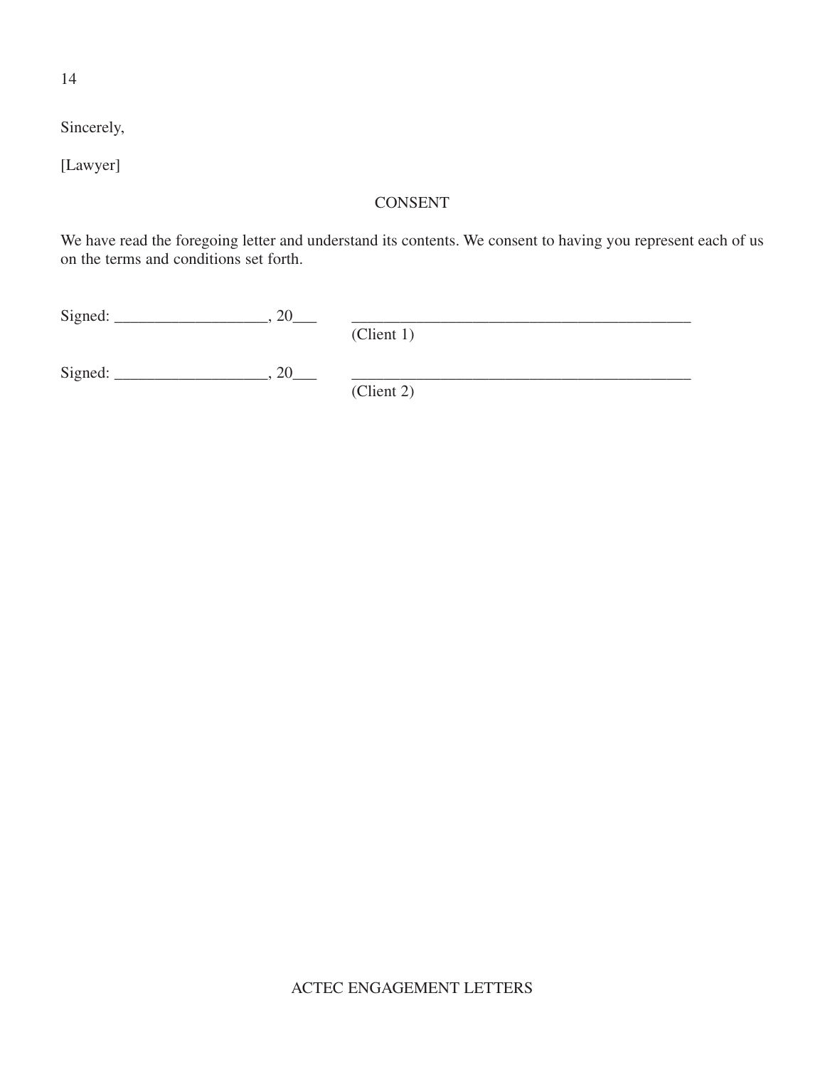Sincerely,

[Lawyer]

## CONSENT

We have read the foregoing letter and understand its contents. We consent to having you represent each of us on the terms and conditions set forth.

Signed: ___________________, 20___ \_\_\_\_\_\_\_\_\_\_\_\_\_\_\_\_\_\_\_\_\_\_\_\_\_\_\_\_\_\_\_\_\_\_\_\_\_\_\_\_\_\_\_
(Client 1)

Signed: ___________________, 20___ \_\_\_\_\_\_\_\_\_\_\_\_\_\_\_\_\_\_\_\_\_\_\_\_\_\_\_\_\_\_\_\_\_\_\_\_\_\_\_\_\_\_\_
(Client 2)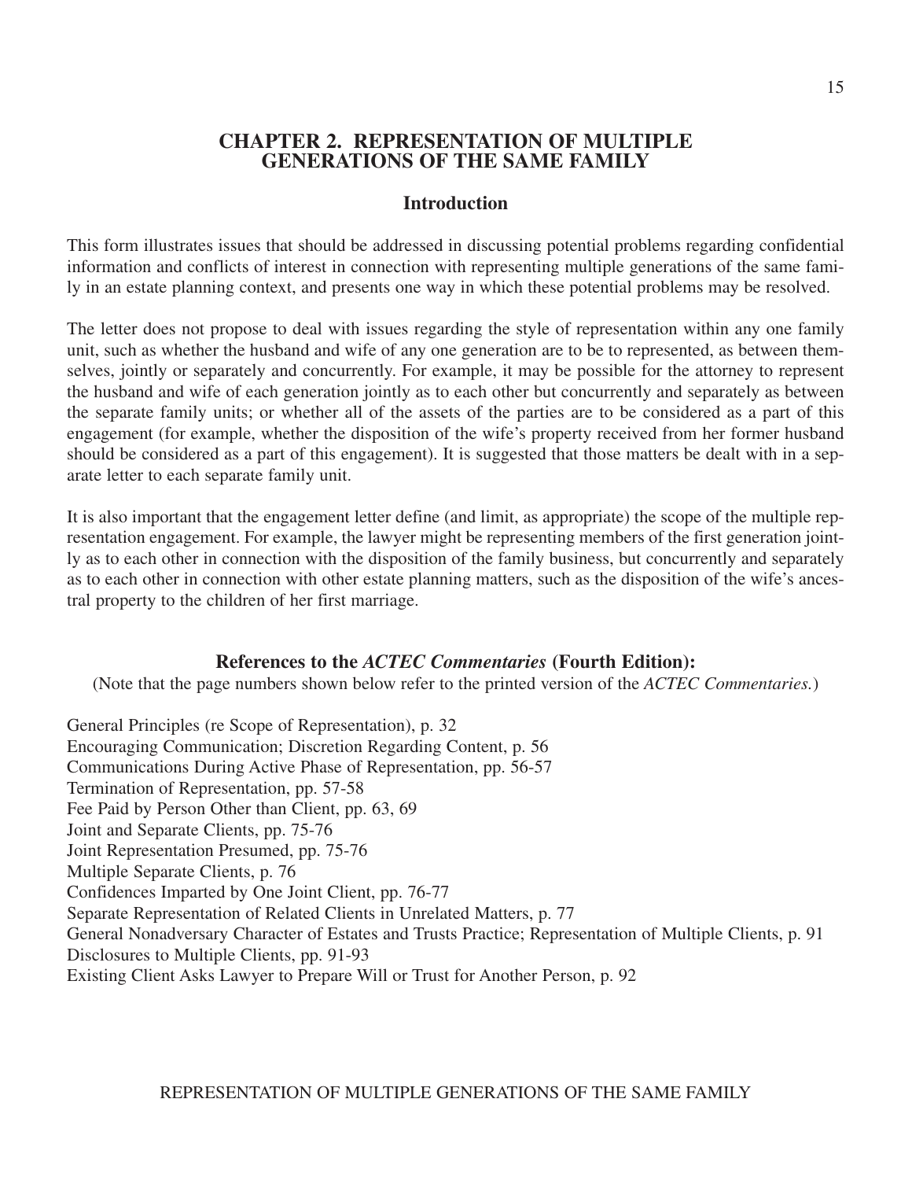# CHAPTER 2. REPRESENTATION OF MULTIPLE GENERATIONS OF THE SAME FAMILY

## Introduction

This form illustrates issues that should be addressed in discussing potential problems regarding confidential information and conflicts of interest in connection with representing multiple generations of the same family in an estate planning context, and presents one way in which these potential problems may be resolved.

The letter does not propose to deal with issues regarding the style of representation within any one family unit, such as whether the husband and wife of any one generation are to be to represented, as between themselves, jointly or separately and concurrently. For example, it may be possible for the attorney to represent the husband and wife of each generation jointly as to each other but concurrently and separately as between the separate family units; or whether all of the assets of the parties are to be considered as a part of this engagement (for example, whether the disposition of the wife's property received from her former husband should be considered as a part of this engagement). It is suggested that those matters be dealt with in a separate letter to each separate family unit.

It is also important that the engagement letter define (and limit, as appropriate) the scope of the multiple representation engagement. For example, the lawyer might be representing members of the first generation jointly as to each other in connection with the disposition of the family business, but concurrently and separately as to each other in connection with other estate planning matters, such as the disposition of the wife's ancestral property to the children of her first marriage.

### References to the *ACTEC Commentaries* (Fourth Edition):

(Note that the page numbers shown below refer to the printed version of the *ACTEC Commentaries.*)

General Principles (re Scope of Representation), p. 32
Encouraging Communication; Discretion Regarding Content, p. 56
Communications During Active Phase of Representation, pp. 56-57
Termination of Representation, pp. 57-58
Fee Paid by Person Other than Client, pp. 63, 69
Joint and Separate Clients, pp. 75-76
Joint Representation Presumed, pp. 75-76
Multiple Separate Clients, p. 76
Confidences Imparted by One Joint Client, pp. 76-77
Separate Representation of Related Clients in Unrelated Matters, p. 77
General Nonadversary Character of Estates and Trusts Practice; Representation of Multiple Clients, p. 91
Disclosures to Multiple Clients, pp. 91-93
Existing Client Asks Lawyer to Prepare Will or Trust for Another Person, p. 92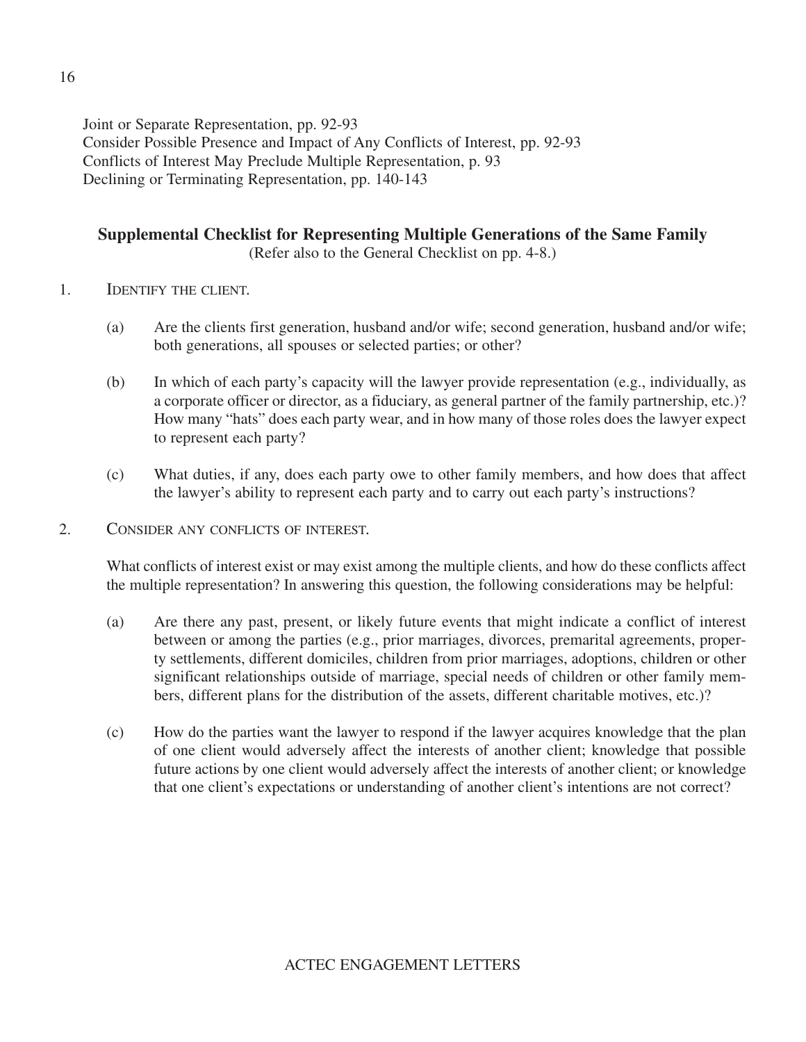Joint or Separate Representation, pp. 92-93
Consider Possible Presence and Impact of Any Conflicts of Interest, pp. 92-93
Conflicts of Interest May Preclude Multiple Representation, p. 93
Declining or Terminating Representation, pp. 140-143

## Supplemental Checklist for Representing Multiple Generations of the Same Family

(Refer also to the General Checklist on pp. 4-8.)

1. IDENTIFY THE CLIENT.

   (a) Are the clients first generation, husband and/or wife; second generation, husband and/or wife; both generations, all spouses or selected parties; or other?

   (b) In which of each party's capacity will the lawyer provide representation (e.g., individually, as a corporate officer or director, as a fiduciary, as general partner of the family partnership, etc.)? How many "hats" does each party wear, and in how many of those roles does the lawyer expect to represent each party?

   (c) What duties, if any, does each party owe to other family members, and how does that affect the lawyer's ability to represent each party and to carry out each party's instructions?

2. CONSIDER ANY CONFLICTS OF INTEREST.

   What conflicts of interest exist or may exist among the multiple clients, and how do these conflicts affect the multiple representation? In answering this question, the following considerations may be helpful:

   (a) Are there any past, present, or likely future events that might indicate a conflict of interest between or among the parties (e.g., prior marriages, divorces, premarital agreements, property settlements, different domiciles, children from prior marriages, adoptions, children or other significant relationships outside of marriage, special needs of children or other family members, different plans for the distribution of the assets, different charitable motives, etc.)?

   (c) How do the parties want the lawyer to respond if the lawyer acquires knowledge that the plan of one client would adversely affect the interests of another client; knowledge that possible future actions by one client would adversely affect the interests of another client; or knowledge that one client's expectations or understanding of another client's intentions are not correct?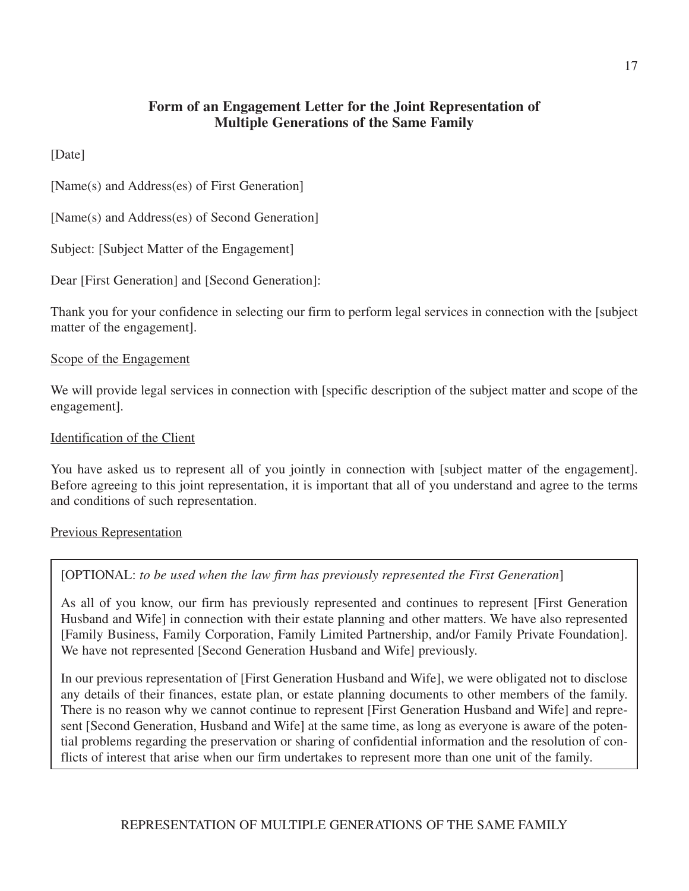## Form of an Engagement Letter for the Joint Representation of Multiple Generations of the Same Family

[Date]

[Name(s) and Address(es) of First Generation]

[Name(s) and Address(es) of Second Generation]

Subject: [Subject Matter of the Engagement]

Dear [First Generation] and [Second Generation]:

Thank you for your confidence in selecting our firm to perform legal services in connection with the [subject matter of the engagement].

<u>Scope of the Engagement</u>

We will provide legal services in connection with [specific description of the subject matter and scope of the engagement].

<u>Identification of the Client</u>

You have asked us to represent all of you jointly in connection with [subject matter of the engagement]. Before agreeing to this joint representation, it is important that all of you understand and agree to the terms and conditions of such representation.

<u>Previous Representation</u>

> [OPTIONAL: *to be used when the law firm has previously represented the First Generation*]
>
> As all of you know, our firm has previously represented and continues to represent [First Generation Husband and Wife] in connection with their estate planning and other matters. We have also represented [Family Business, Family Corporation, Family Limited Partnership, and/or Family Private Foundation]. We have not represented [Second Generation Husband and Wife] previously.
>
> In our previous representation of [First Generation Husband and Wife], we were obligated not to disclose any details of their finances, estate plan, or estate planning documents to other members of the family. There is no reason why we cannot continue to represent [First Generation Husband and Wife] and represent [Second Generation, Husband and Wife] at the same time, as long as everyone is aware of the potential problems regarding the preservation or sharing of confidential information and the resolution of conflicts of interest that arise when our firm undertakes to represent more than one unit of the family.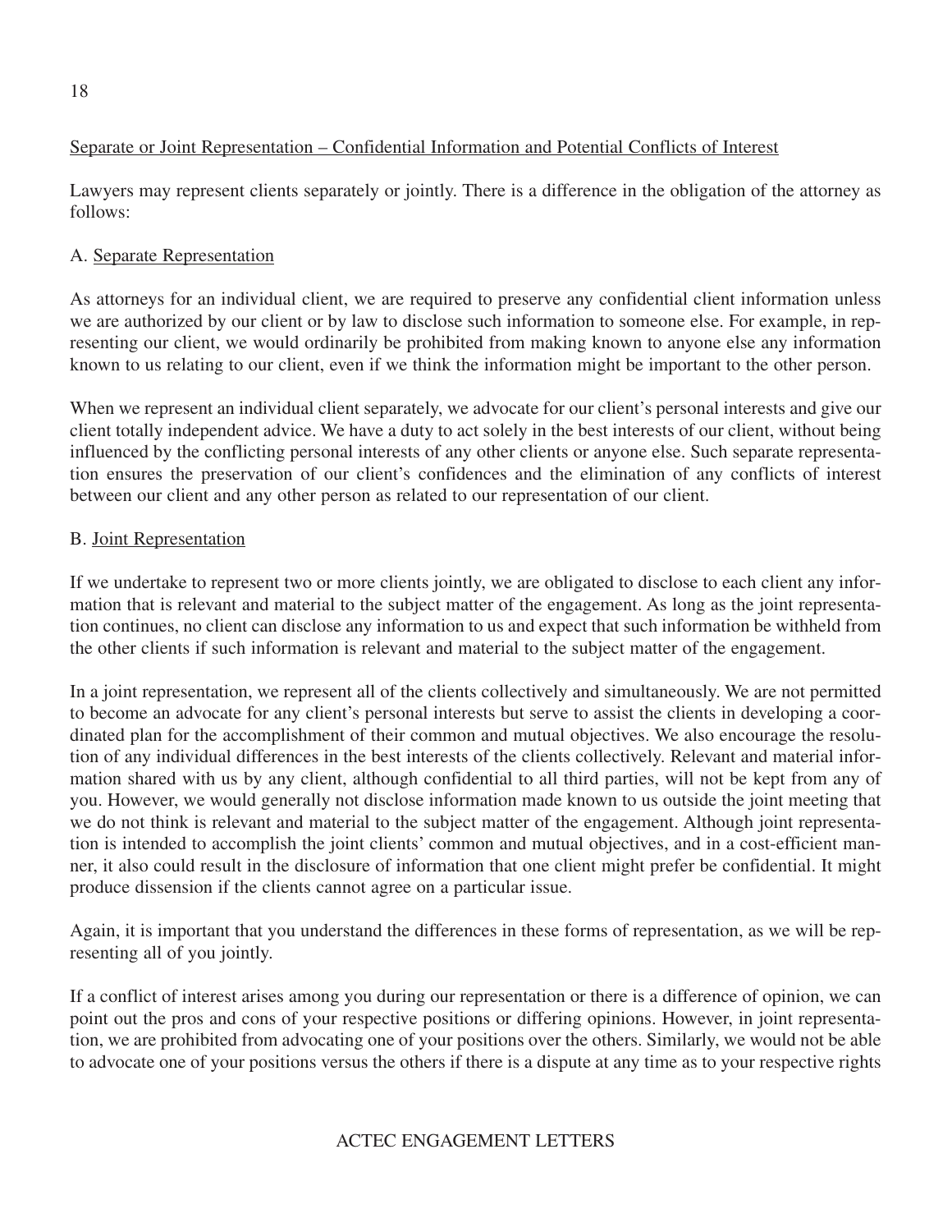Separate or Joint Representation – Confidential Information and Potential Conflicts of Interest

Lawyers may represent clients separately or jointly. There is a difference in the obligation of the attorney as follows:

A. Separate Representation

As attorneys for an individual client, we are required to preserve any confidential client information unless we are authorized by our client or by law to disclose such information to someone else. For example, in representing our client, we would ordinarily be prohibited from making known to anyone else any information known to us relating to our client, even if we think the information might be important to the other person.

When we represent an individual client separately, we advocate for our client's personal interests and give our client totally independent advice. We have a duty to act solely in the best interests of our client, without being influenced by the conflicting personal interests of any other clients or anyone else. Such separate representation ensures the preservation of our client's confidences and the elimination of any conflicts of interest between our client and any other person as related to our representation of our client.

B. Joint Representation

If we undertake to represent two or more clients jointly, we are obligated to disclose to each client any information that is relevant and material to the subject matter of the engagement. As long as the joint representation continues, no client can disclose any information to us and expect that such information be withheld from the other clients if such information is relevant and material to the subject matter of the engagement.

In a joint representation, we represent all of the clients collectively and simultaneously. We are not permitted to become an advocate for any client's personal interests but serve to assist the clients in developing a coordinated plan for the accomplishment of their common and mutual objectives. We also encourage the resolution of any individual differences in the best interests of the clients collectively. Relevant and material information shared with us by any client, although confidential to all third parties, will not be kept from any of you. However, we would generally not disclose information made known to us outside the joint meeting that we do not think is relevant and material to the subject matter of the engagement. Although joint representation is intended to accomplish the joint clients' common and mutual objectives, and in a cost-efficient manner, it also could result in the disclosure of information that one client might prefer be confidential. It might produce dissension if the clients cannot agree on a particular issue.

Again, it is important that you understand the differences in these forms of representation, as we will be representing all of you jointly.

If a conflict of interest arises among you during our representation or there is a difference of opinion, we can point out the pros and cons of your respective positions or differing opinions. However, in joint representation, we are prohibited from advocating one of your positions over the others. Similarly, we would not be able to advocate one of your positions versus the others if there is a dispute at any time as to your respective rights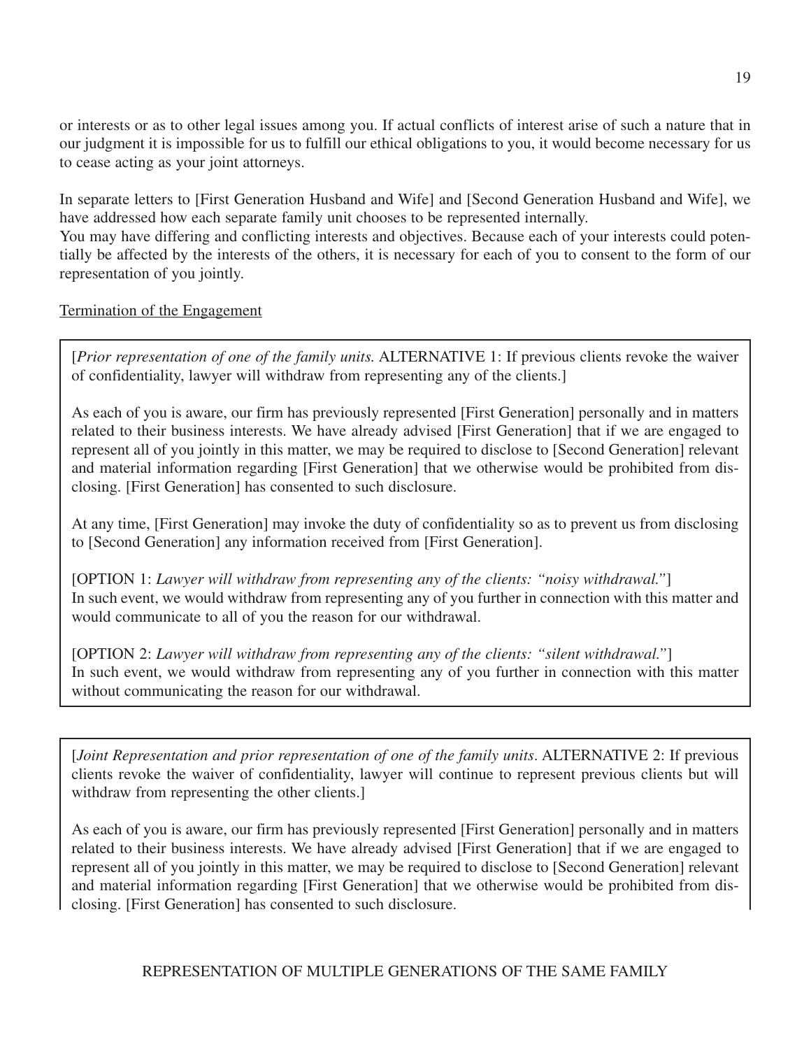or interests or as to other legal issues among you. If actual conflicts of interest arise of such a nature that in our judgment it is impossible for us to fulfill our ethical obligations to you, it would become necessary for us to cease acting as your joint attorneys.

In separate letters to [First Generation Husband and Wife] and [Second Generation Husband and Wife], we have addressed how each separate family unit chooses to be represented internally.

You may have differing and conflicting interests and objectives. Because each of your interests could potentially be affected by the interests of the others, it is necessary for each of you to consent to the form of our representation of you jointly.

<u>Termination of the Engagement</u>

[*Prior representation of one of the family units.* ALTERNATIVE 1: If previous clients revoke the waiver of confidentiality, lawyer will withdraw from representing any of the clients.]

As each of you is aware, our firm has previously represented [First Generation] personally and in matters related to their business interests. We have already advised [First Generation] that if we are engaged to represent all of you jointly in this matter, we may be required to disclose to [Second Generation] relevant and material information regarding [First Generation] that we otherwise would be prohibited from disclosing. [First Generation] has consented to such disclosure.

At any time, [First Generation] may invoke the duty of confidentiality so as to prevent us from disclosing to [Second Generation] any information received from [First Generation].

[OPTION 1: *Lawyer will withdraw from representing any of the clients: "noisy withdrawal."*]
In such event, we would withdraw from representing any of you further in connection with this matter and would communicate to all of you the reason for our withdrawal.

[OPTION 2: *Lawyer will withdraw from representing any of the clients: "silent withdrawal."*]
In such event, we would withdraw from representing any of you further in connection with this matter without communicating the reason for our withdrawal.

[*Joint Representation and prior representation of one of the family units*. ALTERNATIVE 2: If previous clients revoke the waiver of confidentiality, lawyer will continue to represent previous clients but will withdraw from representing the other clients.]

As each of you is aware, our firm has previously represented [First Generation] personally and in matters related to their business interests. We have already advised [First Generation] that if we are engaged to represent all of you jointly in this matter, we may be required to disclose to [Second Generation] relevant and material information regarding [First Generation] that we otherwise would be prohibited from disclosing. [First Generation] has consented to such disclosure.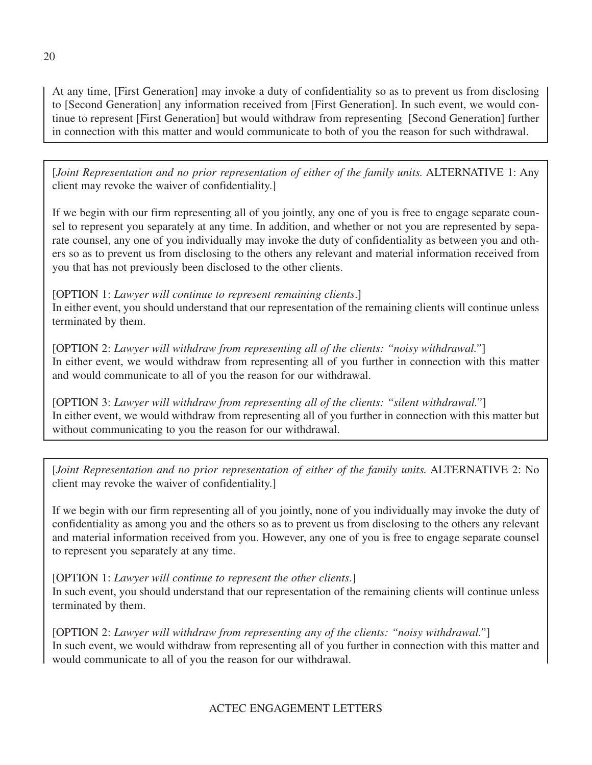At any time, [First Generation] may invoke a duty of confidentiality so as to prevent us from disclosing to [Second Generation] any information received from [First Generation]. In such event, we would continue to represent [First Generation] but would withdraw from representing [Second Generation] further in connection with this matter and would communicate to both of you the reason for such withdrawal.

---

[*Joint Representation and no prior representation of either of the family units.* ALTERNATIVE 1: Any client may revoke the waiver of confidentiality.]

If we begin with our firm representing all of you jointly, any one of you is free to engage separate counsel to represent you separately at any time. In addition, and whether or not you are represented by separate counsel, any one of you individually may invoke the duty of confidentiality as between you and others so as to prevent us from disclosing to the others any relevant and material information received from you that has not previously been disclosed to the other clients.

[OPTION 1: *Lawyer will continue to represent remaining clients*.]
In either event, you should understand that our representation of the remaining clients will continue unless terminated by them.

[OPTION 2: *Lawyer will withdraw from representing all of the clients: "noisy withdrawal."*]
In either event, we would withdraw from representing all of you further in connection with this matter and would communicate to all of you the reason for our withdrawal.

[OPTION 3: *Lawyer will withdraw from representing all of the clients: "silent withdrawal."*]
In either event, we would withdraw from representing all of you further in connection with this matter but without communicating to you the reason for our withdrawal.

---

[*Joint Representation and no prior representation of either of the family units.* ALTERNATIVE 2: No client may revoke the waiver of confidentiality.]

If we begin with our firm representing all of you jointly, none of you individually may invoke the duty of confidentiality as among you and the others so as to prevent us from disclosing to the others any relevant and material information received from you. However, any one of you is free to engage separate counsel to represent you separately at any time.

[OPTION 1: *Lawyer will continue to represent the other clients*.]
In such event, you should understand that our representation of the remaining clients will continue unless terminated by them.

[OPTION 2: *Lawyer will withdraw from representing any of the clients: "noisy withdrawal."*]
In such event, we would withdraw from representing all of you further in connection with this matter and would communicate to all of you the reason for our withdrawal.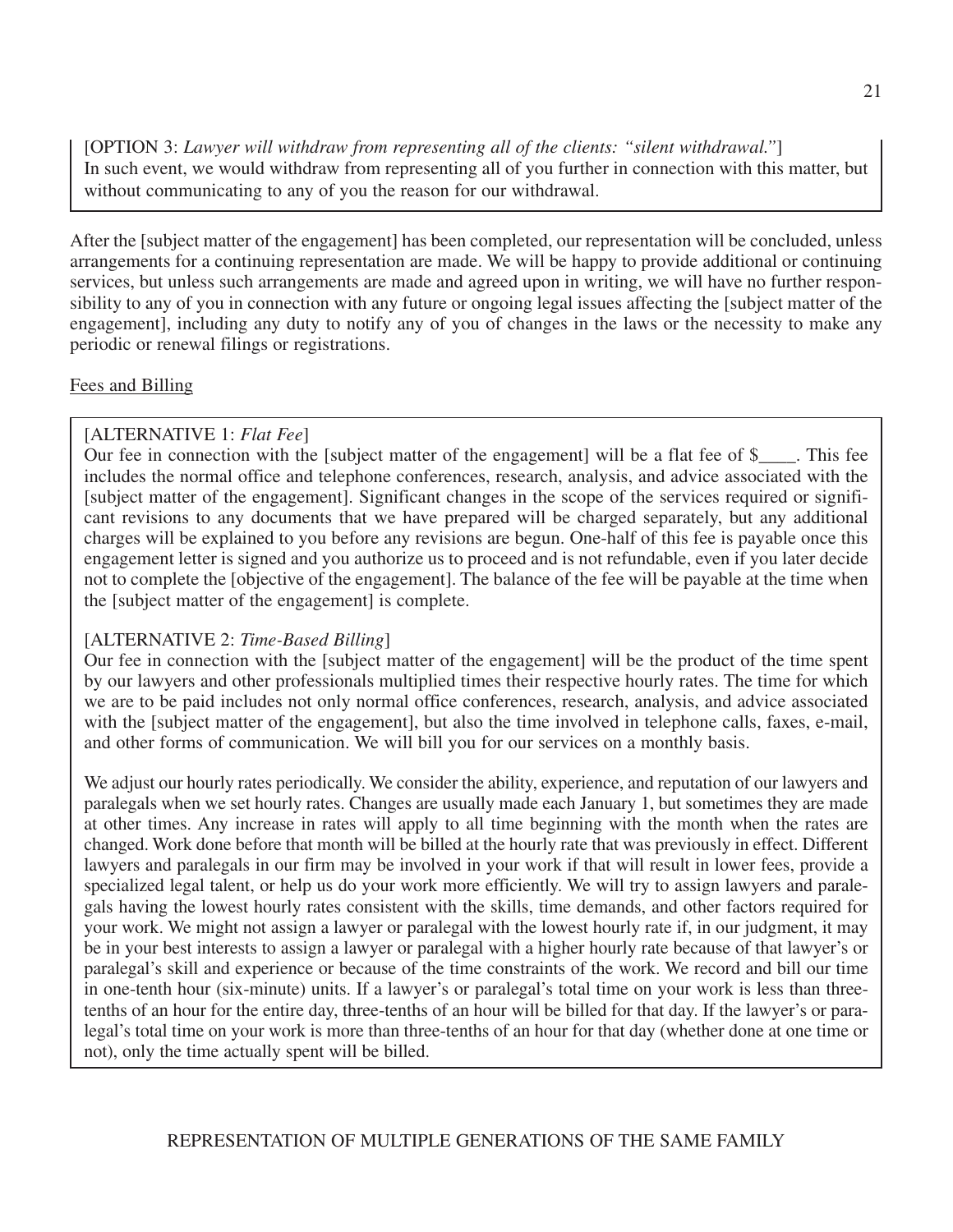[OPTION 3: *Lawyer will withdraw from representing all of the clients: "silent withdrawal."*]
In such event, we would withdraw from representing all of you further in connection with this matter, but without communicating to any of you the reason for our withdrawal.

After the [subject matter of the engagement] has been completed, our representation will be concluded, unless arrangements for a continuing representation are made. We will be happy to provide additional or continuing services, but unless such arrangements are made and agreed upon in writing, we will have no further responsibility to any of you in connection with any future or ongoing legal issues affecting the [subject matter of the engagement], including any duty to notify any of you of changes in the laws or the necessity to make any periodic or renewal filings or registrations.

<u>Fees and Billing</u>

[ALTERNATIVE 1: *Flat Fee*]
Our fee in connection with the [subject matter of the engagement] will be a flat fee of $____. This fee includes the normal office and telephone conferences, research, analysis, and advice associated with the [subject matter of the engagement]. Significant changes in the scope of the services required or significant revisions to any documents that we have prepared will be charged separately, but any additional charges will be explained to you before any revisions are begun. One-half of this fee is payable once this engagement letter is signed and you authorize us to proceed and is not refundable, even if you later decide not to complete the [objective of the engagement]. The balance of the fee will be payable at the time when the [subject matter of the engagement] is complete.

[ALTERNATIVE 2: *Time-Based Billing*]
Our fee in connection with the [subject matter of the engagement] will be the product of the time spent by our lawyers and other professionals multiplied times their respective hourly rates. The time for which we are to be paid includes not only normal office conferences, research, analysis, and advice associated with the [subject matter of the engagement], but also the time involved in telephone calls, faxes, e-mail, and other forms of communication. We will bill you for our services on a monthly basis.

We adjust our hourly rates periodically. We consider the ability, experience, and reputation of our lawyers and paralegals when we set hourly rates. Changes are usually made each January 1, but sometimes they are made at other times. Any increase in rates will apply to all time beginning with the month when the rates are changed. Work done before that month will be billed at the hourly rate that was previously in effect. Different lawyers and paralegals in our firm may be involved in your work if that will result in lower fees, provide a specialized legal talent, or help us do your work more efficiently. We will try to assign lawyers and paralegals having the lowest hourly rates consistent with the skills, time demands, and other factors required for your work. We might not assign a lawyer or paralegal with the lowest hourly rate if, in our judgment, it may be in your best interests to assign a lawyer or paralegal with a higher hourly rate because of that lawyer's or paralegal's skill and experience or because of the time constraints of the work. We record and bill our time in one-tenth hour (six-minute) units. If a lawyer's or paralegal's total time on your work is less than three-tenths of an hour for the entire day, three-tenths of an hour will be billed for that day. If the lawyer's or paralegal's total time on your work is more than three-tenths of an hour for that day (whether done at one time or not), only the time actually spent will be billed.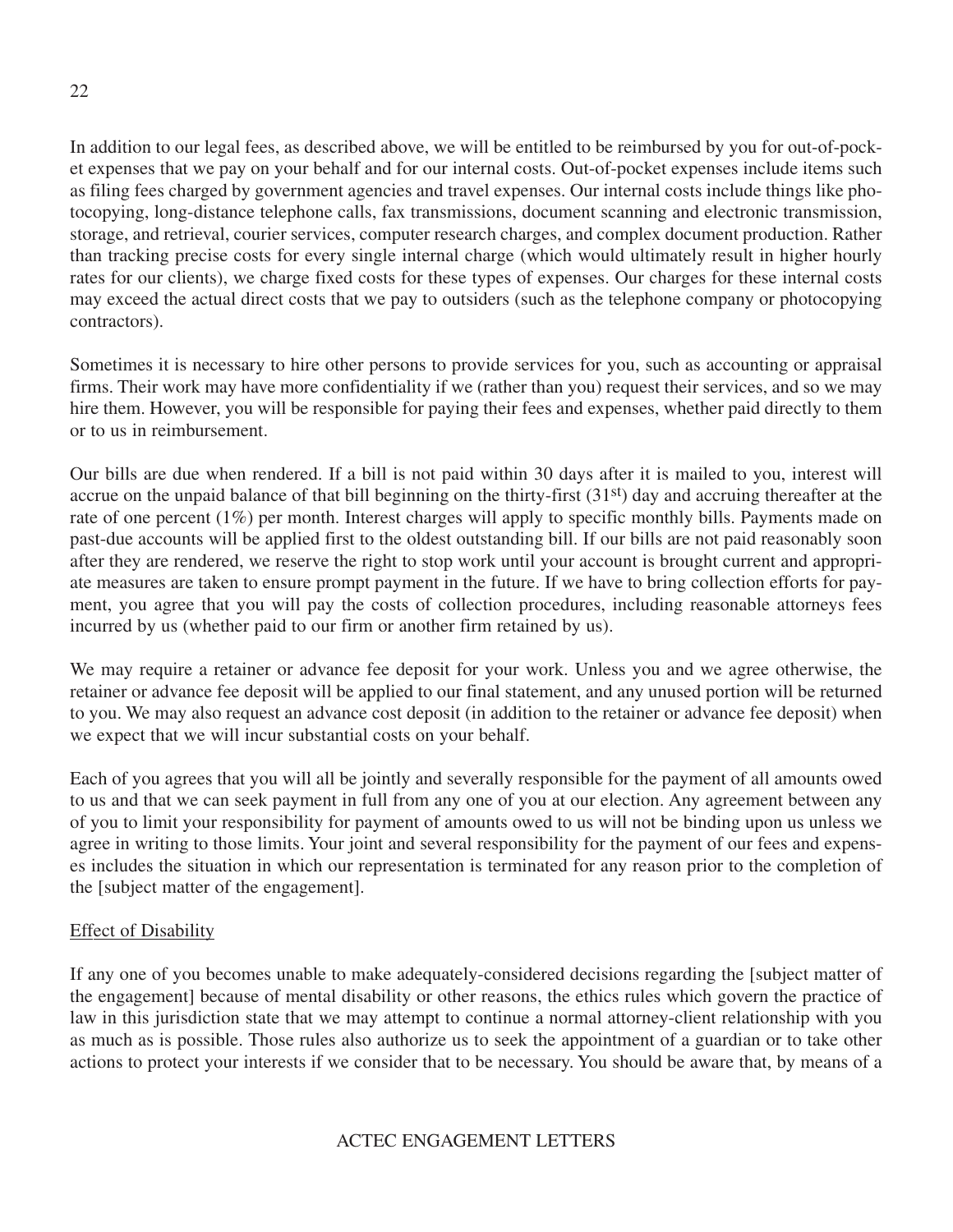In addition to our legal fees, as described above, we will be entitled to be reimbursed by you for out-of-pocket expenses that we pay on your behalf and for our internal costs. Out-of-pocket expenses include items such as filing fees charged by government agencies and travel expenses. Our internal costs include things like photocopying, long-distance telephone calls, fax transmissions, document scanning and electronic transmission, storage, and retrieval, courier services, computer research charges, and complex document production. Rather than tracking precise costs for every single internal charge (which would ultimately result in higher hourly rates for our clients), we charge fixed costs for these types of expenses. Our charges for these internal costs may exceed the actual direct costs that we pay to outsiders (such as the telephone company or photocopying contractors).

Sometimes it is necessary to hire other persons to provide services for you, such as accounting or appraisal firms. Their work may have more confidentiality if we (rather than you) request their services, and so we may hire them. However, you will be responsible for paying their fees and expenses, whether paid directly to them or to us in reimbursement.

Our bills are due when rendered. If a bill is not paid within 30 days after it is mailed to you, interest will accrue on the unpaid balance of that bill beginning on the thirty-first (31st) day and accruing thereafter at the rate of one percent (1%) per month. Interest charges will apply to specific monthly bills. Payments made on past-due accounts will be applied first to the oldest outstanding bill. If our bills are not paid reasonably soon after they are rendered, we reserve the right to stop work until your account is brought current and appropriate measures are taken to ensure prompt payment in the future. If we have to bring collection efforts for payment, you agree that you will pay the costs of collection procedures, including reasonable attorneys fees incurred by us (whether paid to our firm or another firm retained by us).

We may require a retainer or advance fee deposit for your work. Unless you and we agree otherwise, the retainer or advance fee deposit will be applied to our final statement, and any unused portion will be returned to you. We may also request an advance cost deposit (in addition to the retainer or advance fee deposit) when we expect that we will incur substantial costs on your behalf.

Each of you agrees that you will all be jointly and severally responsible for the payment of all amounts owed to us and that we can seek payment in full from any one of you at our election. Any agreement between any of you to limit your responsibility for payment of amounts owed to us will not be binding upon us unless we agree in writing to those limits. Your joint and several responsibility for the payment of our fees and expenses includes the situation in which our representation is terminated for any reason prior to the completion of the [subject matter of the engagement].

Effect of Disability

If any one of you becomes unable to make adequately-considered decisions regarding the [subject matter of the engagement] because of mental disability or other reasons, the ethics rules which govern the practice of law in this jurisdiction state that we may attempt to continue a normal attorney-client relationship with you as much as is possible. Those rules also authorize us to seek the appointment of a guardian or to take other actions to protect your interests if we consider that to be necessary. You should be aware that, by means of a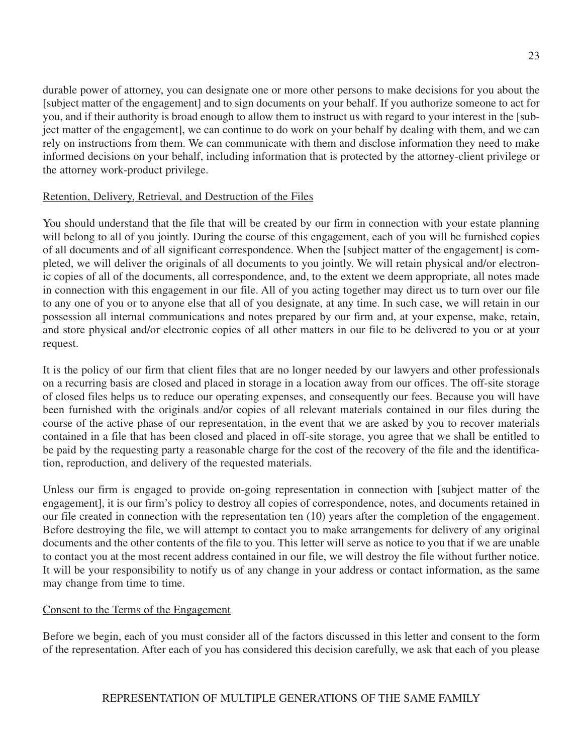durable power of attorney, you can designate one or more other persons to make decisions for you about the [subject matter of the engagement] and to sign documents on your behalf. If you authorize someone to act for you, and if their authority is broad enough to allow them to instruct us with regard to your interest in the [subject matter of the engagement], we can continue to do work on your behalf by dealing with them, and we can rely on instructions from them. We can communicate with them and disclose information they need to make informed decisions on your behalf, including information that is protected by the attorney-client privilege or the attorney work-product privilege.

<u>Retention, Delivery, Retrieval, and Destruction of the Files</u>

You should understand that the file that will be created by our firm in connection with your estate planning will belong to all of you jointly. During the course of this engagement, each of you will be furnished copies of all documents and of all significant correspondence. When the [subject matter of the engagement] is completed, we will deliver the originals of all documents to you jointly. We will retain physical and/or electronic copies of all of the documents, all correspondence, and, to the extent we deem appropriate, all notes made in connection with this engagement in our file. All of you acting together may direct us to turn over our file to any one of you or to anyone else that all of you designate, at any time. In such case, we will retain in our possession all internal communications and notes prepared by our firm and, at your expense, make, retain, and store physical and/or electronic copies of all other matters in our file to be delivered to you or at your request.

It is the policy of our firm that client files that are no longer needed by our lawyers and other professionals on a recurring basis are closed and placed in storage in a location away from our offices. The off-site storage of closed files helps us to reduce our operating expenses, and consequently our fees. Because you will have been furnished with the originals and/or copies of all relevant materials contained in our files during the course of the active phase of our representation, in the event that we are asked by you to recover materials contained in a file that has been closed and placed in off-site storage, you agree that we shall be entitled to be paid by the requesting party a reasonable charge for the cost of the recovery of the file and the identification, reproduction, and delivery of the requested materials.

Unless our firm is engaged to provide on-going representation in connection with [subject matter of the engagement], it is our firm's policy to destroy all copies of correspondence, notes, and documents retained in our file created in connection with the representation ten (10) years after the completion of the engagement. Before destroying the file, we will attempt to contact you to make arrangements for delivery of any original documents and the other contents of the file to you. This letter will serve as notice to you that if we are unable to contact you at the most recent address contained in our file, we will destroy the file without further notice. It will be your responsibility to notify us of any change in your address or contact information, as the same may change from time to time.

<u>Consent to the Terms of the Engagement</u>

Before we begin, each of you must consider all of the factors discussed in this letter and consent to the form of the representation. After each of you has considered this decision carefully, we ask that each of you please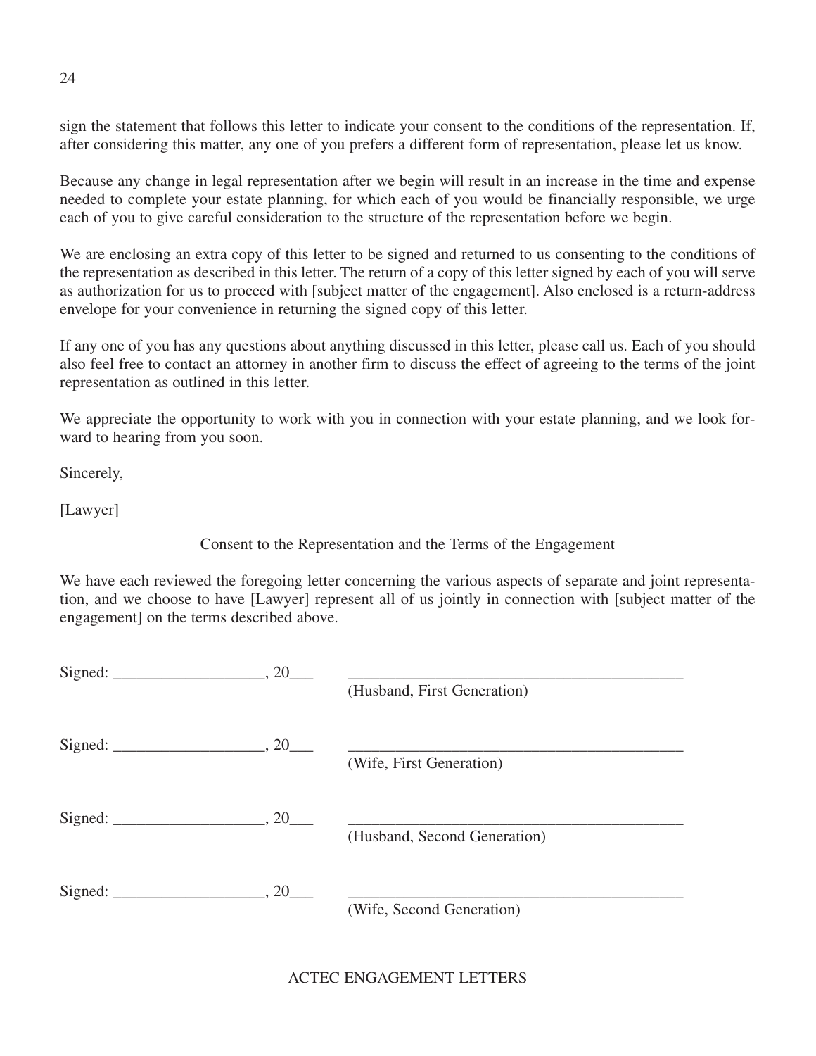sign the statement that follows this letter to indicate your consent to the conditions of the representation. If, after considering this matter, any one of you prefers a different form of representation, please let us know.

Because any change in legal representation after we begin will result in an increase in the time and expense needed to complete your estate planning, for which each of you would be financially responsible, we urge each of you to give careful consideration to the structure of the representation before we begin.

We are enclosing an extra copy of this letter to be signed and returned to us consenting to the conditions of the representation as described in this letter. The return of a copy of this letter signed by each of you will serve as authorization for us to proceed with [subject matter of the engagement]. Also enclosed is a return-address envelope for your convenience in returning the signed copy of this letter.

If any one of you has any questions about anything discussed in this letter, please call us. Each of you should also feel free to contact an attorney in another firm to discuss the effect of agreeing to the terms of the joint representation as outlined in this letter.

We appreciate the opportunity to work with you in connection with your estate planning, and we look forward to hearing from you soon.

Sincerely,

[Lawyer]

Consent to the Representation and the Terms of the Engagement

We have each reviewed the foregoing letter concerning the various aspects of separate and joint representation, and we choose to have [Lawyer] represent all of us jointly in connection with [subject matter of the engagement] on the terms described above.

Signed: ___________________, 20___ ___________________________________________
(Husband, First Generation)

Signed: ___________________, 20___ ___________________________________________
(Wife, First Generation)

Signed: ___________________, 20___ ___________________________________________
(Husband, Second Generation)

Signed: ___________________, 20___ ___________________________________________
(Wife, Second Generation)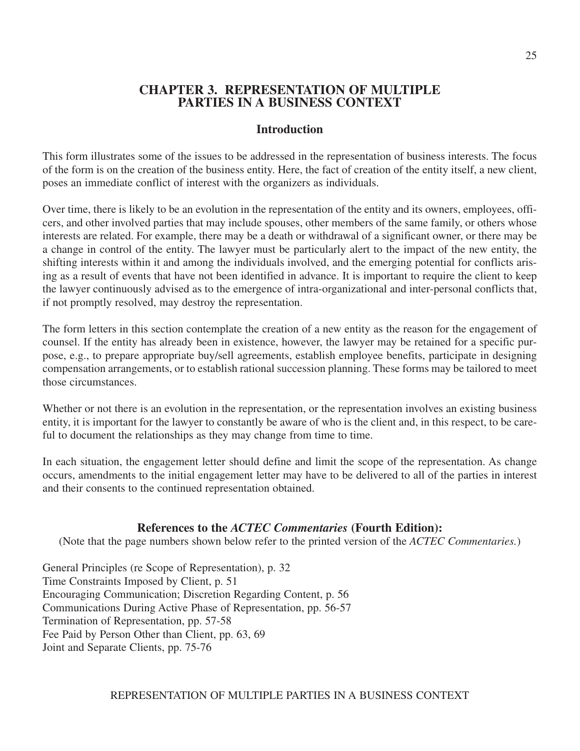# CHAPTER 3. REPRESENTATION OF MULTIPLE PARTIES IN A BUSINESS CONTEXT

## Introduction

This form illustrates some of the issues to be addressed in the representation of business interests. The focus of the form is on the creation of the business entity. Here, the fact of creation of the entity itself, a new client, poses an immediate conflict of interest with the organizers as individuals.

Over time, there is likely to be an evolution in the representation of the entity and its owners, employees, officers, and other involved parties that may include spouses, other members of the same family, or others whose interests are related. For example, there may be a death or withdrawal of a significant owner, or there may be a change in control of the entity. The lawyer must be particularly alert to the impact of the new entity, the shifting interests within it and among the individuals involved, and the emerging potential for conflicts arising as a result of events that have not been identified in advance. It is important to require the client to keep the lawyer continuously advised as to the emergence of intra-organizational and inter-personal conflicts that, if not promptly resolved, may destroy the representation.

The form letters in this section contemplate the creation of a new entity as the reason for the engagement of counsel. If the entity has already been in existence, however, the lawyer may be retained for a specific purpose, e.g., to prepare appropriate buy/sell agreements, establish employee benefits, participate in designing compensation arrangements, or to establish rational succession planning. These forms may be tailored to meet those circumstances.

Whether or not there is an evolution in the representation, or the representation involves an existing business entity, it is important for the lawyer to constantly be aware of who is the client and, in this respect, to be careful to document the relationships as they may change from time to time.

In each situation, the engagement letter should define and limit the scope of the representation. As change occurs, amendments to the initial engagement letter may have to be delivered to all of the parties in interest and their consents to the continued representation obtained.

### References to the *ACTEC Commentaries* (Fourth Edition):

(Note that the page numbers shown below refer to the printed version of the *ACTEC Commentaries.*)

General Principles (re Scope of Representation), p. 32
Time Constraints Imposed by Client, p. 51
Encouraging Communication; Discretion Regarding Content, p. 56
Communications During Active Phase of Representation, pp. 56-57
Termination of Representation, pp. 57-58
Fee Paid by Person Other than Client, pp. 63, 69
Joint and Separate Clients, pp. 75-76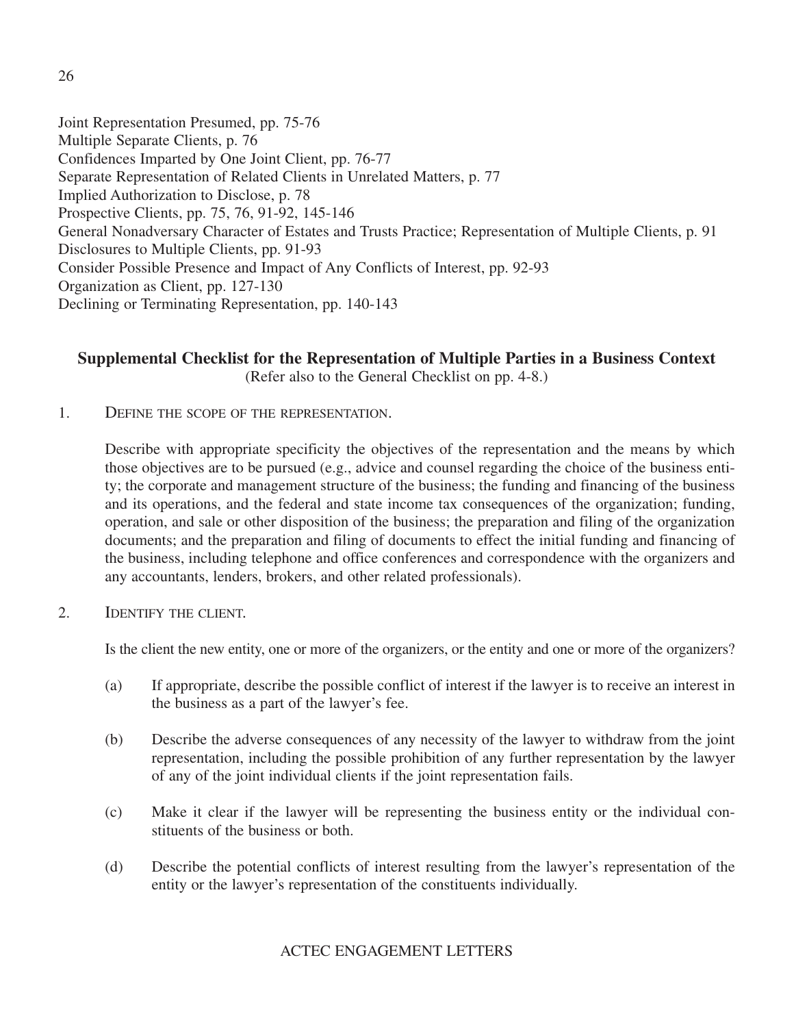Joint Representation Presumed, pp. 75-76
Multiple Separate Clients, p. 76
Confidences Imparted by One Joint Client, pp. 76-77
Separate Representation of Related Clients in Unrelated Matters, p. 77
Implied Authorization to Disclose, p. 78
Prospective Clients, pp. 75, 76, 91-92, 145-146
General Nonadversary Character of Estates and Trusts Practice; Representation of Multiple Clients, p. 91
Disclosures to Multiple Clients, pp. 91-93
Consider Possible Presence and Impact of Any Conflicts of Interest, pp. 92-93
Organization as Client, pp. 127-130
Declining or Terminating Representation, pp. 140-143

## Supplemental Checklist for the Representation of Multiple Parties in a Business Context

(Refer also to the General Checklist on pp. 4-8.)

1. Define the scope of the representation.

   Describe with appropriate specificity the objectives of the representation and the means by which those objectives are to be pursued (e.g., advice and counsel regarding the choice of the business entity; the corporate and management structure of the business; the funding and financing of the business and its operations, and the federal and state income tax consequences of the organization; funding, operation, and sale or other disposition of the business; the preparation and filing of the organization documents; and the preparation and filing of documents to effect the initial funding and financing of the business, including telephone and office conferences and correspondence with the organizers and any accountants, lenders, brokers, and other related professionals).

2. Identify the client.

   Is the client the new entity, one or more of the organizers, or the entity and one or more of the organizers?

   (a) If appropriate, describe the possible conflict of interest if the lawyer is to receive an interest in the business as a part of the lawyer's fee.

   (b) Describe the adverse consequences of any necessity of the lawyer to withdraw from the joint representation, including the possible prohibition of any further representation by the lawyer of any of the joint individual clients if the joint representation fails.

   (c) Make it clear if the lawyer will be representing the business entity or the individual constituents of the business or both.

   (d) Describe the potential conflicts of interest resulting from the lawyer's representation of the entity or the lawyer's representation of the constituents individually.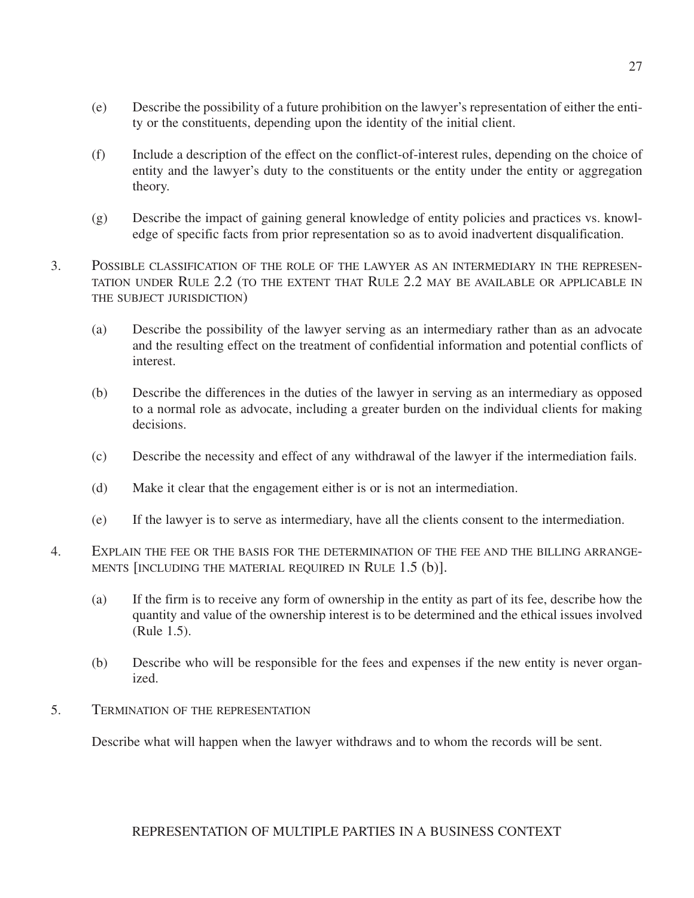(e) Describe the possibility of a future prohibition on the lawyer's representation of either the entity or the constituents, depending upon the identity of the initial client.

(f) Include a description of the effect on the conflict-of-interest rules, depending on the choice of entity and the lawyer's duty to the constituents or the entity under the entity or aggregation theory.

(g) Describe the impact of gaining general knowledge of entity policies and practices vs. knowledge of specific facts from prior representation so as to avoid inadvertent disqualification.

3. POSSIBLE CLASSIFICATION OF THE ROLE OF THE LAWYER AS AN INTERMEDIARY IN THE REPRESENTATION UNDER RULE 2.2 (TO THE EXTENT THAT RULE 2.2 MAY BE AVAILABLE OR APPLICABLE IN THE SUBJECT JURISDICTION)

   (a) Describe the possibility of the lawyer serving as an intermediary rather than as an advocate and the resulting effect on the treatment of confidential information and potential conflicts of interest.

   (b) Describe the differences in the duties of the lawyer in serving as an intermediary as opposed to a normal role as advocate, including a greater burden on the individual clients for making decisions.

   (c) Describe the necessity and effect of any withdrawal of the lawyer if the intermediation fails.

   (d) Make it clear that the engagement either is or is not an intermediation.

   (e) If the lawyer is to serve as intermediary, have all the clients consent to the intermediation.

4. EXPLAIN THE FEE OR THE BASIS FOR THE DETERMINATION OF THE FEE AND THE BILLING ARRANGEMENTS [INCLUDING THE MATERIAL REQUIRED IN RULE 1.5 (b)].

   (a) If the firm is to receive any form of ownership in the entity as part of its fee, describe how the quantity and value of the ownership interest is to be determined and the ethical issues involved (Rule 1.5).

   (b) Describe who will be responsible for the fees and expenses if the new entity is never organized.

5. TERMINATION OF THE REPRESENTATION

   Describe what will happen when the lawyer withdraws and to whom the records will be sent.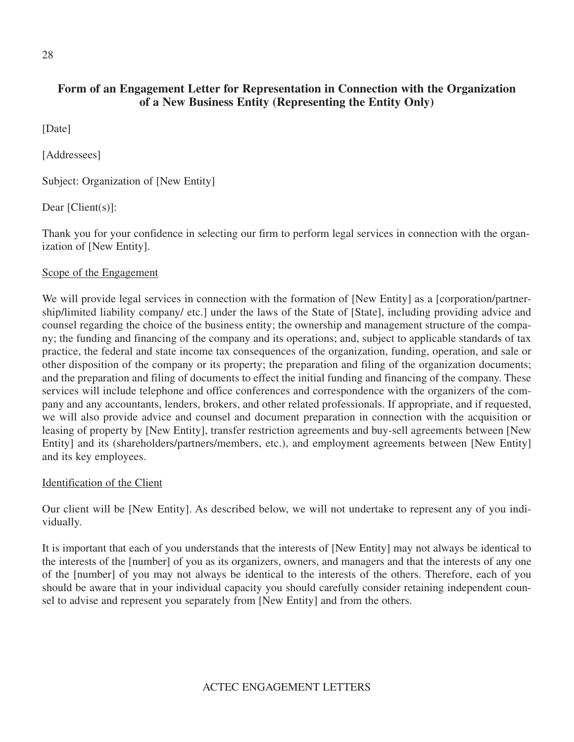## Form of an Engagement Letter for Representation in Connection with the Organization of a New Business Entity (Representing the Entity Only)

[Date]

[Addressees]

Subject: Organization of [New Entity]

Dear [Client(s)]:

Thank you for your confidence in selecting our firm to perform legal services in connection with the organization of [New Entity].

<u>Scope of the Engagement</u>

We will provide legal services in connection with the formation of [New Entity] as a [corporation/partnership/limited liability company/ etc.] under the laws of the State of [State], including providing advice and counsel regarding the choice of the business entity; the ownership and management structure of the company; the funding and financing of the company and its operations; and, subject to applicable standards of tax practice, the federal and state income tax consequences of the organization, funding, operation, and sale or other disposition of the company or its property; the preparation and filing of the organization documents; and the preparation and filing of documents to effect the initial funding and financing of the company. These services will include telephone and office conferences and correspondence with the organizers of the company and any accountants, lenders, brokers, and other related professionals. If appropriate, and if requested, we will also provide advice and counsel and document preparation in connection with the acquisition or leasing of property by [New Entity], transfer restriction agreements and buy-sell agreements between [New Entity] and its (shareholders/partners/members, etc.), and employment agreements between [New Entity] and its key employees.

<u>Identification of the Client</u>

Our client will be [New Entity]. As described below, we will not undertake to represent any of you individually.

It is important that each of you understands that the interests of [New Entity] may not always be identical to the interests of the [number] of you as its organizers, owners, and managers and that the interests of any one of the [number] of you may not always be identical to the interests of the others. Therefore, each of you should be aware that in your individual capacity you should carefully consider retaining independent counsel to advise and represent you separately from [New Entity] and from the others.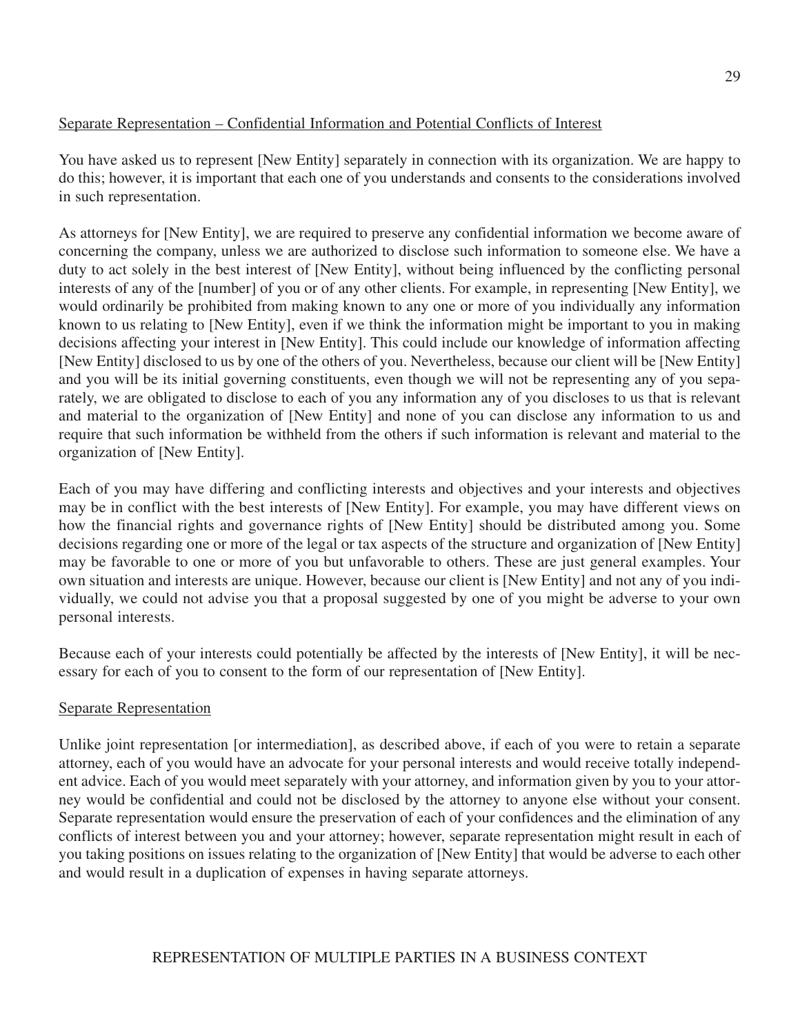<u>Separate Representation – Confidential Information and Potential Conflicts of Interest</u>

You have asked us to represent [New Entity] separately in connection with its organization. We are happy to do this; however, it is important that each one of you understands and consents to the considerations involved in such representation.

As attorneys for [New Entity], we are required to preserve any confidential information we become aware of concerning the company, unless we are authorized to disclose such information to someone else. We have a duty to act solely in the best interest of [New Entity], without being influenced by the conflicting personal interests of any of the [number] of you or of any other clients. For example, in representing [New Entity], we would ordinarily be prohibited from making known to any one or more of you individually any information known to us relating to [New Entity], even if we think the information might be important to you in making decisions affecting your interest in [New Entity]. This could include our knowledge of information affecting [New Entity] disclosed to us by one of the others of you. Nevertheless, because our client will be [New Entity] and you will be its initial governing constituents, even though we will not be representing any of you separately, we are obligated to disclose to each of you any information any of you discloses to us that is relevant and material to the organization of [New Entity] and none of you can disclose any information to us and require that such information be withheld from the others if such information is relevant and material to the organization of [New Entity].

Each of you may have differing and conflicting interests and objectives and your interests and objectives may be in conflict with the best interests of [New Entity]. For example, you may have different views on how the financial rights and governance rights of [New Entity] should be distributed among you. Some decisions regarding one or more of the legal or tax aspects of the structure and organization of [New Entity] may be favorable to one or more of you but unfavorable to others. These are just general examples. Your own situation and interests are unique. However, because our client is [New Entity] and not any of you individually, we could not advise you that a proposal suggested by one of you might be adverse to your own personal interests.

Because each of your interests could potentially be affected by the interests of [New Entity], it will be necessary for each of you to consent to the form of our representation of [New Entity].

<u>Separate Representation</u>

Unlike joint representation [or intermediation], as described above, if each of you were to retain a separate attorney, each of you would have an advocate for your personal interests and would receive totally independent advice. Each of you would meet separately with your attorney, and information given by you to your attorney would be confidential and could not be disclosed by the attorney to anyone else without your consent. Separate representation would ensure the preservation of each of your confidences and the elimination of any conflicts of interest between you and your attorney; however, separate representation might result in each of you taking positions on issues relating to the organization of [New Entity] that would be adverse to each other and would result in a duplication of expenses in having separate attorneys.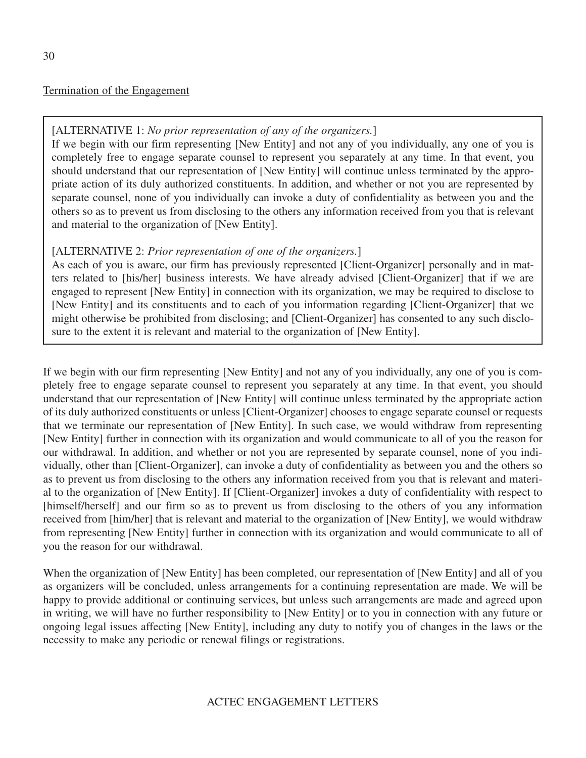Termination of the Engagement

[ALTERNATIVE 1: *No prior representation of any of the organizers.*]
If we begin with our firm representing [New Entity] and not any of you individually, any one of you is completely free to engage separate counsel to represent you separately at any time. In that event, you should understand that our representation of [New Entity] will continue unless terminated by the appropriate action of its duly authorized constituents. In addition, and whether or not you are represented by separate counsel, none of you individually can invoke a duty of confidentiality as between you and the others so as to prevent us from disclosing to the others any information received from you that is relevant and material to the organization of [New Entity].

[ALTERNATIVE 2: *Prior representation of one of the organizers.*]
As each of you is aware, our firm has previously represented [Client-Organizer] personally and in matters related to [his/her] business interests. We have already advised [Client-Organizer] that if we are engaged to represent [New Entity] in connection with its organization, we may be required to disclose to [New Entity] and its constituents and to each of you information regarding [Client-Organizer] that we might otherwise be prohibited from disclosing; and [Client-Organizer] has consented to any such disclosure to the extent it is relevant and material to the organization of [New Entity].

If we begin with our firm representing [New Entity] and not any of you individually, any one of you is completely free to engage separate counsel to represent you separately at any time. In that event, you should understand that our representation of [New Entity] will continue unless terminated by the appropriate action of its duly authorized constituents or unless [Client-Organizer] chooses to engage separate counsel or requests that we terminate our representation of [New Entity]. In such case, we would withdraw from representing [New Entity] further in connection with its organization and would communicate to all of you the reason for our withdrawal. In addition, and whether or not you are represented by separate counsel, none of you individually, other than [Client-Organizer], can invoke a duty of confidentiality as between you and the others so as to prevent us from disclosing to the others any information received from you that is relevant and material to the organization of [New Entity]. If [Client-Organizer] invokes a duty of confidentiality with respect to [himself/herself] and our firm so as to prevent us from disclosing to the others of you any information received from [him/her] that is relevant and material to the organization of [New Entity], we would withdraw from representing [New Entity] further in connection with its organization and would communicate to all of you the reason for our withdrawal.

When the organization of [New Entity] has been completed, our representation of [New Entity] and all of you as organizers will be concluded, unless arrangements for a continuing representation are made. We will be happy to provide additional or continuing services, but unless such arrangements are made and agreed upon in writing, we will have no further responsibility to [New Entity] or to you in connection with any future or ongoing legal issues affecting [New Entity], including any duty to notify you of changes in the laws or the necessity to make any periodic or renewal filings or registrations.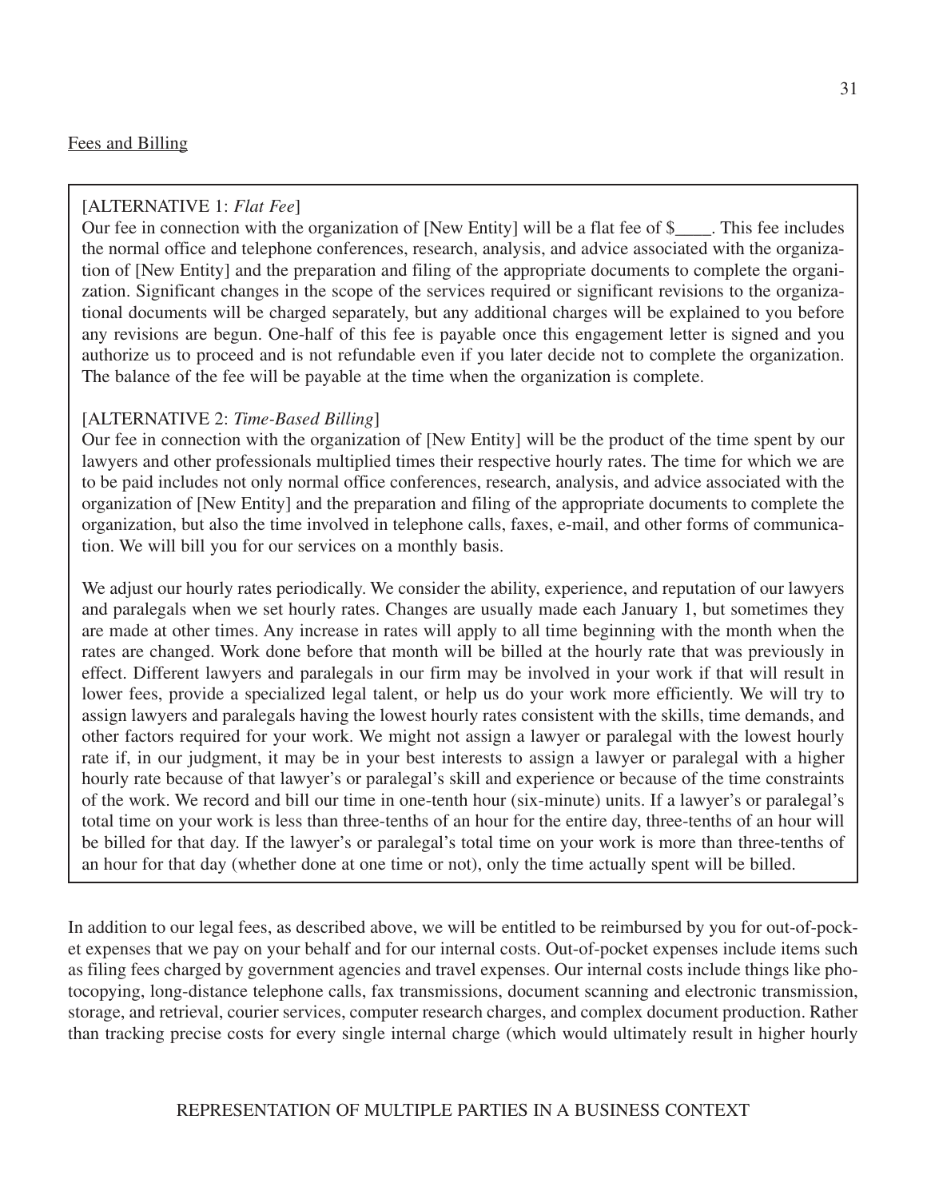Fees and Billing

[ALTERNATIVE 1: *Flat Fee*]
Our fee in connection with the organization of [New Entity] will be a flat fee of $____. This fee includes the normal office and telephone conferences, research, analysis, and advice associated with the organization of [New Entity] and the preparation and filing of the appropriate documents to complete the organization. Significant changes in the scope of the services required or significant revisions to the organizational documents will be charged separately, but any additional charges will be explained to you before any revisions are begun. One-half of this fee is payable once this engagement letter is signed and you authorize us to proceed and is not refundable even if you later decide not to complete the organization. The balance of the fee will be payable at the time when the organization is complete.

[ALTERNATIVE 2: *Time-Based Billing*]
Our fee in connection with the organization of [New Entity] will be the product of the time spent by our lawyers and other professionals multiplied times their respective hourly rates. The time for which we are to be paid includes not only normal office conferences, research, analysis, and advice associated with the organization of [New Entity] and the preparation and filing of the appropriate documents to complete the organization, but also the time involved in telephone calls, faxes, e-mail, and other forms of communication. We will bill you for our services on a monthly basis.

We adjust our hourly rates periodically. We consider the ability, experience, and reputation of our lawyers and paralegals when we set hourly rates. Changes are usually made each January 1, but sometimes they are made at other times. Any increase in rates will apply to all time beginning with the month when the rates are changed. Work done before that month will be billed at the hourly rate that was previously in effect. Different lawyers and paralegals in our firm may be involved in your work if that will result in lower fees, provide a specialized legal talent, or help us do your work more efficiently. We will try to assign lawyers and paralegals having the lowest hourly rates consistent with the skills, time demands, and other factors required for your work. We might not assign a lawyer or paralegal with the lowest hourly rate if, in our judgment, it may be in your best interests to assign a lawyer or paralegal with a higher hourly rate because of that lawyer's or paralegal's skill and experience or because of the time constraints of the work. We record and bill our time in one-tenth hour (six-minute) units. If a lawyer's or paralegal's total time on your work is less than three-tenths of an hour for the entire day, three-tenths of an hour will be billed for that day. If the lawyer's or paralegal's total time on your work is more than three-tenths of an hour for that day (whether done at one time or not), only the time actually spent will be billed.

In addition to our legal fees, as described above, we will be entitled to be reimbursed by you for out-of-pocket expenses that we pay on your behalf and for our internal costs. Out-of-pocket expenses include items such as filing fees charged by government agencies and travel expenses. Our internal costs include things like photocopying, long-distance telephone calls, fax transmissions, document scanning and electronic transmission, storage, and retrieval, courier services, computer research charges, and complex document production. Rather than tracking precise costs for every single internal charge (which would ultimately result in higher hourly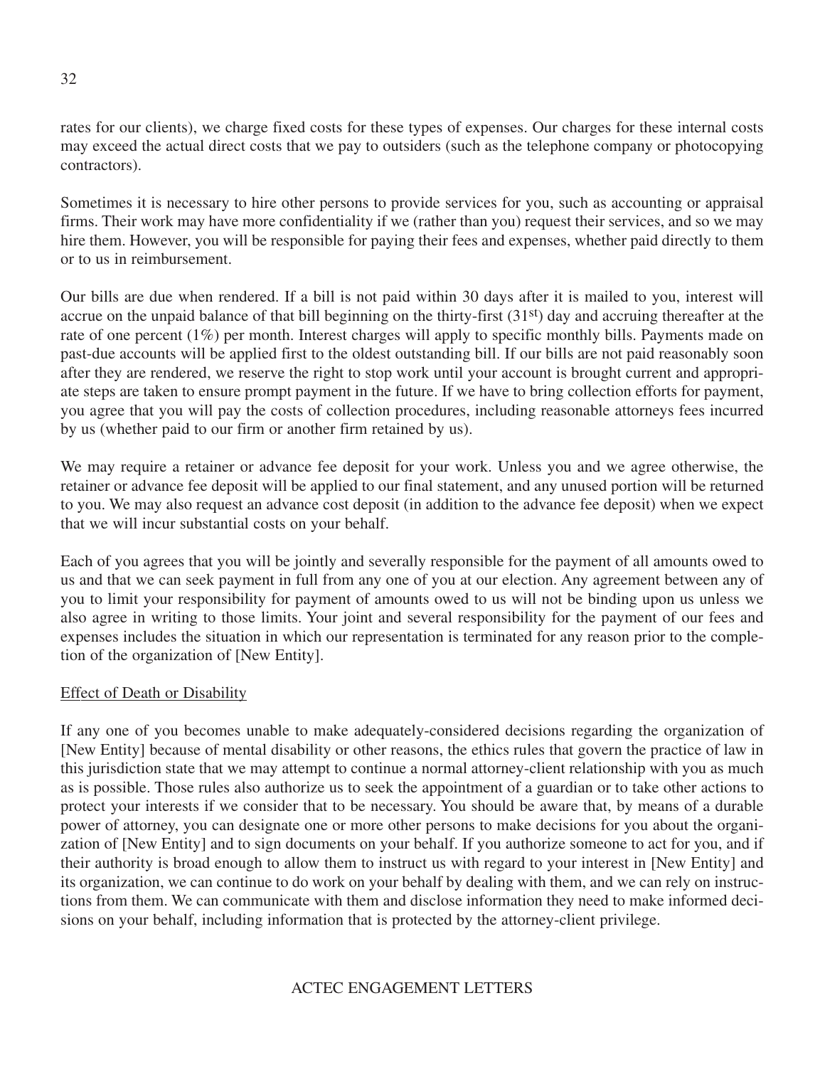rates for our clients), we charge fixed costs for these types of expenses. Our charges for these internal costs may exceed the actual direct costs that we pay to outsiders (such as the telephone company or photocopying contractors).

Sometimes it is necessary to hire other persons to provide services for you, such as accounting or appraisal firms. Their work may have more confidentiality if we (rather than you) request their services, and so we may hire them. However, you will be responsible for paying their fees and expenses, whether paid directly to them or to us in reimbursement.

Our bills are due when rendered. If a bill is not paid within 30 days after it is mailed to you, interest will accrue on the unpaid balance of that bill beginning on the thirty-first (31st) day and accruing thereafter at the rate of one percent (1%) per month. Interest charges will apply to specific monthly bills. Payments made on past-due accounts will be applied first to the oldest outstanding bill. If our bills are not paid reasonably soon after they are rendered, we reserve the right to stop work until your account is brought current and appropriate steps are taken to ensure prompt payment in the future. If we have to bring collection efforts for payment, you agree that you will pay the costs of collection procedures, including reasonable attorneys fees incurred by us (whether paid to our firm or another firm retained by us).

We may require a retainer or advance fee deposit for your work. Unless you and we agree otherwise, the retainer or advance fee deposit will be applied to our final statement, and any unused portion will be returned to you. We may also request an advance cost deposit (in addition to the advance fee deposit) when we expect that we will incur substantial costs on your behalf.

Each of you agrees that you will be jointly and severally responsible for the payment of all amounts owed to us and that we can seek payment in full from any one of you at our election. Any agreement between any of you to limit your responsibility for payment of amounts owed to us will not be binding upon us unless we also agree in writing to those limits. Your joint and several responsibility for the payment of our fees and expenses includes the situation in which our representation is terminated for any reason prior to the completion of the organization of [New Entity].

Effect of Death or Disability

If any one of you becomes unable to make adequately-considered decisions regarding the organization of [New Entity] because of mental disability or other reasons, the ethics rules that govern the practice of law in this jurisdiction state that we may attempt to continue a normal attorney-client relationship with you as much as is possible. Those rules also authorize us to seek the appointment of a guardian or to take other actions to protect your interests if we consider that to be necessary. You should be aware that, by means of a durable power of attorney, you can designate one or more other persons to make decisions for you about the organization of [New Entity] and to sign documents on your behalf. If you authorize someone to act for you, and if their authority is broad enough to allow them to instruct us with regard to your interest in [New Entity] and its organization, we can continue to do work on your behalf by dealing with them, and we can rely on instructions from them. We can communicate with them and disclose information they need to make informed decisions on your behalf, including information that is protected by the attorney-client privilege.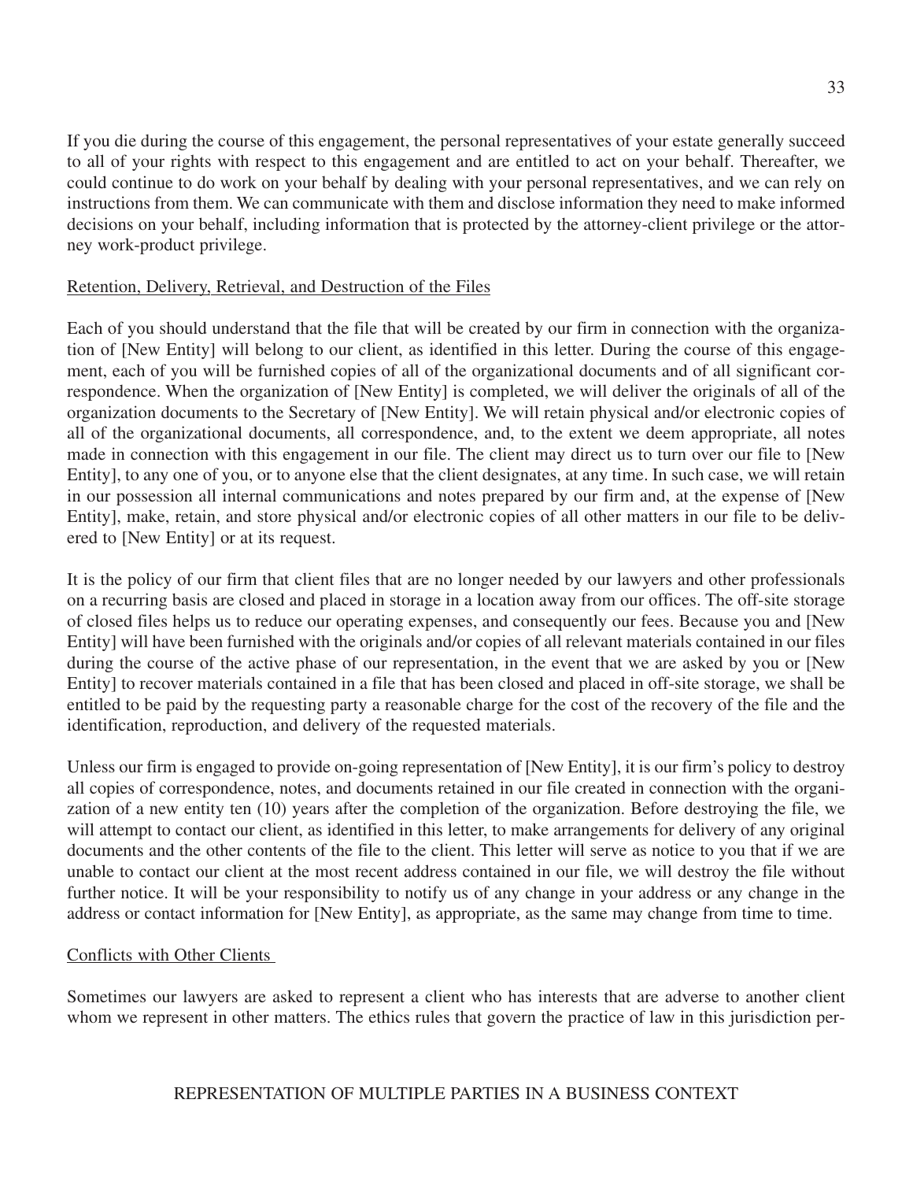If you die during the course of this engagement, the personal representatives of your estate generally succeed to all of your rights with respect to this engagement and are entitled to act on your behalf. Thereafter, we could continue to do work on your behalf by dealing with your personal representatives, and we can rely on instructions from them. We can communicate with them and disclose information they need to make informed decisions on your behalf, including information that is protected by the attorney-client privilege or the attorney work-product privilege.

<u>Retention, Delivery, Retrieval, and Destruction of the Files</u>

Each of you should understand that the file that will be created by our firm in connection with the organization of [New Entity] will belong to our client, as identified in this letter. During the course of this engagement, each of you will be furnished copies of all of the organizational documents and of all significant correspondence. When the organization of [New Entity] is completed, we will deliver the originals of all of the organization documents to the Secretary of [New Entity]. We will retain physical and/or electronic copies of all of the organizational documents, all correspondence, and, to the extent we deem appropriate, all notes made in connection with this engagement in our file. The client may direct us to turn over our file to [New Entity], to any one of you, or to anyone else that the client designates, at any time. In such case, we will retain in our possession all internal communications and notes prepared by our firm and, at the expense of [New Entity], make, retain, and store physical and/or electronic copies of all other matters in our file to be delivered to [New Entity] or at its request.

It is the policy of our firm that client files that are no longer needed by our lawyers and other professionals on a recurring basis are closed and placed in storage in a location away from our offices. The off-site storage of closed files helps us to reduce our operating expenses, and consequently our fees. Because you and [New Entity] will have been furnished with the originals and/or copies of all relevant materials contained in our files during the course of the active phase of our representation, in the event that we are asked by you or [New Entity] to recover materials contained in a file that has been closed and placed in off-site storage, we shall be entitled to be paid by the requesting party a reasonable charge for the cost of the recovery of the file and the identification, reproduction, and delivery of the requested materials.

Unless our firm is engaged to provide on-going representation of [New Entity], it is our firm's policy to destroy all copies of correspondence, notes, and documents retained in our file created in connection with the organization of a new entity ten (10) years after the completion of the organization. Before destroying the file, we will attempt to contact our client, as identified in this letter, to make arrangements for delivery of any original documents and the other contents of the file to the client. This letter will serve as notice to you that if we are unable to contact our client at the most recent address contained in our file, we will destroy the file without further notice. It will be your responsibility to notify us of any change in your address or any change in the address or contact information for [New Entity], as appropriate, as the same may change from time to time.

<u>Conflicts with Other Clients</u>

Sometimes our lawyers are asked to represent a client who has interests that are adverse to another client whom we represent in other matters. The ethics rules that govern the practice of law in this jurisdiction per-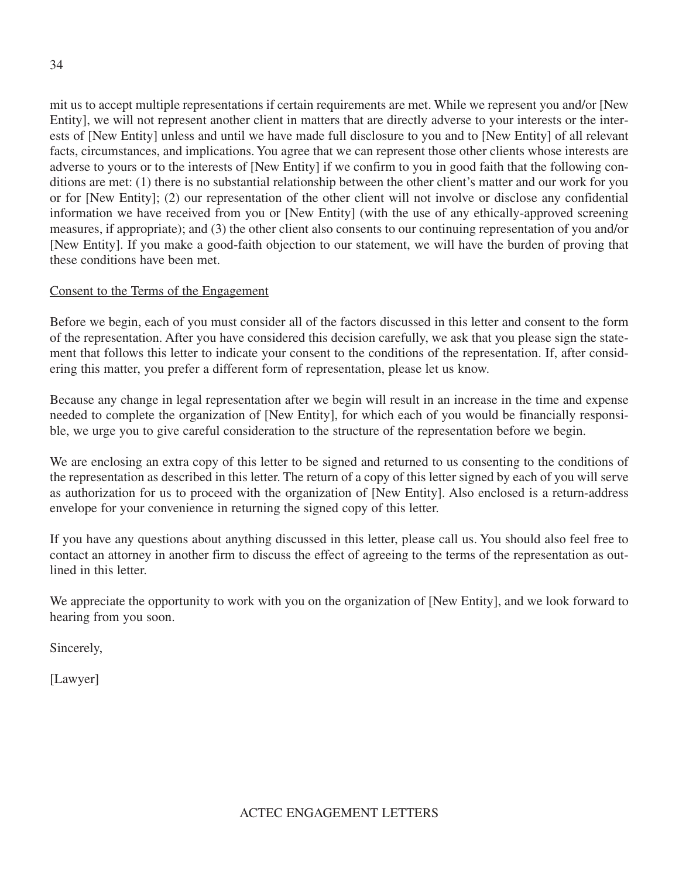mit us to accept multiple representations if certain requirements are met. While we represent you and/or [New Entity], we will not represent another client in matters that are directly adverse to your interests or the interests of [New Entity] unless and until we have made full disclosure to you and to [New Entity] of all relevant facts, circumstances, and implications. You agree that we can represent those other clients whose interests are adverse to yours or to the interests of [New Entity] if we confirm to you in good faith that the following conditions are met: (1) there is no substantial relationship between the other client's matter and our work for you or for [New Entity]; (2) our representation of the other client will not involve or disclose any confidential information we have received from you or [New Entity] (with the use of any ethically-approved screening measures, if appropriate); and (3) the other client also consents to our continuing representation of you and/or [New Entity]. If you make a good-faith objection to our statement, we will have the burden of proving that these conditions have been met.

Consent to the Terms of the Engagement

Before we begin, each of you must consider all of the factors discussed in this letter and consent to the form of the representation. After you have considered this decision carefully, we ask that you please sign the statement that follows this letter to indicate your consent to the conditions of the representation. If, after considering this matter, you prefer a different form of representation, please let us know.

Because any change in legal representation after we begin will result in an increase in the time and expense needed to complete the organization of [New Entity], for which each of you would be financially responsible, we urge you to give careful consideration to the structure of the representation before we begin.

We are enclosing an extra copy of this letter to be signed and returned to us consenting to the conditions of the representation as described in this letter. The return of a copy of this letter signed by each of you will serve as authorization for us to proceed with the organization of [New Entity]. Also enclosed is a return-address envelope for your convenience in returning the signed copy of this letter.

If you have any questions about anything discussed in this letter, please call us. You should also feel free to contact an attorney in another firm to discuss the effect of agreeing to the terms of the representation as outlined in this letter.

We appreciate the opportunity to work with you on the organization of [New Entity], and we look forward to hearing from you soon.

Sincerely,

[Lawyer]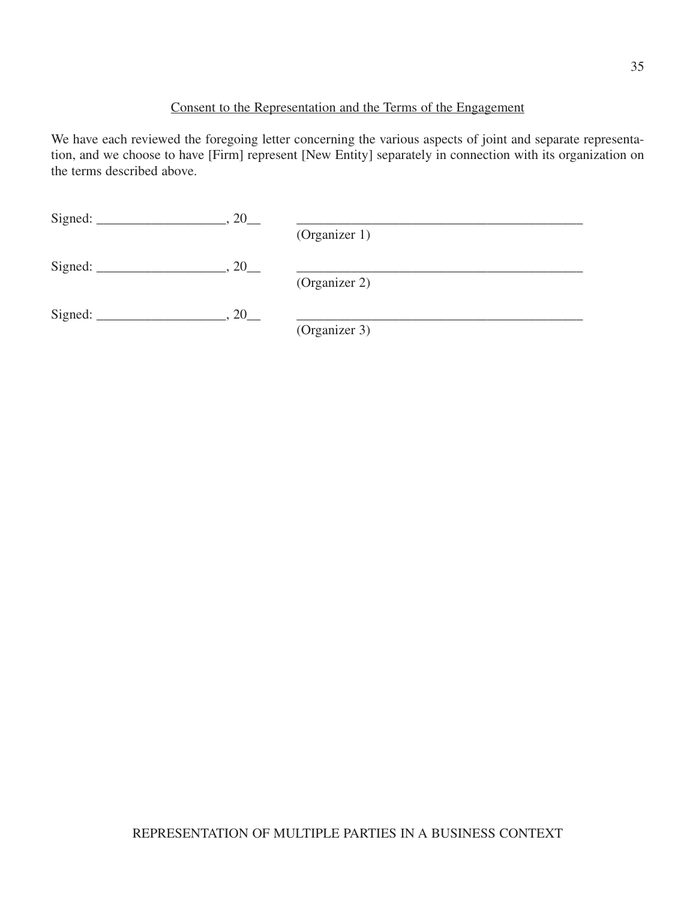<u>Consent to the Representation and the Terms of the Engagement</u>

We have each reviewed the foregoing letter concerning the various aspects of joint and separate representation, and we choose to have [Firm] represent [New Entity] separately in connection with its organization on the terms described above.

Signed: ___________________, 20__ ___________________________________________
(Organizer 1)

Signed: ___________________, 20__ ___________________________________________
(Organizer 2)

Signed: ___________________, 20__ ___________________________________________
(Organizer 3)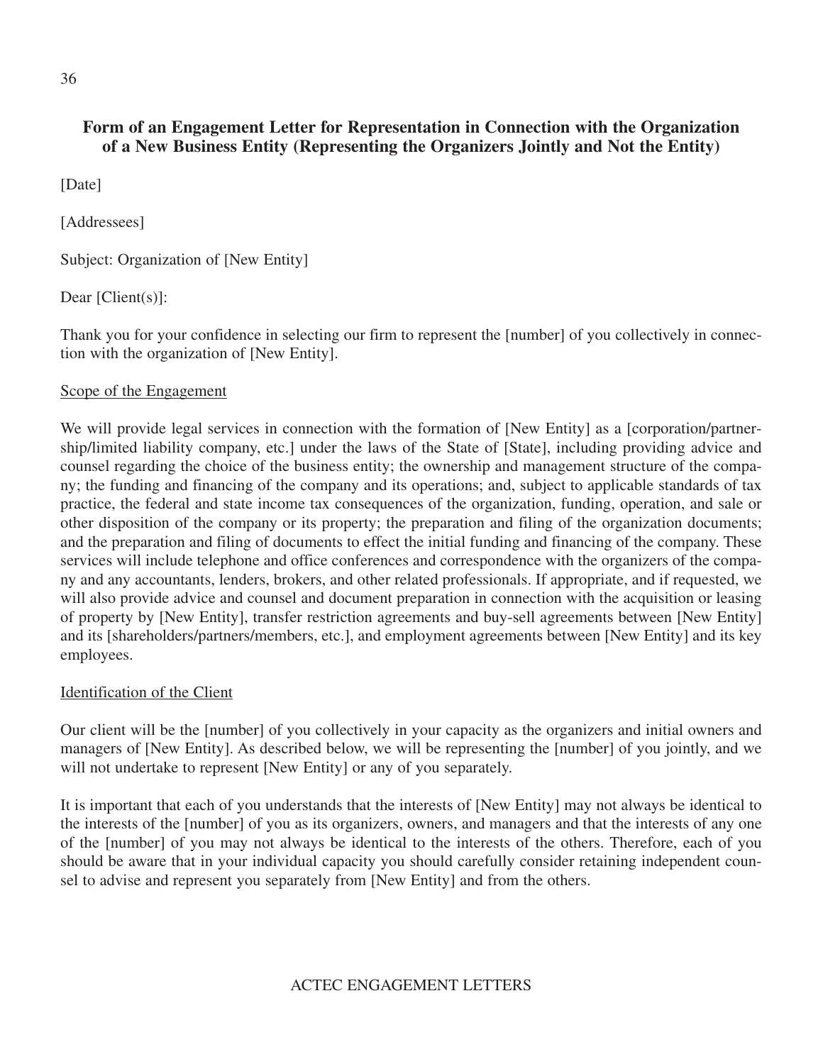## Form of an Engagement Letter for Representation in Connection with the Organization of a New Business Entity (Representing the Organizers Jointly and Not the Entity)

[Date]

[Addressees]

Subject: Organization of [New Entity]

Dear [Client(s)]:

Thank you for your confidence in selecting our firm to represent the [number] of you collectively in connection with the organization of [New Entity].

Scope of the Engagement

We will provide legal services in connection with the formation of [New Entity] as a [corporation/partnership/limited liability company, etc.] under the laws of the State of [State], including providing advice and counsel regarding the choice of the business entity; the ownership and management structure of the company; the funding and financing of the company and its operations; and, subject to applicable standards of tax practice, the federal and state income tax consequences of the organization, funding, operation, and sale or other disposition of the company or its property; the preparation and filing of the organization documents; and the preparation and filing of documents to effect the initial funding and financing of the company. These services will include telephone and office conferences and correspondence with the organizers of the company and any accountants, lenders, brokers, and other related professionals. If appropriate, and if requested, we will also provide advice and counsel and document preparation in connection with the acquisition or leasing of property by [New Entity], transfer restriction agreements and buy-sell agreements between [New Entity] and its [shareholders/partners/members, etc.], and employment agreements between [New Entity] and its key employees.

Identification of the Client

Our client will be the [number] of you collectively in your capacity as the organizers and initial owners and managers of [New Entity]. As described below, we will be representing the [number] of you jointly, and we will not undertake to represent [New Entity] or any of you separately.

It is important that each of you understands that the interests of [New Entity] may not always be identical to the interests of the [number] of you as its organizers, owners, and managers and that the interests of any one of the [number] of you may not always be identical to the interests of the others. Therefore, each of you should be aware that in your individual capacity you should carefully consider retaining independent counsel to advise and represent you separately from [New Entity] and from the others.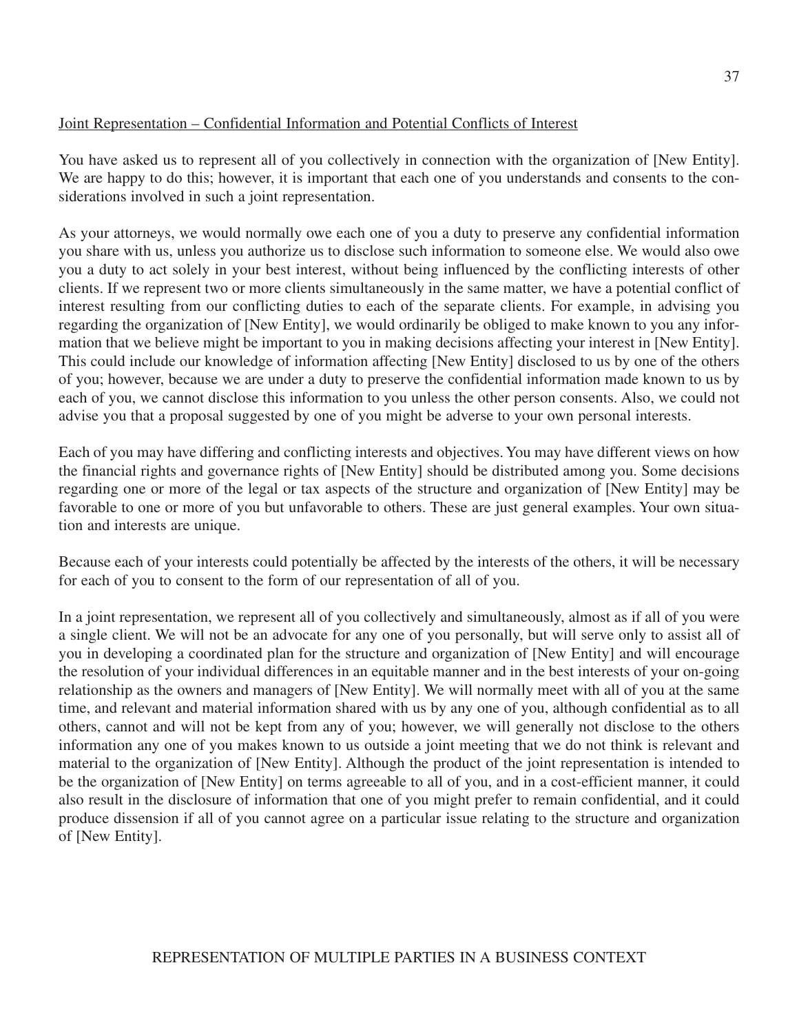Joint Representation – Confidential Information and Potential Conflicts of Interest

You have asked us to represent all of you collectively in connection with the organization of [New Entity]. We are happy to do this; however, it is important that each one of you understands and consents to the considerations involved in such a joint representation.

As your attorneys, we would normally owe each one of you a duty to preserve any confidential information you share with us, unless you authorize us to disclose such information to someone else. We would also owe you a duty to act solely in your best interest, without being influenced by the conflicting interests of other clients. If we represent two or more clients simultaneously in the same matter, we have a potential conflict of interest resulting from our conflicting duties to each of the separate clients. For example, in advising you regarding the organization of [New Entity], we would ordinarily be obliged to make known to you any information that we believe might be important to you in making decisions affecting your interest in [New Entity]. This could include our knowledge of information affecting [New Entity] disclosed to us by one of the others of you; however, because we are under a duty to preserve the confidential information made known to us by each of you, we cannot disclose this information to you unless the other person consents. Also, we could not advise you that a proposal suggested by one of you might be adverse to your own personal interests.

Each of you may have differing and conflicting interests and objectives. You may have different views on how the financial rights and governance rights of [New Entity] should be distributed among you. Some decisions regarding one or more of the legal or tax aspects of the structure and organization of [New Entity] may be favorable to one or more of you but unfavorable to others. These are just general examples. Your own situation and interests are unique.

Because each of your interests could potentially be affected by the interests of the others, it will be necessary for each of you to consent to the form of our representation of all of you.

In a joint representation, we represent all of you collectively and simultaneously, almost as if all of you were a single client. We will not be an advocate for any one of you personally, but will serve only to assist all of you in developing a coordinated plan for the structure and organization of [New Entity] and will encourage the resolution of your individual differences in an equitable manner and in the best interests of your on-going relationship as the owners and managers of [New Entity]. We will normally meet with all of you at the same time, and relevant and material information shared with us by any one of you, although confidential as to all others, cannot and will not be kept from any of you; however, we will generally not disclose to the others information any one of you makes known to us outside a joint meeting that we do not think is relevant and material to the organization of [New Entity]. Although the product of the joint representation is intended to be the organization of [New Entity] on terms agreeable to all of you, and in a cost-efficient manner, it could also result in the disclosure of information that one of you might prefer to remain confidential, and it could produce dissension if all of you cannot agree on a particular issue relating to the structure and organization of [New Entity].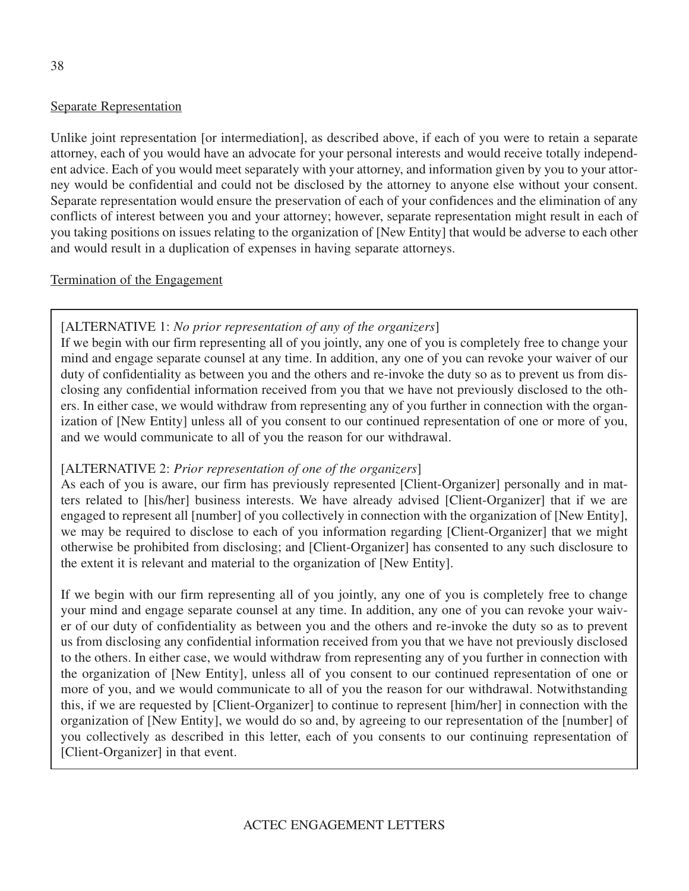Separate Representation

Unlike joint representation [or intermediation], as described above, if each of you were to retain a separate attorney, each of you would have an advocate for your personal interests and would receive totally independent advice. Each of you would meet separately with your attorney, and information given by you to your attorney would be confidential and could not be disclosed by the attorney to anyone else without your consent. Separate representation would ensure the preservation of each of your confidences and the elimination of any conflicts of interest between you and your attorney; however, separate representation might result in each of you taking positions on issues relating to the organization of [New Entity] that would be adverse to each other and would result in a duplication of expenses in having separate attorneys.

Termination of the Engagement

[ALTERNATIVE 1: *No prior representation of any of the organizers*]
If we begin with our firm representing all of you jointly, any one of you is completely free to change your mind and engage separate counsel at any time. In addition, any one of you can revoke your waiver of our duty of confidentiality as between you and the others and re-invoke the duty so as to prevent us from disclosing any confidential information received from you that we have not previously disclosed to the others. In either case, we would withdraw from representing any of you further in connection with the organization of [New Entity] unless all of you consent to our continued representation of one or more of you, and we would communicate to all of you the reason for our withdrawal.

[ALTERNATIVE 2: *Prior representation of one of the organizers*]
As each of you is aware, our firm has previously represented [Client-Organizer] personally and in matters related to [his/her] business interests. We have already advised [Client-Organizer] that if we are engaged to represent all [number] of you collectively in connection with the organization of [New Entity], we may be required to disclose to each of you information regarding [Client-Organizer] that we might otherwise be prohibited from disclosing; and [Client-Organizer] has consented to any such disclosure to the extent it is relevant and material to the organization of [New Entity].

If we begin with our firm representing all of you jointly, any one of you is completely free to change your mind and engage separate counsel at any time. In addition, any one of you can revoke your waiver of our duty of confidentiality as between you and the others and re-invoke the duty so as to prevent us from disclosing any confidential information received from you that we have not previously disclosed to the others. In either case, we would withdraw from representing any of you further in connection with the organization of [New Entity], unless all of you consent to our continued representation of one or more of you, and we would communicate to all of you the reason for our withdrawal. Notwithstanding this, if we are requested by [Client-Organizer] to continue to represent [him/her] in connection with the organization of [New Entity], we would do so and, by agreeing to our representation of the [number] of you collectively as described in this letter, each of you consents to our continuing representation of [Client-Organizer] in that event.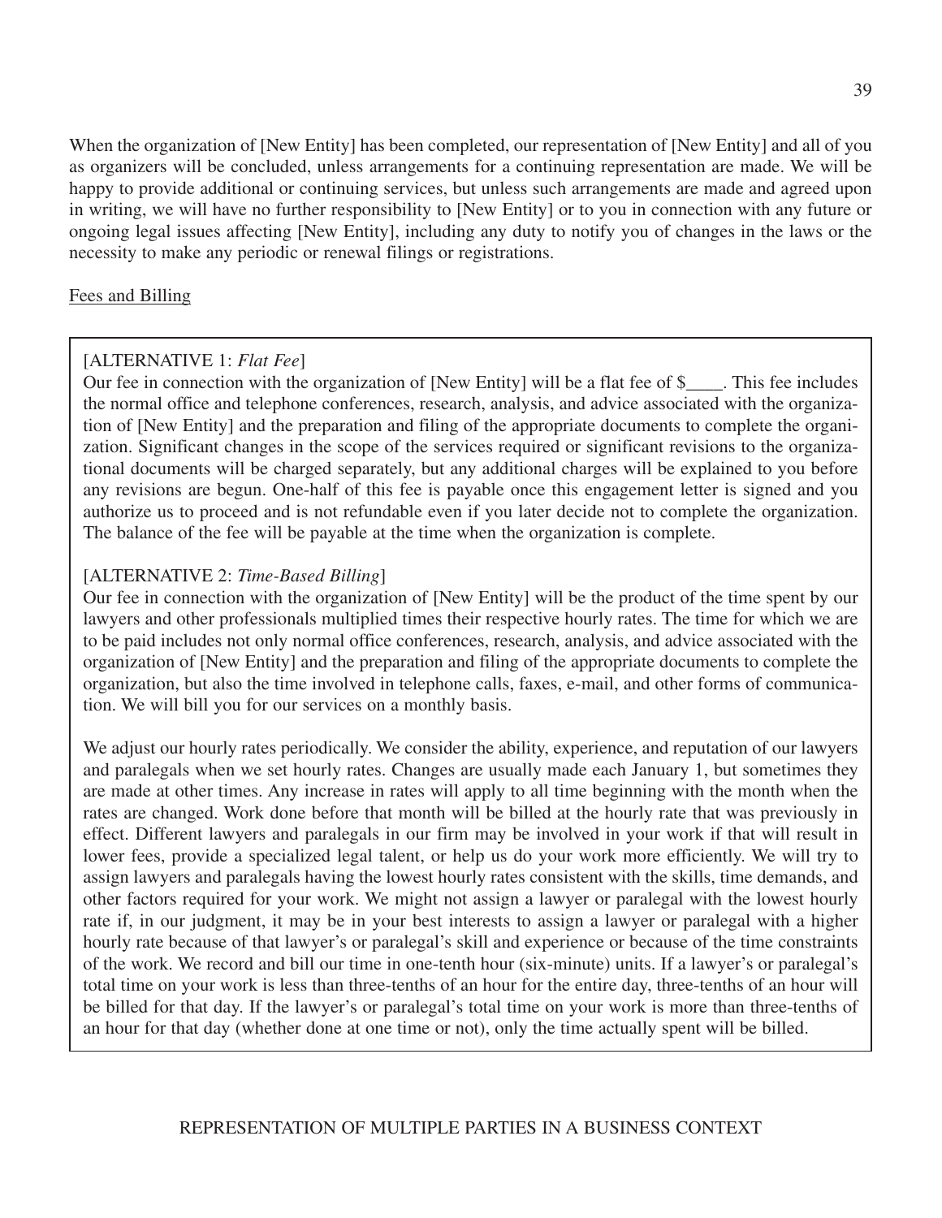When the organization of [New Entity] has been completed, our representation of [New Entity] and all of you as organizers will be concluded, unless arrangements for a continuing representation are made. We will be happy to provide additional or continuing services, but unless such arrangements are made and agreed upon in writing, we will have no further responsibility to [New Entity] or to you in connection with any future or ongoing legal issues affecting [New Entity], including any duty to notify you of changes in the laws or the necessity to make any periodic or renewal filings or registrations.

<u>Fees and Billing</u>

[ALTERNATIVE 1: *Flat Fee*]
Our fee in connection with the organization of [New Entity] will be a flat fee of $____. This fee includes the normal office and telephone conferences, research, analysis, and advice associated with the organization of [New Entity] and the preparation and filing of the appropriate documents to complete the organization. Significant changes in the scope of the services required or significant revisions to the organizational documents will be charged separately, but any additional charges will be explained to you before any revisions are begun. One-half of this fee is payable once this engagement letter is signed and you authorize us to proceed and is not refundable even if you later decide not to complete the organization. The balance of the fee will be payable at the time when the organization is complete.

[ALTERNATIVE 2: *Time-Based Billing*]
Our fee in connection with the organization of [New Entity] will be the product of the time spent by our lawyers and other professionals multiplied times their respective hourly rates. The time for which we are to be paid includes not only normal office conferences, research, analysis, and advice associated with the organization of [New Entity] and the preparation and filing of the appropriate documents to complete the organization, but also the time involved in telephone calls, faxes, e-mail, and other forms of communication. We will bill you for our services on a monthly basis.

We adjust our hourly rates periodically. We consider the ability, experience, and reputation of our lawyers and paralegals when we set hourly rates. Changes are usually made each January 1, but sometimes they are made at other times. Any increase in rates will apply to all time beginning with the month when the rates are changed. Work done before that month will be billed at the hourly rate that was previously in effect. Different lawyers and paralegals in our firm may be involved in your work if that will result in lower fees, provide a specialized legal talent, or help us do your work more efficiently. We will try to assign lawyers and paralegals having the lowest hourly rates consistent with the skills, time demands, and other factors required for your work. We might not assign a lawyer or paralegal with the lowest hourly rate if, in our judgment, it may be in your best interests to assign a lawyer or paralegal with a higher hourly rate because of that lawyer's or paralegal's skill and experience or because of the time constraints of the work. We record and bill our time in one-tenth hour (six-minute) units. If a lawyer's or paralegal's total time on your work is less than three-tenths of an hour for the entire day, three-tenths of an hour will be billed for that day. If the lawyer's or paralegal's total time on your work is more than three-tenths of an hour for that day (whether done at one time or not), only the time actually spent will be billed.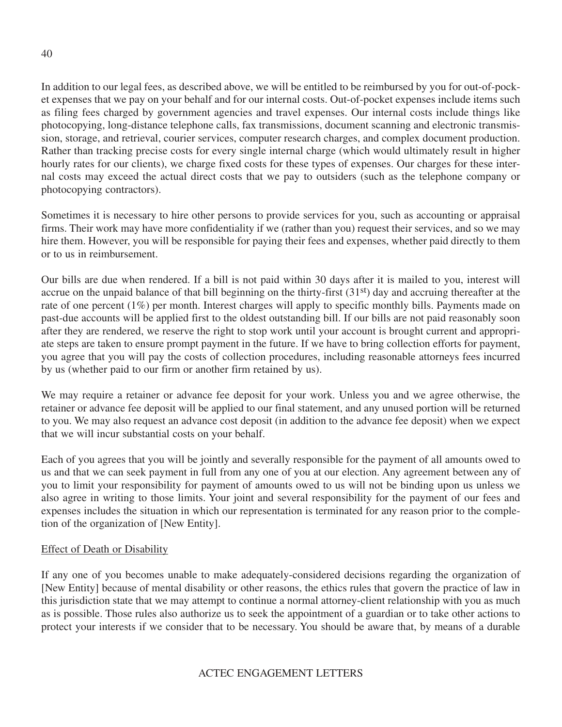In addition to our legal fees, as described above, we will be entitled to be reimbursed by you for out-of-pocket expenses that we pay on your behalf and for our internal costs. Out-of-pocket expenses include items such as filing fees charged by government agencies and travel expenses. Our internal costs include things like photocopying, long-distance telephone calls, fax transmissions, document scanning and electronic transmission, storage, and retrieval, courier services, computer research charges, and complex document production. Rather than tracking precise costs for every single internal charge (which would ultimately result in higher hourly rates for our clients), we charge fixed costs for these types of expenses. Our charges for these internal costs may exceed the actual direct costs that we pay to outsiders (such as the telephone company or photocopying contractors).

Sometimes it is necessary to hire other persons to provide services for you, such as accounting or appraisal firms. Their work may have more confidentiality if we (rather than you) request their services, and so we may hire them. However, you will be responsible for paying their fees and expenses, whether paid directly to them or to us in reimbursement.

Our bills are due when rendered. If a bill is not paid within 30 days after it is mailed to you, interest will accrue on the unpaid balance of that bill beginning on the thirty-first (31st) day and accruing thereafter at the rate of one percent (1%) per month. Interest charges will apply to specific monthly bills. Payments made on past-due accounts will be applied first to the oldest outstanding bill. If our bills are not paid reasonably soon after they are rendered, we reserve the right to stop work until your account is brought current and appropriate steps are taken to ensure prompt payment in the future. If we have to bring collection efforts for payment, you agree that you will pay the costs of collection procedures, including reasonable attorneys fees incurred by us (whether paid to our firm or another firm retained by us).

We may require a retainer or advance fee deposit for your work. Unless you and we agree otherwise, the retainer or advance fee deposit will be applied to our final statement, and any unused portion will be returned to you. We may also request an advance cost deposit (in addition to the advance fee deposit) when we expect that we will incur substantial costs on your behalf.

Each of you agrees that you will be jointly and severally responsible for the payment of all amounts owed to us and that we can seek payment in full from any one of you at our election. Any agreement between any of you to limit your responsibility for payment of amounts owed to us will not be binding upon us unless we also agree in writing to those limits. Your joint and several responsibility for the payment of our fees and expenses includes the situation in which our representation is terminated for any reason prior to the completion of the organization of [New Entity].

<u>Effect of Death or Disability</u>

If any one of you becomes unable to make adequately-considered decisions regarding the organization of [New Entity] because of mental disability or other reasons, the ethics rules that govern the practice of law in this jurisdiction state that we may attempt to continue a normal attorney-client relationship with you as much as is possible. Those rules also authorize us to seek the appointment of a guardian or to take other actions to protect your interests if we consider that to be necessary. You should be aware that, by means of a durable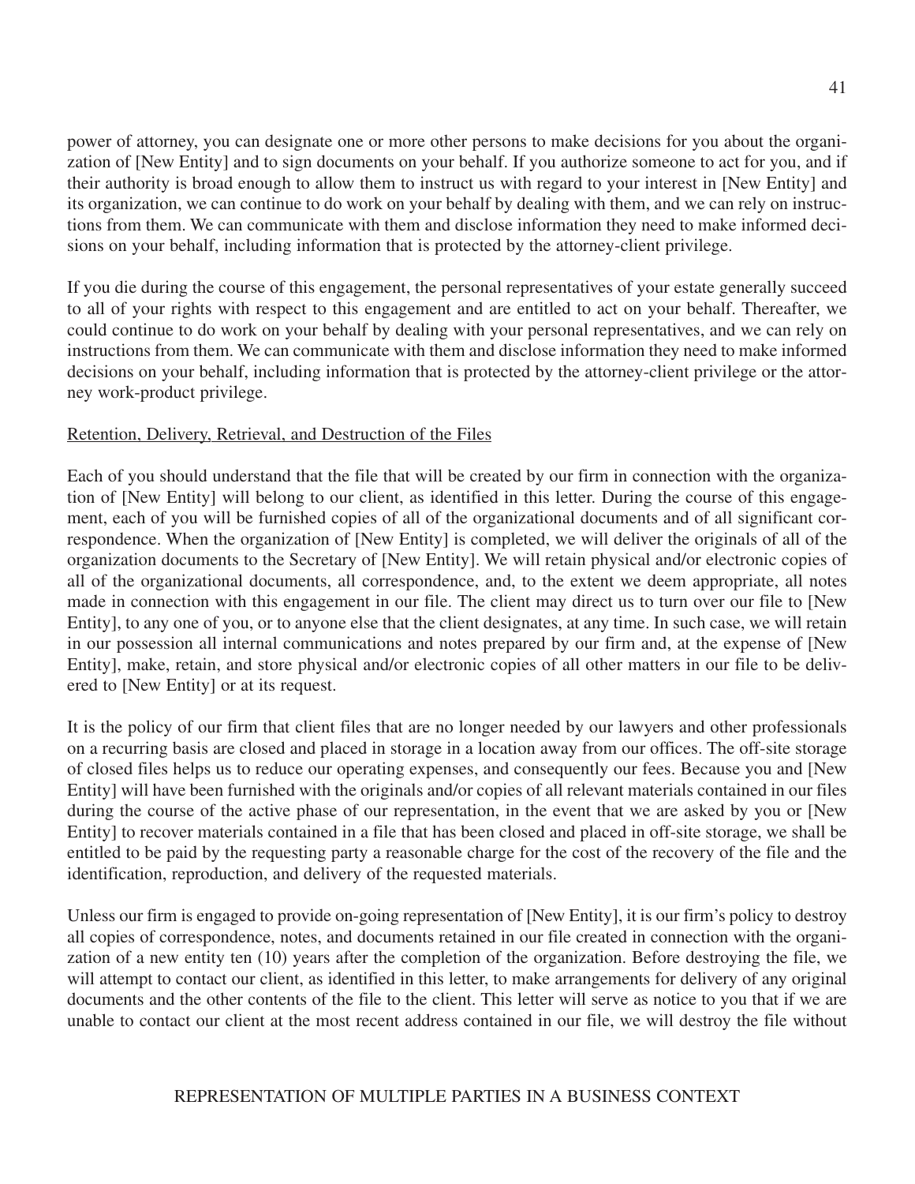power of attorney, you can designate one or more other persons to make decisions for you about the organization of [New Entity] and to sign documents on your behalf. If you authorize someone to act for you, and if their authority is broad enough to allow them to instruct us with regard to your interest in [New Entity] and its organization, we can continue to do work on your behalf by dealing with them, and we can rely on instructions from them. We can communicate with them and disclose information they need to make informed decisions on your behalf, including information that is protected by the attorney-client privilege.

If you die during the course of this engagement, the personal representatives of your estate generally succeed to all of your rights with respect to this engagement and are entitled to act on your behalf. Thereafter, we could continue to do work on your behalf by dealing with your personal representatives, and we can rely on instructions from them. We can communicate with them and disclose information they need to make informed decisions on your behalf, including information that is protected by the attorney-client privilege or the attorney work-product privilege.

Retention, Delivery, Retrieval, and Destruction of the Files

Each of you should understand that the file that will be created by our firm in connection with the organization of [New Entity] will belong to our client, as identified in this letter. During the course of this engagement, each of you will be furnished copies of all of the organizational documents and of all significant correspondence. When the organization of [New Entity] is completed, we will deliver the originals of all of the organization documents to the Secretary of [New Entity]. We will retain physical and/or electronic copies of all of the organizational documents, all correspondence, and, to the extent we deem appropriate, all notes made in connection with this engagement in our file. The client may direct us to turn over our file to [New Entity], to any one of you, or to anyone else that the client designates, at any time. In such case, we will retain in our possession all internal communications and notes prepared by our firm and, at the expense of [New Entity], make, retain, and store physical and/or electronic copies of all other matters in our file to be delivered to [New Entity] or at its request.

It is the policy of our firm that client files that are no longer needed by our lawyers and other professionals on a recurring basis are closed and placed in storage in a location away from our offices. The off-site storage of closed files helps us to reduce our operating expenses, and consequently our fees. Because you and [New Entity] will have been furnished with the originals and/or copies of all relevant materials contained in our files during the course of the active phase of our representation, in the event that we are asked by you or [New Entity] to recover materials contained in a file that has been closed and placed in off-site storage, we shall be entitled to be paid by the requesting party a reasonable charge for the cost of the recovery of the file and the identification, reproduction, and delivery of the requested materials.

Unless our firm is engaged to provide on-going representation of [New Entity], it is our firm's policy to destroy all copies of correspondence, notes, and documents retained in our file created in connection with the organization of a new entity ten (10) years after the completion of the organization. Before destroying the file, we will attempt to contact our client, as identified in this letter, to make arrangements for delivery of any original documents and the other contents of the file to the client. This letter will serve as notice to you that if we are unable to contact our client at the most recent address contained in our file, we will destroy the file without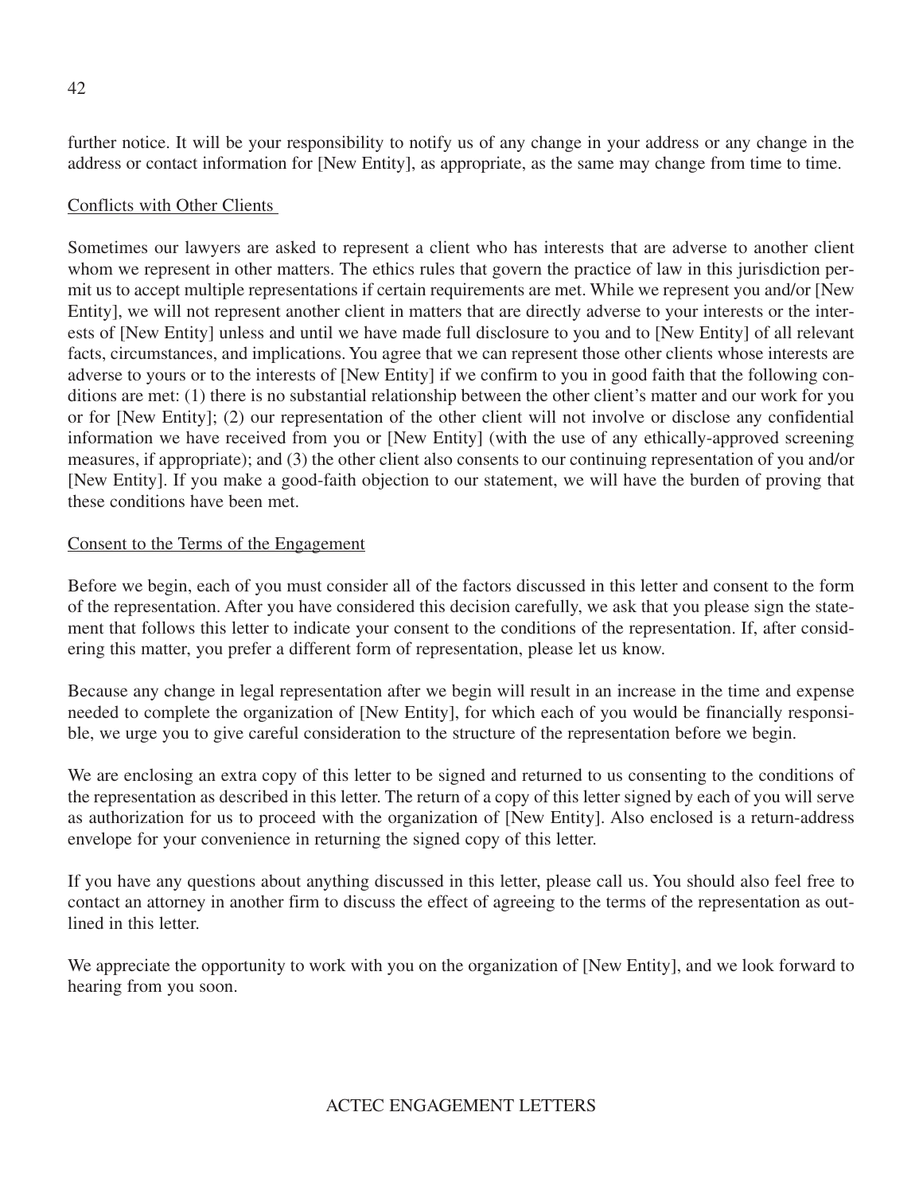further notice. It will be your responsibility to notify us of any change in your address or any change in the address or contact information for [New Entity], as appropriate, as the same may change from time to time.

Conflicts with Other Clients

Sometimes our lawyers are asked to represent a client who has interests that are adverse to another client whom we represent in other matters. The ethics rules that govern the practice of law in this jurisdiction permit us to accept multiple representations if certain requirements are met. While we represent you and/or [New Entity], we will not represent another client in matters that are directly adverse to your interests or the interests of [New Entity] unless and until we have made full disclosure to you and to [New Entity] of all relevant facts, circumstances, and implications. You agree that we can represent those other clients whose interests are adverse to yours or to the interests of [New Entity] if we confirm to you in good faith that the following conditions are met: (1) there is no substantial relationship between the other client's matter and our work for you or for [New Entity]; (2) our representation of the other client will not involve or disclose any confidential information we have received from you or [New Entity] (with the use of any ethically-approved screening measures, if appropriate); and (3) the other client also consents to our continuing representation of you and/or [New Entity]. If you make a good-faith objection to our statement, we will have the burden of proving that these conditions have been met.

Consent to the Terms of the Engagement

Before we begin, each of you must consider all of the factors discussed in this letter and consent to the form of the representation. After you have considered this decision carefully, we ask that you please sign the statement that follows this letter to indicate your consent to the conditions of the representation. If, after considering this matter, you prefer a different form of representation, please let us know.

Because any change in legal representation after we begin will result in an increase in the time and expense needed to complete the organization of [New Entity], for which each of you would be financially responsible, we urge you to give careful consideration to the structure of the representation before we begin.

We are enclosing an extra copy of this letter to be signed and returned to us consenting to the conditions of the representation as described in this letter. The return of a copy of this letter signed by each of you will serve as authorization for us to proceed with the organization of [New Entity]. Also enclosed is a return-address envelope for your convenience in returning the signed copy of this letter.

If you have any questions about anything discussed in this letter, please call us. You should also feel free to contact an attorney in another firm to discuss the effect of agreeing to the terms of the representation as outlined in this letter.

We appreciate the opportunity to work with you on the organization of [New Entity], and we look forward to hearing from you soon.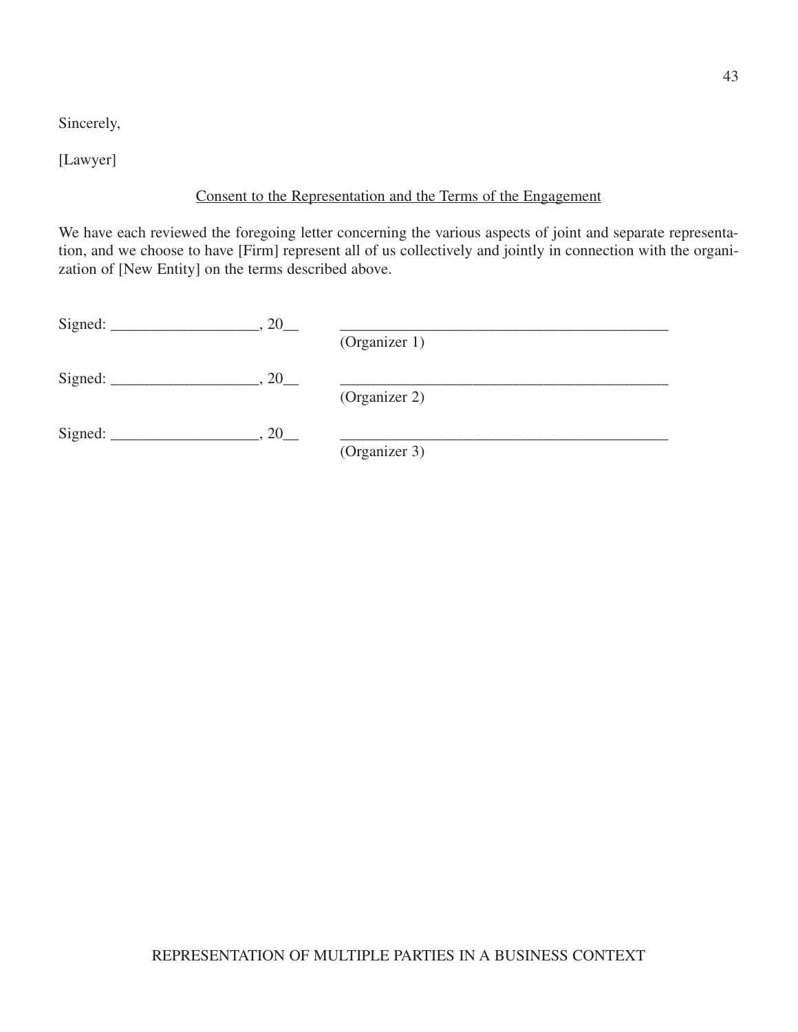Sincerely,

[Lawyer]

<u>Consent to the Representation and the Terms of the Engagement</u>

We have each reviewed the foregoing letter concerning the various aspects of joint and separate representation, and we choose to have [Firm] represent all of us collectively and jointly in connection with the organization of [New Entity] on the terms described above.

Signed: ___________________, 20__ ___________________________________________
(Organizer 1)

Signed: ___________________, 20__ ___________________________________________
(Organizer 2)

Signed: ___________________, 20__ ___________________________________________
(Organizer 3)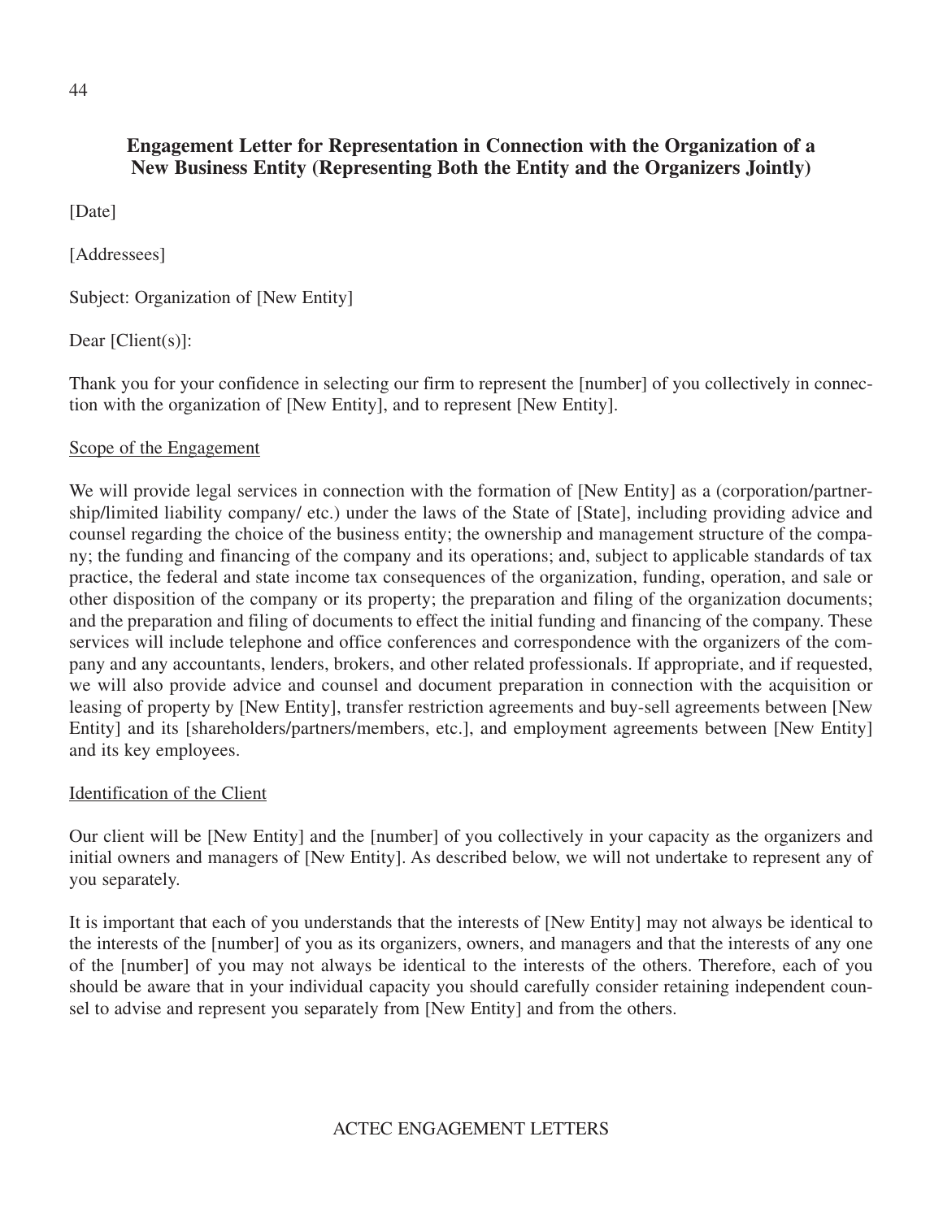## Engagement Letter for Representation in Connection with the Organization of a New Business Entity (Representing Both the Entity and the Organizers Jointly)

[Date]

[Addressees]

Subject: Organization of [New Entity]

Dear [Client(s)]:

Thank you for your confidence in selecting our firm to represent the [number] of you collectively in connection with the organization of [New Entity], and to represent [New Entity].

Scope of the Engagement

We will provide legal services in connection with the formation of [New Entity] as a (corporation/partnership/limited liability company/ etc.) under the laws of the State of [State], including providing advice and counsel regarding the choice of the business entity; the ownership and management structure of the company; the funding and financing of the company and its operations; and, subject to applicable standards of tax practice, the federal and state income tax consequences of the organization, funding, operation, and sale or other disposition of the company or its property; the preparation and filing of the organization documents; and the preparation and filing of documents to effect the initial funding and financing of the company. These services will include telephone and office conferences and correspondence with the organizers of the company and any accountants, lenders, brokers, and other related professionals. If appropriate, and if requested, we will also provide advice and counsel and document preparation in connection with the acquisition or leasing of property by [New Entity], transfer restriction agreements and buy-sell agreements between [New Entity] and its [shareholders/partners/members, etc.], and employment agreements between [New Entity] and its key employees.

Identification of the Client

Our client will be [New Entity] and the [number] of you collectively in your capacity as the organizers and initial owners and managers of [New Entity]. As described below, we will not undertake to represent any of you separately.

It is important that each of you understands that the interests of [New Entity] may not always be identical to the interests of the [number] of you as its organizers, owners, and managers and that the interests of any one of the [number] of you may not always be identical to the interests of the others. Therefore, each of you should be aware that in your individual capacity you should carefully consider retaining independent counsel to advise and represent you separately from [New Entity] and from the others.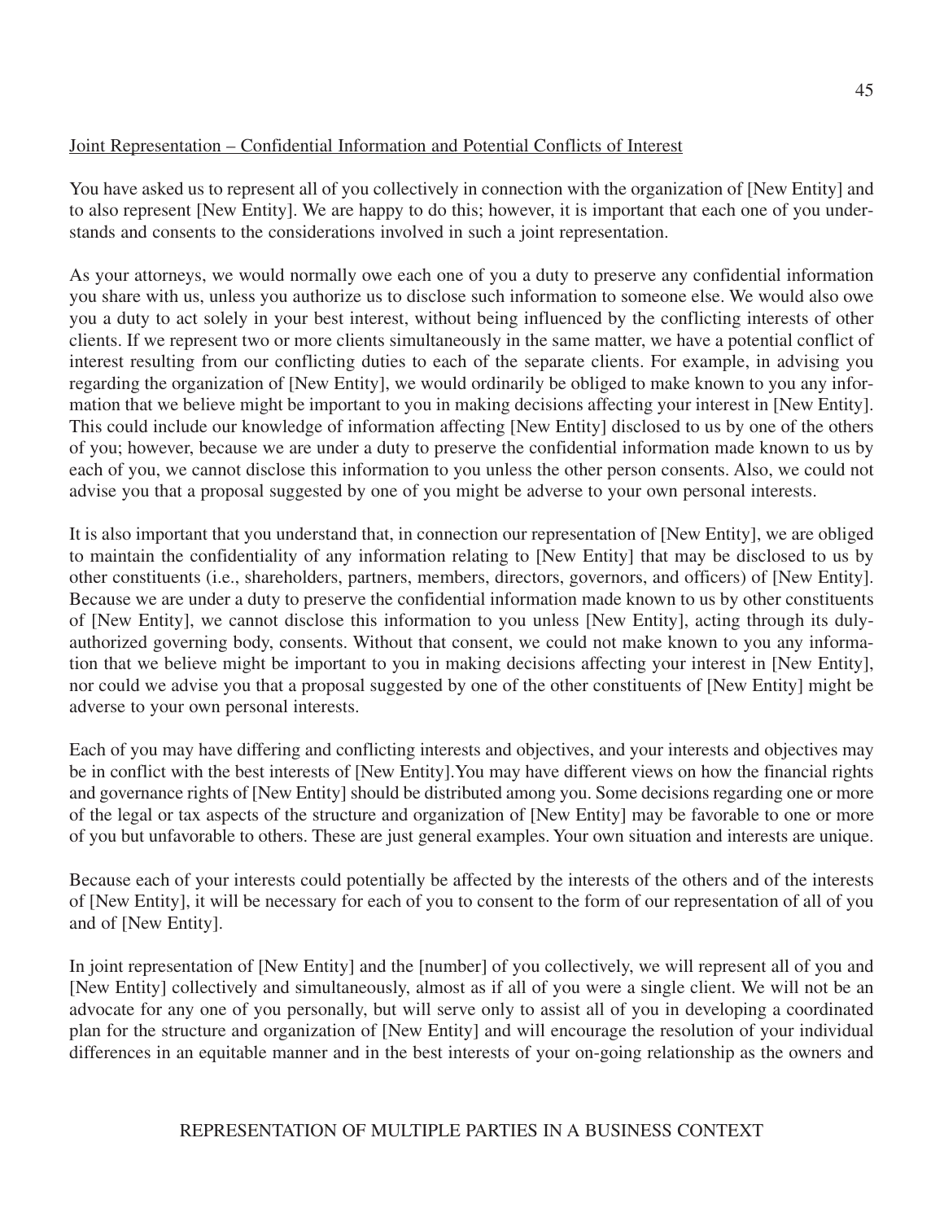Joint Representation – Confidential Information and Potential Conflicts of Interest

You have asked us to represent all of you collectively in connection with the organization of [New Entity] and to also represent [New Entity]. We are happy to do this; however, it is important that each one of you understands and consents to the considerations involved in such a joint representation.

As your attorneys, we would normally owe each one of you a duty to preserve any confidential information you share with us, unless you authorize us to disclose such information to someone else. We would also owe you a duty to act solely in your best interest, without being influenced by the conflicting interests of other clients. If we represent two or more clients simultaneously in the same matter, we have a potential conflict of interest resulting from our conflicting duties to each of the separate clients. For example, in advising you regarding the organization of [New Entity], we would ordinarily be obliged to make known to you any information that we believe might be important to you in making decisions affecting your interest in [New Entity]. This could include our knowledge of information affecting [New Entity] disclosed to us by one of the others of you; however, because we are under a duty to preserve the confidential information made known to us by each of you, we cannot disclose this information to you unless the other person consents. Also, we could not advise you that a proposal suggested by one of you might be adverse to your own personal interests.

It is also important that you understand that, in connection our representation of [New Entity], we are obliged to maintain the confidentiality of any information relating to [New Entity] that may be disclosed to us by other constituents (i.e., shareholders, partners, members, directors, governors, and officers) of [New Entity]. Because we are under a duty to preserve the confidential information made known to us by other constituents of [New Entity], we cannot disclose this information to you unless [New Entity], acting through its duly-authorized governing body, consents. Without that consent, we could not make known to you any information that we believe might be important to you in making decisions affecting your interest in [New Entity], nor could we advise you that a proposal suggested by one of the other constituents of [New Entity] might be adverse to your own personal interests.

Each of you may have differing and conflicting interests and objectives, and your interests and objectives may be in conflict with the best interests of [New Entity].You may have different views on how the financial rights and governance rights of [New Entity] should be distributed among you. Some decisions regarding one or more of the legal or tax aspects of the structure and organization of [New Entity] may be favorable to one or more of you but unfavorable to others. These are just general examples. Your own situation and interests are unique.

Because each of your interests could potentially be affected by the interests of the others and of the interests of [New Entity], it will be necessary for each of you to consent to the form of our representation of all of you and of [New Entity].

In joint representation of [New Entity] and the [number] of you collectively, we will represent all of you and [New Entity] collectively and simultaneously, almost as if all of you were a single client. We will not be an advocate for any one of you personally, but will serve only to assist all of you in developing a coordinated plan for the structure and organization of [New Entity] and will encourage the resolution of your individual differences in an equitable manner and in the best interests of your on-going relationship as the owners and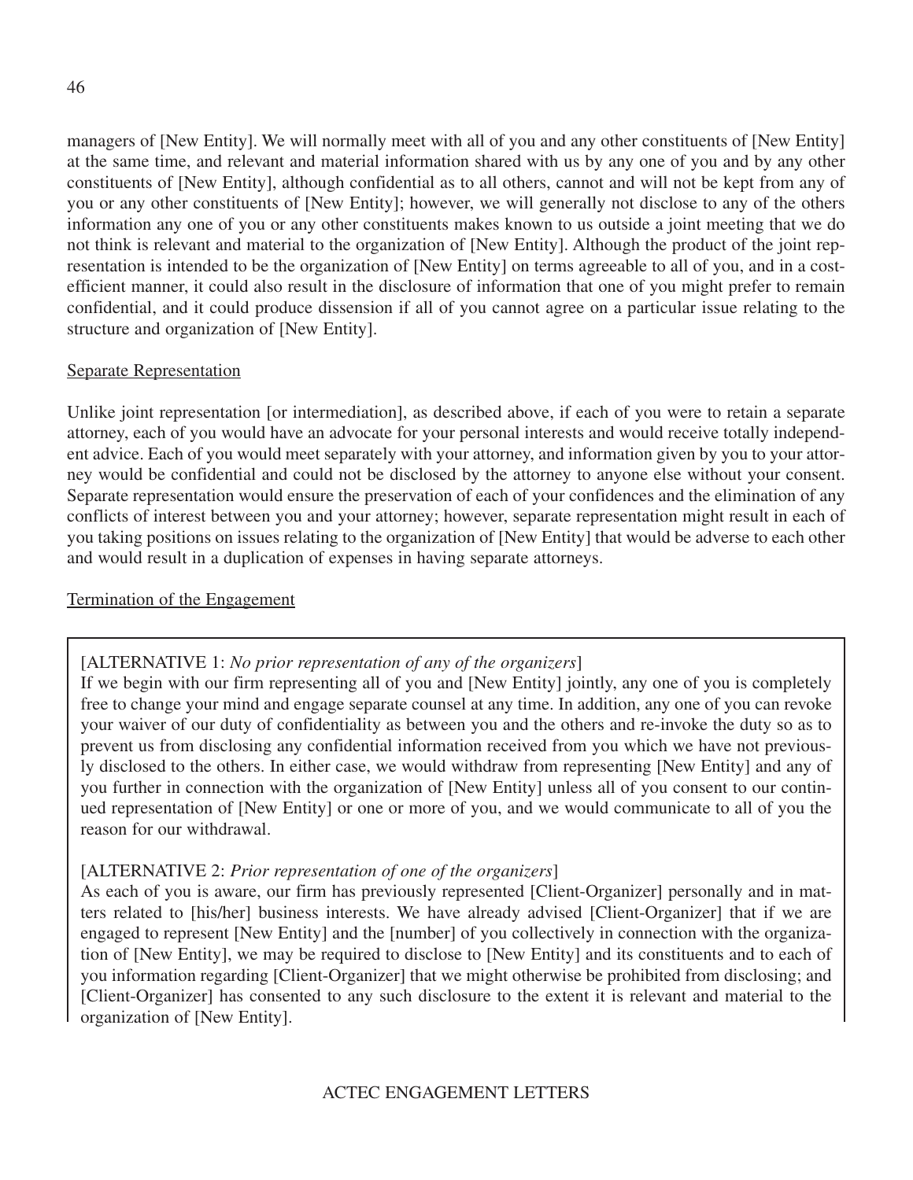managers of [New Entity]. We will normally meet with all of you and any other constituents of [New Entity] at the same time, and relevant and material information shared with us by any one of you and by any other constituents of [New Entity], although confidential as to all others, cannot and will not be kept from any of you or any other constituents of [New Entity]; however, we will generally not disclose to any of the others information any one of you or any other constituents makes known to us outside a joint meeting that we do not think is relevant and material to the organization of [New Entity]. Although the product of the joint representation is intended to be the organization of [New Entity] on terms agreeable to all of you, and in a cost-efficient manner, it could also result in the disclosure of information that one of you might prefer to remain confidential, and it could produce dissension if all of you cannot agree on a particular issue relating to the structure and organization of [New Entity].

Separate Representation

Unlike joint representation [or intermediation], as described above, if each of you were to retain a separate attorney, each of you would have an advocate for your personal interests and would receive totally independent advice. Each of you would meet separately with your attorney, and information given by you to your attorney would be confidential and could not be disclosed by the attorney to anyone else without your consent. Separate representation would ensure the preservation of each of your confidences and the elimination of any conflicts of interest between you and your attorney; however, separate representation might result in each of you taking positions on issues relating to the organization of [New Entity] that would be adverse to each other and would result in a duplication of expenses in having separate attorneys.

Termination of the Engagement

[ALTERNATIVE 1: *No prior representation of any of the organizers*]
If we begin with our firm representing all of you and [New Entity] jointly, any one of you is completely free to change your mind and engage separate counsel at any time. In addition, any one of you can revoke your waiver of our duty of confidentiality as between you and the others and re-invoke the duty so as to prevent us from disclosing any confidential information received from you which we have not previously disclosed to the others. In either case, we would withdraw from representing [New Entity] and any of you further in connection with the organization of [New Entity] unless all of you consent to our continued representation of [New Entity] or one or more of you, and we would communicate to all of you the reason for our withdrawal.

[ALTERNATIVE 2: *Prior representation of one of the organizers*]
As each of you is aware, our firm has previously represented [Client-Organizer] personally and in matters related to [his/her] business interests. We have already advised [Client-Organizer] that if we are engaged to represent [New Entity] and the [number] of you collectively in connection with the organization of [New Entity], we may be required to disclose to [New Entity] and its constituents and to each of you information regarding [Client-Organizer] that we might otherwise be prohibited from disclosing; and [Client-Organizer] has consented to any such disclosure to the extent it is relevant and material to the organization of [New Entity].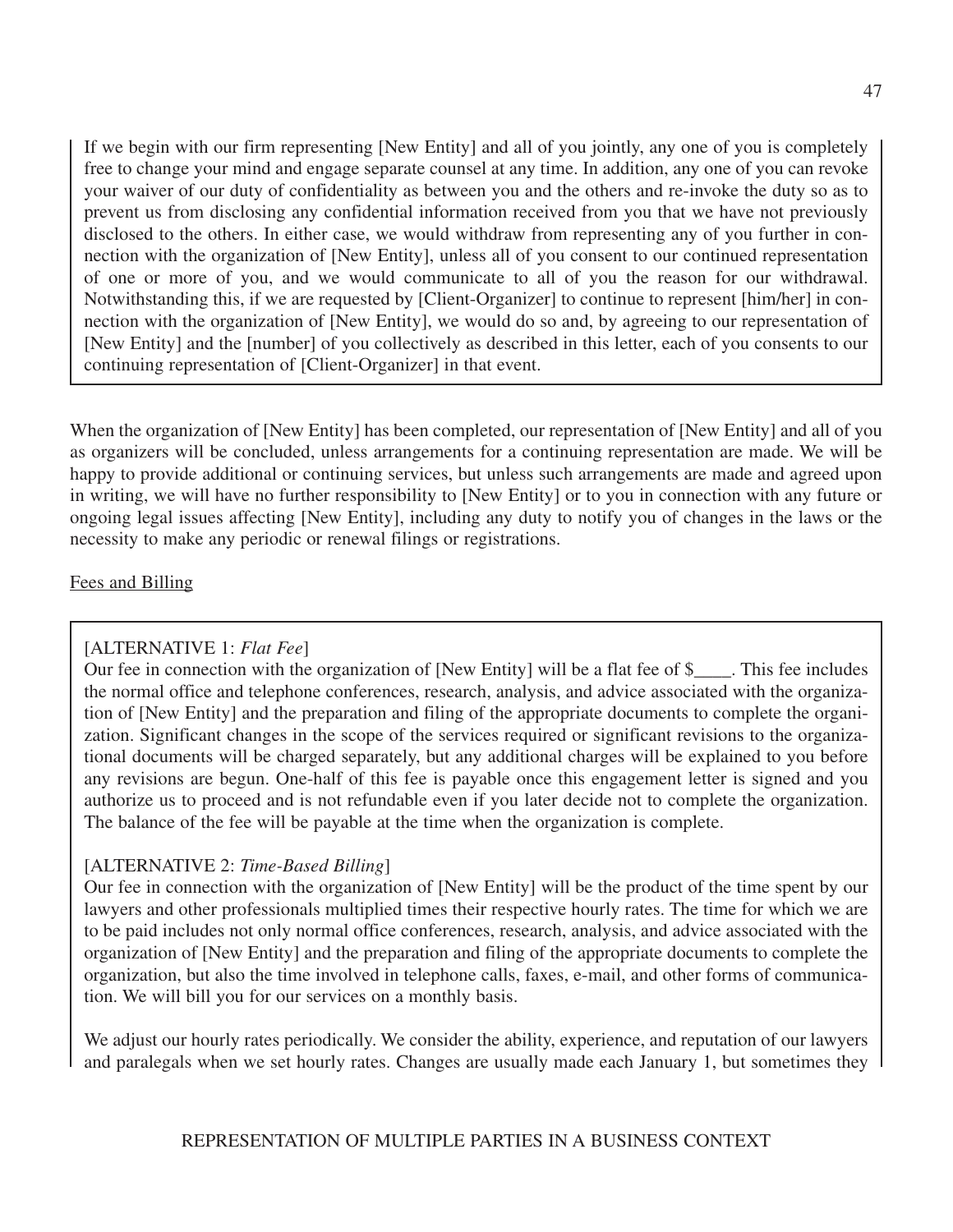If we begin with our firm representing [New Entity] and all of you jointly, any one of you is completely free to change your mind and engage separate counsel at any time. In addition, any one of you can revoke your waiver of our duty of confidentiality as between you and the others and re-invoke the duty so as to prevent us from disclosing any confidential information received from you that we have not previously disclosed to the others. In either case, we would withdraw from representing any of you further in connection with the organization of [New Entity], unless all of you consent to our continued representation of one or more of you, and we would communicate to all of you the reason for our withdrawal. Notwithstanding this, if we are requested by [Client-Organizer] to continue to represent [him/her] in connection with the organization of [New Entity], we would do so and, by agreeing to our representation of [New Entity] and the [number] of you collectively as described in this letter, each of you consents to our continuing representation of [Client-Organizer] in that event.

When the organization of [New Entity] has been completed, our representation of [New Entity] and all of you as organizers will be concluded, unless arrangements for a continuing representation are made. We will be happy to provide additional or continuing services, but unless such arrangements are made and agreed upon in writing, we will have no further responsibility to [New Entity] or to you in connection with any future or ongoing legal issues affecting [New Entity], including any duty to notify you of changes in the laws or the necessity to make any periodic or renewal filings or registrations.

Fees and Billing

[ALTERNATIVE 1: *Flat Fee*]
Our fee in connection with the organization of [New Entity] will be a flat fee of $____. This fee includes the normal office and telephone conferences, research, analysis, and advice associated with the organization of [New Entity] and the preparation and filing of the appropriate documents to complete the organization. Significant changes in the scope of the services required or significant revisions to the organizational documents will be charged separately, but any additional charges will be explained to you before any revisions are begun. One-half of this fee is payable once this engagement letter is signed and you authorize us to proceed and is not refundable even if you later decide not to complete the organization. The balance of the fee will be payable at the time when the organization is complete.

[ALTERNATIVE 2: *Time-Based Billing*]
Our fee in connection with the organization of [New Entity] will be the product of the time spent by our lawyers and other professionals multiplied times their respective hourly rates. The time for which we are to be paid includes not only normal office conferences, research, analysis, and advice associated with the organization of [New Entity] and the preparation and filing of the appropriate documents to complete the organization, but also the time involved in telephone calls, faxes, e-mail, and other forms of communication. We will bill you for our services on a monthly basis.

We adjust our hourly rates periodically. We consider the ability, experience, and reputation of our lawyers and paralegals when we set hourly rates. Changes are usually made each January 1, but sometimes they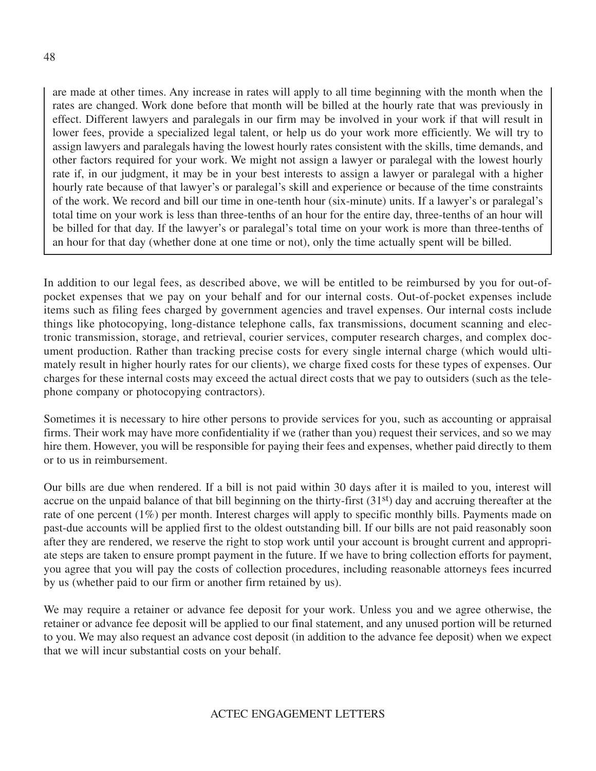are made at other times. Any increase in rates will apply to all time beginning with the month when the rates are changed. Work done before that month will be billed at the hourly rate that was previously in effect. Different lawyers and paralegals in our firm may be involved in your work if that will result in lower fees, provide a specialized legal talent, or help us do your work more efficiently. We will try to assign lawyers and paralegals having the lowest hourly rates consistent with the skills, time demands, and other factors required for your work. We might not assign a lawyer or paralegal with the lowest hourly rate if, in our judgment, it may be in your best interests to assign a lawyer or paralegal with a higher hourly rate because of that lawyer's or paralegal's skill and experience or because of the time constraints of the work. We record and bill our time in one-tenth hour (six-minute) units. If a lawyer's or paralegal's total time on your work is less than three-tenths of an hour for the entire day, three-tenths of an hour will be billed for that day. If the lawyer's or paralegal's total time on your work is more than three-tenths of an hour for that day (whether done at one time or not), only the time actually spent will be billed.

In addition to our legal fees, as described above, we will be entitled to be reimbursed by you for out-of-pocket expenses that we pay on your behalf and for our internal costs. Out-of-pocket expenses include items such as filing fees charged by government agencies and travel expenses. Our internal costs include things like photocopying, long-distance telephone calls, fax transmissions, document scanning and electronic transmission, storage, and retrieval, courier services, computer research charges, and complex document production. Rather than tracking precise costs for every single internal charge (which would ultimately result in higher hourly rates for our clients), we charge fixed costs for these types of expenses. Our charges for these internal costs may exceed the actual direct costs that we pay to outsiders (such as the telephone company or photocopying contractors).

Sometimes it is necessary to hire other persons to provide services for you, such as accounting or appraisal firms. Their work may have more confidentiality if we (rather than you) request their services, and so we may hire them. However, you will be responsible for paying their fees and expenses, whether paid directly to them or to us in reimbursement.

Our bills are due when rendered. If a bill is not paid within 30 days after it is mailed to you, interest will accrue on the unpaid balance of that bill beginning on the thirty-first (31st) day and accruing thereafter at the rate of one percent (1%) per month. Interest charges will apply to specific monthly bills. Payments made on past-due accounts will be applied first to the oldest outstanding bill. If our bills are not paid reasonably soon after they are rendered, we reserve the right to stop work until your account is brought current and appropriate steps are taken to ensure prompt payment in the future. If we have to bring collection efforts for payment, you agree that you will pay the costs of collection procedures, including reasonable attorneys fees incurred by us (whether paid to our firm or another firm retained by us).

We may require a retainer or advance fee deposit for your work. Unless you and we agree otherwise, the retainer or advance fee deposit will be applied to our final statement, and any unused portion will be returned to you. We may also request an advance cost deposit (in addition to the advance fee deposit) when we expect that we will incur substantial costs on your behalf.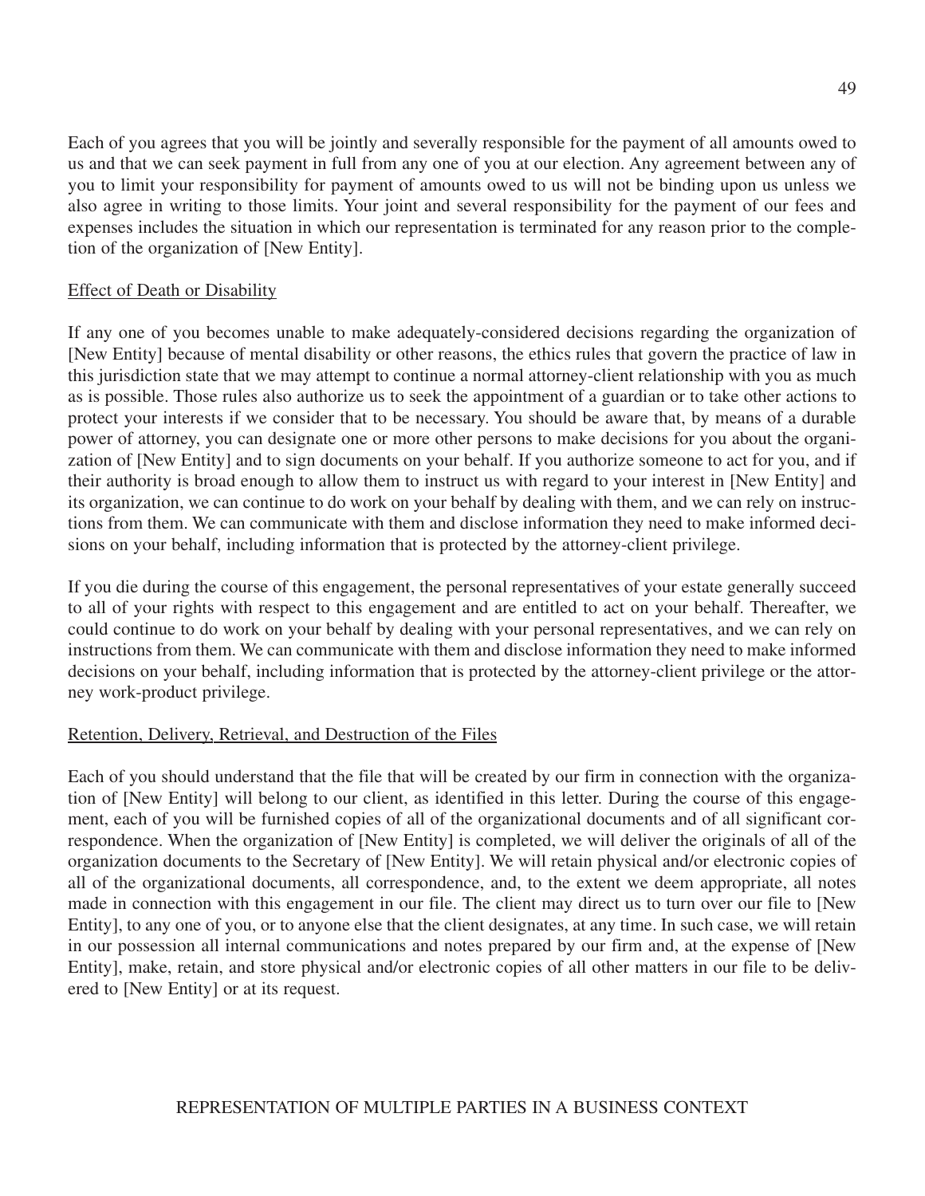Each of you agrees that you will be jointly and severally responsible for the payment of all amounts owed to us and that we can seek payment in full from any one of you at our election. Any agreement between any of you to limit your responsibility for payment of amounts owed to us will not be binding upon us unless we also agree in writing to those limits. Your joint and several responsibility for the payment of our fees and expenses includes the situation in which our representation is terminated for any reason prior to the completion of the organization of [New Entity].

Effect of Death or Disability

If any one of you becomes unable to make adequately-considered decisions regarding the organization of [New Entity] because of mental disability or other reasons, the ethics rules that govern the practice of law in this jurisdiction state that we may attempt to continue a normal attorney-client relationship with you as much as is possible. Those rules also authorize us to seek the appointment of a guardian or to take other actions to protect your interests if we consider that to be necessary. You should be aware that, by means of a durable power of attorney, you can designate one or more other persons to make decisions for you about the organization of [New Entity] and to sign documents on your behalf. If you authorize someone to act for you, and if their authority is broad enough to allow them to instruct us with regard to your interest in [New Entity] and its organization, we can continue to do work on your behalf by dealing with them, and we can rely on instructions from them. We can communicate with them and disclose information they need to make informed decisions on your behalf, including information that is protected by the attorney-client privilege.

If you die during the course of this engagement, the personal representatives of your estate generally succeed to all of your rights with respect to this engagement and are entitled to act on your behalf. Thereafter, we could continue to do work on your behalf by dealing with your personal representatives, and we can rely on instructions from them. We can communicate with them and disclose information they need to make informed decisions on your behalf, including information that is protected by the attorney-client privilege or the attorney work-product privilege.

Retention, Delivery, Retrieval, and Destruction of the Files

Each of you should understand that the file that will be created by our firm in connection with the organization of [New Entity] will belong to our client, as identified in this letter. During the course of this engagement, each of you will be furnished copies of all of the organizational documents and of all significant correspondence. When the organization of [New Entity] is completed, we will deliver the originals of all of the organization documents to the Secretary of [New Entity]. We will retain physical and/or electronic copies of all of the organizational documents, all correspondence, and, to the extent we deem appropriate, all notes made in connection with this engagement in our file. The client may direct us to turn over our file to [New Entity], to any one of you, or to anyone else that the client designates, at any time. In such case, we will retain in our possession all internal communications and notes prepared by our firm and, at the expense of [New Entity], make, retain, and store physical and/or electronic copies of all other matters in our file to be delivered to [New Entity] or at its request.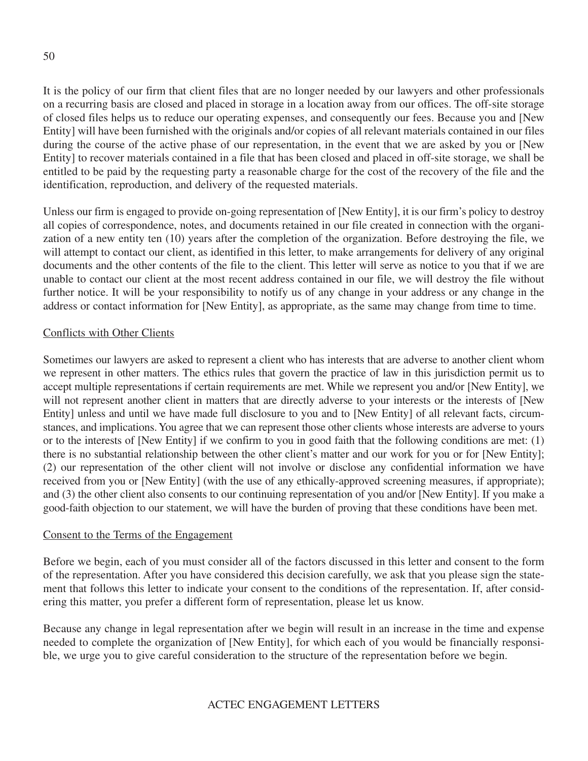It is the policy of our firm that client files that are no longer needed by our lawyers and other professionals on a recurring basis are closed and placed in storage in a location away from our offices. The off-site storage of closed files helps us to reduce our operating expenses, and consequently our fees. Because you and [New Entity] will have been furnished with the originals and/or copies of all relevant materials contained in our files during the course of the active phase of our representation, in the event that we are asked by you or [New Entity] to recover materials contained in a file that has been closed and placed in off-site storage, we shall be entitled to be paid by the requesting party a reasonable charge for the cost of the recovery of the file and the identification, reproduction, and delivery of the requested materials.

Unless our firm is engaged to provide on-going representation of [New Entity], it is our firm's policy to destroy all copies of correspondence, notes, and documents retained in our file created in connection with the organization of a new entity ten (10) years after the completion of the organization. Before destroying the file, we will attempt to contact our client, as identified in this letter, to make arrangements for delivery of any original documents and the other contents of the file to the client. This letter will serve as notice to you that if we are unable to contact our client at the most recent address contained in our file, we will destroy the file without further notice. It will be your responsibility to notify us of any change in your address or any change in the address or contact information for [New Entity], as appropriate, as the same may change from time to time.

Conflicts with Other Clients

Sometimes our lawyers are asked to represent a client who has interests that are adverse to another client whom we represent in other matters. The ethics rules that govern the practice of law in this jurisdiction permit us to accept multiple representations if certain requirements are met. While we represent you and/or [New Entity], we will not represent another client in matters that are directly adverse to your interests or the interests of [New Entity] unless and until we have made full disclosure to you and to [New Entity] of all relevant facts, circumstances, and implications. You agree that we can represent those other clients whose interests are adverse to yours or to the interests of [New Entity] if we confirm to you in good faith that the following conditions are met: (1) there is no substantial relationship between the other client's matter and our work for you or for [New Entity]; (2) our representation of the other client will not involve or disclose any confidential information we have received from you or [New Entity] (with the use of any ethically-approved screening measures, if appropriate); and (3) the other client also consents to our continuing representation of you and/or [New Entity]. If you make a good-faith objection to our statement, we will have the burden of proving that these conditions have been met.

Consent to the Terms of the Engagement

Before we begin, each of you must consider all of the factors discussed in this letter and consent to the form of the representation. After you have considered this decision carefully, we ask that you please sign the statement that follows this letter to indicate your consent to the conditions of the representation. If, after considering this matter, you prefer a different form of representation, please let us know.

Because any change in legal representation after we begin will result in an increase in the time and expense needed to complete the organization of [New Entity], for which each of you would be financially responsible, we urge you to give careful consideration to the structure of the representation before we begin.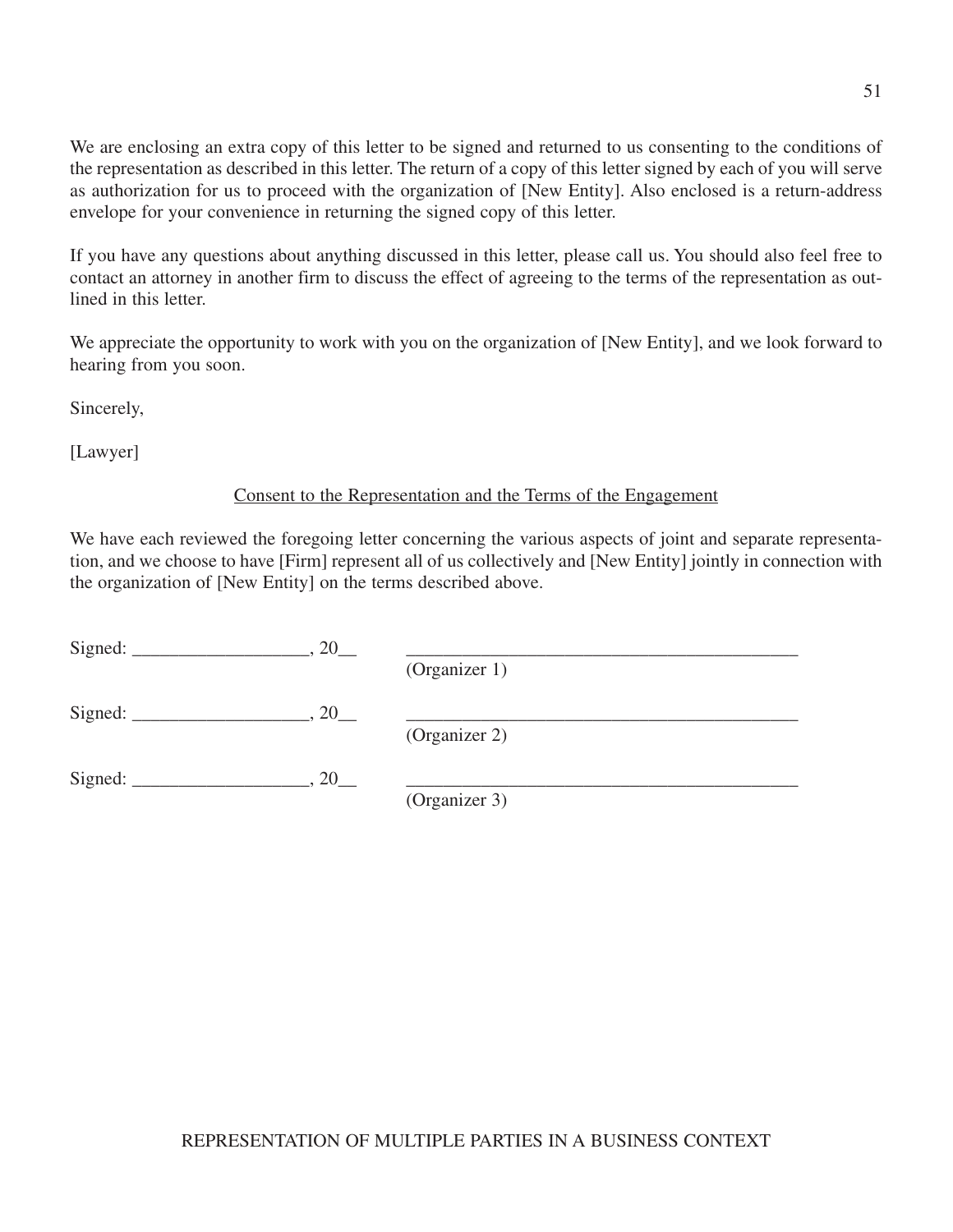We are enclosing an extra copy of this letter to be signed and returned to us consenting to the conditions of the representation as described in this letter. The return of a copy of this letter signed by each of you will serve as authorization for us to proceed with the organization of [New Entity]. Also enclosed is a return-address envelope for your convenience in returning the signed copy of this letter.

If you have any questions about anything discussed in this letter, please call us. You should also feel free to contact an attorney in another firm to discuss the effect of agreeing to the terms of the representation as outlined in this letter.

We appreciate the opportunity to work with you on the organization of [New Entity], and we look forward to hearing from you soon.

Sincerely,

[Lawyer]

<u>Consent to the Representation and the Terms of the Engagement</u>

We have each reviewed the foregoing letter concerning the various aspects of joint and separate representation, and we choose to have [Firm] represent all of us collectively and [New Entity] jointly in connection with the organization of [New Entity] on the terms described above.

Signed: ___________________, 20__ ___________________________________________
(Organizer 1)

Signed: ___________________, 20__ ___________________________________________
(Organizer 2)

Signed: ___________________, 20__ ___________________________________________
(Organizer 3)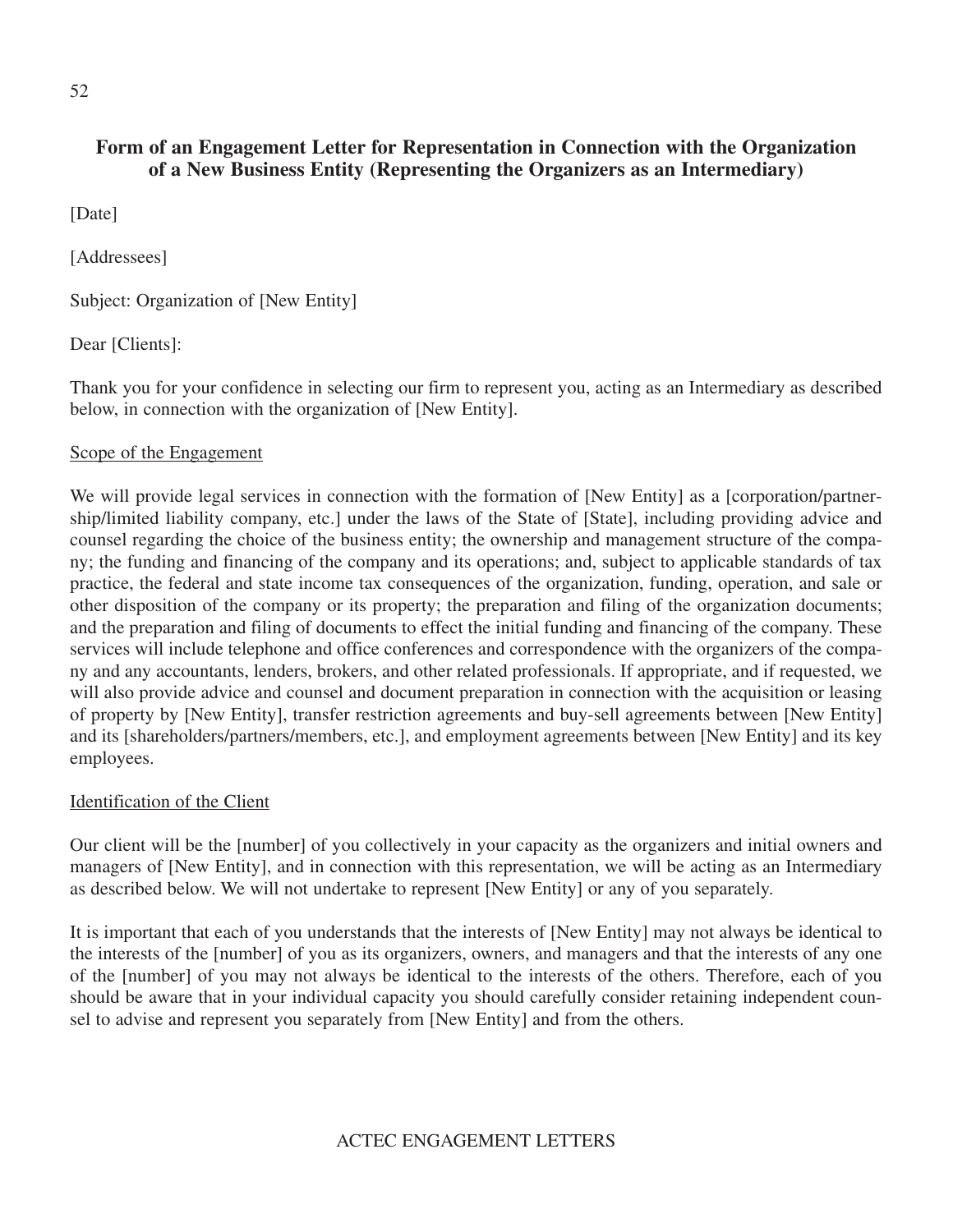## Form of an Engagement Letter for Representation in Connection with the Organization of a New Business Entity (Representing the Organizers as an Intermediary)

[Date]

[Addressees]

Subject: Organization of [New Entity]

Dear [Clients]:

Thank you for your confidence in selecting our firm to represent you, acting as an Intermediary as described below, in connection with the organization of [New Entity].

Scope of the Engagement

We will provide legal services in connection with the formation of [New Entity] as a [corporation/partnership/limited liability company, etc.] under the laws of the State of [State], including providing advice and counsel regarding the choice of the business entity; the ownership and management structure of the company; the funding and financing of the company and its operations; and, subject to applicable standards of tax practice, the federal and state income tax consequences of the organization, funding, operation, and sale or other disposition of the company or its property; the preparation and filing of the organization documents; and the preparation and filing of documents to effect the initial funding and financing of the company. These services will include telephone and office conferences and correspondence with the organizers of the company and any accountants, lenders, brokers, and other related professionals. If appropriate, and if requested, we will also provide advice and counsel and document preparation in connection with the acquisition or leasing of property by [New Entity], transfer restriction agreements and buy-sell agreements between [New Entity] and its [shareholders/partners/members, etc.], and employment agreements between [New Entity] and its key employees.

Identification of the Client

Our client will be the [number] of you collectively in your capacity as the organizers and initial owners and managers of [New Entity], and in connection with this representation, we will be acting as an Intermediary as described below. We will not undertake to represent [New Entity] or any of you separately.

It is important that each of you understands that the interests of [New Entity] may not always be identical to the interests of the [number] of you as its organizers, owners, and managers and that the interests of any one of the [number] of you may not always be identical to the interests of the others. Therefore, each of you should be aware that in your individual capacity you should carefully consider retaining independent counsel to advise and represent you separately from [New Entity] and from the others.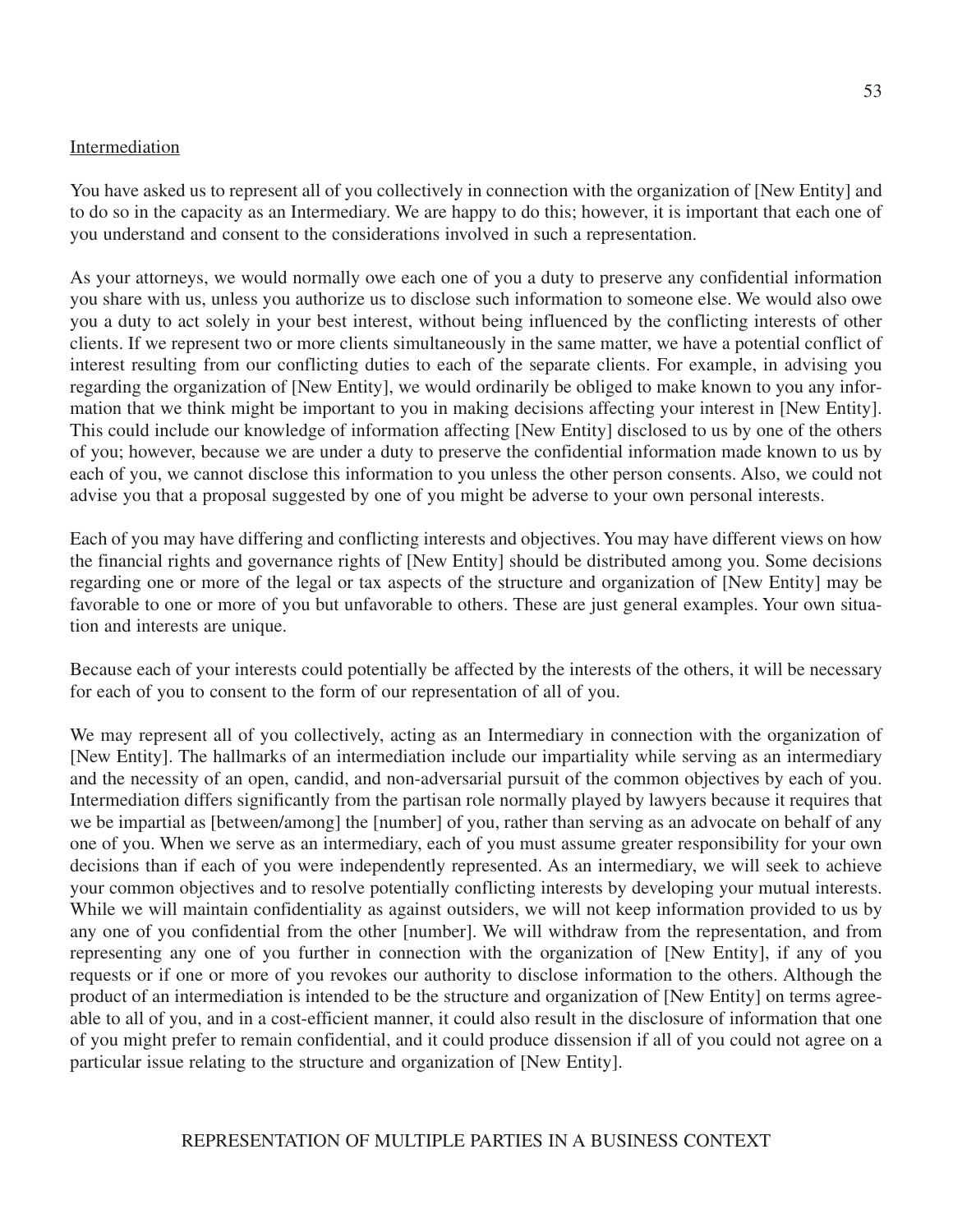Intermediation

You have asked us to represent all of you collectively in connection with the organization of [New Entity] and to do so in the capacity as an Intermediary. We are happy to do this; however, it is important that each one of you understand and consent to the considerations involved in such a representation.

As your attorneys, we would normally owe each one of you a duty to preserve any confidential information you share with us, unless you authorize us to disclose such information to someone else. We would also owe you a duty to act solely in your best interest, without being influenced by the conflicting interests of other clients. If we represent two or more clients simultaneously in the same matter, we have a potential conflict of interest resulting from our conflicting duties to each of the separate clients. For example, in advising you regarding the organization of [New Entity], we would ordinarily be obliged to make known to you any information that we think might be important to you in making decisions affecting your interest in [New Entity]. This could include our knowledge of information affecting [New Entity] disclosed to us by one of the others of you; however, because we are under a duty to preserve the confidential information made known to us by each of you, we cannot disclose this information to you unless the other person consents. Also, we could not advise you that a proposal suggested by one of you might be adverse to your own personal interests.

Each of you may have differing and conflicting interests and objectives. You may have different views on how the financial rights and governance rights of [New Entity] should be distributed among you. Some decisions regarding one or more of the legal or tax aspects of the structure and organization of [New Entity] may be favorable to one or more of you but unfavorable to others. These are just general examples. Your own situation and interests are unique.

Because each of your interests could potentially be affected by the interests of the others, it will be necessary for each of you to consent to the form of our representation of all of you.

We may represent all of you collectively, acting as an Intermediary in connection with the organization of [New Entity]. The hallmarks of an intermediation include our impartiality while serving as an intermediary and the necessity of an open, candid, and non-adversarial pursuit of the common objectives by each of you. Intermediation differs significantly from the partisan role normally played by lawyers because it requires that we be impartial as [between/among] the [number] of you, rather than serving as an advocate on behalf of any one of you. When we serve as an intermediary, each of you must assume greater responsibility for your own decisions than if each of you were independently represented. As an intermediary, we will seek to achieve your common objectives and to resolve potentially conflicting interests by developing your mutual interests. While we will maintain confidentiality as against outsiders, we will not keep information provided to us by any one of you confidential from the other [number]. We will withdraw from the representation, and from representing any one of you further in connection with the organization of [New Entity], if any of you requests or if one or more of you revokes our authority to disclose information to the others. Although the product of an intermediation is intended to be the structure and organization of [New Entity] on terms agreeable to all of you, and in a cost-efficient manner, it could also result in the disclosure of information that one of you might prefer to remain confidential, and it could produce dissension if all of you could not agree on a particular issue relating to the structure and organization of [New Entity].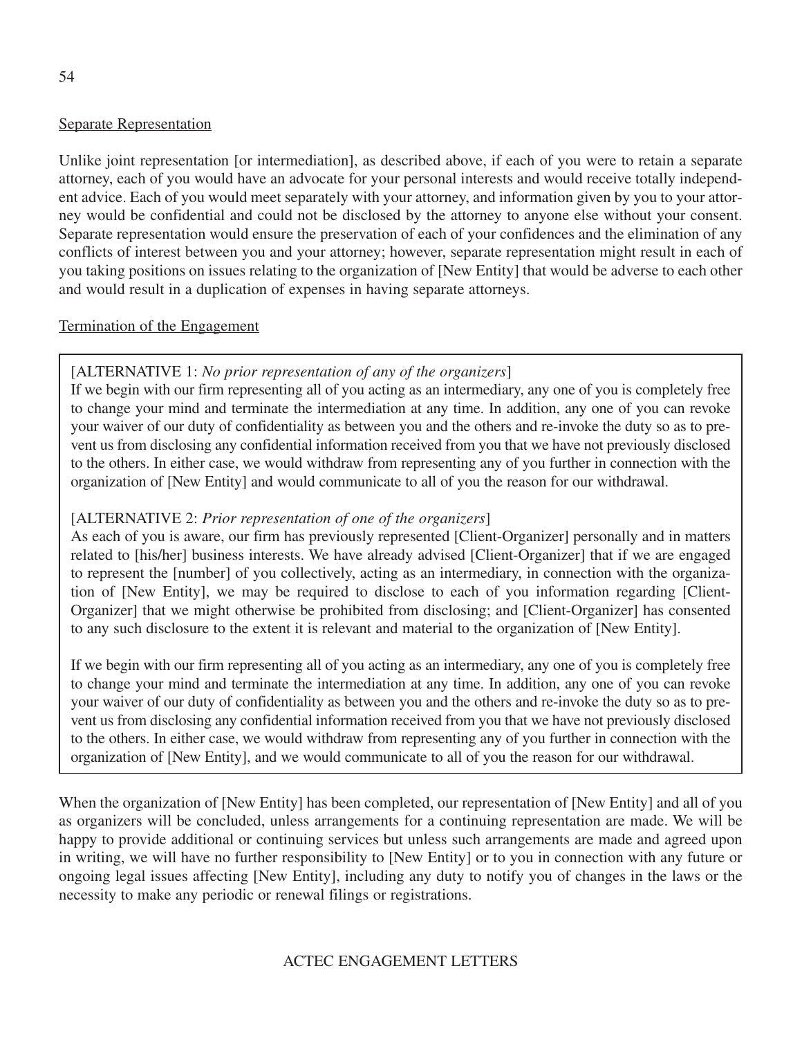Separate Representation

Unlike joint representation [or intermediation], as described above, if each of you were to retain a separate attorney, each of you would have an advocate for your personal interests and would receive totally independent advice. Each of you would meet separately with your attorney, and information given by you to your attorney would be confidential and could not be disclosed by the attorney to anyone else without your consent. Separate representation would ensure the preservation of each of your confidences and the elimination of any conflicts of interest between you and your attorney; however, separate representation might result in each of you taking positions on issues relating to the organization of [New Entity] that would be adverse to each other and would result in a duplication of expenses in having separate attorneys.

Termination of the Engagement

[ALTERNATIVE 1: *No prior representation of any of the organizers*]
If we begin with our firm representing all of you acting as an intermediary, any one of you is completely free to change your mind and terminate the intermediation at any time. In addition, any one of you can revoke your waiver of our duty of confidentiality as between you and the others and re-invoke the duty so as to prevent us from disclosing any confidential information received from you that we have not previously disclosed to the others. In either case, we would withdraw from representing any of you further in connection with the organization of [New Entity] and would communicate to all of you the reason for our withdrawal.

[ALTERNATIVE 2: *Prior representation of one of the organizers*]
As each of you is aware, our firm has previously represented [Client-Organizer] personally and in matters related to [his/her] business interests. We have already advised [Client-Organizer] that if we are engaged to represent the [number] of you collectively, acting as an intermediary, in connection with the organization of [New Entity], we may be required to disclose to each of you information regarding [Client-Organizer] that we might otherwise be prohibited from disclosing; and [Client-Organizer] has consented to any such disclosure to the extent it is relevant and material to the organization of [New Entity].

If we begin with our firm representing all of you acting as an intermediary, any one of you is completely free to change your mind and terminate the intermediation at any time. In addition, any one of you can revoke your waiver of our duty of confidentiality as between you and the others and re-invoke the duty so as to prevent us from disclosing any confidential information received from you that we have not previously disclosed to the others. In either case, we would withdraw from representing any of you further in connection with the organization of [New Entity], and we would communicate to all of you the reason for our withdrawal.

When the organization of [New Entity] has been completed, our representation of [New Entity] and all of you as organizers will be concluded, unless arrangements for a continuing representation are made. We will be happy to provide additional or continuing services but unless such arrangements are made and agreed upon in writing, we will have no further responsibility to [New Entity] or to you in connection with any future or ongoing legal issues affecting [New Entity], including any duty to notify you of changes in the laws or the necessity to make any periodic or renewal filings or registrations.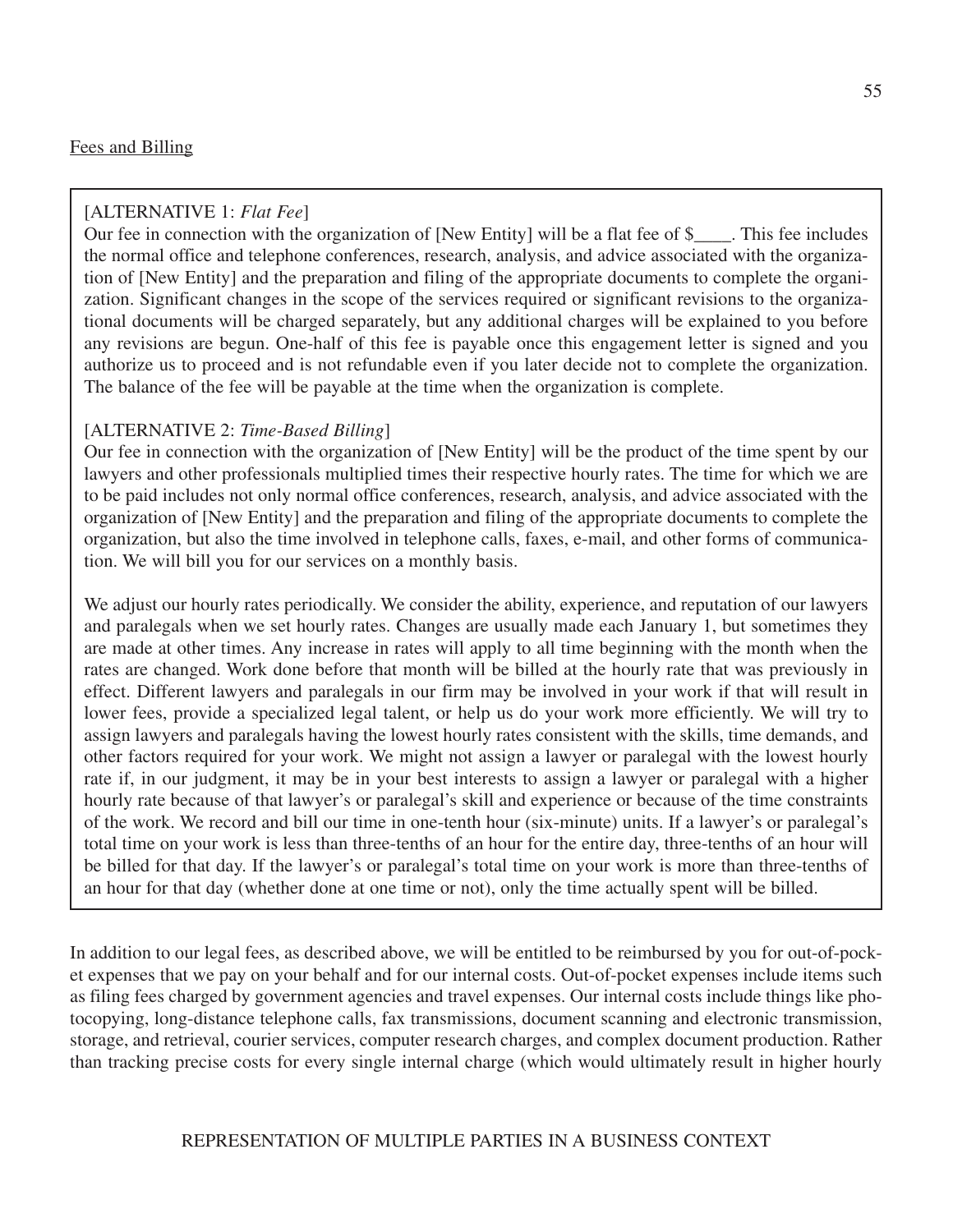Fees and Billing

[ALTERNATIVE 1: *Flat Fee*]
Our fee in connection with the organization of [New Entity] will be a flat fee of $____. This fee includes the normal office and telephone conferences, research, analysis, and advice associated with the organization of [New Entity] and the preparation and filing of the appropriate documents to complete the organization. Significant changes in the scope of the services required or significant revisions to the organizational documents will be charged separately, but any additional charges will be explained to you before any revisions are begun. One-half of this fee is payable once this engagement letter is signed and you authorize us to proceed and is not refundable even if you later decide not to complete the organization. The balance of the fee will be payable at the time when the organization is complete.

[ALTERNATIVE 2: *Time-Based Billing*]
Our fee in connection with the organization of [New Entity] will be the product of the time spent by our lawyers and other professionals multiplied times their respective hourly rates. The time for which we are to be paid includes not only normal office conferences, research, analysis, and advice associated with the organization of [New Entity] and the preparation and filing of the appropriate documents to complete the organization, but also the time involved in telephone calls, faxes, e-mail, and other forms of communication. We will bill you for our services on a monthly basis.

We adjust our hourly rates periodically. We consider the ability, experience, and reputation of our lawyers and paralegals when we set hourly rates. Changes are usually made each January 1, but sometimes they are made at other times. Any increase in rates will apply to all time beginning with the month when the rates are changed. Work done before that month will be billed at the hourly rate that was previously in effect. Different lawyers and paralegals in our firm may be involved in your work if that will result in lower fees, provide a specialized legal talent, or help us do your work more efficiently. We will try to assign lawyers and paralegals having the lowest hourly rates consistent with the skills, time demands, and other factors required for your work. We might not assign a lawyer or paralegal with the lowest hourly rate if, in our judgment, it may be in your best interests to assign a lawyer or paralegal with a higher hourly rate because of that lawyer's or paralegal's skill and experience or because of the time constraints of the work. We record and bill our time in one-tenth hour (six-minute) units. If a lawyer's or paralegal's total time on your work is less than three-tenths of an hour for the entire day, three-tenths of an hour will be billed for that day. If the lawyer's or paralegal's total time on your work is more than three-tenths of an hour for that day (whether done at one time or not), only the time actually spent will be billed.

In addition to our legal fees, as described above, we will be entitled to be reimbursed by you for out-of-pocket expenses that we pay on your behalf and for our internal costs. Out-of-pocket expenses include items such as filing fees charged by government agencies and travel expenses. Our internal costs include things like photocopying, long-distance telephone calls, fax transmissions, document scanning and electronic transmission, storage, and retrieval, courier services, computer research charges, and complex document production. Rather than tracking precise costs for every single internal charge (which would ultimately result in higher hourly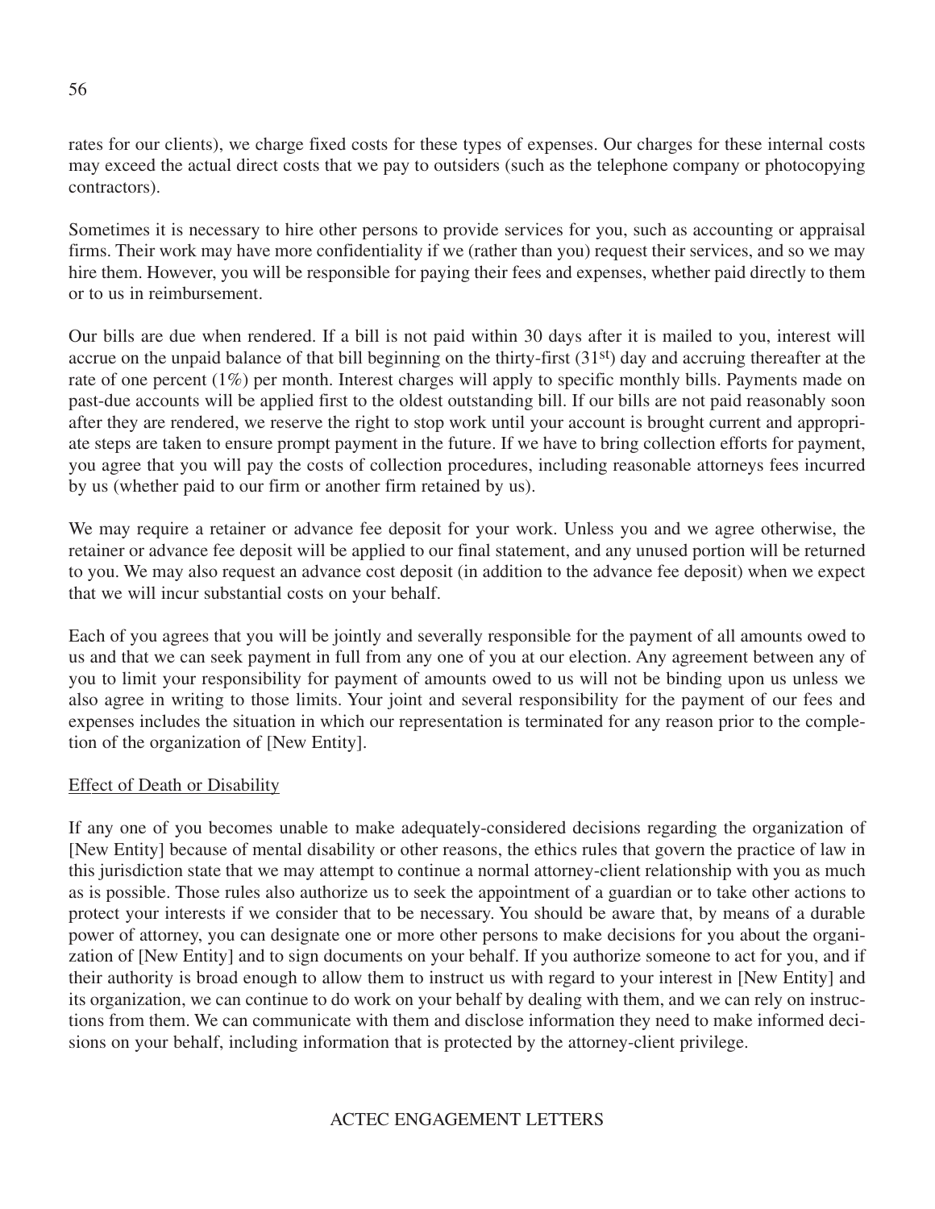rates for our clients), we charge fixed costs for these types of expenses. Our charges for these internal costs may exceed the actual direct costs that we pay to outsiders (such as the telephone company or photocopying contractors).

Sometimes it is necessary to hire other persons to provide services for you, such as accounting or appraisal firms. Their work may have more confidentiality if we (rather than you) request their services, and so we may hire them. However, you will be responsible for paying their fees and expenses, whether paid directly to them or to us in reimbursement.

Our bills are due when rendered. If a bill is not paid within 30 days after it is mailed to you, interest will accrue on the unpaid balance of that bill beginning on the thirty-first (31st) day and accruing thereafter at the rate of one percent (1%) per month. Interest charges will apply to specific monthly bills. Payments made on past-due accounts will be applied first to the oldest outstanding bill. If our bills are not paid reasonably soon after they are rendered, we reserve the right to stop work until your account is brought current and appropriate steps are taken to ensure prompt payment in the future. If we have to bring collection efforts for payment, you agree that you will pay the costs of collection procedures, including reasonable attorneys fees incurred by us (whether paid to our firm or another firm retained by us).

We may require a retainer or advance fee deposit for your work. Unless you and we agree otherwise, the retainer or advance fee deposit will be applied to our final statement, and any unused portion will be returned to you. We may also request an advance cost deposit (in addition to the advance fee deposit) when we expect that we will incur substantial costs on your behalf.

Each of you agrees that you will be jointly and severally responsible for the payment of all amounts owed to us and that we can seek payment in full from any one of you at our election. Any agreement between any of you to limit your responsibility for payment of amounts owed to us will not be binding upon us unless we also agree in writing to those limits. Your joint and several responsibility for the payment of our fees and expenses includes the situation in which our representation is terminated for any reason prior to the completion of the organization of [New Entity].

Effect of Death or Disability

If any one of you becomes unable to make adequately-considered decisions regarding the organization of [New Entity] because of mental disability or other reasons, the ethics rules that govern the practice of law in this jurisdiction state that we may attempt to continue a normal attorney-client relationship with you as much as is possible. Those rules also authorize us to seek the appointment of a guardian or to take other actions to protect your interests if we consider that to be necessary. You should be aware that, by means of a durable power of attorney, you can designate one or more other persons to make decisions for you about the organization of [New Entity] and to sign documents on your behalf. If you authorize someone to act for you, and if their authority is broad enough to allow them to instruct us with regard to your interest in [New Entity] and its organization, we can continue to do work on your behalf by dealing with them, and we can rely on instructions from them. We can communicate with them and disclose information they need to make informed decisions on your behalf, including information that is protected by the attorney-client privilege.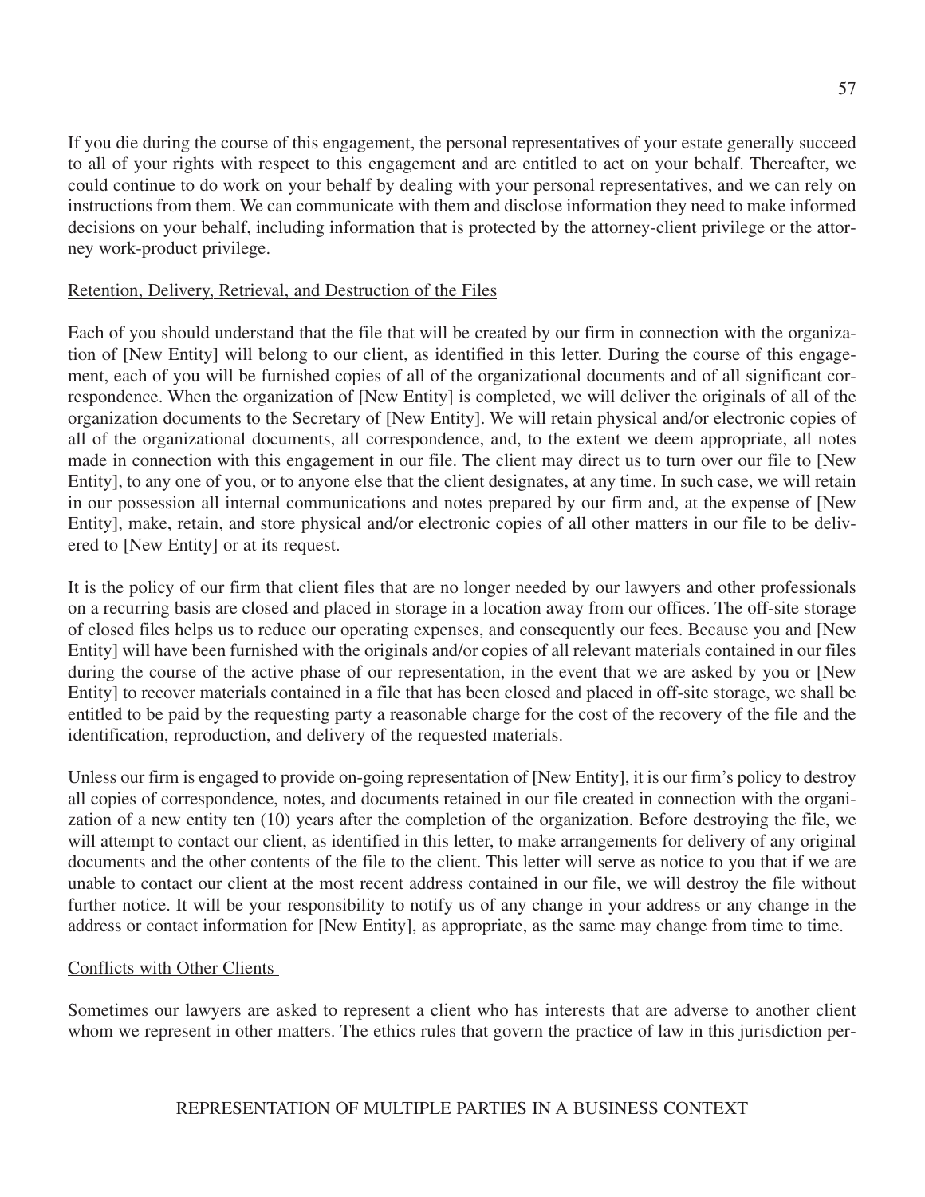If you die during the course of this engagement, the personal representatives of your estate generally succeed to all of your rights with respect to this engagement and are entitled to act on your behalf. Thereafter, we could continue to do work on your behalf by dealing with your personal representatives, and we can rely on instructions from them. We can communicate with them and disclose information they need to make informed decisions on your behalf, including information that is protected by the attorney-client privilege or the attorney work-product privilege.

Retention, Delivery, Retrieval, and Destruction of the Files

Each of you should understand that the file that will be created by our firm in connection with the organization of [New Entity] will belong to our client, as identified in this letter. During the course of this engagement, each of you will be furnished copies of all of the organizational documents and of all significant correspondence. When the organization of [New Entity] is completed, we will deliver the originals of all of the organization documents to the Secretary of [New Entity]. We will retain physical and/or electronic copies of all of the organizational documents, all correspondence, and, to the extent we deem appropriate, all notes made in connection with this engagement in our file. The client may direct us to turn over our file to [New Entity], to any one of you, or to anyone else that the client designates, at any time. In such case, we will retain in our possession all internal communications and notes prepared by our firm and, at the expense of [New Entity], make, retain, and store physical and/or electronic copies of all other matters in our file to be delivered to [New Entity] or at its request.

It is the policy of our firm that client files that are no longer needed by our lawyers and other professionals on a recurring basis are closed and placed in storage in a location away from our offices. The off-site storage of closed files helps us to reduce our operating expenses, and consequently our fees. Because you and [New Entity] will have been furnished with the originals and/or copies of all relevant materials contained in our files during the course of the active phase of our representation, in the event that we are asked by you or [New Entity] to recover materials contained in a file that has been closed and placed in off-site storage, we shall be entitled to be paid by the requesting party a reasonable charge for the cost of the recovery of the file and the identification, reproduction, and delivery of the requested materials.

Unless our firm is engaged to provide on-going representation of [New Entity], it is our firm's policy to destroy all copies of correspondence, notes, and documents retained in our file created in connection with the organization of a new entity ten (10) years after the completion of the organization. Before destroying the file, we will attempt to contact our client, as identified in this letter, to make arrangements for delivery of any original documents and the other contents of the file to the client. This letter will serve as notice to you that if we are unable to contact our client at the most recent address contained in our file, we will destroy the file without further notice. It will be your responsibility to notify us of any change in your address or any change in the address or contact information for [New Entity], as appropriate, as the same may change from time to time.

Conflicts with Other Clients

Sometimes our lawyers are asked to represent a client who has interests that are adverse to another client whom we represent in other matters. The ethics rules that govern the practice of law in this jurisdiction per-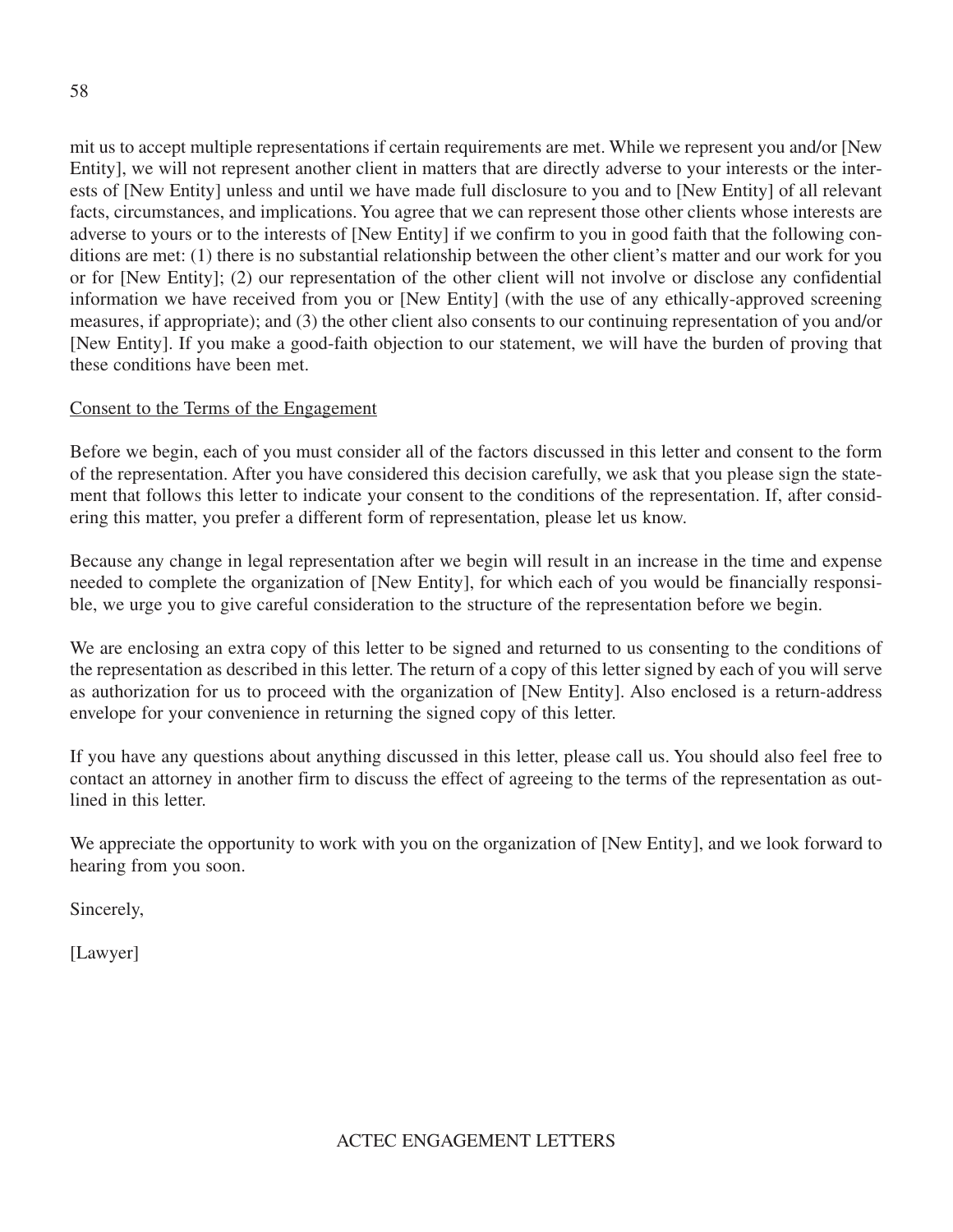mit us to accept multiple representations if certain requirements are met. While we represent you and/or [New Entity], we will not represent another client in matters that are directly adverse to your interests or the interests of [New Entity] unless and until we have made full disclosure to you and to [New Entity] of all relevant facts, circumstances, and implications. You agree that we can represent those other clients whose interests are adverse to yours or to the interests of [New Entity] if we confirm to you in good faith that the following conditions are met: (1) there is no substantial relationship between the other client's matter and our work for you or for [New Entity]; (2) our representation of the other client will not involve or disclose any confidential information we have received from you or [New Entity] (with the use of any ethically-approved screening measures, if appropriate); and (3) the other client also consents to our continuing representation of you and/or [New Entity]. If you make a good-faith objection to our statement, we will have the burden of proving that these conditions have been met.

Consent to the Terms of the Engagement

Before we begin, each of you must consider all of the factors discussed in this letter and consent to the form of the representation. After you have considered this decision carefully, we ask that you please sign the statement that follows this letter to indicate your consent to the conditions of the representation. If, after considering this matter, you prefer a different form of representation, please let us know.

Because any change in legal representation after we begin will result in an increase in the time and expense needed to complete the organization of [New Entity], for which each of you would be financially responsible, we urge you to give careful consideration to the structure of the representation before we begin.

We are enclosing an extra copy of this letter to be signed and returned to us consenting to the conditions of the representation as described in this letter. The return of a copy of this letter signed by each of you will serve as authorization for us to proceed with the organization of [New Entity]. Also enclosed is a return-address envelope for your convenience in returning the signed copy of this letter.

If you have any questions about anything discussed in this letter, please call us. You should also feel free to contact an attorney in another firm to discuss the effect of agreeing to the terms of the representation as outlined in this letter.

We appreciate the opportunity to work with you on the organization of [New Entity], and we look forward to hearing from you soon.

Sincerely,

[Lawyer]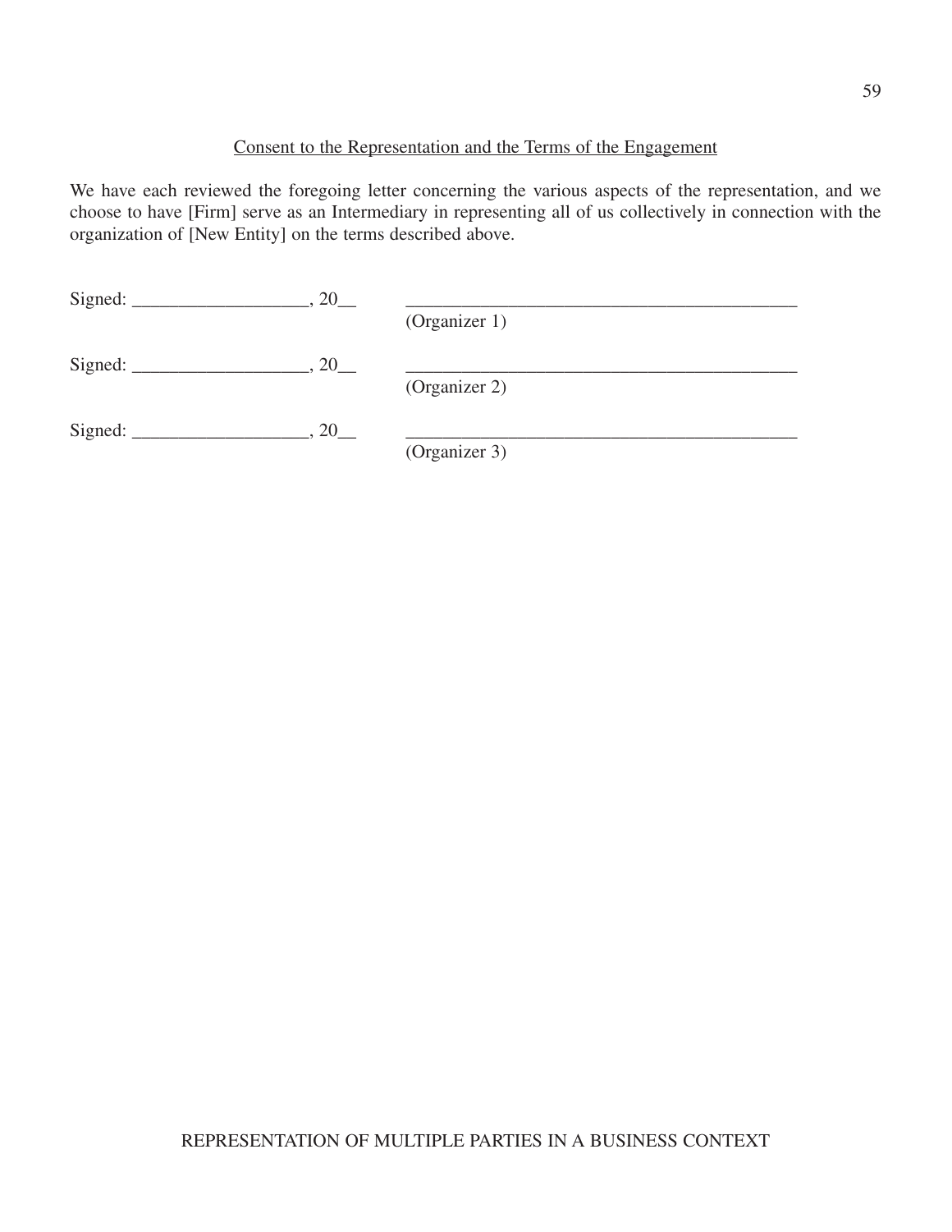<u>Consent to the Representation and the Terms of the Engagement</u>

We have each reviewed the foregoing letter concerning the various aspects of the representation, and we choose to have [Firm] serve as an Intermediary in representing all of us collectively in connection with the organization of [New Entity] on the terms described above.

Signed: ___________________, 20__ ___________________________________________
(Organizer 1)

Signed: ___________________, 20__ ___________________________________________
(Organizer 2)

Signed: ___________________, 20__ ___________________________________________
(Organizer 3)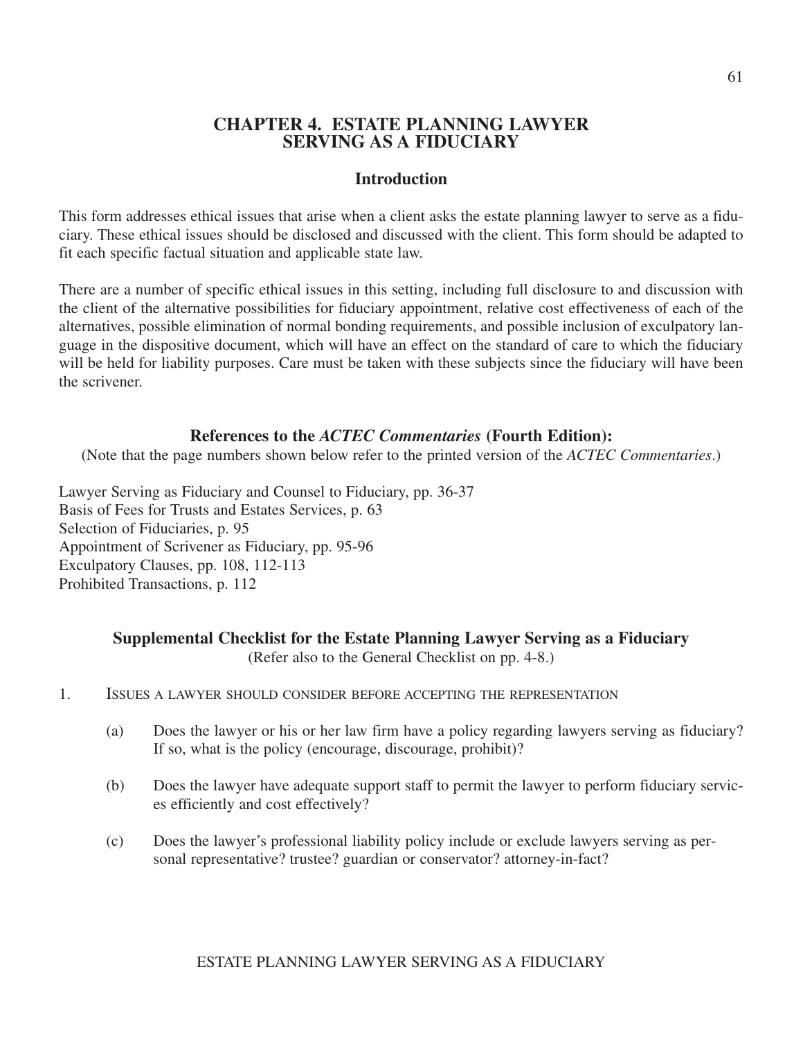# CHAPTER 4. ESTATE PLANNING LAWYER SERVING AS A FIDUCIARY

## Introduction

This form addresses ethical issues that arise when a client asks the estate planning lawyer to serve as a fiduciary. These ethical issues should be disclosed and discussed with the client. This form should be adapted to fit each specific factual situation and applicable state law.

There are a number of specific ethical issues in this setting, including full disclosure to and discussion with the client of the alternative possibilities for fiduciary appointment, relative cost effectiveness of each of the alternatives, possible elimination of normal bonding requirements, and possible inclusion of exculpatory language in the dispositive document, which will have an effect on the standard of care to which the fiduciary will be held for liability purposes. Care must be taken with these subjects since the fiduciary will have been the scrivener.

## References to the *ACTEC Commentaries* (Fourth Edition):

(Note that the page numbers shown below refer to the printed version of the *ACTEC Commentaries*.)

Lawyer Serving as Fiduciary and Counsel to Fiduciary, pp. 36-37
Basis of Fees for Trusts and Estates Services, p. 63
Selection of Fiduciaries, p. 95
Appointment of Scrivener as Fiduciary, pp. 95-96
Exculpatory Clauses, pp. 108, 112-113
Prohibited Transactions, p. 112

## Supplemental Checklist for the Estate Planning Lawyer Serving as a Fiduciary

(Refer also to the General Checklist on pp. 4-8.)

1. Issues a lawyer should consider before accepting the representation

   (a) Does the lawyer or his or her law firm have a policy regarding lawyers serving as fiduciary? If so, what is the policy (encourage, discourage, prohibit)?

   (b) Does the lawyer have adequate support staff to permit the lawyer to perform fiduciary services efficiently and cost effectively?

   (c) Does the lawyer's professional liability policy include or exclude lawyers serving as personal representative? trustee? guardian or conservator? attorney-in-fact?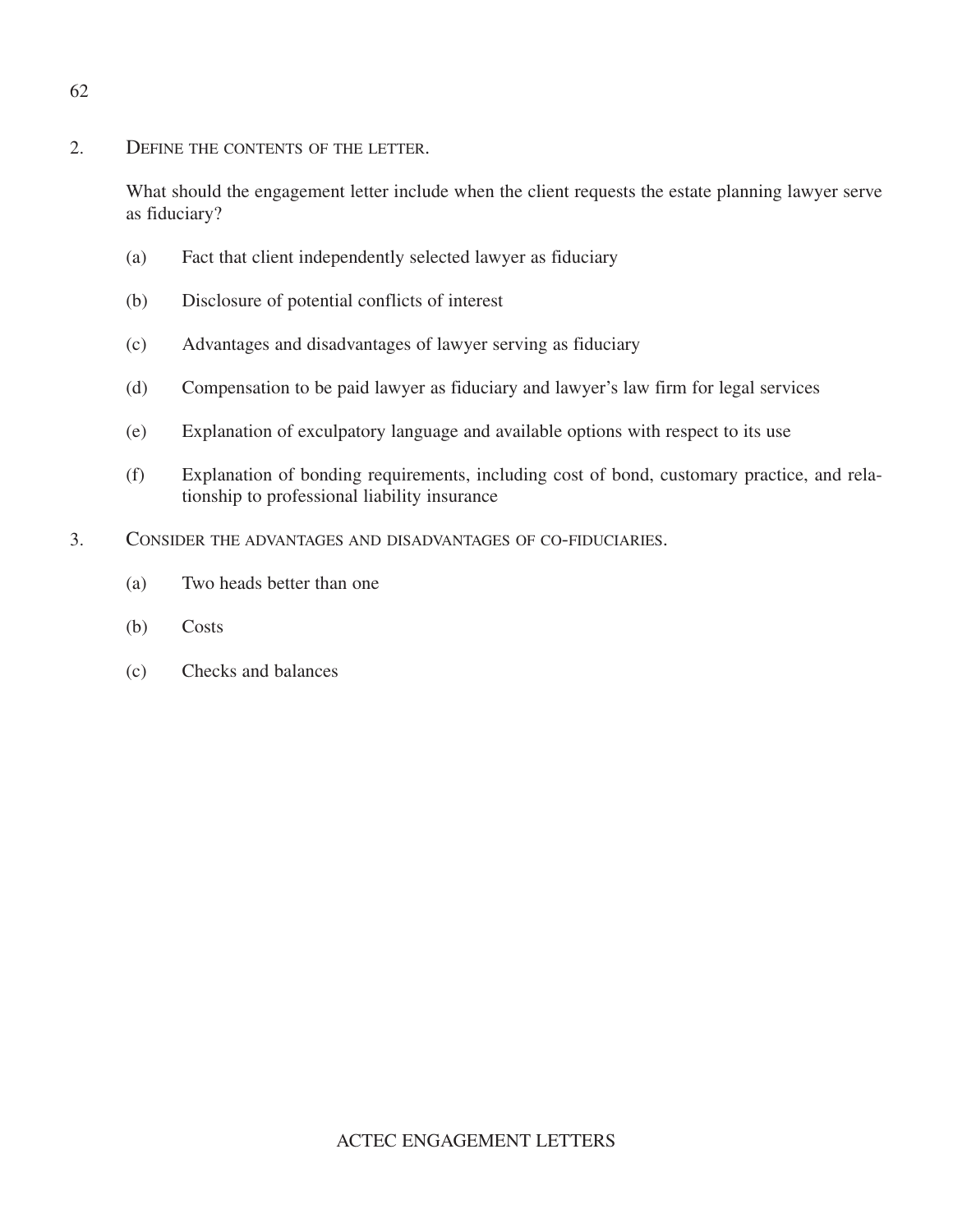2. DEFINE THE CONTENTS OF THE LETTER.

   What should the engagement letter include when the client requests the estate planning lawyer serve as fiduciary?

   (a) Fact that client independently selected lawyer as fiduciary

   (b) Disclosure of potential conflicts of interest

   (c) Advantages and disadvantages of lawyer serving as fiduciary

   (d) Compensation to be paid lawyer as fiduciary and lawyer's law firm for legal services

   (e) Explanation of exculpatory language and available options with respect to its use

   (f) Explanation of bonding requirements, including cost of bond, customary practice, and relationship to professional liability insurance

3. CONSIDER THE ADVANTAGES AND DISADVANTAGES OF CO-FIDUCIARIES.

   (a) Two heads better than one

   (b) Costs

   (c) Checks and balances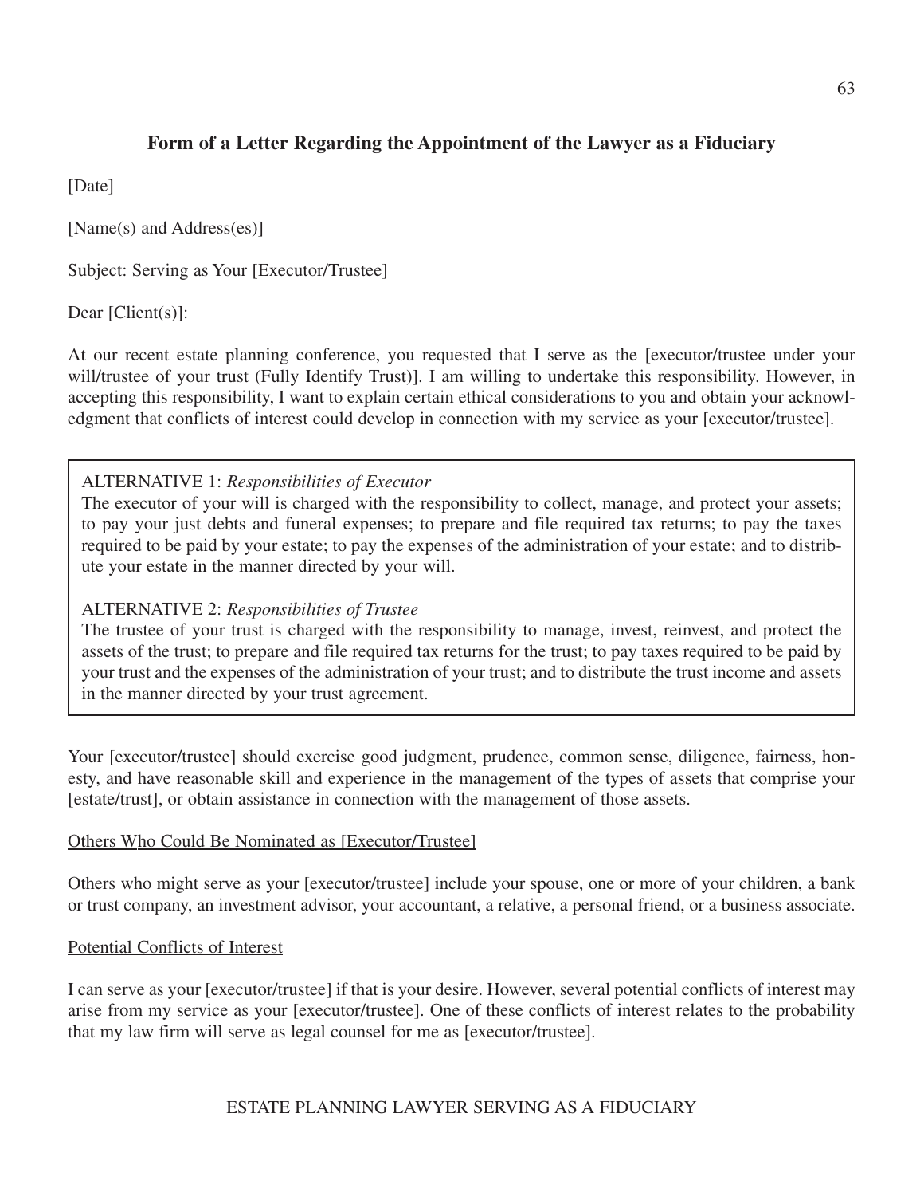## Form of a Letter Regarding the Appointment of the Lawyer as a Fiduciary

[Date]

[Name(s) and Address(es)]

Subject: Serving as Your [Executor/Trustee]

Dear [Client(s)]:

At our recent estate planning conference, you requested that I serve as the [executor/trustee under your will/trustee of your trust (Fully Identify Trust)]. I am willing to undertake this responsibility. However, in accepting this responsibility, I want to explain certain ethical considerations to you and obtain your acknowledgment that conflicts of interest could develop in connection with my service as your [executor/trustee].

> ALTERNATIVE 1: *Responsibilities of Executor*
> The executor of your will is charged with the responsibility to collect, manage, and protect your assets; to pay your just debts and funeral expenses; to prepare and file required tax returns; to pay the taxes required to be paid by your estate; to pay the expenses of the administration of your estate; and to distribute your estate in the manner directed by your will.
>
> ALTERNATIVE 2: *Responsibilities of Trustee*
> The trustee of your trust is charged with the responsibility to manage, invest, reinvest, and protect the assets of the trust; to prepare and file required tax returns for the trust; to pay taxes required to be paid by your trust and the expenses of the administration of your trust; and to distribute the trust income and assets in the manner directed by your trust agreement.

Your [executor/trustee] should exercise good judgment, prudence, common sense, diligence, fairness, honesty, and have reasonable skill and experience in the management of the types of assets that comprise your [estate/trust], or obtain assistance in connection with the management of those assets.

<u>Others Who Could Be Nominated as [Executor/Trustee]</u>

Others who might serve as your [executor/trustee] include your spouse, one or more of your children, a bank or trust company, an investment advisor, your accountant, a relative, a personal friend, or a business associate.

<u>Potential Conflicts of Interest</u>

I can serve as your [executor/trustee] if that is your desire. However, several potential conflicts of interest may arise from my service as your [executor/trustee]. One of these conflicts of interest relates to the probability that my law firm will serve as legal counsel for me as [executor/trustee].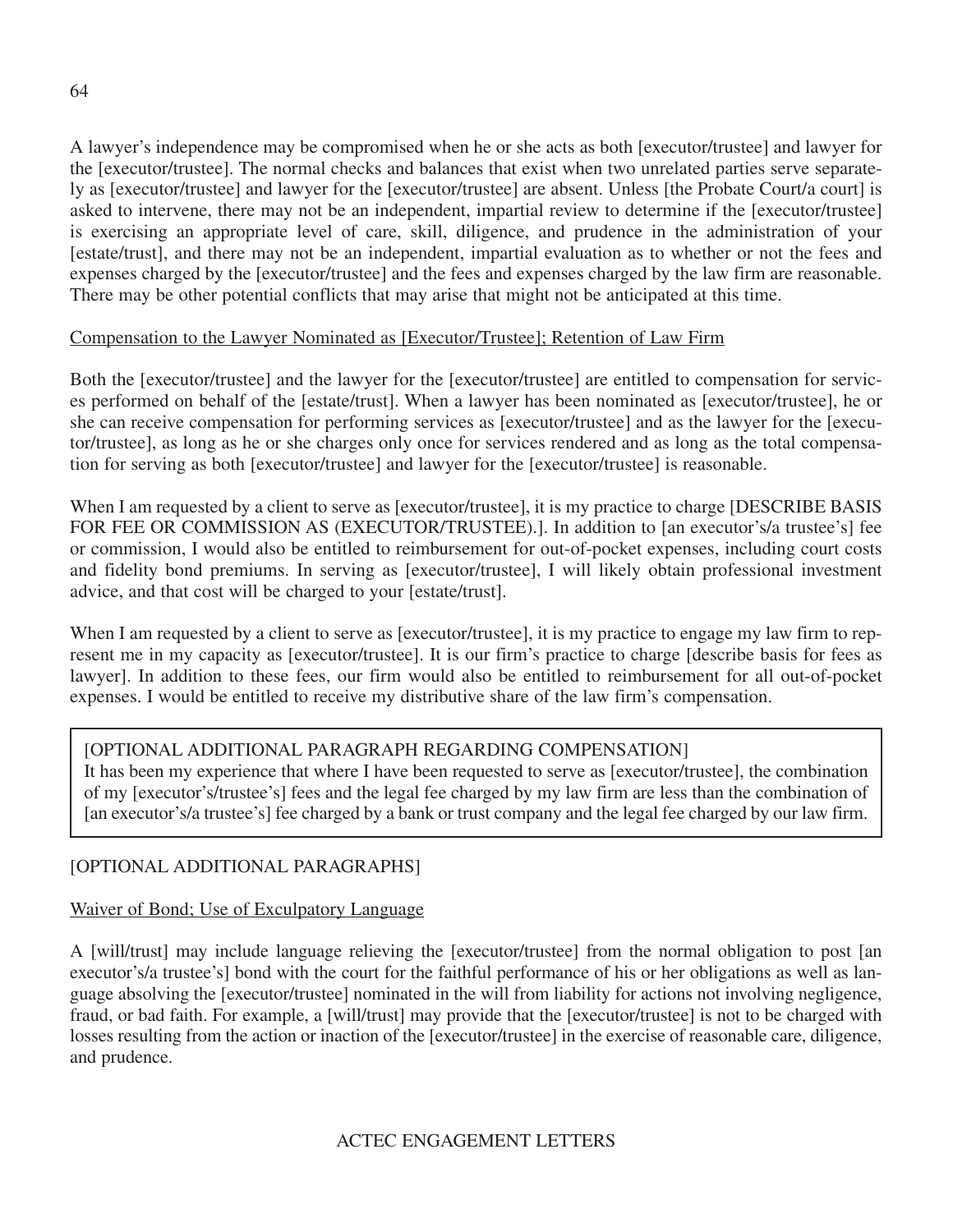A lawyer's independence may be compromised when he or she acts as both [executor/trustee] and lawyer for the [executor/trustee]. The normal checks and balances that exist when two unrelated parties serve separately as [executor/trustee] and lawyer for the [executor/trustee] are absent. Unless [the Probate Court/a court] is asked to intervene, there may not be an independent, impartial review to determine if the [executor/trustee] is exercising an appropriate level of care, skill, diligence, and prudence in the administration of your [estate/trust], and there may not be an independent, impartial evaluation as to whether or not the fees and expenses charged by the [executor/trustee] and the fees and expenses charged by the law firm are reasonable. There may be other potential conflicts that may arise that might not be anticipated at this time.

Compensation to the Lawyer Nominated as [Executor/Trustee]; Retention of Law Firm

Both the [executor/trustee] and the lawyer for the [executor/trustee] are entitled to compensation for services performed on behalf of the [estate/trust]. When a lawyer has been nominated as [executor/trustee], he or she can receive compensation for performing services as [executor/trustee] and as the lawyer for the [executor/trustee], as long as he or she charges only once for services rendered and as long as the total compensation for serving as both [executor/trustee] and lawyer for the [executor/trustee] is reasonable.

When I am requested by a client to serve as [executor/trustee], it is my practice to charge [DESCRIBE BASIS FOR FEE OR COMMISSION AS (EXECUTOR/TRUSTEE).]. In addition to [an executor's/a trustee's] fee or commission, I would also be entitled to reimbursement for out-of-pocket expenses, including court costs and fidelity bond premiums. In serving as [executor/trustee], I will likely obtain professional investment advice, and that cost will be charged to your [estate/trust].

When I am requested by a client to serve as [executor/trustee], it is my practice to engage my law firm to represent me in my capacity as [executor/trustee]. It is our firm's practice to charge [describe basis for fees as lawyer]. In addition to these fees, our firm would also be entitled to reimbursement for all out-of-pocket expenses. I would be entitled to receive my distributive share of the law firm's compensation.

[OPTIONAL ADDITIONAL PARAGRAPH REGARDING COMPENSATION]
It has been my experience that where I have been requested to serve as [executor/trustee], the combination of my [executor's/trustee's] fees and the legal fee charged by my law firm are less than the combination of [an executor's/a trustee's] fee charged by a bank or trust company and the legal fee charged by our law firm.

[OPTIONAL ADDITIONAL PARAGRAPHS]

Waiver of Bond; Use of Exculpatory Language

A [will/trust] may include language relieving the [executor/trustee] from the normal obligation to post [an executor's/a trustee's] bond with the court for the faithful performance of his or her obligations as well as language absolving the [executor/trustee] nominated in the will from liability for actions not involving negligence, fraud, or bad faith. For example, a [will/trust] may provide that the [executor/trustee] is not to be charged with losses resulting from the action or inaction of the [executor/trustee] in the exercise of reasonable care, diligence, and prudence.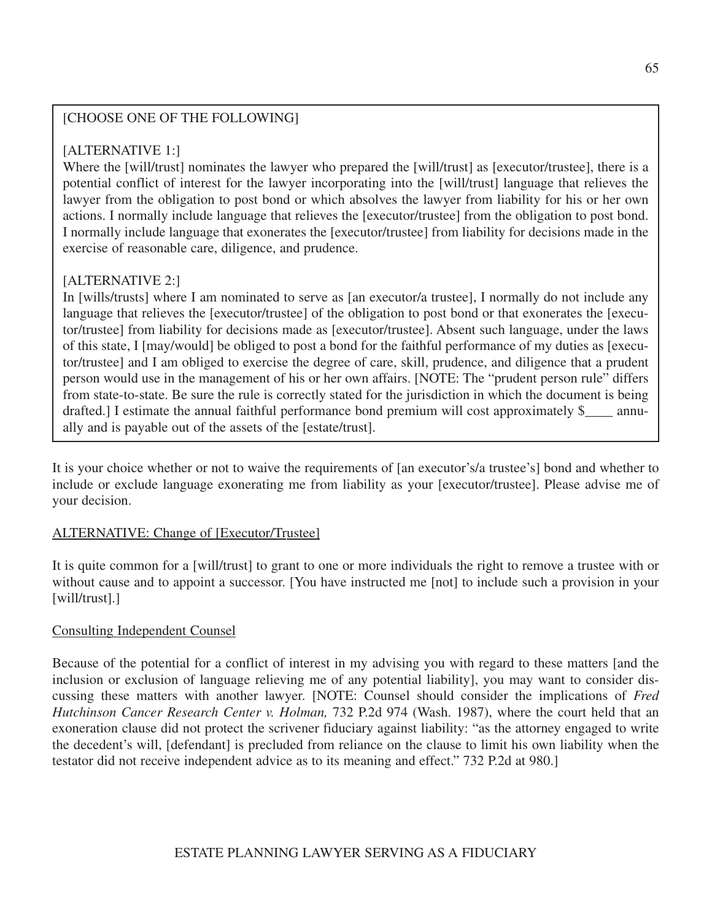> [CHOOSE ONE OF THE FOLLOWING]
>
> [ALTERNATIVE 1:]
> Where the [will/trust] nominates the lawyer who prepared the [will/trust] as [executor/trustee], there is a potential conflict of interest for the lawyer incorporating into the [will/trust] language that relieves the lawyer from the obligation to post bond or which absolves the lawyer from liability for his or her own actions. I normally include language that relieves the [executor/trustee] from the obligation to post bond. I normally include language that exonerates the [executor/trustee] from liability for decisions made in the exercise of reasonable care, diligence, and prudence.
>
> [ALTERNATIVE 2:]
> In [wills/trusts] where I am nominated to serve as [an executor/a trustee], I normally do not include any language that relieves the [executor/trustee] of the obligation to post bond or that exonerates the [executor/trustee] from liability for decisions made as [executor/trustee]. Absent such language, under the laws of this state, I [may/would] be obliged to post a bond for the faithful performance of my duties as [executor/trustee] and I am obliged to exercise the degree of care, skill, prudence, and diligence that a prudent person would use in the management of his or her own affairs. [NOTE: The "prudent person rule" differs from state-to-state. Be sure the rule is correctly stated for the jurisdiction in which the document is being drafted.] I estimate the annual faithful performance bond premium will cost approximately $____ annually and is payable out of the assets of the [estate/trust].

It is your choice whether or not to waive the requirements of [an executor's/a trustee's] bond and whether to include or exclude language exonerating me from liability as your [executor/trustee]. Please advise me of your decision.

<u>ALTERNATIVE: Change of [Executor/Trustee]</u>

It is quite common for a [will/trust] to grant to one or more individuals the right to remove a trustee with or without cause and to appoint a successor. [You have instructed me [not] to include such a provision in your [will/trust].]

<u>Consulting Independent Counsel</u>

Because of the potential for a conflict of interest in my advising you with regard to these matters [and the inclusion or exclusion of language relieving me of any potential liability], you may want to consider discussing these matters with another lawyer. [NOTE: Counsel should consider the implications of *Fred Hutchinson Cancer Research Center v. Holman,* 732 P.2d 974 (Wash. 1987), where the court held that an exoneration clause did not protect the scrivener fiduciary against liability: "as the attorney engaged to write the decedent's will, [defendant] is precluded from reliance on the clause to limit his own liability when the testator did not receive independent advice as to its meaning and effect." 732 P.2d at 980.]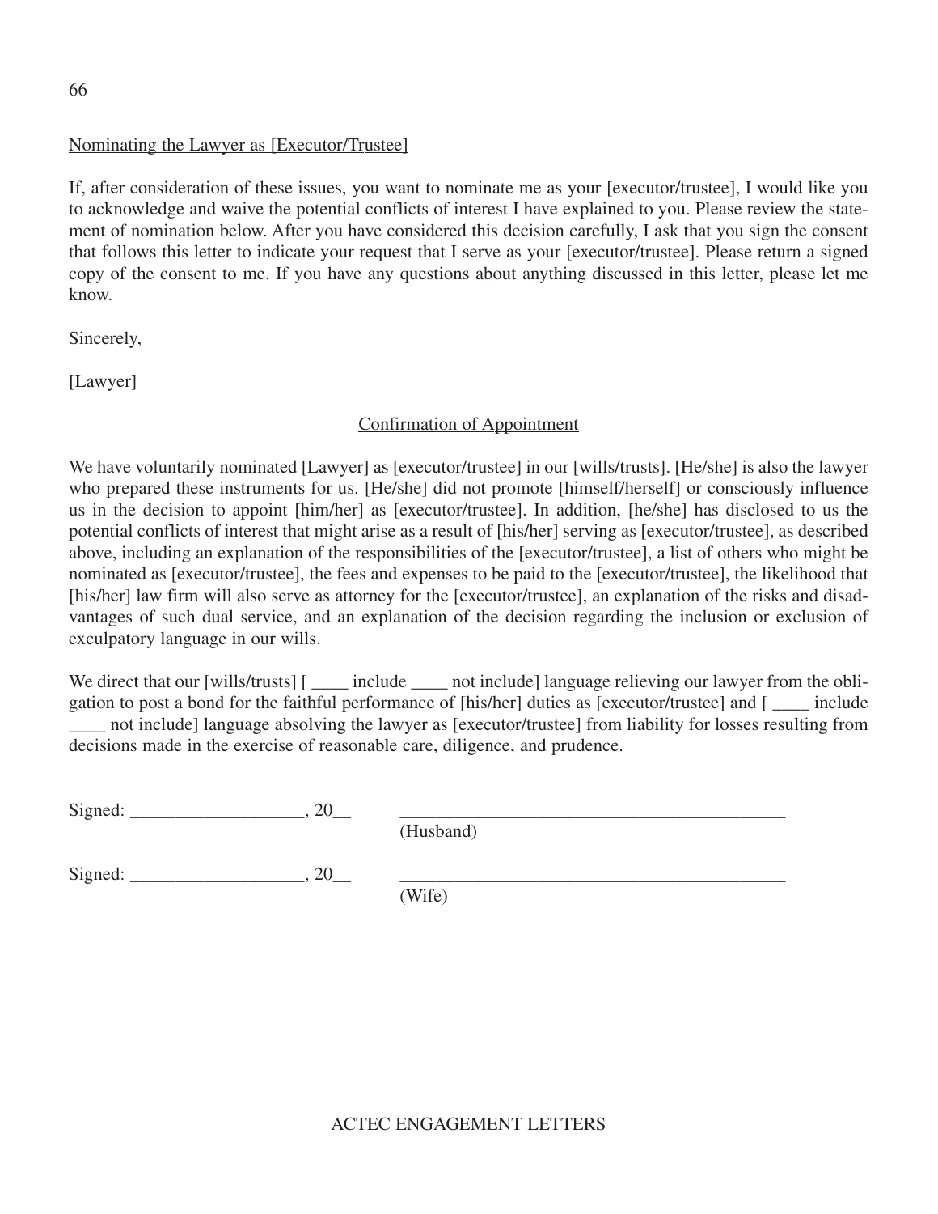Nominating the Lawyer as [Executor/Trustee]

If, after consideration of these issues, you want to nominate me as your [executor/trustee], I would like you to acknowledge and waive the potential conflicts of interest I have explained to you. Please review the statement of nomination below. After you have considered this decision carefully, I ask that you sign the consent that follows this letter to indicate your request that I serve as your [executor/trustee]. Please return a signed copy of the consent to me. If you have any questions about anything discussed in this letter, please let me know.

Sincerely,

[Lawyer]

Confirmation of Appointment

We have voluntarily nominated [Lawyer] as [executor/trustee] in our [wills/trusts]. [He/she] is also the lawyer who prepared these instruments for us. [He/she] did not promote [himself/herself] or consciously influence us in the decision to appoint [him/her] as [executor/trustee]. In addition, [he/she] has disclosed to us the potential conflicts of interest that might arise as a result of [his/her] serving as [executor/trustee], as described above, including an explanation of the responsibilities of the [executor/trustee], a list of others who might be nominated as [executor/trustee], the fees and expenses to be paid to the [executor/trustee], the likelihood that [his/her] law firm will also serve as attorney for the [executor/trustee], an explanation of the risks and disadvantages of such dual service, and an explanation of the decision regarding the inclusion or exclusion of exculpatory language in our wills.

We direct that our [wills/trusts] [ ____ include ____ not include] language relieving our lawyer from the obligation to post a bond for the faithful performance of [his/her] duties as [executor/trustee] and [ ____ include ____ not include] language absolving the lawyer as [executor/trustee] from liability for losses resulting from decisions made in the exercise of reasonable care, diligence, and prudence.

Signed: ___________________, 20__ ___________________________________________
(Husband)

Signed: ___________________, 20__ ___________________________________________
(Wife)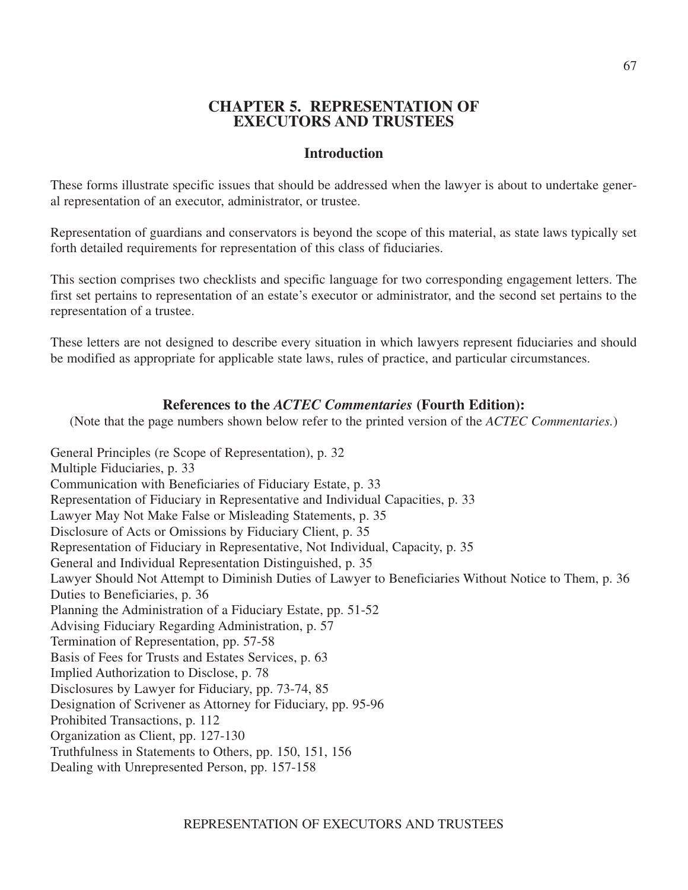# CHAPTER 5. REPRESENTATION OF EXECUTORS AND TRUSTEES

## Introduction

These forms illustrate specific issues that should be addressed when the lawyer is about to undertake general representation of an executor, administrator, or trustee.

Representation of guardians and conservators is beyond the scope of this material, as state laws typically set forth detailed requirements for representation of this class of fiduciaries.

This section comprises two checklists and specific language for two corresponding engagement letters. The first set pertains to representation of an estate's executor or administrator, and the second set pertains to the representation of a trustee.

These letters are not designed to describe every situation in which lawyers represent fiduciaries and should be modified as appropriate for applicable state laws, rules of practice, and particular circumstances.

### References to the *ACTEC Commentaries* (Fourth Edition):

(Note that the page numbers shown below refer to the printed version of the *ACTEC Commentaries.*)

General Principles (re Scope of Representation), p. 32
Multiple Fiduciaries, p. 33
Communication with Beneficiaries of Fiduciary Estate, p. 33
Representation of Fiduciary in Representative and Individual Capacities, p. 33
Lawyer May Not Make False or Misleading Statements, p. 35
Disclosure of Acts or Omissions by Fiduciary Client, p. 35
Representation of Fiduciary in Representative, Not Individual, Capacity, p. 35
General and Individual Representation Distinguished, p. 35
Lawyer Should Not Attempt to Diminish Duties of Lawyer to Beneficiaries Without Notice to Them, p. 36
Duties to Beneficiaries, p. 36
Planning the Administration of a Fiduciary Estate, pp. 51-52
Advising Fiduciary Regarding Administration, p. 57
Termination of Representation, pp. 57-58
Basis of Fees for Trusts and Estates Services, p. 63
Implied Authorization to Disclose, p. 78
Disclosures by Lawyer for Fiduciary, pp. 73-74, 85
Designation of Scrivener as Attorney for Fiduciary, pp. 95-96
Prohibited Transactions, p. 112
Organization as Client, pp. 127-130
Truthfulness in Statements to Others, pp. 150, 151, 156
Dealing with Unrepresented Person, pp. 157-158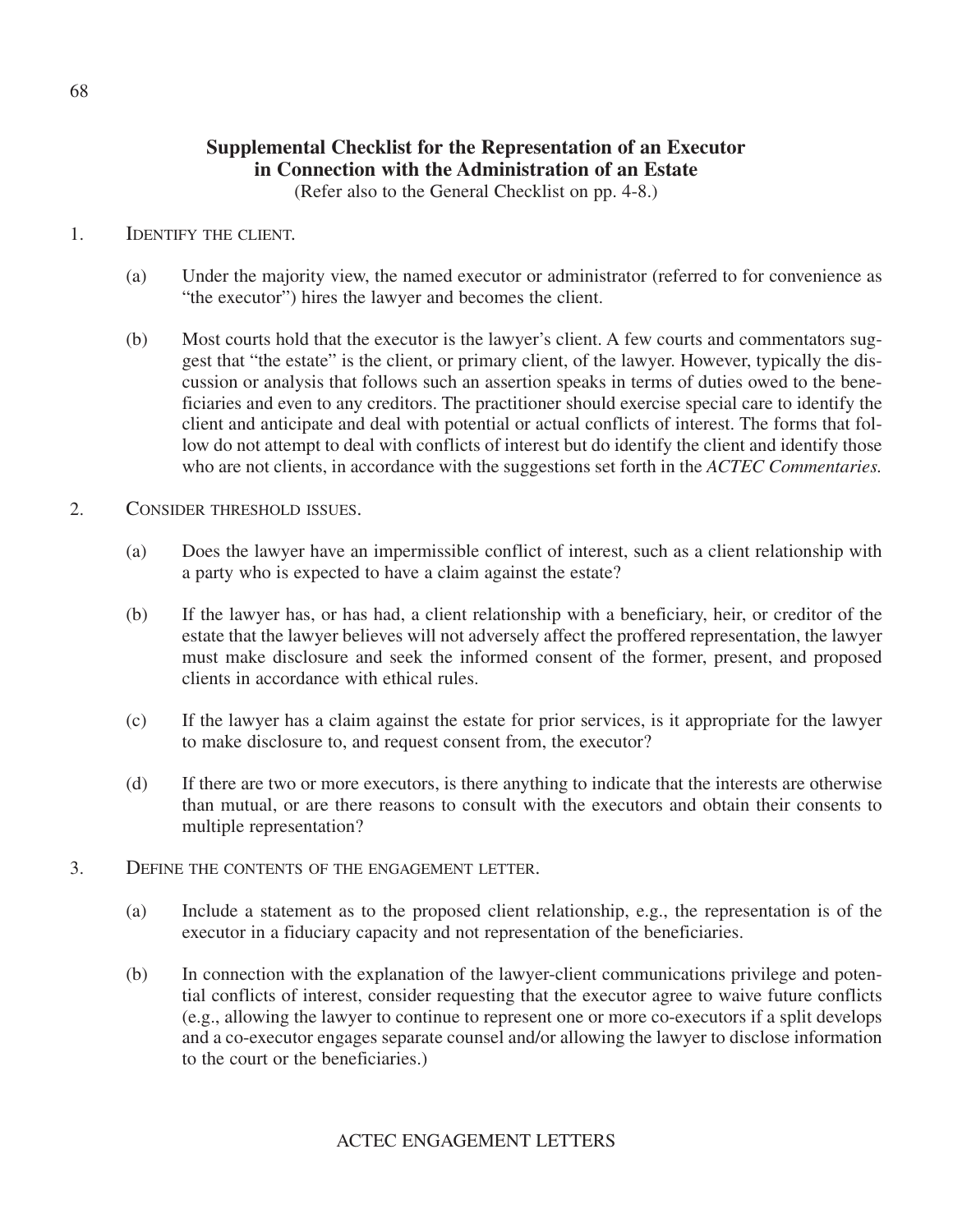## Supplemental Checklist for the Representation of an Executor in Connection with the Administration of an Estate

(Refer also to the General Checklist on pp. 4-8.)

1. IDENTIFY THE CLIENT.

   (a) Under the majority view, the named executor or administrator (referred to for convenience as "the executor") hires the lawyer and becomes the client.

   (b) Most courts hold that the executor is the lawyer's client. A few courts and commentators suggest that "the estate" is the client, or primary client, of the lawyer. However, typically the discussion or analysis that follows such an assertion speaks in terms of duties owed to the beneficiaries and even to any creditors. The practitioner should exercise special care to identify the client and anticipate and deal with potential or actual conflicts of interest. The forms that follow do not attempt to deal with conflicts of interest but do identify the client and identify those who are not clients, in accordance with the suggestions set forth in the *ACTEC Commentaries.*

2. CONSIDER THRESHOLD ISSUES.

   (a) Does the lawyer have an impermissible conflict of interest, such as a client relationship with a party who is expected to have a claim against the estate?

   (b) If the lawyer has, or has had, a client relationship with a beneficiary, heir, or creditor of the estate that the lawyer believes will not adversely affect the proffered representation, the lawyer must make disclosure and seek the informed consent of the former, present, and proposed clients in accordance with ethical rules.

   (c) If the lawyer has a claim against the estate for prior services, is it appropriate for the lawyer to make disclosure to, and request consent from, the executor?

   (d) If there are two or more executors, is there anything to indicate that the interests are otherwise than mutual, or are there reasons to consult with the executors and obtain their consents to multiple representation?

3. DEFINE THE CONTENTS OF THE ENGAGEMENT LETTER.

   (a) Include a statement as to the proposed client relationship, e.g., the representation is of the executor in a fiduciary capacity and not representation of the beneficiaries.

   (b) In connection with the explanation of the lawyer-client communications privilege and potential conflicts of interest, consider requesting that the executor agree to waive future conflicts (e.g., allowing the lawyer to continue to represent one or more co-executors if a split develops and a co-executor engages separate counsel and/or allowing the lawyer to disclose information to the court or the beneficiaries.)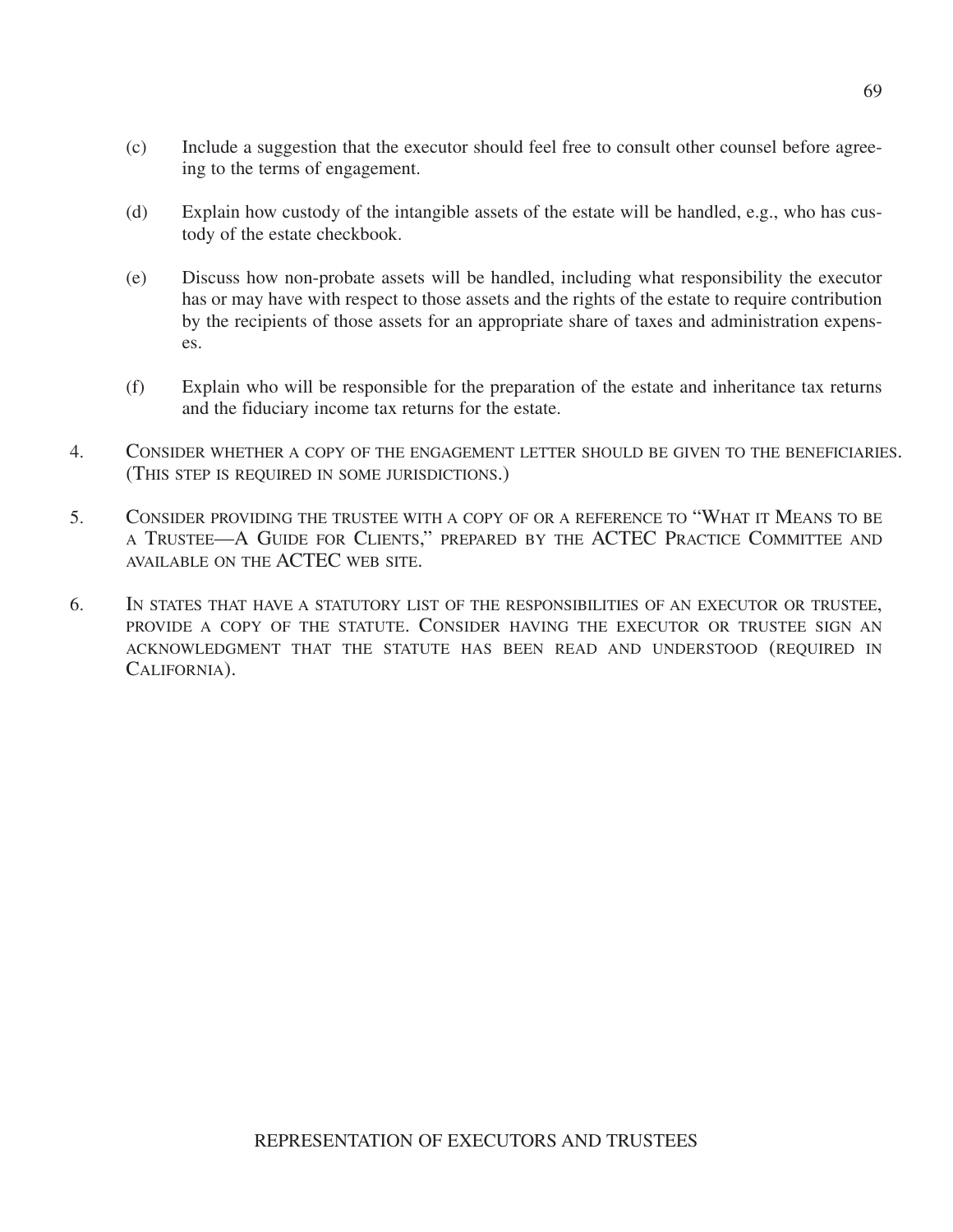(c) Include a suggestion that the executor should feel free to consult other counsel before agreeing to the terms of engagement.

(d) Explain how custody of the intangible assets of the estate will be handled, e.g., who has custody of the estate checkbook.

(e) Discuss how non-probate assets will be handled, including what responsibility the executor has or may have with respect to those assets and the rights of the estate to require contribution by the recipients of those assets for an appropriate share of taxes and administration expenses.

(f) Explain who will be responsible for the preparation of the estate and inheritance tax returns and the fiduciary income tax returns for the estate.

4. CONSIDER WHETHER A COPY OF THE ENGAGEMENT LETTER SHOULD BE GIVEN TO THE BENEFICIARIES. (THIS STEP IS REQUIRED IN SOME JURISDICTIONS.)

5. CONSIDER PROVIDING THE TRUSTEE WITH A COPY OF OR A REFERENCE TO "WHAT IT MEANS TO BE A TRUSTEE—A GUIDE FOR CLIENTS," PREPARED BY THE ACTEC PRACTICE COMMITTEE AND AVAILABLE ON THE ACTEC WEB SITE.

6. IN STATES THAT HAVE A STATUTORY LIST OF THE RESPONSIBILITIES OF AN EXECUTOR OR TRUSTEE, PROVIDE A COPY OF THE STATUTE. CONSIDER HAVING THE EXECUTOR OR TRUSTEE SIGN AN ACKNOWLEDGMENT THAT THE STATUTE HAS BEEN READ AND UNDERSTOOD (REQUIRED IN CALIFORNIA).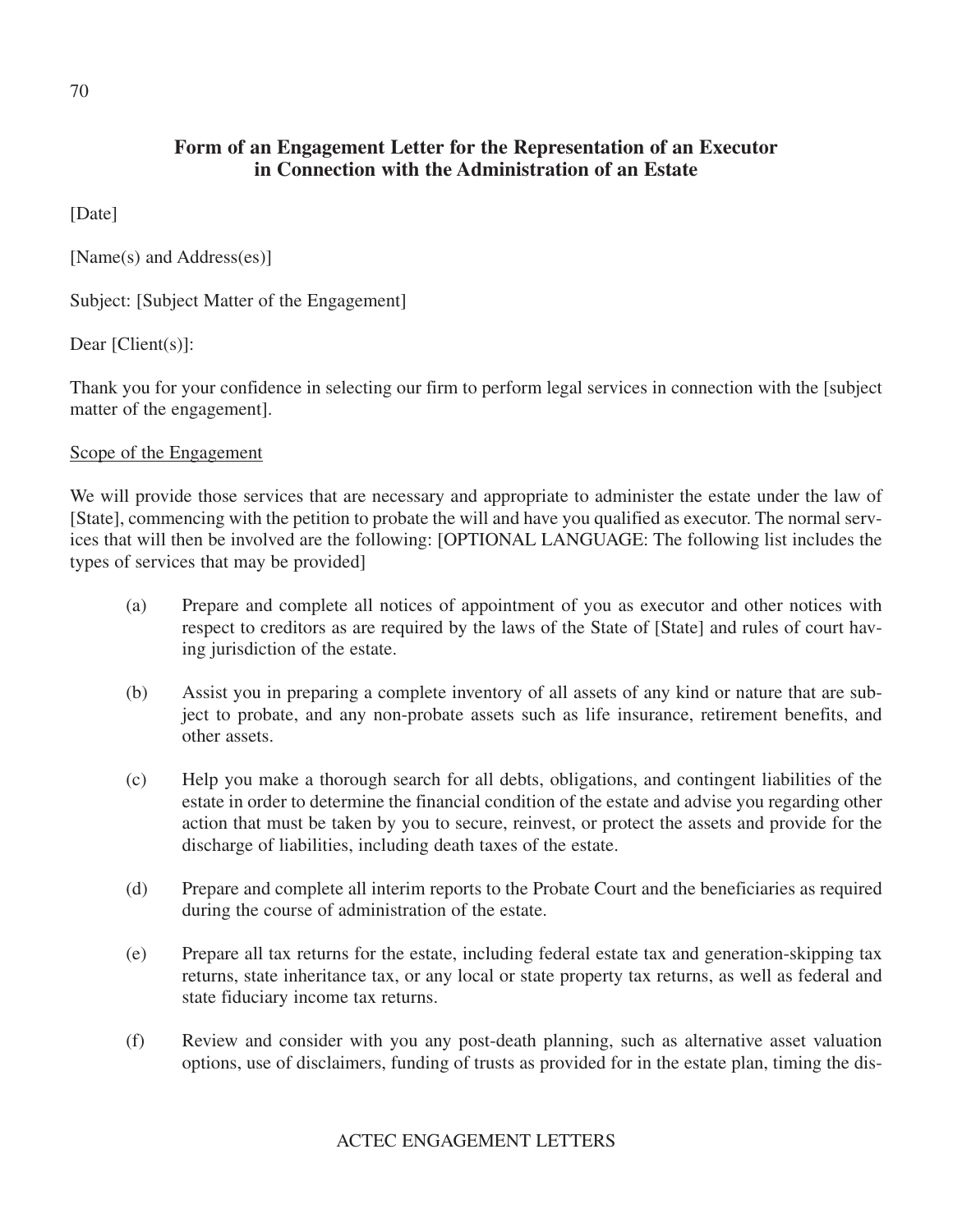## Form of an Engagement Letter for the Representation of an Executor in Connection with the Administration of an Estate

[Date]

[Name(s) and Address(es)]

Subject: [Subject Matter of the Engagement]

Dear [Client(s)]:

Thank you for your confidence in selecting our firm to perform legal services in connection with the [subject matter of the engagement].

Scope of the Engagement

We will provide those services that are necessary and appropriate to administer the estate under the law of [State], commencing with the petition to probate the will and have you qualified as executor. The normal services that will then be involved are the following: [OPTIONAL LANGUAGE: The following list includes the types of services that may be provided]

(a) Prepare and complete all notices of appointment of you as executor and other notices with respect to creditors as are required by the laws of the State of [State] and rules of court having jurisdiction of the estate.

(b) Assist you in preparing a complete inventory of all assets of any kind or nature that are subject to probate, and any non-probate assets such as life insurance, retirement benefits, and other assets.

(c) Help you make a thorough search for all debts, obligations, and contingent liabilities of the estate in order to determine the financial condition of the estate and advise you regarding other action that must be taken by you to secure, reinvest, or protect the assets and provide for the discharge of liabilities, including death taxes of the estate.

(d) Prepare and complete all interim reports to the Probate Court and the beneficiaries as required during the course of administration of the estate.

(e) Prepare all tax returns for the estate, including federal estate tax and generation-skipping tax returns, state inheritance tax, or any local or state property tax returns, as well as federal and state fiduciary income tax returns.

(f) Review and consider with you any post-death planning, such as alternative asset valuation options, use of disclaimers, funding of trusts as provided for in the estate plan, timing the dis-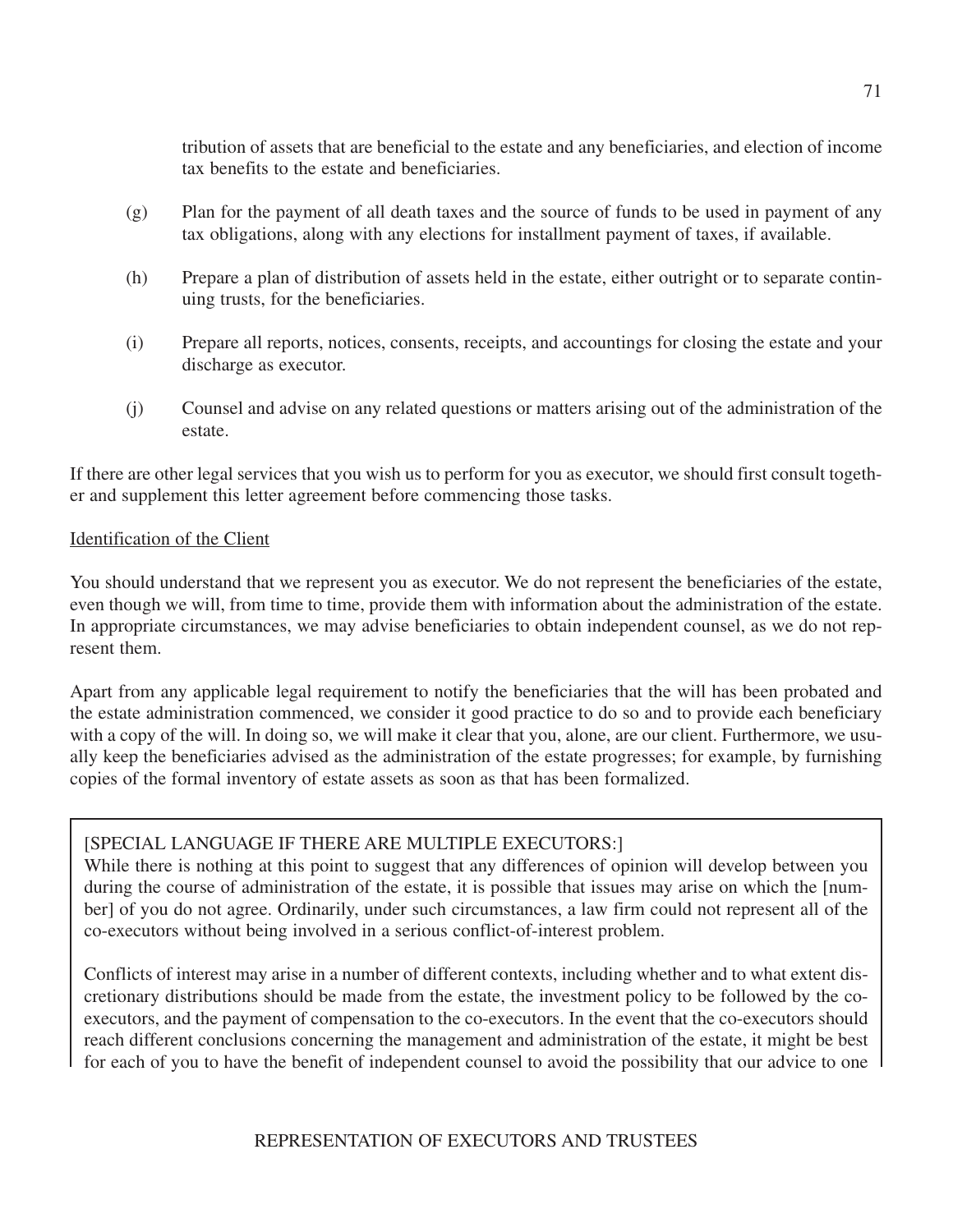tribution of assets that are beneficial to the estate and any beneficiaries, and election of income tax benefits to the estate and beneficiaries.

(g) Plan for the payment of all death taxes and the source of funds to be used in payment of any tax obligations, along with any elections for installment payment of taxes, if available.

(h) Prepare a plan of distribution of assets held in the estate, either outright or to separate continuing trusts, for the beneficiaries.

(i) Prepare all reports, notices, consents, receipts, and accountings for closing the estate and your discharge as executor.

(j) Counsel and advise on any related questions or matters arising out of the administration of the estate.

If there are other legal services that you wish us to perform for you as executor, we should first consult together and supplement this letter agreement before commencing those tasks.

Identification of the Client

You should understand that we represent you as executor. We do not represent the beneficiaries of the estate, even though we will, from time to time, provide them with information about the administration of the estate. In appropriate circumstances, we may advise beneficiaries to obtain independent counsel, as we do not represent them.

Apart from any applicable legal requirement to notify the beneficiaries that the will has been probated and the estate administration commenced, we consider it good practice to do so and to provide each beneficiary with a copy of the will. In doing so, we will make it clear that you, alone, are our client. Furthermore, we usually keep the beneficiaries advised as the administration of the estate progresses; for example, by furnishing copies of the formal inventory of estate assets as soon as that has been formalized.

[SPECIAL LANGUAGE IF THERE ARE MULTIPLE EXECUTORS:]
While there is nothing at this point to suggest that any differences of opinion will develop between you during the course of administration of the estate, it is possible that issues may arise on which the [number] of you do not agree. Ordinarily, under such circumstances, a law firm could not represent all of the co-executors without being involved in a serious conflict-of-interest problem.

Conflicts of interest may arise in a number of different contexts, including whether and to what extent discretionary distributions should be made from the estate, the investment policy to be followed by the co-executors, and the payment of compensation to the co-executors. In the event that the co-executors should reach different conclusions concerning the management and administration of the estate, it might be best for each of you to have the benefit of independent counsel to avoid the possibility that our advice to one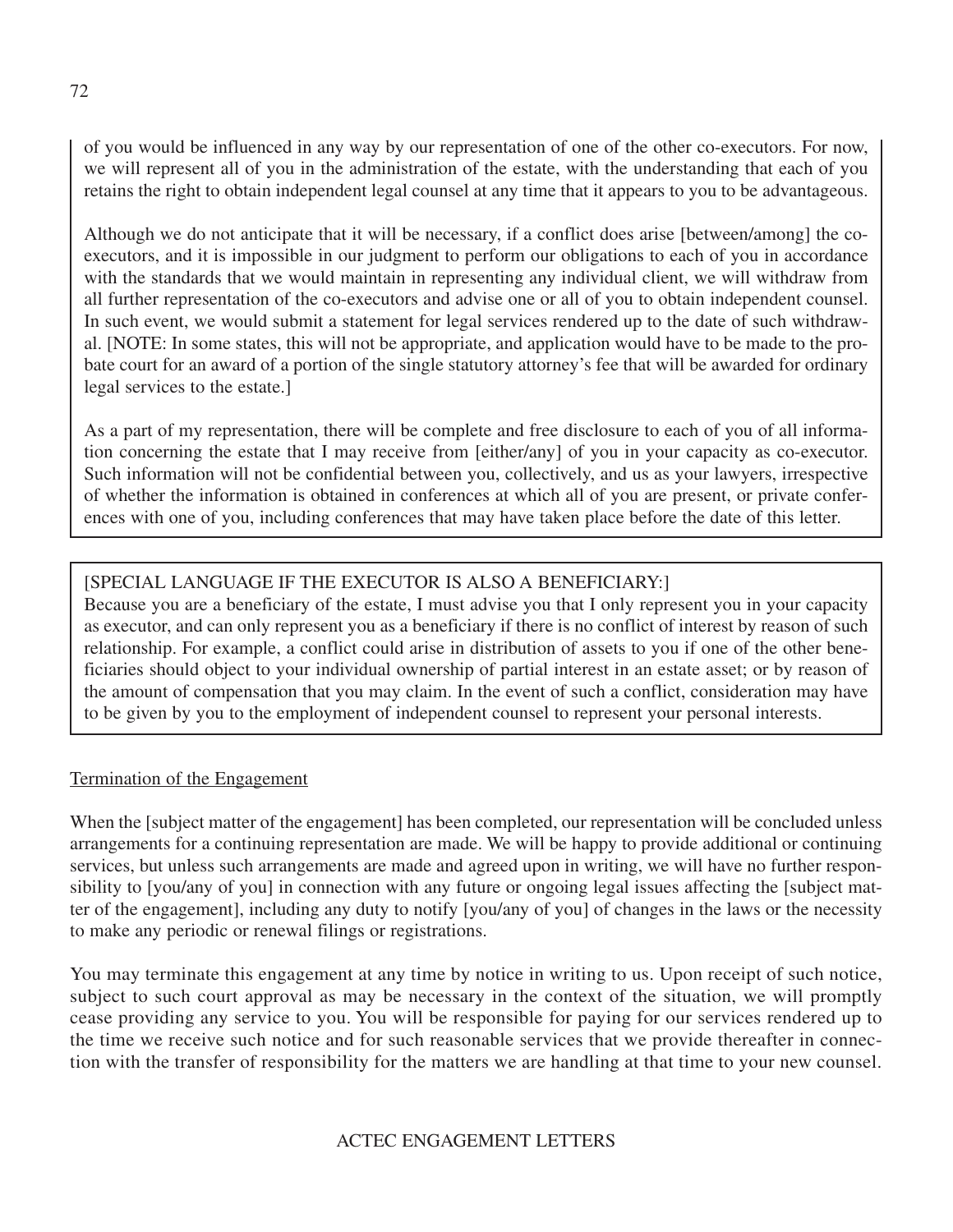of you would be influenced in any way by our representation of one of the other co-executors. For now, we will represent all of you in the administration of the estate, with the understanding that each of you retains the right to obtain independent legal counsel at any time that it appears to you to be advantageous.

Although we do not anticipate that it will be necessary, if a conflict does arise [between/among] the co-executors, and it is impossible in our judgment to perform our obligations to each of you in accordance with the standards that we would maintain in representing any individual client, we will withdraw from all further representation of the co-executors and advise one or all of you to obtain independent counsel. In such event, we would submit a statement for legal services rendered up to the date of such withdrawal. [NOTE: In some states, this will not be appropriate, and application would have to be made to the probate court for an award of a portion of the single statutory attorney's fee that will be awarded for ordinary legal services to the estate.]

As a part of my representation, there will be complete and free disclosure to each of you of all information concerning the estate that I may receive from [either/any] of you in your capacity as co-executor. Such information will not be confidential between you, collectively, and us as your lawyers, irrespective of whether the information is obtained in conferences at which all of you are present, or private conferences with one of you, including conferences that may have taken place before the date of this letter.

[SPECIAL LANGUAGE IF THE EXECUTOR IS ALSO A BENEFICIARY:]
Because you are a beneficiary of the estate, I must advise you that I only represent you in your capacity as executor, and can only represent you as a beneficiary if there is no conflict of interest by reason of such relationship. For example, a conflict could arise in distribution of assets to you if one of the other beneficiaries should object to your individual ownership of partial interest in an estate asset; or by reason of the amount of compensation that you may claim. In the event of such a conflict, consideration may have to be given by you to the employment of independent counsel to represent your personal interests.

Termination of the Engagement

When the [subject matter of the engagement] has been completed, our representation will be concluded unless arrangements for a continuing representation are made. We will be happy to provide additional or continuing services, but unless such arrangements are made and agreed upon in writing, we will have no further responsibility to [you/any of you] in connection with any future or ongoing legal issues affecting the [subject matter of the engagement], including any duty to notify [you/any of you] of changes in the laws or the necessity to make any periodic or renewal filings or registrations.

You may terminate this engagement at any time by notice in writing to us. Upon receipt of such notice, subject to such court approval as may be necessary in the context of the situation, we will promptly cease providing any service to you. You will be responsible for paying for our services rendered up to the time we receive such notice and for such reasonable services that we provide thereafter in connection with the transfer of responsibility for the matters we are handling at that time to your new counsel.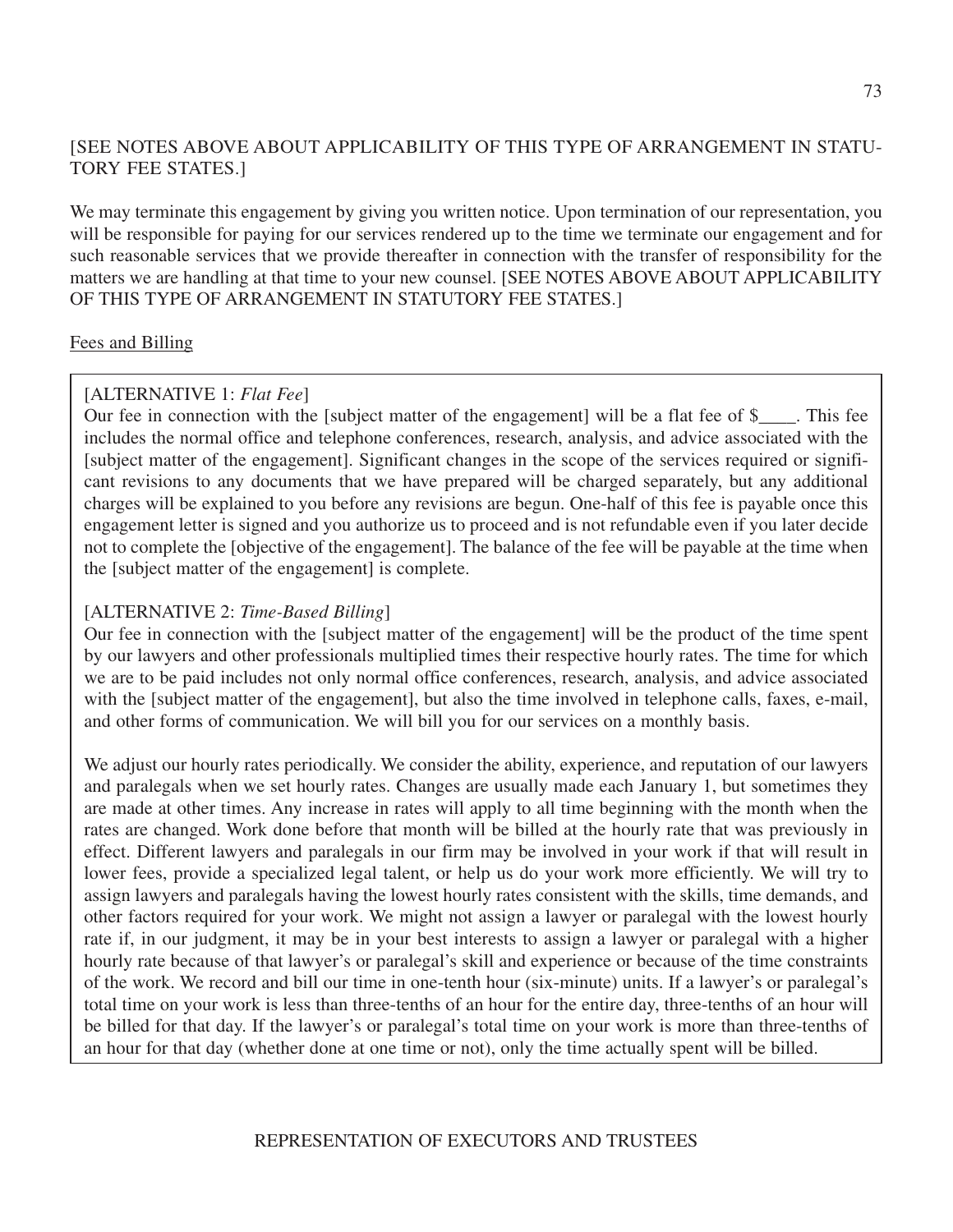[SEE NOTES ABOVE ABOUT APPLICABILITY OF THIS TYPE OF ARRANGEMENT IN STATUTORY FEE STATES.]

We may terminate this engagement by giving you written notice. Upon termination of our representation, you will be responsible for paying for our services rendered up to the time we terminate our engagement and for such reasonable services that we provide thereafter in connection with the transfer of responsibility for the matters we are handling at that time to your new counsel. [SEE NOTES ABOVE ABOUT APPLICABILITY OF THIS TYPE OF ARRANGEMENT IN STATUTORY FEE STATES.]

Fees and Billing

[ALTERNATIVE 1: *Flat Fee*]
Our fee in connection with the [subject matter of the engagement] will be a flat fee of $____. This fee includes the normal office and telephone conferences, research, analysis, and advice associated with the [subject matter of the engagement]. Significant changes in the scope of the services required or significant revisions to any documents that we have prepared will be charged separately, but any additional charges will be explained to you before any revisions are begun. One-half of this fee is payable once this engagement letter is signed and you authorize us to proceed and is not refundable even if you later decide not to complete the [objective of the engagement]. The balance of the fee will be payable at the time when the [subject matter of the engagement] is complete.

[ALTERNATIVE 2: *Time-Based Billing*]
Our fee in connection with the [subject matter of the engagement] will be the product of the time spent by our lawyers and other professionals multiplied times their respective hourly rates. The time for which we are to be paid includes not only normal office conferences, research, analysis, and advice associated with the [subject matter of the engagement], but also the time involved in telephone calls, faxes, e-mail, and other forms of communication. We will bill you for our services on a monthly basis.

We adjust our hourly rates periodically. We consider the ability, experience, and reputation of our lawyers and paralegals when we set hourly rates. Changes are usually made each January 1, but sometimes they are made at other times. Any increase in rates will apply to all time beginning with the month when the rates are changed. Work done before that month will be billed at the hourly rate that was previously in effect. Different lawyers and paralegals in our firm may be involved in your work if that will result in lower fees, provide a specialized legal talent, or help us do your work more efficiently. We will try to assign lawyers and paralegals having the lowest hourly rates consistent with the skills, time demands, and other factors required for your work. We might not assign a lawyer or paralegal with the lowest hourly rate if, in our judgment, it may be in your best interests to assign a lawyer or paralegal with a higher hourly rate because of that lawyer's or paralegal's skill and experience or because of the time constraints of the work. We record and bill our time in one-tenth hour (six-minute) units. If a lawyer's or paralegal's total time on your work is less than three-tenths of an hour for the entire day, three-tenths of an hour will be billed for that day. If the lawyer's or paralegal's total time on your work is more than three-tenths of an hour for that day (whether done at one time or not), only the time actually spent will be billed.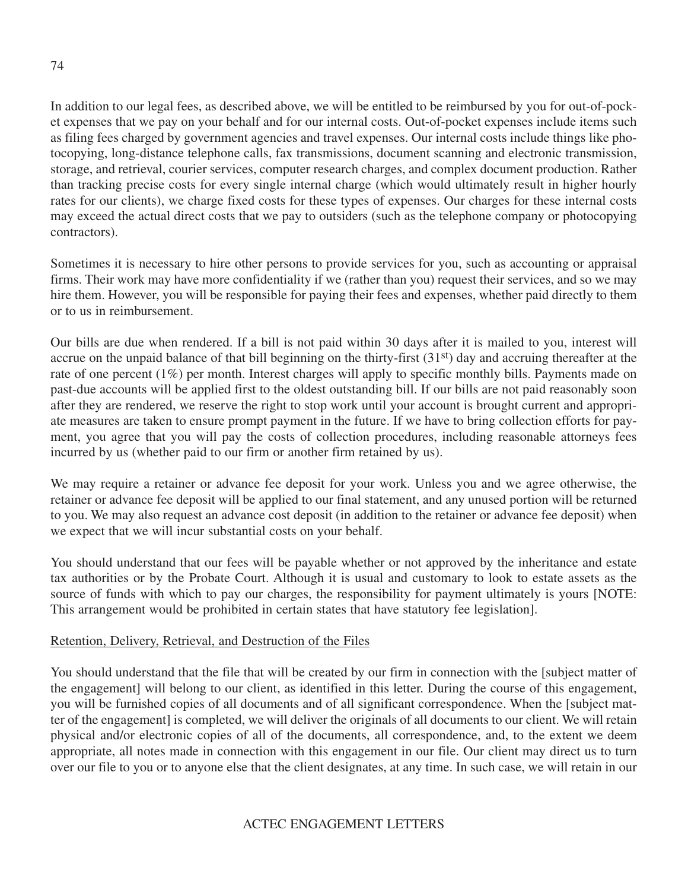In addition to our legal fees, as described above, we will be entitled to be reimbursed by you for out-of-pocket expenses that we pay on your behalf and for our internal costs. Out-of-pocket expenses include items such as filing fees charged by government agencies and travel expenses. Our internal costs include things like photocopying, long-distance telephone calls, fax transmissions, document scanning and electronic transmission, storage, and retrieval, courier services, computer research charges, and complex document production. Rather than tracking precise costs for every single internal charge (which would ultimately result in higher hourly rates for our clients), we charge fixed costs for these types of expenses. Our charges for these internal costs may exceed the actual direct costs that we pay to outsiders (such as the telephone company or photocopying contractors).

Sometimes it is necessary to hire other persons to provide services for you, such as accounting or appraisal firms. Their work may have more confidentiality if we (rather than you) request their services, and so we may hire them. However, you will be responsible for paying their fees and expenses, whether paid directly to them or to us in reimbursement.

Our bills are due when rendered. If a bill is not paid within 30 days after it is mailed to you, interest will accrue on the unpaid balance of that bill beginning on the thirty-first (31st) day and accruing thereafter at the rate of one percent (1%) per month. Interest charges will apply to specific monthly bills. Payments made on past-due accounts will be applied first to the oldest outstanding bill. If our bills are not paid reasonably soon after they are rendered, we reserve the right to stop work until your account is brought current and appropriate measures are taken to ensure prompt payment in the future. If we have to bring collection efforts for payment, you agree that you will pay the costs of collection procedures, including reasonable attorneys fees incurred by us (whether paid to our firm or another firm retained by us).

We may require a retainer or advance fee deposit for your work. Unless you and we agree otherwise, the retainer or advance fee deposit will be applied to our final statement, and any unused portion will be returned to you. We may also request an advance cost deposit (in addition to the retainer or advance fee deposit) when we expect that we will incur substantial costs on your behalf.

You should understand that our fees will be payable whether or not approved by the inheritance and estate tax authorities or by the Probate Court. Although it is usual and customary to look to estate assets as the source of funds with which to pay our charges, the responsibility for payment ultimately is yours [NOTE: This arrangement would be prohibited in certain states that have statutory fee legislation].

Retention, Delivery, Retrieval, and Destruction of the Files

You should understand that the file that will be created by our firm in connection with the [subject matter of the engagement] will belong to our client, as identified in this letter. During the course of this engagement, you will be furnished copies of all documents and of all significant correspondence. When the [subject matter of the engagement] is completed, we will deliver the originals of all documents to our client. We will retain physical and/or electronic copies of all of the documents, all correspondence, and, to the extent we deem appropriate, all notes made in connection with this engagement in our file. Our client may direct us to turn over our file to you or to anyone else that the client designates, at any time. In such case, we will retain in our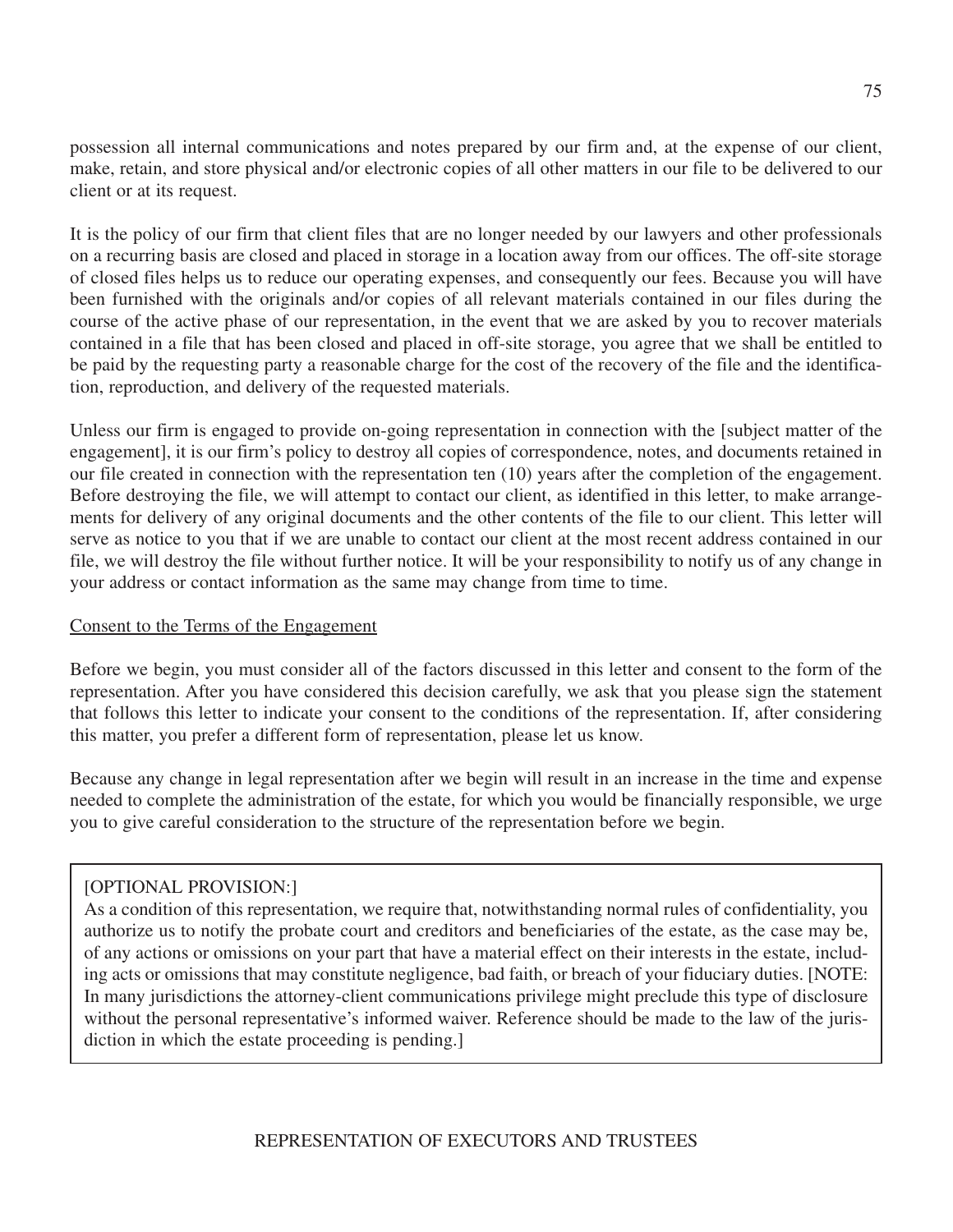possession all internal communications and notes prepared by our firm and, at the expense of our client, make, retain, and store physical and/or electronic copies of all other matters in our file to be delivered to our client or at its request.

It is the policy of our firm that client files that are no longer needed by our lawyers and other professionals on a recurring basis are closed and placed in storage in a location away from our offices. The off-site storage of closed files helps us to reduce our operating expenses, and consequently our fees. Because you will have been furnished with the originals and/or copies of all relevant materials contained in our files during the course of the active phase of our representation, in the event that we are asked by you to recover materials contained in a file that has been closed and placed in off-site storage, you agree that we shall be entitled to be paid by the requesting party a reasonable charge for the cost of the recovery of the file and the identification, reproduction, and delivery of the requested materials.

Unless our firm is engaged to provide on-going representation in connection with the [subject matter of the engagement], it is our firm's policy to destroy all copies of correspondence, notes, and documents retained in our file created in connection with the representation ten (10) years after the completion of the engagement. Before destroying the file, we will attempt to contact our client, as identified in this letter, to make arrangements for delivery of any original documents and the other contents of the file to our client. This letter will serve as notice to you that if we are unable to contact our client at the most recent address contained in our file, we will destroy the file without further notice. It will be your responsibility to notify us of any change in your address or contact information as the same may change from time to time.

<u>Consent to the Terms of the Engagement</u>

Before we begin, you must consider all of the factors discussed in this letter and consent to the form of the representation. After you have considered this decision carefully, we ask that you please sign the statement that follows this letter to indicate your consent to the conditions of the representation. If, after considering this matter, you prefer a different form of representation, please let us know.

Because any change in legal representation after we begin will result in an increase in the time and expense needed to complete the administration of the estate, for which you would be financially responsible, we urge you to give careful consideration to the structure of the representation before we begin.

> [OPTIONAL PROVISION:]
> As a condition of this representation, we require that, notwithstanding normal rules of confidentiality, you authorize us to notify the probate court and creditors and beneficiaries of the estate, as the case may be, of any actions or omissions on your part that have a material effect on their interests in the estate, including acts or omissions that may constitute negligence, bad faith, or breach of your fiduciary duties. [NOTE: In many jurisdictions the attorney-client communications privilege might preclude this type of disclosure without the personal representative's informed waiver. Reference should be made to the law of the jurisdiction in which the estate proceeding is pending.]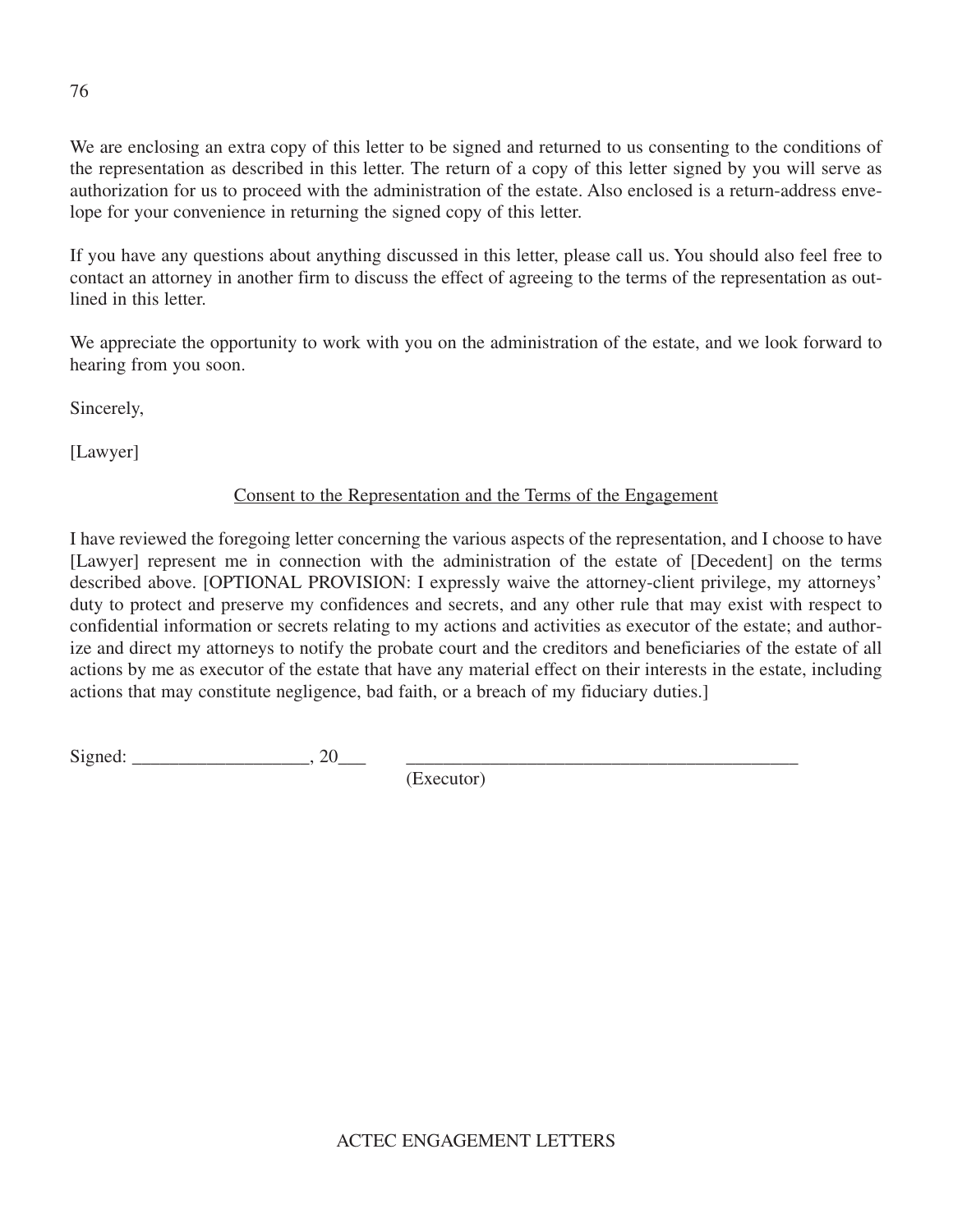We are enclosing an extra copy of this letter to be signed and returned to us consenting to the conditions of the representation as described in this letter. The return of a copy of this letter signed by you will serve as authorization for us to proceed with the administration of the estate. Also enclosed is a return-address envelope for your convenience in returning the signed copy of this letter.

If you have any questions about anything discussed in this letter, please call us. You should also feel free to contact an attorney in another firm to discuss the effect of agreeing to the terms of the representation as outlined in this letter.

We appreciate the opportunity to work with you on the administration of the estate, and we look forward to hearing from you soon.

Sincerely,

[Lawyer]

<u>Consent to the Representation and the Terms of the Engagement</u>

I have reviewed the foregoing letter concerning the various aspects of the representation, and I choose to have [Lawyer] represent me in connection with the administration of the estate of [Decedent] on the terms described above. [OPTIONAL PROVISION: I expressly waive the attorney-client privilege, my attorneys' duty to protect and preserve my confidences and secrets, and any other rule that may exist with respect to confidential information or secrets relating to my actions and activities as executor of the estate; and authorize and direct my attorneys to notify the probate court and the creditors and beneficiaries of the estate of all actions by me as executor of the estate that have any material effect on their interests in the estate, including actions that may constitute negligence, bad faith, or a breach of my fiduciary duties.]

Signed: ___________________, 20___ __________________________________________
(Executor)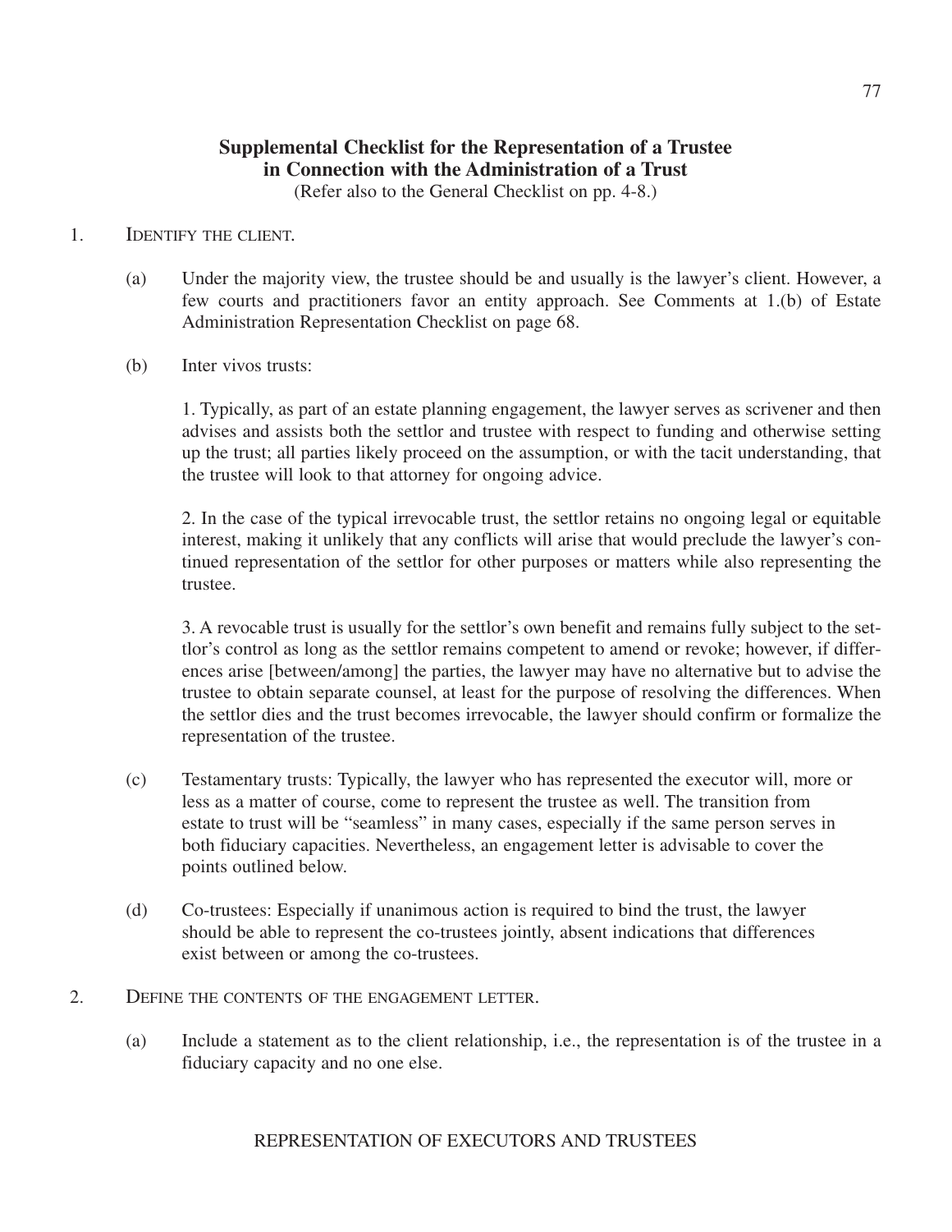## Supplemental Checklist for the Representation of a Trustee in Connection with the Administration of a Trust

(Refer also to the General Checklist on pp. 4-8.)

1. IDENTIFY THE CLIENT.

   (a) Under the majority view, the trustee should be and usually is the lawyer's client. However, a few courts and practitioners favor an entity approach. See Comments at 1.(b) of Estate Administration Representation Checklist on page 68.

   (b) Inter vivos trusts:

   1. Typically, as part of an estate planning engagement, the lawyer serves as scrivener and then advises and assists both the settlor and trustee with respect to funding and otherwise setting up the trust; all parties likely proceed on the assumption, or with the tacit understanding, that the trustee will look to that attorney for ongoing advice.

   2. In the case of the typical irrevocable trust, the settlor retains no ongoing legal or equitable interest, making it unlikely that any conflicts will arise that would preclude the lawyer's continued representation of the settlor for other purposes or matters while also representing the trustee.

   3. A revocable trust is usually for the settlor's own benefit and remains fully subject to the settlor's control as long as the settlor remains competent to amend or revoke; however, if differences arise [between/among] the parties, the lawyer may have no alternative but to advise the trustee to obtain separate counsel, at least for the purpose of resolving the differences. When the settlor dies and the trust becomes irrevocable, the lawyer should confirm or formalize the representation of the trustee.

   (c) Testamentary trusts: Typically, the lawyer who has represented the executor will, more or less as a matter of course, come to represent the trustee as well. The transition from estate to trust will be "seamless" in many cases, especially if the same person serves in both fiduciary capacities. Nevertheless, an engagement letter is advisable to cover the points outlined below.

   (d) Co-trustees: Especially if unanimous action is required to bind the trust, the lawyer should be able to represent the co-trustees jointly, absent indications that differences exist between or among the co-trustees.

2. DEFINE THE CONTENTS OF THE ENGAGEMENT LETTER.

   (a) Include a statement as to the client relationship, i.e., the representation is of the trustee in a fiduciary capacity and no one else.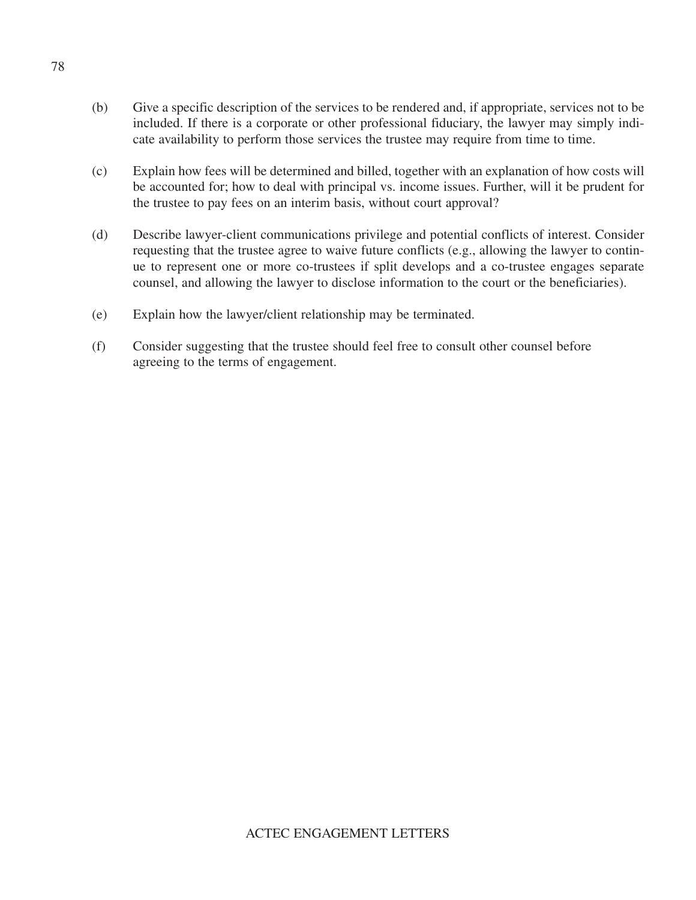(b) Give a specific description of the services to be rendered and, if appropriate, services not to be included. If there is a corporate or other professional fiduciary, the lawyer may simply indicate availability to perform those services the trustee may require from time to time.

(c) Explain how fees will be determined and billed, together with an explanation of how costs will be accounted for; how to deal with principal vs. income issues. Further, will it be prudent for the trustee to pay fees on an interim basis, without court approval?

(d) Describe lawyer-client communications privilege and potential conflicts of interest. Consider requesting that the trustee agree to waive future conflicts (e.g., allowing the lawyer to continue to represent one or more co-trustees if split develops and a co-trustee engages separate counsel, and allowing the lawyer to disclose information to the court or the beneficiaries).

(e) Explain how the lawyer/client relationship may be terminated.

(f) Consider suggesting that the trustee should feel free to consult other counsel before agreeing to the terms of engagement.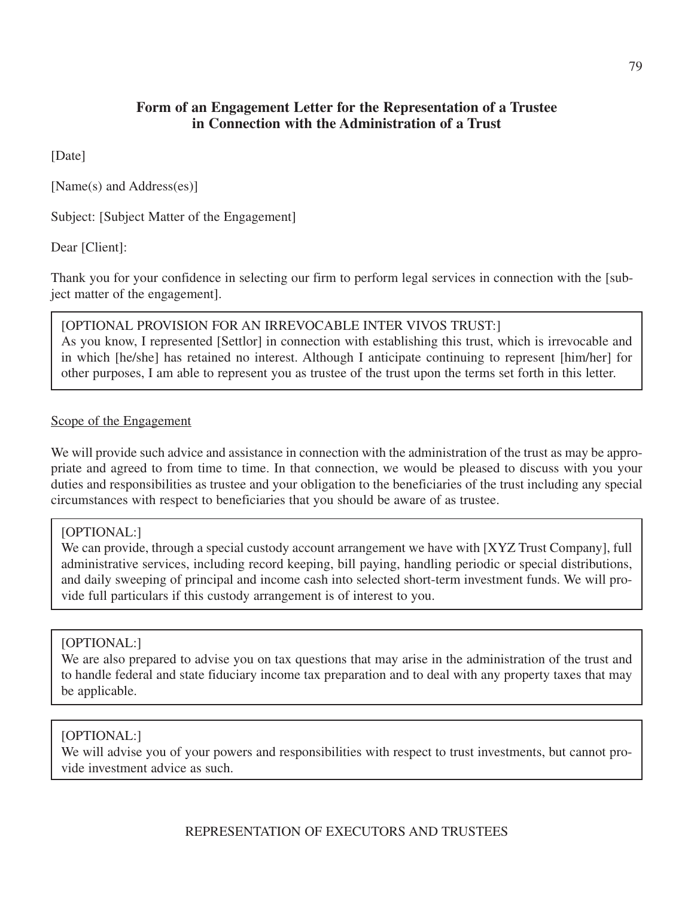## Form of an Engagement Letter for the Representation of a Trustee in Connection with the Administration of a Trust

[Date]

[Name(s) and Address(es)]

Subject: [Subject Matter of the Engagement]

Dear [Client]:

Thank you for your confidence in selecting our firm to perform legal services in connection with the [subject matter of the engagement].

> [OPTIONAL PROVISION FOR AN IRREVOCABLE INTER VIVOS TRUST:]
> As you know, I represented [Settlor] in connection with establishing this trust, which is irrevocable and in which [he/she] has retained no interest. Although I anticipate continuing to represent [him/her] for other purposes, I am able to represent you as trustee of the trust upon the terms set forth in this letter.

<u>Scope of the Engagement</u>

We will provide such advice and assistance in connection with the administration of the trust as may be appropriate and agreed to from time to time. In that connection, we would be pleased to discuss with you your duties and responsibilities as trustee and your obligation to the beneficiaries of the trust including any special circumstances with respect to beneficiaries that you should be aware of as trustee.

> [OPTIONAL:]
> We can provide, through a special custody account arrangement we have with [XYZ Trust Company], full administrative services, including record keeping, bill paying, handling periodic or special distributions, and daily sweeping of principal and income cash into selected short-term investment funds. We will provide full particulars if this custody arrangement is of interest to you.

> [OPTIONAL:]
> We are also prepared to advise you on tax questions that may arise in the administration of the trust and to handle federal and state fiduciary income tax preparation and to deal with any property taxes that may be applicable.

> [OPTIONAL:]
> We will advise you of your powers and responsibilities with respect to trust investments, but cannot provide investment advice as such.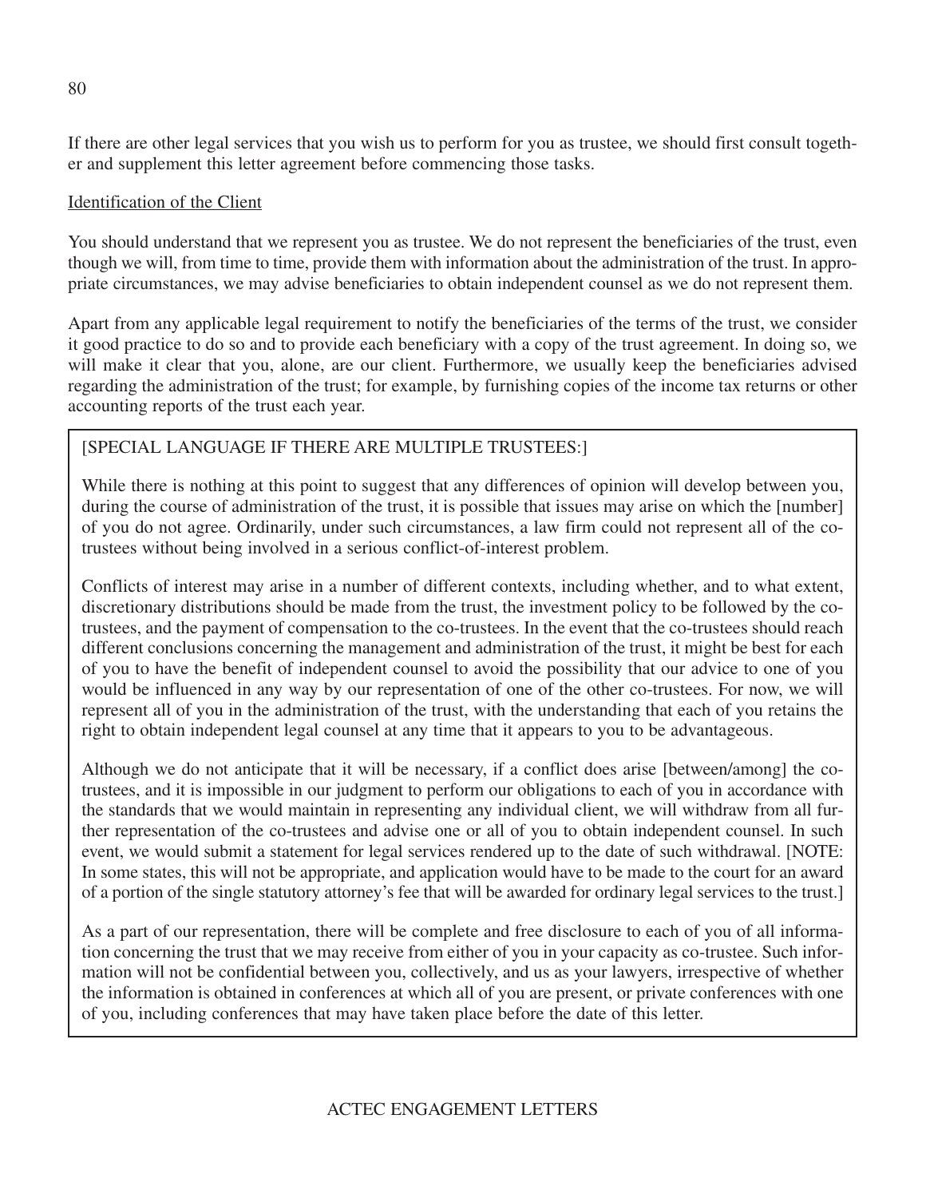If there are other legal services that you wish us to perform for you as trustee, we should first consult together and supplement this letter agreement before commencing those tasks.

Identification of the Client

You should understand that we represent you as trustee. We do not represent the beneficiaries of the trust, even though we will, from time to time, provide them with information about the administration of the trust. In appropriate circumstances, we may advise beneficiaries to obtain independent counsel as we do not represent them.

Apart from any applicable legal requirement to notify the beneficiaries of the terms of the trust, we consider it good practice to do so and to provide each beneficiary with a copy of the trust agreement. In doing so, we will make it clear that you, alone, are our client. Furthermore, we usually keep the beneficiaries advised regarding the administration of the trust; for example, by furnishing copies of the income tax returns or other accounting reports of the trust each year.

> [SPECIAL LANGUAGE IF THERE ARE MULTIPLE TRUSTEES:]
>
> While there is nothing at this point to suggest that any differences of opinion will develop between you, during the course of administration of the trust, it is possible that issues may arise on which the [number] of you do not agree. Ordinarily, under such circumstances, a law firm could not represent all of the co-trustees without being involved in a serious conflict-of-interest problem.
>
> Conflicts of interest may arise in a number of different contexts, including whether, and to what extent, discretionary distributions should be made from the trust, the investment policy to be followed by the co-trustees, and the payment of compensation to the co-trustees. In the event that the co-trustees should reach different conclusions concerning the management and administration of the trust, it might be best for each of you to have the benefit of independent counsel to avoid the possibility that our advice to one of you would be influenced in any way by our representation of one of the other co-trustees. For now, we will represent all of you in the administration of the trust, with the understanding that each of you retains the right to obtain independent legal counsel at any time that it appears to you to be advantageous.
>
> Although we do not anticipate that it will be necessary, if a conflict does arise [between/among] the co-trustees, and it is impossible in our judgment to perform our obligations to each of you in accordance with the standards that we would maintain in representing any individual client, we will withdraw from all further representation of the co-trustees and advise one or all of you to obtain independent counsel. In such event, we would submit a statement for legal services rendered up to the date of such withdrawal. [NOTE: In some states, this will not be appropriate, and application would have to be made to the court for an award of a portion of the single statutory attorney's fee that will be awarded for ordinary legal services to the trust.]
>
> As a part of our representation, there will be complete and free disclosure to each of you of all information concerning the trust that we may receive from either of you in your capacity as co-trustee. Such information will not be confidential between you, collectively, and us as your lawyers, irrespective of whether the information is obtained in conferences at which all of you are present, or private conferences with one of you, including conferences that may have taken place before the date of this letter.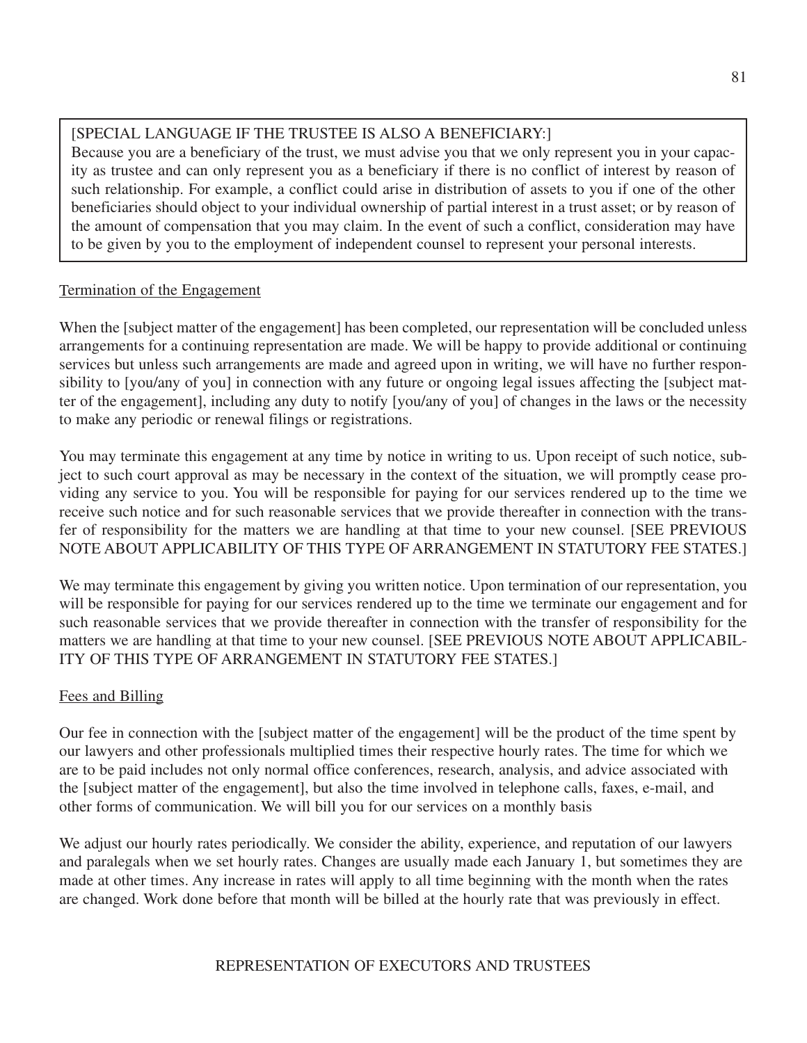[SPECIAL LANGUAGE IF THE TRUSTEE IS ALSO A BENEFICIARY:]
Because you are a beneficiary of the trust, we must advise you that we only represent you in your capacity as trustee and can only represent you as a beneficiary if there is no conflict of interest by reason of such relationship. For example, a conflict could arise in distribution of assets to you if one of the other beneficiaries should object to your individual ownership of partial interest in a trust asset; or by reason of the amount of compensation that you may claim. In the event of such a conflict, consideration may have to be given by you to the employment of independent counsel to represent your personal interests.

Termination of the Engagement

When the [subject matter of the engagement] has been completed, our representation will be concluded unless arrangements for a continuing representation are made. We will be happy to provide additional or continuing services but unless such arrangements are made and agreed upon in writing, we will have no further responsibility to [you/any of you] in connection with any future or ongoing legal issues affecting the [subject matter of the engagement], including any duty to notify [you/any of you] of changes in the laws or the necessity to make any periodic or renewal filings or registrations.

You may terminate this engagement at any time by notice in writing to us. Upon receipt of such notice, subject to such court approval as may be necessary in the context of the situation, we will promptly cease providing any service to you. You will be responsible for paying for our services rendered up to the time we receive such notice and for such reasonable services that we provide thereafter in connection with the transfer of responsibility for the matters we are handling at that time to your new counsel. [SEE PREVIOUS NOTE ABOUT APPLICABILITY OF THIS TYPE OF ARRANGEMENT IN STATUTORY FEE STATES.]

We may terminate this engagement by giving you written notice. Upon termination of our representation, you will be responsible for paying for our services rendered up to the time we terminate our engagement and for such reasonable services that we provide thereafter in connection with the transfer of responsibility for the matters we are handling at that time to your new counsel. [SEE PREVIOUS NOTE ABOUT APPLICABILITY OF THIS TYPE OF ARRANGEMENT IN STATUTORY FEE STATES.]

Fees and Billing

Our fee in connection with the [subject matter of the engagement] will be the product of the time spent by our lawyers and other professionals multiplied times their respective hourly rates. The time for which we are to be paid includes not only normal office conferences, research, analysis, and advice associated with the [subject matter of the engagement], but also the time involved in telephone calls, faxes, e-mail, and other forms of communication. We will bill you for our services on a monthly basis

We adjust our hourly rates periodically. We consider the ability, experience, and reputation of our lawyers and paralegals when we set hourly rates. Changes are usually made each January 1, but sometimes they are made at other times. Any increase in rates will apply to all time beginning with the month when the rates are changed. Work done before that month will be billed at the hourly rate that was previously in effect.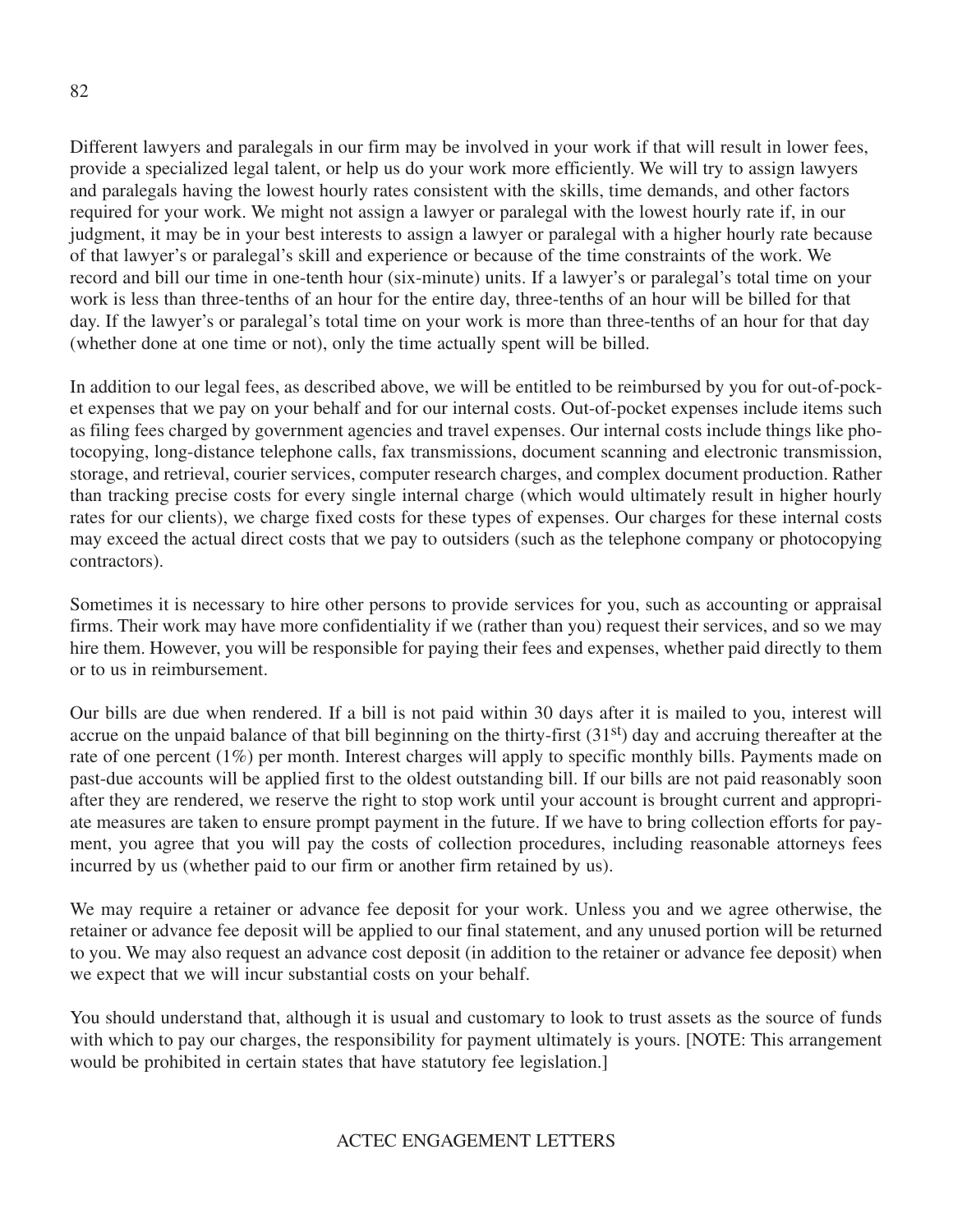Different lawyers and paralegals in our firm may be involved in your work if that will result in lower fees, provide a specialized legal talent, or help us do your work more efficiently. We will try to assign lawyers and paralegals having the lowest hourly rates consistent with the skills, time demands, and other factors required for your work. We might not assign a lawyer or paralegal with the lowest hourly rate if, in our judgment, it may be in your best interests to assign a lawyer or paralegal with a higher hourly rate because of that lawyer's or paralegal's skill and experience or because of the time constraints of the work. We record and bill our time in one-tenth hour (six-minute) units. If a lawyer's or paralegal's total time on your work is less than three-tenths of an hour for the entire day, three-tenths of an hour will be billed for that day. If the lawyer's or paralegal's total time on your work is more than three-tenths of an hour for that day (whether done at one time or not), only the time actually spent will be billed.

In addition to our legal fees, as described above, we will be entitled to be reimbursed by you for out-of-pocket expenses that we pay on your behalf and for our internal costs. Out-of-pocket expenses include items such as filing fees charged by government agencies and travel expenses. Our internal costs include things like photocopying, long-distance telephone calls, fax transmissions, document scanning and electronic transmission, storage, and retrieval, courier services, computer research charges, and complex document production. Rather than tracking precise costs for every single internal charge (which would ultimately result in higher hourly rates for our clients), we charge fixed costs for these types of expenses. Our charges for these internal costs may exceed the actual direct costs that we pay to outsiders (such as the telephone company or photocopying contractors).

Sometimes it is necessary to hire other persons to provide services for you, such as accounting or appraisal firms. Their work may have more confidentiality if we (rather than you) request their services, and so we may hire them. However, you will be responsible for paying their fees and expenses, whether paid directly to them or to us in reimbursement.

Our bills are due when rendered. If a bill is not paid within 30 days after it is mailed to you, interest will accrue on the unpaid balance of that bill beginning on the thirty-first (31st) day and accruing thereafter at the rate of one percent (1%) per month. Interest charges will apply to specific monthly bills. Payments made on past-due accounts will be applied first to the oldest outstanding bill. If our bills are not paid reasonably soon after they are rendered, we reserve the right to stop work until your account is brought current and appropriate measures are taken to ensure prompt payment in the future. If we have to bring collection efforts for payment, you agree that you will pay the costs of collection procedures, including reasonable attorneys fees incurred by us (whether paid to our firm or another firm retained by us).

We may require a retainer or advance fee deposit for your work. Unless you and we agree otherwise, the retainer or advance fee deposit will be applied to our final statement, and any unused portion will be returned to you. We may also request an advance cost deposit (in addition to the retainer or advance fee deposit) when we expect that we will incur substantial costs on your behalf.

You should understand that, although it is usual and customary to look to trust assets as the source of funds with which to pay our charges, the responsibility for payment ultimately is yours. [NOTE: This arrangement would be prohibited in certain states that have statutory fee legislation.]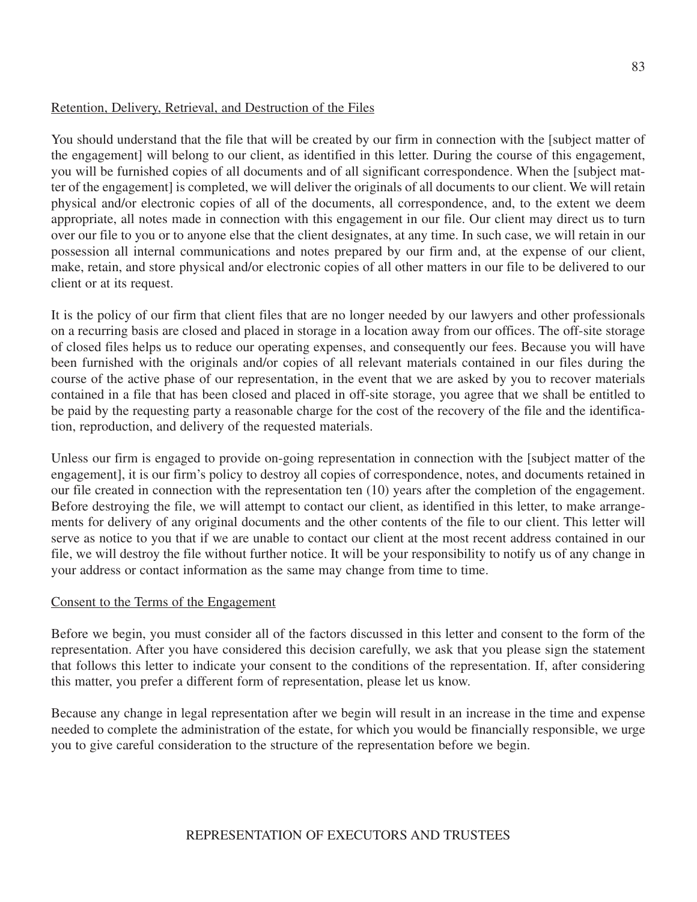Retention, Delivery, Retrieval, and Destruction of the Files

You should understand that the file that will be created by our firm in connection with the [subject matter of the engagement] will belong to our client, as identified in this letter. During the course of this engagement, you will be furnished copies of all documents and of all significant correspondence. When the [subject matter of the engagement] is completed, we will deliver the originals of all documents to our client. We will retain physical and/or electronic copies of all of the documents, all correspondence, and, to the extent we deem appropriate, all notes made in connection with this engagement in our file. Our client may direct us to turn over our file to you or to anyone else that the client designates, at any time. In such case, we will retain in our possession all internal communications and notes prepared by our firm and, at the expense of our client, make, retain, and store physical and/or electronic copies of all other matters in our file to be delivered to our client or at its request.

It is the policy of our firm that client files that are no longer needed by our lawyers and other professionals on a recurring basis are closed and placed in storage in a location away from our offices. The off-site storage of closed files helps us to reduce our operating expenses, and consequently our fees. Because you will have been furnished with the originals and/or copies of all relevant materials contained in our files during the course of the active phase of our representation, in the event that we are asked by you to recover materials contained in a file that has been closed and placed in off-site storage, you agree that we shall be entitled to be paid by the requesting party a reasonable charge for the cost of the recovery of the file and the identification, reproduction, and delivery of the requested materials.

Unless our firm is engaged to provide on-going representation in connection with the [subject matter of the engagement], it is our firm's policy to destroy all copies of correspondence, notes, and documents retained in our file created in connection with the representation ten (10) years after the completion of the engagement. Before destroying the file, we will attempt to contact our client, as identified in this letter, to make arrangements for delivery of any original documents and the other contents of the file to our client. This letter will serve as notice to you that if we are unable to contact our client at the most recent address contained in our file, we will destroy the file without further notice. It will be your responsibility to notify us of any change in your address or contact information as the same may change from time to time.

Consent to the Terms of the Engagement

Before we begin, you must consider all of the factors discussed in this letter and consent to the form of the representation. After you have considered this decision carefully, we ask that you please sign the statement that follows this letter to indicate your consent to the conditions of the representation. If, after considering this matter, you prefer a different form of representation, please let us know.

Because any change in legal representation after we begin will result in an increase in the time and expense needed to complete the administration of the estate, for which you would be financially responsible, we urge you to give careful consideration to the structure of the representation before we begin.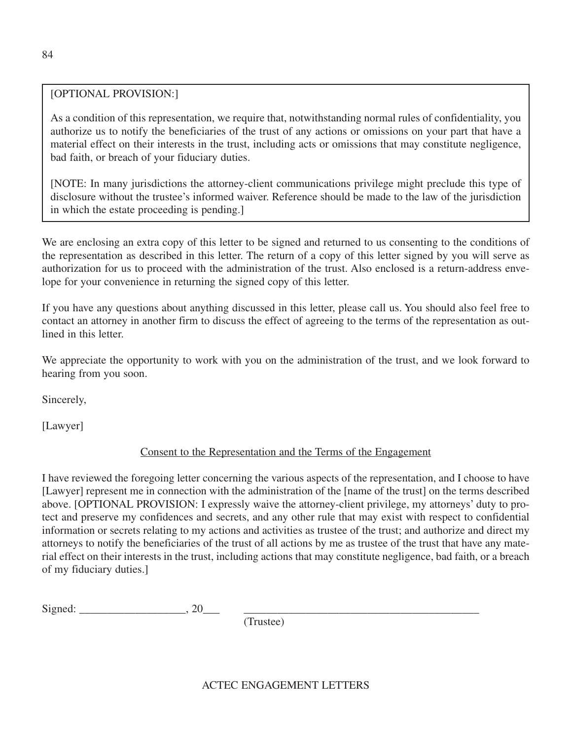[OPTIONAL PROVISION:]

As a condition of this representation, we require that, notwithstanding normal rules of confidentiality, you authorize us to notify the beneficiaries of the trust of any actions or omissions on your part that have a material effect on their interests in the trust, including acts or omissions that may constitute negligence, bad faith, or breach of your fiduciary duties.

[NOTE: In many jurisdictions the attorney-client communications privilege might preclude this type of disclosure without the trustee's informed waiver. Reference should be made to the law of the jurisdiction in which the estate proceeding is pending.]

We are enclosing an extra copy of this letter to be signed and returned to us consenting to the conditions of the representation as described in this letter. The return of a copy of this letter signed by you will serve as authorization for us to proceed with the administration of the trust. Also enclosed is a return-address envelope for your convenience in returning the signed copy of this letter.

If you have any questions about anything discussed in this letter, please call us. You should also feel free to contact an attorney in another firm to discuss the effect of agreeing to the terms of the representation as outlined in this letter.

We appreciate the opportunity to work with you on the administration of the trust, and we look forward to hearing from you soon.

Sincerely,

[Lawyer]

<u>Consent to the Representation and the Terms of the Engagement</u>

I have reviewed the foregoing letter concerning the various aspects of the representation, and I choose to have [Lawyer] represent me in connection with the administration of the [name of the trust] on the terms described above. [OPTIONAL PROVISION: I expressly waive the attorney-client privilege, my attorneys' duty to protect and preserve my confidences and secrets, and any other rule that may exist with respect to confidential information or secrets relating to my actions and activities as trustee of the trust; and authorize and direct my attorneys to notify the beneficiaries of the trust of all actions by me as trustee of the trust that have any material effect on their interests in the trust, including actions that may constitute negligence, bad faith, or a breach of my fiduciary duties.]

Signed: ___________________, 20___ ___________________________________________

(Trustee)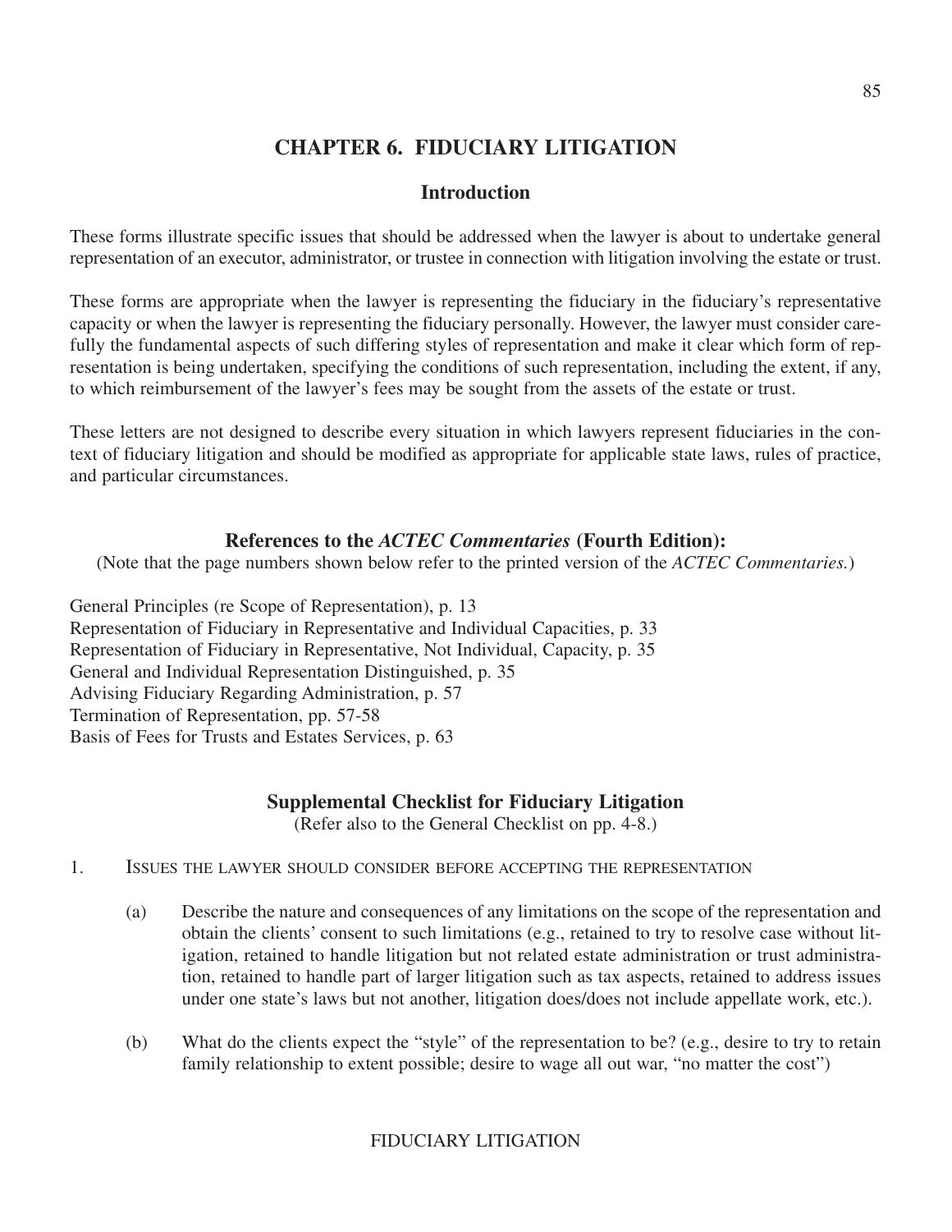# CHAPTER 6. FIDUCIARY LITIGATION

## Introduction

These forms illustrate specific issues that should be addressed when the lawyer is about to undertake general representation of an executor, administrator, or trustee in connection with litigation involving the estate or trust.

These forms are appropriate when the lawyer is representing the fiduciary in the fiduciary's representative capacity or when the lawyer is representing the fiduciary personally. However, the lawyer must consider carefully the fundamental aspects of such differing styles of representation and make it clear which form of representation is being undertaken, specifying the conditions of such representation, including the extent, if any, to which reimbursement of the lawyer's fees may be sought from the assets of the estate or trust.

These letters are not designed to describe every situation in which lawyers represent fiduciaries in the context of fiduciary litigation and should be modified as appropriate for applicable state laws, rules of practice, and particular circumstances.

### References to the *ACTEC Commentaries* (Fourth Edition):

(Note that the page numbers shown below refer to the printed version of the *ACTEC Commentaries.*)

General Principles (re Scope of Representation), p. 13
Representation of Fiduciary in Representative and Individual Capacities, p. 33
Representation of Fiduciary in Representative, Not Individual, Capacity, p. 35
General and Individual Representation Distinguished, p. 35
Advising Fiduciary Regarding Administration, p. 57
Termination of Representation, pp. 57-58
Basis of Fees for Trusts and Estates Services, p. 63

### Supplemental Checklist for Fiduciary Litigation

(Refer also to the General Checklist on pp. 4-8.)

1. Issues the lawyer should consider before accepting the representation

   (a) Describe the nature and consequences of any limitations on the scope of the representation and obtain the clients' consent to such limitations (e.g., retained to try to resolve case without litigation, retained to handle litigation but not related estate administration or trust administration, retained to handle part of larger litigation such as tax aspects, retained to address issues under one state's laws but not another, litigation does/does not include appellate work, etc.).

   (b) What do the clients expect the "style" of the representation to be? (e.g., desire to try to retain family relationship to extent possible; desire to wage all out war, "no matter the cost")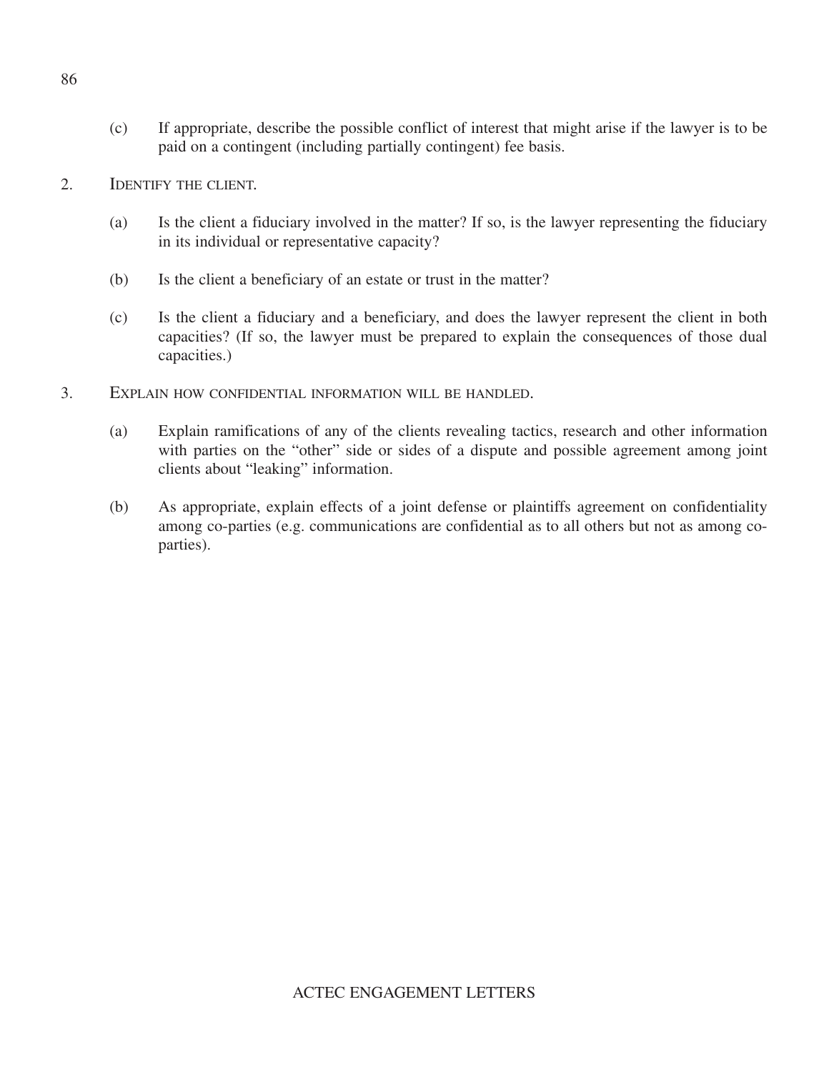(c) If appropriate, describe the possible conflict of interest that might arise if the lawyer is to be paid on a contingent (including partially contingent) fee basis.

2. IDENTIFY THE CLIENT.

   (a) Is the client a fiduciary involved in the matter? If so, is the lawyer representing the fiduciary in its individual or representative capacity?

   (b) Is the client a beneficiary of an estate or trust in the matter?

   (c) Is the client a fiduciary and a beneficiary, and does the lawyer represent the client in both capacities? (If so, the lawyer must be prepared to explain the consequences of those dual capacities.)

3. EXPLAIN HOW CONFIDENTIAL INFORMATION WILL BE HANDLED.

   (a) Explain ramifications of any of the clients revealing tactics, research and other information with parties on the "other" side or sides of a dispute and possible agreement among joint clients about "leaking" information.

   (b) As appropriate, explain effects of a joint defense or plaintiffs agreement on confidentiality among co-parties (e.g. communications are confidential as to all others but not as among co-parties).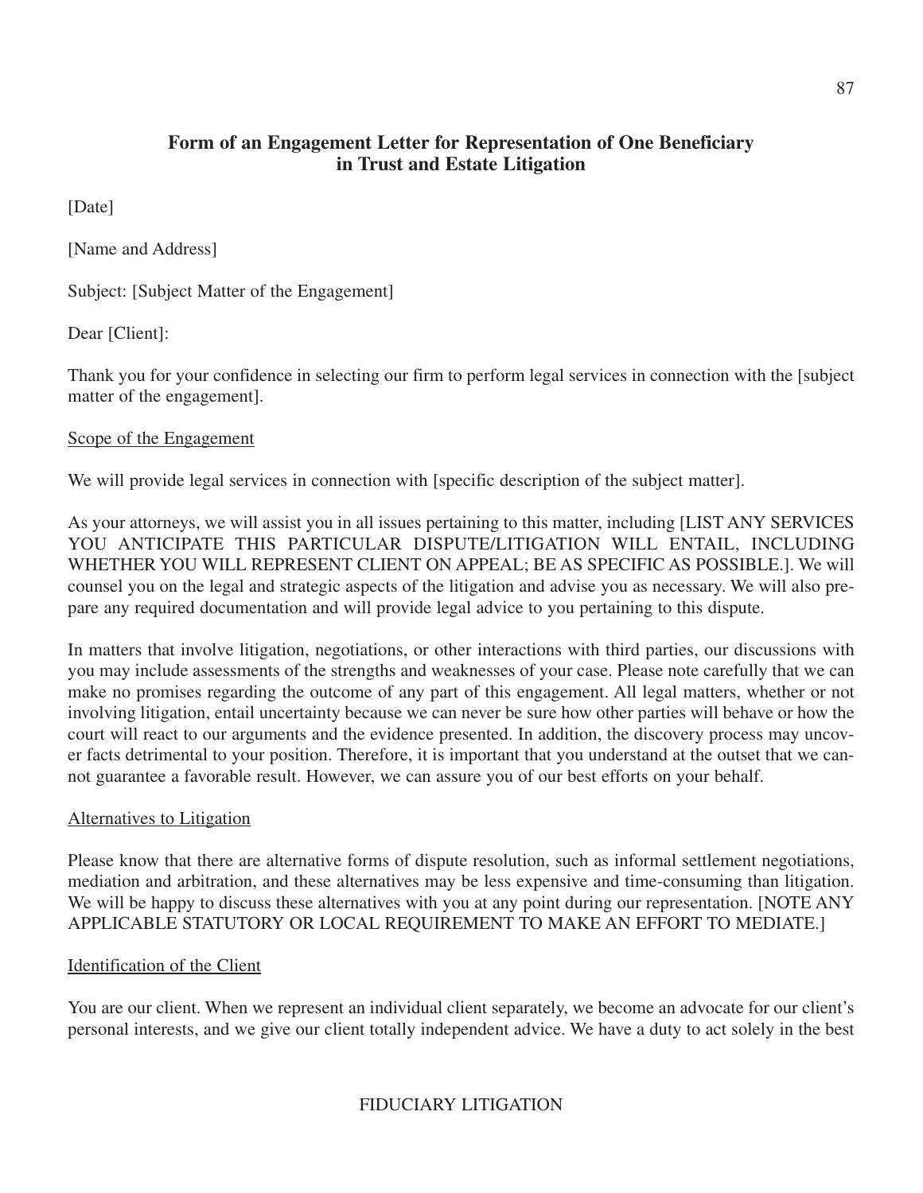## Form of an Engagement Letter for Representation of One Beneficiary in Trust and Estate Litigation

[Date]

[Name and Address]

Subject: [Subject Matter of the Engagement]

Dear [Client]:

Thank you for your confidence in selecting our firm to perform legal services in connection with the [subject matter of the engagement].

Scope of the Engagement

We will provide legal services in connection with [specific description of the subject matter].

As your attorneys, we will assist you in all issues pertaining to this matter, including [LIST ANY SERVICES YOU ANTICIPATE THIS PARTICULAR DISPUTE/LITIGATION WILL ENTAIL, INCLUDING WHETHER YOU WILL REPRESENT CLIENT ON APPEAL; BE AS SPECIFIC AS POSSIBLE.]. We will counsel you on the legal and strategic aspects of the litigation and advise you as necessary. We will also prepare any required documentation and will provide legal advice to you pertaining to this dispute.

In matters that involve litigation, negotiations, or other interactions with third parties, our discussions with you may include assessments of the strengths and weaknesses of your case. Please note carefully that we can make no promises regarding the outcome of any part of this engagement. All legal matters, whether or not involving litigation, entail uncertainty because we can never be sure how other parties will behave or how the court will react to our arguments and the evidence presented. In addition, the discovery process may uncover facts detrimental to your position. Therefore, it is important that you understand at the outset that we cannot guarantee a favorable result. However, we can assure you of our best efforts on your behalf.

Alternatives to Litigation

Please know that there are alternative forms of dispute resolution, such as informal settlement negotiations, mediation and arbitration, and these alternatives may be less expensive and time-consuming than litigation. We will be happy to discuss these alternatives with you at any point during our representation. [NOTE ANY APPLICABLE STATUTORY OR LOCAL REQUIREMENT TO MAKE AN EFFORT TO MEDIATE.]

Identification of the Client

You are our client. When we represent an individual client separately, we become an advocate for our client's personal interests, and we give our client totally independent advice. We have a duty to act solely in the best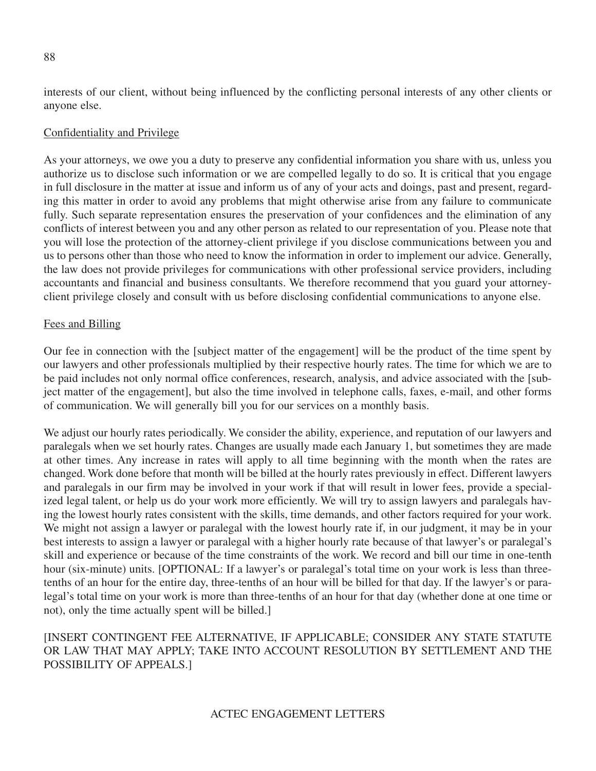interests of our client, without being influenced by the conflicting personal interests of any other clients or anyone else.

Confidentiality and Privilege

As your attorneys, we owe you a duty to preserve any confidential information you share with us, unless you authorize us to disclose such information or we are compelled legally to do so. It is critical that you engage in full disclosure in the matter at issue and inform us of any of your acts and doings, past and present, regarding this matter in order to avoid any problems that might otherwise arise from any failure to communicate fully. Such separate representation ensures the preservation of your confidences and the elimination of any conflicts of interest between you and any other person as related to our representation of you. Please note that you will lose the protection of the attorney-client privilege if you disclose communications between you and us to persons other than those who need to know the information in order to implement our advice. Generally, the law does not provide privileges for communications with other professional service providers, including accountants and financial and business consultants. We therefore recommend that you guard your attorney-client privilege closely and consult with us before disclosing confidential communications to anyone else.

Fees and Billing

Our fee in connection with the [subject matter of the engagement] will be the product of the time spent by our lawyers and other professionals multiplied by their respective hourly rates. The time for which we are to be paid includes not only normal office conferences, research, analysis, and advice associated with the [subject matter of the engagement], but also the time involved in telephone calls, faxes, e-mail, and other forms of communication. We will generally bill you for our services on a monthly basis.

We adjust our hourly rates periodically. We consider the ability, experience, and reputation of our lawyers and paralegals when we set hourly rates. Changes are usually made each January 1, but sometimes they are made at other times. Any increase in rates will apply to all time beginning with the month when the rates are changed. Work done before that month will be billed at the hourly rates previously in effect. Different lawyers and paralegals in our firm may be involved in your work if that will result in lower fees, provide a specialized legal talent, or help us do your work more efficiently. We will try to assign lawyers and paralegals having the lowest hourly rates consistent with the skills, time demands, and other factors required for your work. We might not assign a lawyer or paralegal with the lowest hourly rate if, in our judgment, it may be in your best interests to assign a lawyer or paralegal with a higher hourly rate because of that lawyer's or paralegal's skill and experience or because of the time constraints of the work. We record and bill our time in one-tenth hour (six-minute) units. [OPTIONAL: If a lawyer's or paralegal's total time on your work is less than three-tenths of an hour for the entire day, three-tenths of an hour will be billed for that day. If the lawyer's or paralegal's total time on your work is more than three-tenths of an hour for that day (whether done at one time or not), only the time actually spent will be billed.]

[INSERT CONTINGENT FEE ALTERNATIVE, IF APPLICABLE; CONSIDER ANY STATE STATUTE OR LAW THAT MAY APPLY; TAKE INTO ACCOUNT RESOLUTION BY SETTLEMENT AND THE POSSIBILITY OF APPEALS.]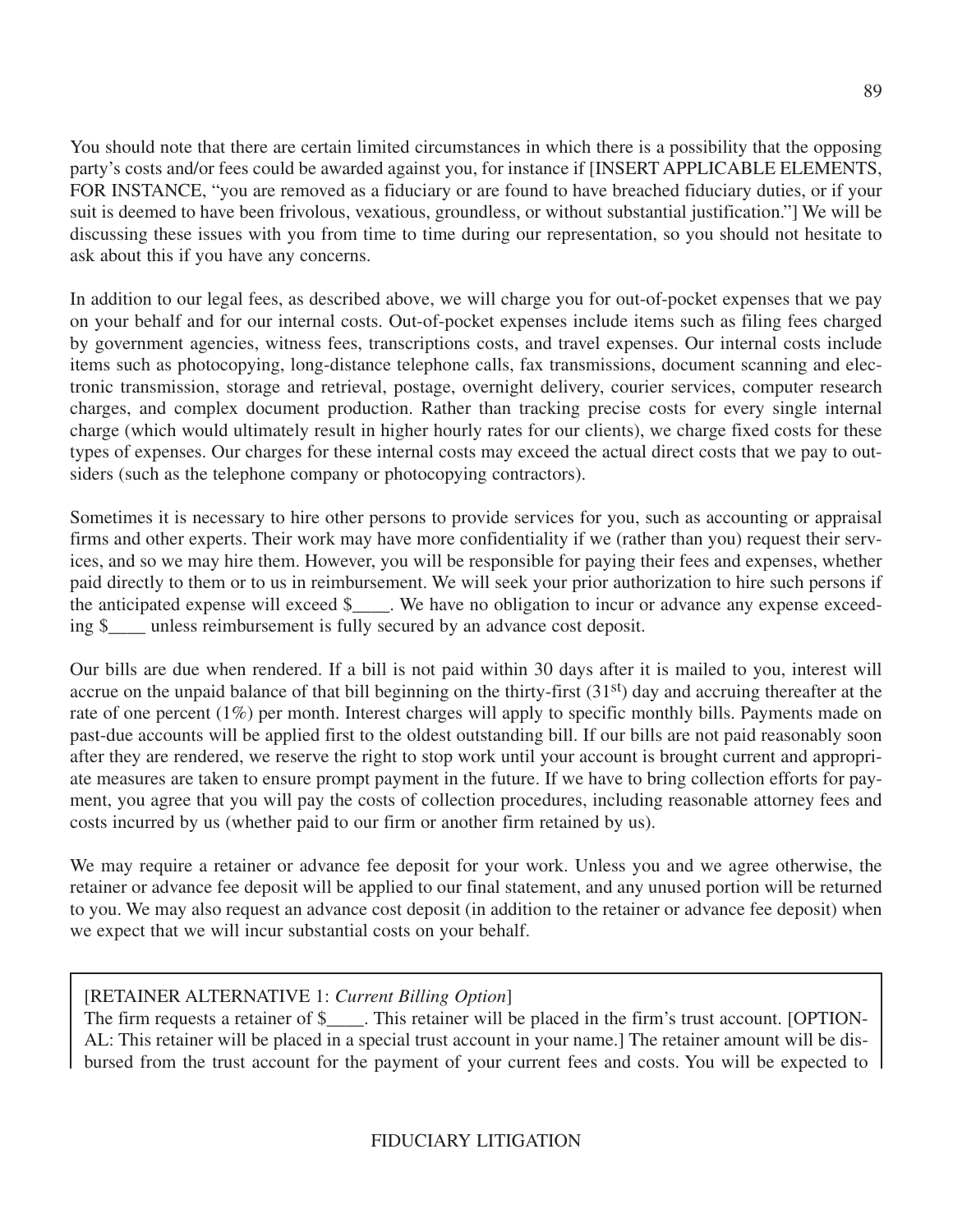You should note that there are certain limited circumstances in which there is a possibility that the opposing party's costs and/or fees could be awarded against you, for instance if [INSERT APPLICABLE ELEMENTS, FOR INSTANCE, "you are removed as a fiduciary or are found to have breached fiduciary duties, or if your suit is deemed to have been frivolous, vexatious, groundless, or without substantial justification."] We will be discussing these issues with you from time to time during our representation, so you should not hesitate to ask about this if you have any concerns.

In addition to our legal fees, as described above, we will charge you for out-of-pocket expenses that we pay on your behalf and for our internal costs. Out-of-pocket expenses include items such as filing fees charged by government agencies, witness fees, transcriptions costs, and travel expenses. Our internal costs include items such as photocopying, long-distance telephone calls, fax transmissions, document scanning and electronic transmission, storage and retrieval, postage, overnight delivery, courier services, computer research charges, and complex document production. Rather than tracking precise costs for every single internal charge (which would ultimately result in higher hourly rates for our clients), we charge fixed costs for these types of expenses. Our charges for these internal costs may exceed the actual direct costs that we pay to outsiders (such as the telephone company or photocopying contractors).

Sometimes it is necessary to hire other persons to provide services for you, such as accounting or appraisal firms and other experts. Their work may have more confidentiality if we (rather than you) request their services, and so we may hire them. However, you will be responsible for paying their fees and expenses, whether paid directly to them or to us in reimbursement. We will seek your prior authorization to hire such persons if the anticipated expense will exceed $____. We have no obligation to incur or advance any expense exceeding $____ unless reimbursement is fully secured by an advance cost deposit.

Our bills are due when rendered. If a bill is not paid within 30 days after it is mailed to you, interest will accrue on the unpaid balance of that bill beginning on the thirty-first (31st) day and accruing thereafter at the rate of one percent (1%) per month. Interest charges will apply to specific monthly bills. Payments made on past-due accounts will be applied first to the oldest outstanding bill. If our bills are not paid reasonably soon after they are rendered, we reserve the right to stop work until your account is brought current and appropriate measures are taken to ensure prompt payment in the future. If we have to bring collection efforts for payment, you agree that you will pay the costs of collection procedures, including reasonable attorney fees and costs incurred by us (whether paid to our firm or another firm retained by us).

We may require a retainer or advance fee deposit for your work. Unless you and we agree otherwise, the retainer or advance fee deposit will be applied to our final statement, and any unused portion will be returned to you. We may also request an advance cost deposit (in addition to the retainer or advance fee deposit) when we expect that we will incur substantial costs on your behalf.

[RETAINER ALTERNATIVE 1: *Current Billing Option*]
The firm requests a retainer of $____. This retainer will be placed in the firm's trust account. [OPTIONAL: This retainer will be placed in a special trust account in your name.] The retainer amount will be disbursed from the trust account for the payment of your current fees and costs. You will be expected to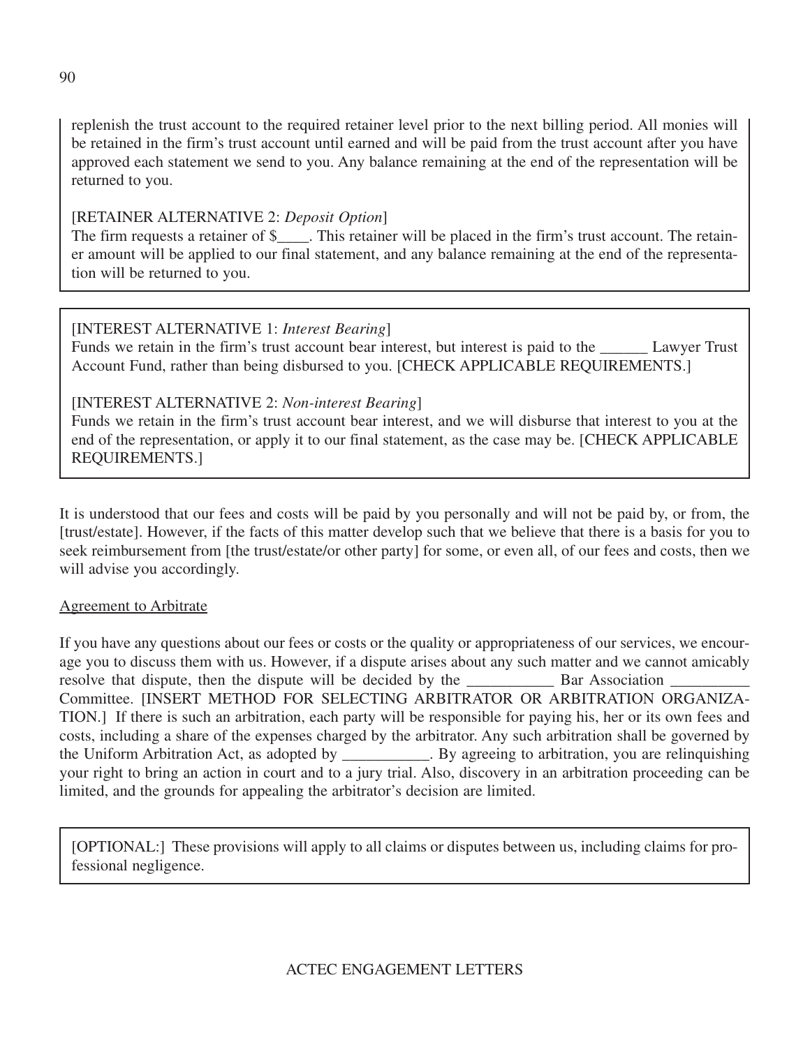replenish the trust account to the required retainer level prior to the next billing period. All monies will be retained in the firm's trust account until earned and will be paid from the trust account after you have approved each statement we send to you. Any balance remaining at the end of the representation will be returned to you.

[RETAINER ALTERNATIVE 2: *Deposit Option*]
The firm requests a retainer of $____. This retainer will be placed in the firm's trust account. The retainer amount will be applied to our final statement, and any balance remaining at the end of the representation will be returned to you.

[INTEREST ALTERNATIVE 1: *Interest Bearing*]
Funds we retain in the firm's trust account bear interest, but interest is paid to the ______ Lawyer Trust Account Fund, rather than being disbursed to you. [CHECK APPLICABLE REQUIREMENTS.]

[INTEREST ALTERNATIVE 2: *Non-interest Bearing*]
Funds we retain in the firm's trust account bear interest, and we will disburse that interest to you at the end of the representation, or apply it to our final statement, as the case may be. [CHECK APPLICABLE REQUIREMENTS.]

It is understood that our fees and costs will be paid by you personally and will not be paid by, or from, the [trust/estate]. However, if the facts of this matter develop such that we believe that there is a basis for you to seek reimbursement from [the trust/estate/or other party] for some, or even all, of our fees and costs, then we will advise you accordingly.

Agreement to Arbitrate

If you have any questions about our fees or costs or the quality or appropriateness of our services, we encourage you to discuss them with us. However, if a dispute arises about any such matter and we cannot amicably resolve that dispute, then the dispute will be decided by the ___________ Bar Association __________ Committee. [INSERT METHOD FOR SELECTING ARBITRATOR OR ARBITRATION ORGANIZATION.] If there is such an arbitration, each party will be responsible for paying his, her or its own fees and costs, including a share of the expenses charged by the arbitrator. Any such arbitration shall be governed by the Uniform Arbitration Act, as adopted by ___________. By agreeing to arbitration, you are relinquishing your right to bring an action in court and to a jury trial. Also, discovery in an arbitration proceeding can be limited, and the grounds for appealing the arbitrator's decision are limited.

[OPTIONAL:] These provisions will apply to all claims or disputes between us, including claims for professional negligence.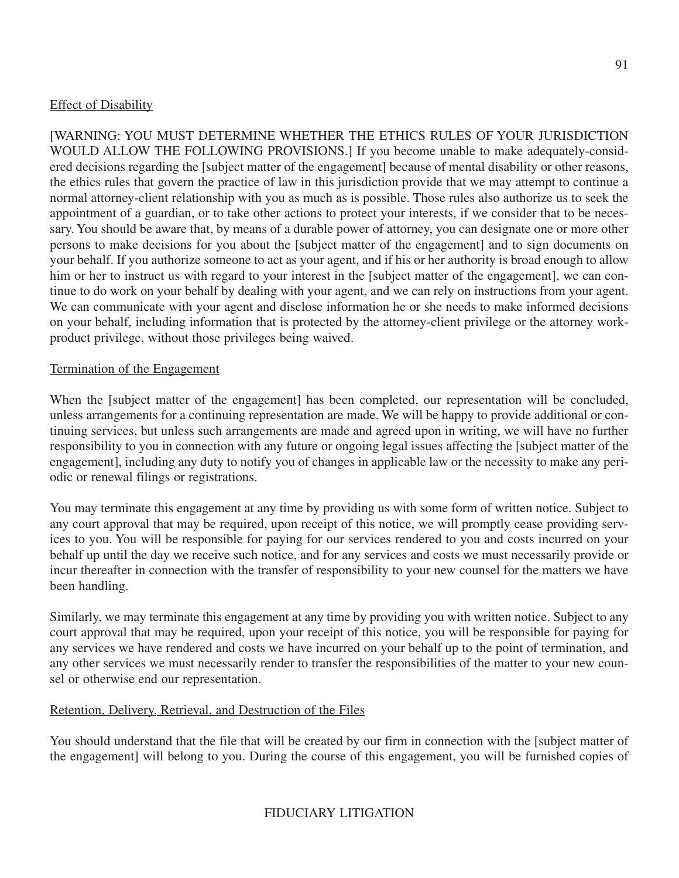Effect of Disability

[WARNING: YOU MUST DETERMINE WHETHER THE ETHICS RULES OF YOUR JURISDICTION WOULD ALLOW THE FOLLOWING PROVISIONS.] If you become unable to make adequately-considered decisions regarding the [subject matter of the engagement] because of mental disability or other reasons, the ethics rules that govern the practice of law in this jurisdiction provide that we may attempt to continue a normal attorney-client relationship with you as much as is possible. Those rules also authorize us to seek the appointment of a guardian, or to take other actions to protect your interests, if we consider that to be necessary. You should be aware that, by means of a durable power of attorney, you can designate one or more other persons to make decisions for you about the [subject matter of the engagement] and to sign documents on your behalf. If you authorize someone to act as your agent, and if his or her authority is broad enough to allow him or her to instruct us with regard to your interest in the [subject matter of the engagement], we can continue to do work on your behalf by dealing with your agent, and we can rely on instructions from your agent. We can communicate with your agent and disclose information he or she needs to make informed decisions on your behalf, including information that is protected by the attorney-client privilege or the attorney work-product privilege, without those privileges being waived.

Termination of the Engagement

When the [subject matter of the engagement] has been completed, our representation will be concluded, unless arrangements for a continuing representation are made. We will be happy to provide additional or continuing services, but unless such arrangements are made and agreed upon in writing, we will have no further responsibility to you in connection with any future or ongoing legal issues affecting the [subject matter of the engagement], including any duty to notify you of changes in applicable law or the necessity to make any periodic or renewal filings or registrations.

You may terminate this engagement at any time by providing us with some form of written notice. Subject to any court approval that may be required, upon receipt of this notice, we will promptly cease providing services to you. You will be responsible for paying for our services rendered to you and costs incurred on your behalf up until the day we receive such notice, and for any services and costs we must necessarily provide or incur thereafter in connection with the transfer of responsibility to your new counsel for the matters we have been handling.

Similarly, we may terminate this engagement at any time by providing you with written notice. Subject to any court approval that may be required, upon your receipt of this notice, you will be responsible for paying for any services we have rendered and costs we have incurred on your behalf up to the point of termination, and any other services we must necessarily render to transfer the responsibilities of the matter to your new counsel or otherwise end our representation.

Retention, Delivery, Retrieval, and Destruction of the Files

You should understand that the file that will be created by our firm in connection with the [subject matter of the engagement] will belong to you. During the course of this engagement, you will be furnished copies of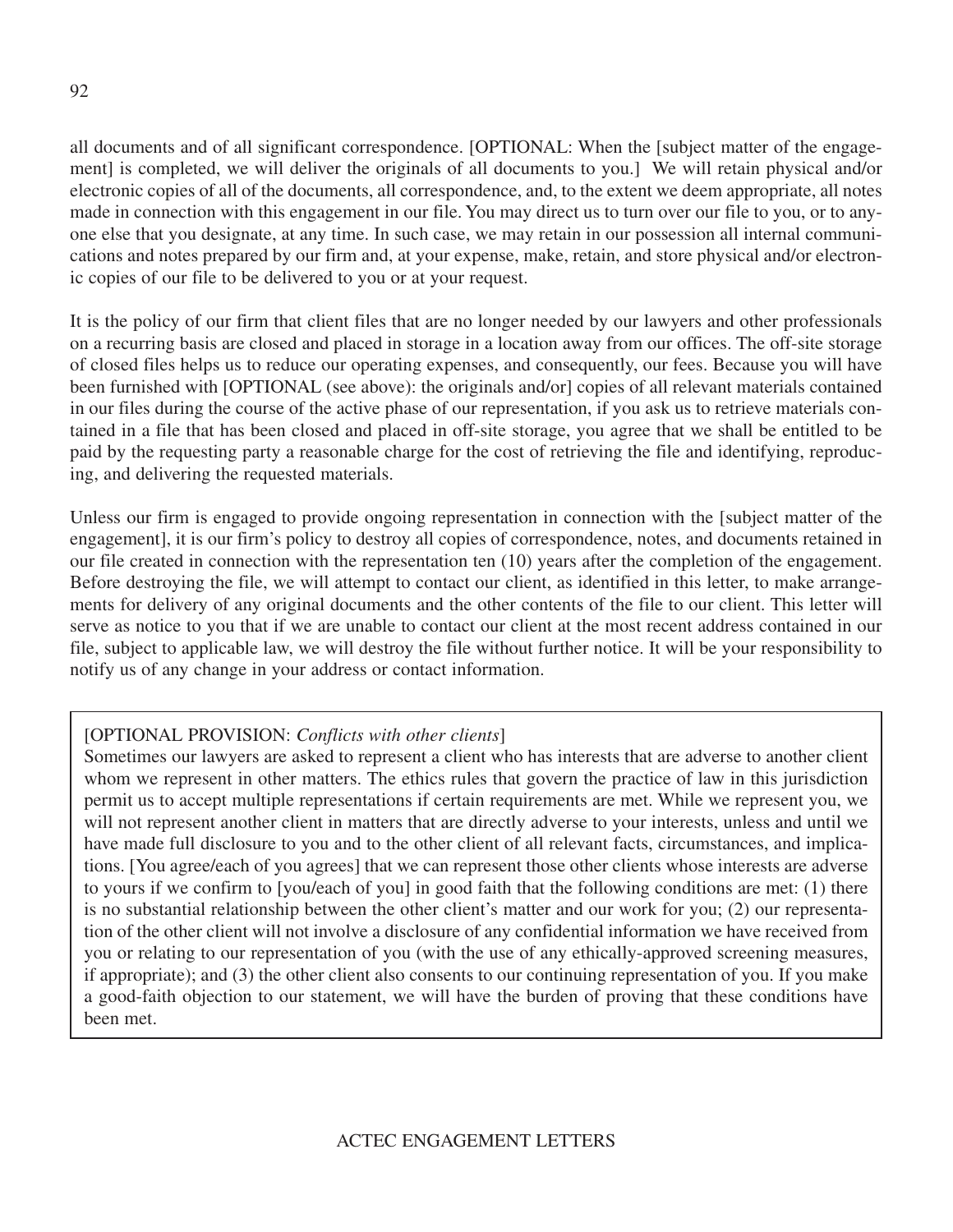all documents and of all significant correspondence. [OPTIONAL: When the [subject matter of the engagement] is completed, we will deliver the originals of all documents to you.] We will retain physical and/or electronic copies of all of the documents, all correspondence, and, to the extent we deem appropriate, all notes made in connection with this engagement in our file. You may direct us to turn over our file to you, or to anyone else that you designate, at any time. In such case, we may retain in our possession all internal communications and notes prepared by our firm and, at your expense, make, retain, and store physical and/or electronic copies of our file to be delivered to you or at your request.

It is the policy of our firm that client files that are no longer needed by our lawyers and other professionals on a recurring basis are closed and placed in storage in a location away from our offices. The off-site storage of closed files helps us to reduce our operating expenses, and consequently, our fees. Because you will have been furnished with [OPTIONAL (see above): the originals and/or] copies of all relevant materials contained in our files during the course of the active phase of our representation, if you ask us to retrieve materials contained in a file that has been closed and placed in off-site storage, you agree that we shall be entitled to be paid by the requesting party a reasonable charge for the cost of retrieving the file and identifying, reproducing, and delivering the requested materials.

Unless our firm is engaged to provide ongoing representation in connection with the [subject matter of the engagement], it is our firm's policy to destroy all copies of correspondence, notes, and documents retained in our file created in connection with the representation ten (10) years after the completion of the engagement. Before destroying the file, we will attempt to contact our client, as identified in this letter, to make arrangements for delivery of any original documents and the other contents of the file to our client. This letter will serve as notice to you that if we are unable to contact our client at the most recent address contained in our file, subject to applicable law, we will destroy the file without further notice. It will be your responsibility to notify us of any change in your address or contact information.

[OPTIONAL PROVISION: *Conflicts with other clients*]
Sometimes our lawyers are asked to represent a client who has interests that are adverse to another client whom we represent in other matters. The ethics rules that govern the practice of law in this jurisdiction permit us to accept multiple representations if certain requirements are met. While we represent you, we will not represent another client in matters that are directly adverse to your interests, unless and until we have made full disclosure to you and to the other client of all relevant facts, circumstances, and implications. [You agree/each of you agrees] that we can represent those other clients whose interests are adverse to yours if we confirm to [you/each of you] in good faith that the following conditions are met: (1) there is no substantial relationship between the other client's matter and our work for you; (2) our representation of the other client will not involve a disclosure of any confidential information we have received from you or relating to our representation of you (with the use of any ethically-approved screening measures, if appropriate); and (3) the other client also consents to our continuing representation of you. If you make a good-faith objection to our statement, we will have the burden of proving that these conditions have been met.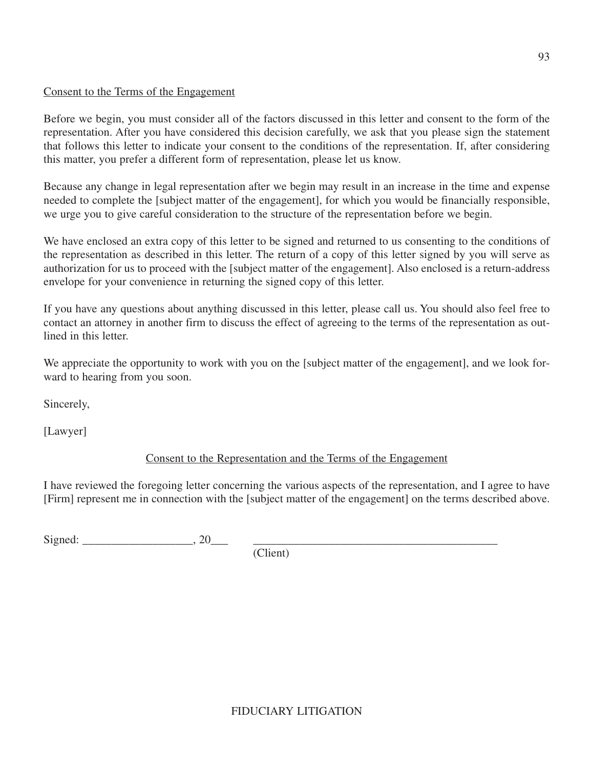Consent to the Terms of the Engagement

Before we begin, you must consider all of the factors discussed in this letter and consent to the form of the representation. After you have considered this decision carefully, we ask that you please sign the statement that follows this letter to indicate your consent to the conditions of the representation. If, after considering this matter, you prefer a different form of representation, please let us know.

Because any change in legal representation after we begin may result in an increase in the time and expense needed to complete the [subject matter of the engagement], for which you would be financially responsible, we urge you to give careful consideration to the structure of the representation before we begin.

We have enclosed an extra copy of this letter to be signed and returned to us consenting to the conditions of the representation as described in this letter. The return of a copy of this letter signed by you will serve as authorization for us to proceed with the [subject matter of the engagement]. Also enclosed is a return-address envelope for your convenience in returning the signed copy of this letter.

If you have any questions about anything discussed in this letter, please call us. You should also feel free to contact an attorney in another firm to discuss the effect of agreeing to the terms of the representation as outlined in this letter.

We appreciate the opportunity to work with you on the [subject matter of the engagement], and we look forward to hearing from you soon.

Sincerely,

[Lawyer]

Consent to the Representation and the Terms of the Engagement

I have reviewed the foregoing letter concerning the various aspects of the representation, and I agree to have [Firm] represent me in connection with the [subject matter of the engagement] on the terms described above.

Signed: ___________________, 20___ ___________________________________________
(Client)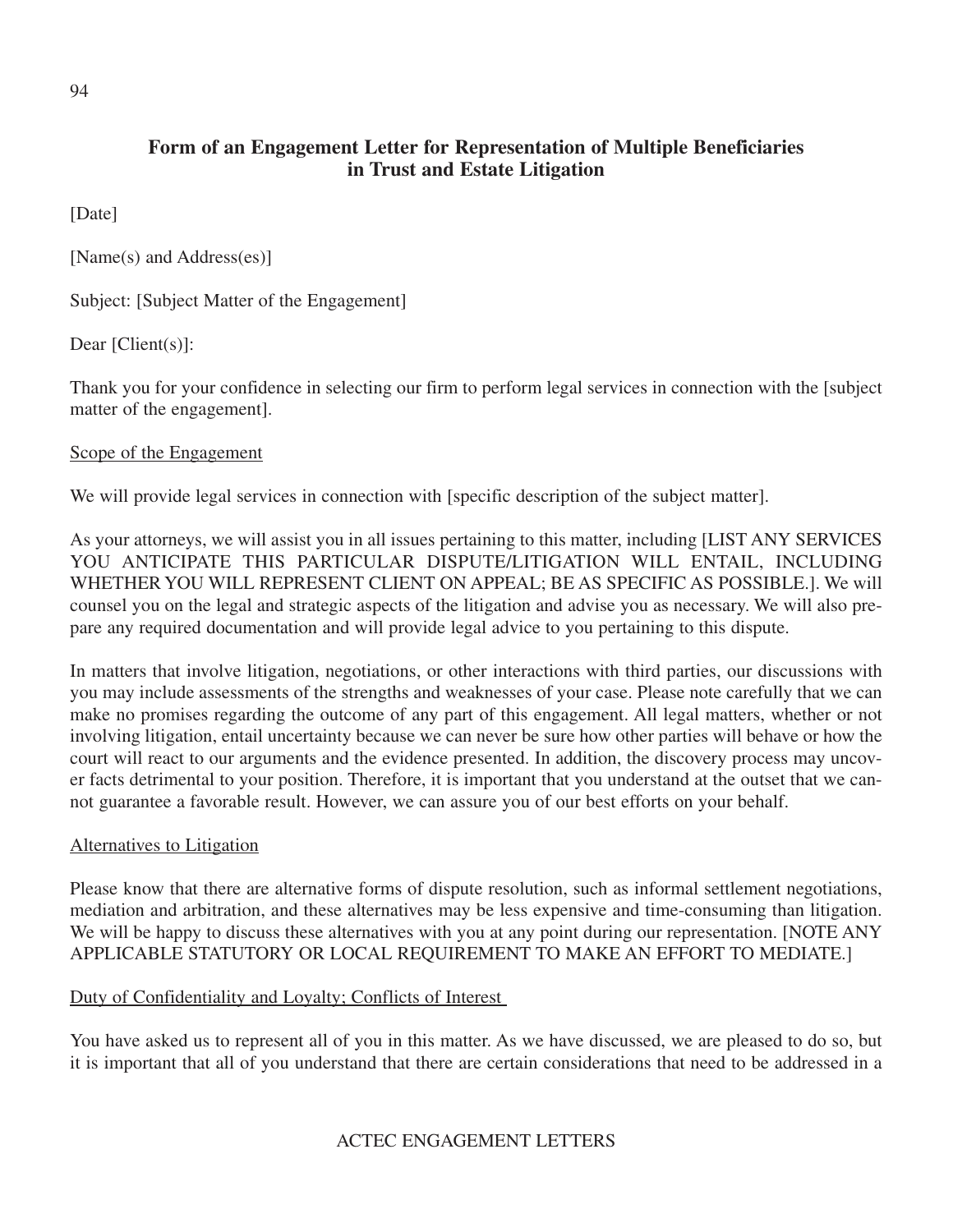## Form of an Engagement Letter for Representation of Multiple Beneficiaries in Trust and Estate Litigation

[Date]

[Name(s) and Address(es)]

Subject: [Subject Matter of the Engagement]

Dear [Client(s)]:

Thank you for your confidence in selecting our firm to perform legal services in connection with the [subject matter of the engagement].

<u>Scope of the Engagement</u>

We will provide legal services in connection with [specific description of the subject matter].

As your attorneys, we will assist you in all issues pertaining to this matter, including [LIST ANY SERVICES YOU ANTICIPATE THIS PARTICULAR DISPUTE/LITIGATION WILL ENTAIL, INCLUDING WHETHER YOU WILL REPRESENT CLIENT ON APPEAL; BE AS SPECIFIC AS POSSIBLE.]. We will counsel you on the legal and strategic aspects of the litigation and advise you as necessary. We will also prepare any required documentation and will provide legal advice to you pertaining to this dispute.

In matters that involve litigation, negotiations, or other interactions with third parties, our discussions with you may include assessments of the strengths and weaknesses of your case. Please note carefully that we can make no promises regarding the outcome of any part of this engagement. All legal matters, whether or not involving litigation, entail uncertainty because we can never be sure how other parties will behave or how the court will react to our arguments and the evidence presented. In addition, the discovery process may uncover facts detrimental to your position. Therefore, it is important that you understand at the outset that we cannot guarantee a favorable result. However, we can assure you of our best efforts on your behalf.

<u>Alternatives to Litigation</u>

Please know that there are alternative forms of dispute resolution, such as informal settlement negotiations, mediation and arbitration, and these alternatives may be less expensive and time-consuming than litigation. We will be happy to discuss these alternatives with you at any point during our representation. [NOTE ANY APPLICABLE STATUTORY OR LOCAL REQUIREMENT TO MAKE AN EFFORT TO MEDIATE.]

<u>Duty of Confidentiality and Loyalty; Conflicts of Interest</u>

You have asked us to represent all of you in this matter. As we have discussed, we are pleased to do so, but it is important that all of you understand that there are certain considerations that need to be addressed in a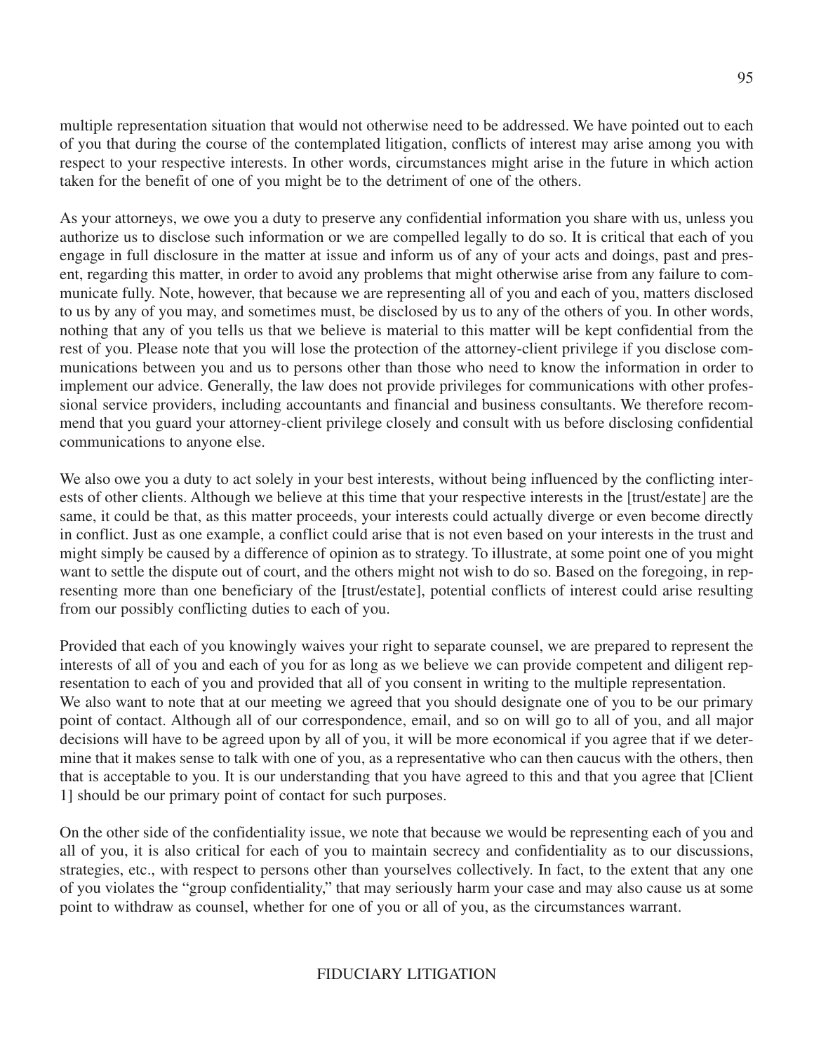multiple representation situation that would not otherwise need to be addressed. We have pointed out to each of you that during the course of the contemplated litigation, conflicts of interest may arise among you with respect to your respective interests. In other words, circumstances might arise in the future in which action taken for the benefit of one of you might be to the detriment of one of the others.

As your attorneys, we owe you a duty to preserve any confidential information you share with us, unless you authorize us to disclose such information or we are compelled legally to do so. It is critical that each of you engage in full disclosure in the matter at issue and inform us of any of your acts and doings, past and present, regarding this matter, in order to avoid any problems that might otherwise arise from any failure to communicate fully. Note, however, that because we are representing all of you and each of you, matters disclosed to us by any of you may, and sometimes must, be disclosed by us to any of the others of you. In other words, nothing that any of you tells us that we believe is material to this matter will be kept confidential from the rest of you. Please note that you will lose the protection of the attorney-client privilege if you disclose communications between you and us to persons other than those who need to know the information in order to implement our advice. Generally, the law does not provide privileges for communications with other professional service providers, including accountants and financial and business consultants. We therefore recommend that you guard your attorney-client privilege closely and consult with us before disclosing confidential communications to anyone else.

We also owe you a duty to act solely in your best interests, without being influenced by the conflicting interests of other clients. Although we believe at this time that your respective interests in the [trust/estate] are the same, it could be that, as this matter proceeds, your interests could actually diverge or even become directly in conflict. Just as one example, a conflict could arise that is not even based on your interests in the trust and might simply be caused by a difference of opinion as to strategy. To illustrate, at some point one of you might want to settle the dispute out of court, and the others might not wish to do so. Based on the foregoing, in representing more than one beneficiary of the [trust/estate], potential conflicts of interest could arise resulting from our possibly conflicting duties to each of you.

Provided that each of you knowingly waives your right to separate counsel, we are prepared to represent the interests of all of you and each of you for as long as we believe we can provide competent and diligent representation to each of you and provided that all of you consent in writing to the multiple representation.
We also want to note that at our meeting we agreed that you should designate one of you to be our primary point of contact. Although all of our correspondence, email, and so on will go to all of you, and all major decisions will have to be agreed upon by all of you, it will be more economical if you agree that if we determine that it makes sense to talk with one of you, as a representative who can then caucus with the others, then that is acceptable to you. It is our understanding that you have agreed to this and that you agree that [Client 1] should be our primary point of contact for such purposes.

On the other side of the confidentiality issue, we note that because we would be representing each of you and all of you, it is also critical for each of you to maintain secrecy and confidentiality as to our discussions, strategies, etc., with respect to persons other than yourselves collectively. In fact, to the extent that any one of you violates the "group confidentiality," that may seriously harm your case and may also cause us at some point to withdraw as counsel, whether for one of you or all of you, as the circumstances warrant.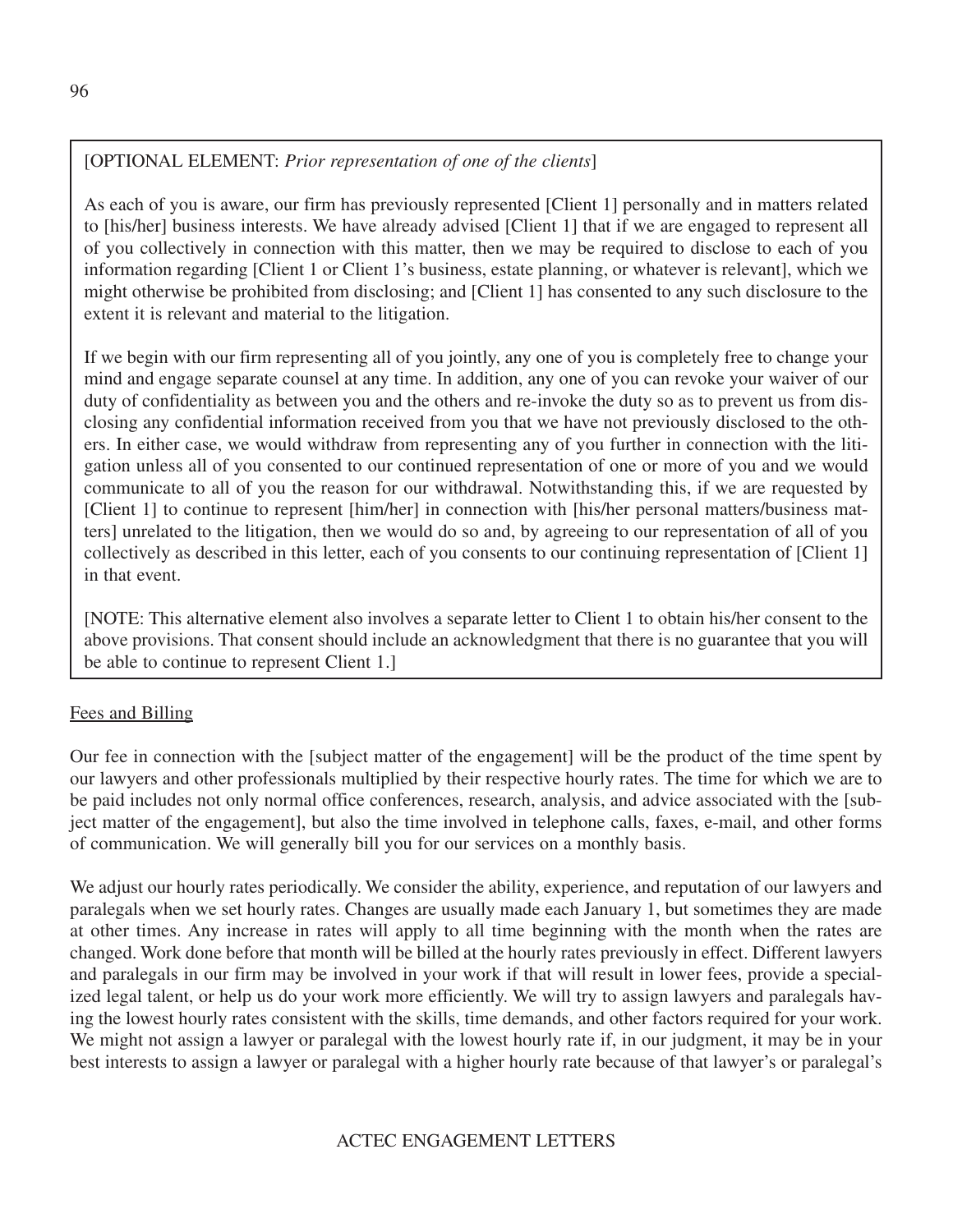[OPTIONAL ELEMENT: *Prior representation of one of the clients*]

As each of you is aware, our firm has previously represented [Client 1] personally and in matters related to [his/her] business interests. We have already advised [Client 1] that if we are engaged to represent all of you collectively in connection with this matter, then we may be required to disclose to each of you information regarding [Client 1 or Client 1's business, estate planning, or whatever is relevant], which we might otherwise be prohibited from disclosing; and [Client 1] has consented to any such disclosure to the extent it is relevant and material to the litigation.

If we begin with our firm representing all of you jointly, any one of you is completely free to change your mind and engage separate counsel at any time. In addition, any one of you can revoke your waiver of our duty of confidentiality as between you and the others and re-invoke the duty so as to prevent us from disclosing any confidential information received from you that we have not previously disclosed to the others. In either case, we would withdraw from representing any of you further in connection with the litigation unless all of you consented to our continued representation of one or more of you and we would communicate to all of you the reason for our withdrawal. Notwithstanding this, if we are requested by [Client 1] to continue to represent [him/her] in connection with [his/her personal matters/business matters] unrelated to the litigation, then we would do so and, by agreeing to our representation of all of you collectively as described in this letter, each of you consents to our continuing representation of [Client 1] in that event.

[NOTE: This alternative element also involves a separate letter to Client 1 to obtain his/her consent to the above provisions. That consent should include an acknowledgment that there is no guarantee that you will be able to continue to represent Client 1.]

Fees and Billing

Our fee in connection with the [subject matter of the engagement] will be the product of the time spent by our lawyers and other professionals multiplied by their respective hourly rates. The time for which we are to be paid includes not only normal office conferences, research, analysis, and advice associated with the [subject matter of the engagement], but also the time involved in telephone calls, faxes, e-mail, and other forms of communication. We will generally bill you for our services on a monthly basis.

We adjust our hourly rates periodically. We consider the ability, experience, and reputation of our lawyers and paralegals when we set hourly rates. Changes are usually made each January 1, but sometimes they are made at other times. Any increase in rates will apply to all time beginning with the month when the rates are changed. Work done before that month will be billed at the hourly rates previously in effect. Different lawyers and paralegals in our firm may be involved in your work if that will result in lower fees, provide a specialized legal talent, or help us do your work more efficiently. We will try to assign lawyers and paralegals having the lowest hourly rates consistent with the skills, time demands, and other factors required for your work. We might not assign a lawyer or paralegal with the lowest hourly rate if, in our judgment, it may be in your best interests to assign a lawyer or paralegal with a higher hourly rate because of that lawyer's or paralegal's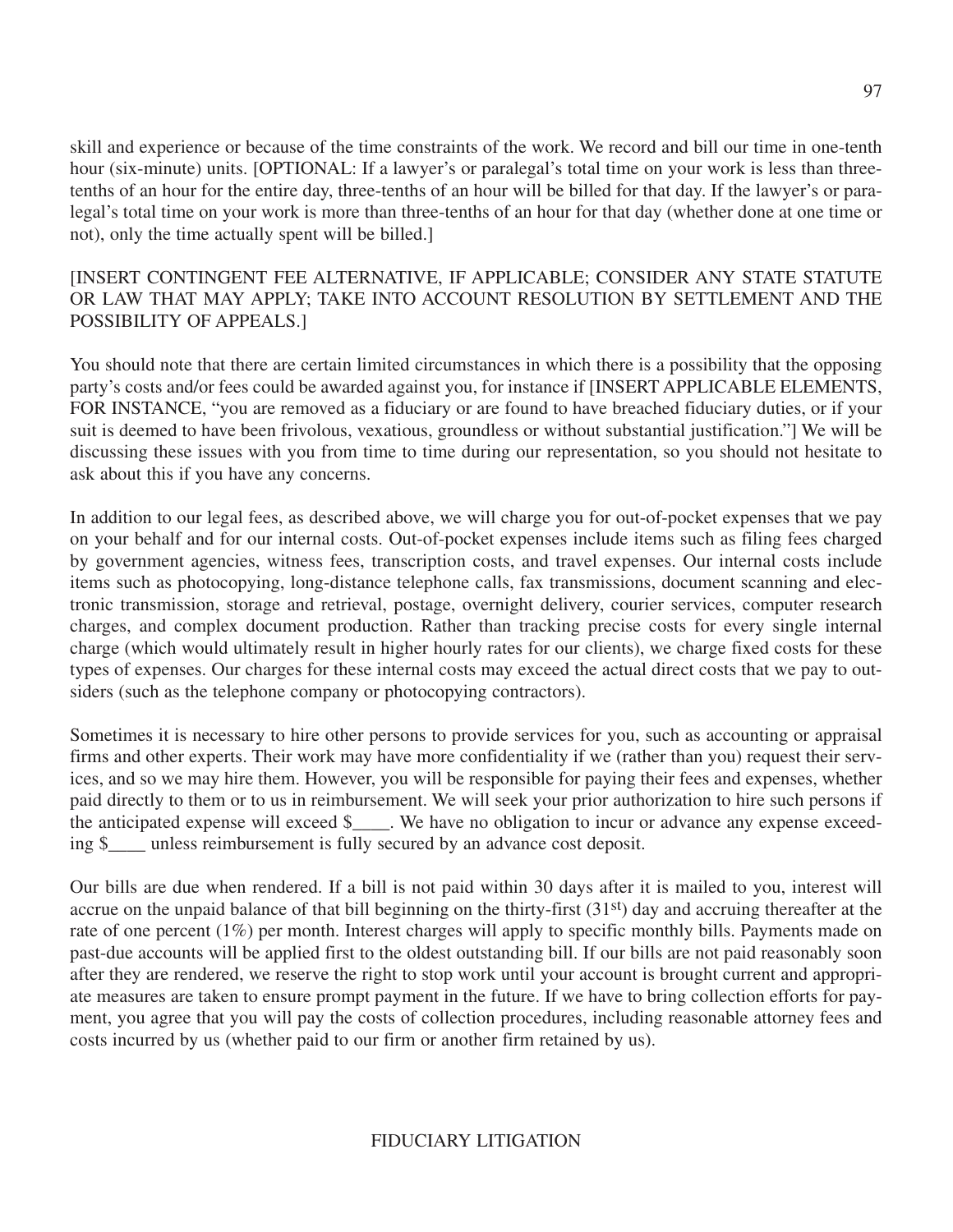skill and experience or because of the time constraints of the work. We record and bill our time in one-tenth hour (six-minute) units. [OPTIONAL: If a lawyer's or paralegal's total time on your work is less than three-tenths of an hour for the entire day, three-tenths of an hour will be billed for that day. If the lawyer's or paralegal's total time on your work is more than three-tenths of an hour for that day (whether done at one time or not), only the time actually spent will be billed.]

[INSERT CONTINGENT FEE ALTERNATIVE, IF APPLICABLE; CONSIDER ANY STATE STATUTE OR LAW THAT MAY APPLY; TAKE INTO ACCOUNT RESOLUTION BY SETTLEMENT AND THE POSSIBILITY OF APPEALS.]

You should note that there are certain limited circumstances in which there is a possibility that the opposing party's costs and/or fees could be awarded against you, for instance if [INSERT APPLICABLE ELEMENTS, FOR INSTANCE, "you are removed as a fiduciary or are found to have breached fiduciary duties, or if your suit is deemed to have been frivolous, vexatious, groundless or without substantial justification."] We will be discussing these issues with you from time to time during our representation, so you should not hesitate to ask about this if you have any concerns.

In addition to our legal fees, as described above, we will charge you for out-of-pocket expenses that we pay on your behalf and for our internal costs. Out-of-pocket expenses include items such as filing fees charged by government agencies, witness fees, transcription costs, and travel expenses. Our internal costs include items such as photocopying, long-distance telephone calls, fax transmissions, document scanning and electronic transmission, storage and retrieval, postage, overnight delivery, courier services, computer research charges, and complex document production. Rather than tracking precise costs for every single internal charge (which would ultimately result in higher hourly rates for our clients), we charge fixed costs for these types of expenses. Our charges for these internal costs may exceed the actual direct costs that we pay to outsiders (such as the telephone company or photocopying contractors).

Sometimes it is necessary to hire other persons to provide services for you, such as accounting or appraisal firms and other experts. Their work may have more confidentiality if we (rather than you) request their services, and so we may hire them. However, you will be responsible for paying their fees and expenses, whether paid directly to them or to us in reimbursement. We will seek your prior authorization to hire such persons if the anticipated expense will exceed $____. We have no obligation to incur or advance any expense exceeding $____ unless reimbursement is fully secured by an advance cost deposit.

Our bills are due when rendered. If a bill is not paid within 30 days after it is mailed to you, interest will accrue on the unpaid balance of that bill beginning on the thirty-first (31st) day and accruing thereafter at the rate of one percent (1%) per month. Interest charges will apply to specific monthly bills. Payments made on past-due accounts will be applied first to the oldest outstanding bill. If our bills are not paid reasonably soon after they are rendered, we reserve the right to stop work until your account is brought current and appropriate measures are taken to ensure prompt payment in the future. If we have to bring collection efforts for payment, you agree that you will pay the costs of collection procedures, including reasonable attorney fees and costs incurred by us (whether paid to our firm or another firm retained by us).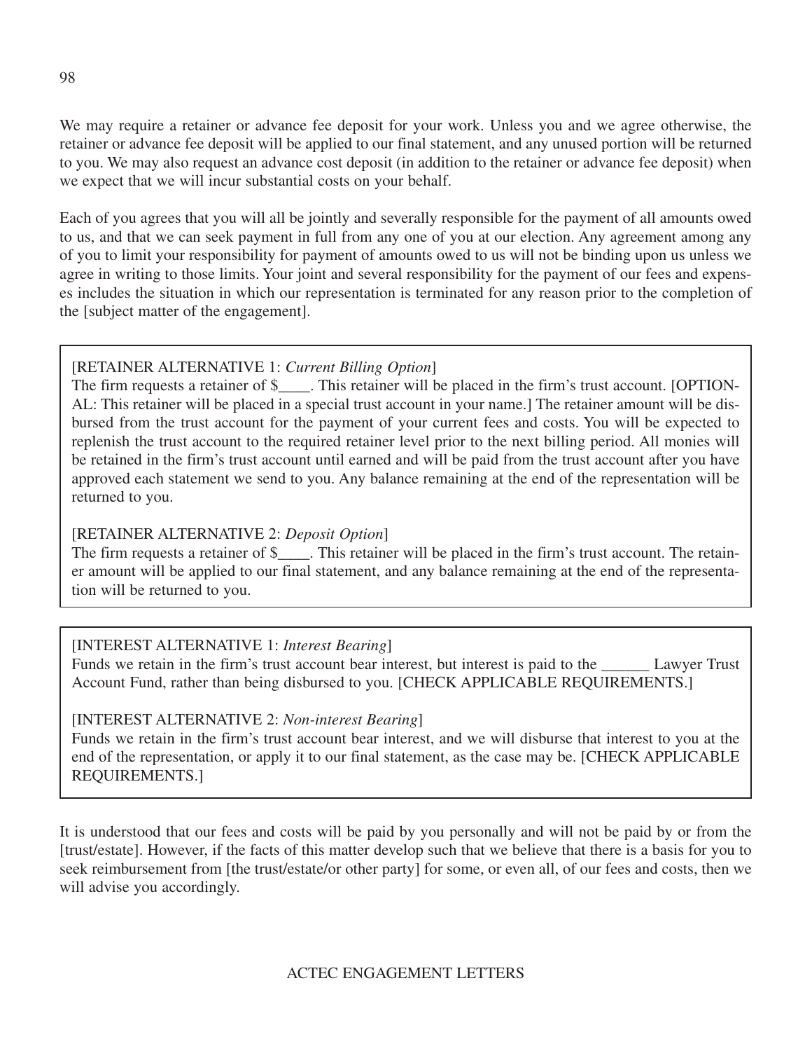We may require a retainer or advance fee deposit for your work. Unless you and we agree otherwise, the retainer or advance fee deposit will be applied to our final statement, and any unused portion will be returned to you. We may also request an advance cost deposit (in addition to the retainer or advance fee deposit) when we expect that we will incur substantial costs on your behalf.

Each of you agrees that you will all be jointly and severally responsible for the payment of all amounts owed to us, and that we can seek payment in full from any one of you at our election. Any agreement among any of you to limit your responsibility for payment of amounts owed to us will not be binding upon us unless we agree in writing to those limits. Your joint and several responsibility for the payment of our fees and expenses includes the situation in which our representation is terminated for any reason prior to the completion of the [subject matter of the engagement].

[RETAINER ALTERNATIVE 1: *Current Billing Option*]
The firm requests a retainer of $____. This retainer will be placed in the firm's trust account. [OPTIONAL: This retainer will be placed in a special trust account in your name.] The retainer amount will be disbursed from the trust account for the payment of your current fees and costs. You will be expected to replenish the trust account to the required retainer level prior to the next billing period. All monies will be retained in the firm's trust account until earned and will be paid from the trust account after you have approved each statement we send to you. Any balance remaining at the end of the representation will be returned to you.

[RETAINER ALTERNATIVE 2: *Deposit Option*]
The firm requests a retainer of $____. This retainer will be placed in the firm's trust account. The retainer amount will be applied to our final statement, and any balance remaining at the end of the representation will be returned to you.

[INTEREST ALTERNATIVE 1: *Interest Bearing*]
Funds we retain in the firm's trust account bear interest, but interest is paid to the ______ Lawyer Trust Account Fund, rather than being disbursed to you. [CHECK APPLICABLE REQUIREMENTS.]

[INTEREST ALTERNATIVE 2: *Non-interest Bearing*]
Funds we retain in the firm's trust account bear interest, and we will disburse that interest to you at the end of the representation, or apply it to our final statement, as the case may be. [CHECK APPLICABLE REQUIREMENTS.]

It is understood that our fees and costs will be paid by you personally and will not be paid by or from the [trust/estate]. However, if the facts of this matter develop such that we believe that there is a basis for you to seek reimbursement from [the trust/estate/or other party] for some, or even all, of our fees and costs, then we will advise you accordingly.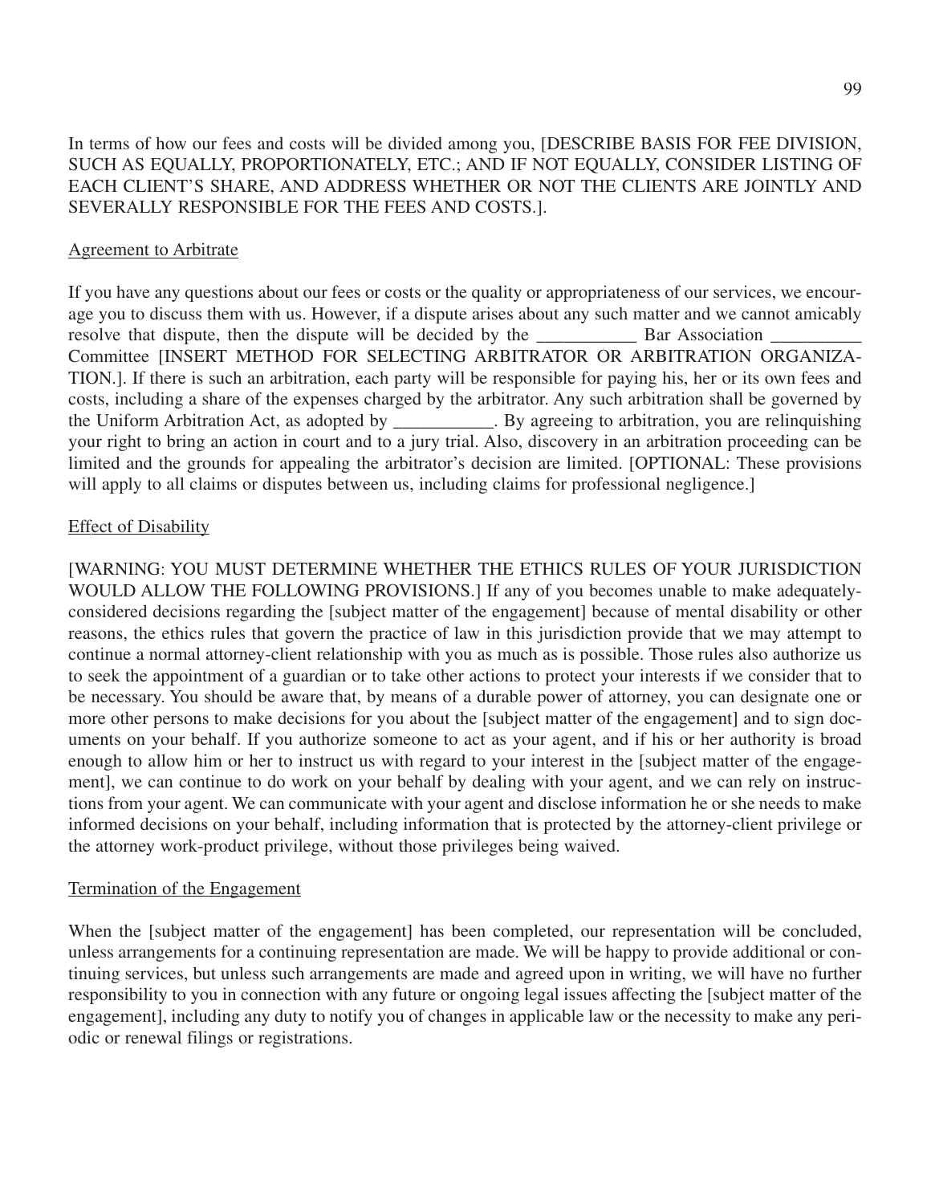In terms of how our fees and costs will be divided among you, [DESCRIBE BASIS FOR FEE DIVISION, SUCH AS EQUALLY, PROPORTIONATELY, ETC.; AND IF NOT EQUALLY, CONSIDER LISTING OF EACH CLIENT'S SHARE, AND ADDRESS WHETHER OR NOT THE CLIENTS ARE JOINTLY AND SEVERALLY RESPONSIBLE FOR THE FEES AND COSTS.].

<u>Agreement to Arbitrate</u>

If you have any questions about our fees or costs or the quality or appropriateness of our services, we encourage you to discuss them with us. However, if a dispute arises about any such matter and we cannot amicably resolve that dispute, then the dispute will be decided by the ___________ Bar Association __________ Committee [INSERT METHOD FOR SELECTING ARBITRATOR OR ARBITRATION ORGANIZATION.]. If there is such an arbitration, each party will be responsible for paying his, her or its own fees and costs, including a share of the expenses charged by the arbitrator. Any such arbitration shall be governed by the Uniform Arbitration Act, as adopted by ___________. By agreeing to arbitration, you are relinquishing your right to bring an action in court and to a jury trial. Also, discovery in an arbitration proceeding can be limited and the grounds for appealing the arbitrator's decision are limited. [OPTIONAL: These provisions will apply to all claims or disputes between us, including claims for professional negligence.]

<u>Effect of Disability</u>

[WARNING: YOU MUST DETERMINE WHETHER THE ETHICS RULES OF YOUR JURISDICTION WOULD ALLOW THE FOLLOWING PROVISIONS.] If any of you becomes unable to make adequately-considered decisions regarding the [subject matter of the engagement] because of mental disability or other reasons, the ethics rules that govern the practice of law in this jurisdiction provide that we may attempt to continue a normal attorney-client relationship with you as much as is possible. Those rules also authorize us to seek the appointment of a guardian or to take other actions to protect your interests if we consider that to be necessary. You should be aware that, by means of a durable power of attorney, you can designate one or more other persons to make decisions for you about the [subject matter of the engagement] and to sign documents on your behalf. If you authorize someone to act as your agent, and if his or her authority is broad enough to allow him or her to instruct us with regard to your interest in the [subject matter of the engagement], we can continue to do work on your behalf by dealing with your agent, and we can rely on instructions from your agent. We can communicate with your agent and disclose information he or she needs to make informed decisions on your behalf, including information that is protected by the attorney-client privilege or the attorney work-product privilege, without those privileges being waived.

<u>Termination of the Engagement</u>

When the [subject matter of the engagement] has been completed, our representation will be concluded, unless arrangements for a continuing representation are made. We will be happy to provide additional or continuing services, but unless such arrangements are made and agreed upon in writing, we will have no further responsibility to you in connection with any future or ongoing legal issues affecting the [subject matter of the engagement], including any duty to notify you of changes in applicable law or the necessity to make any periodic or renewal filings or registrations.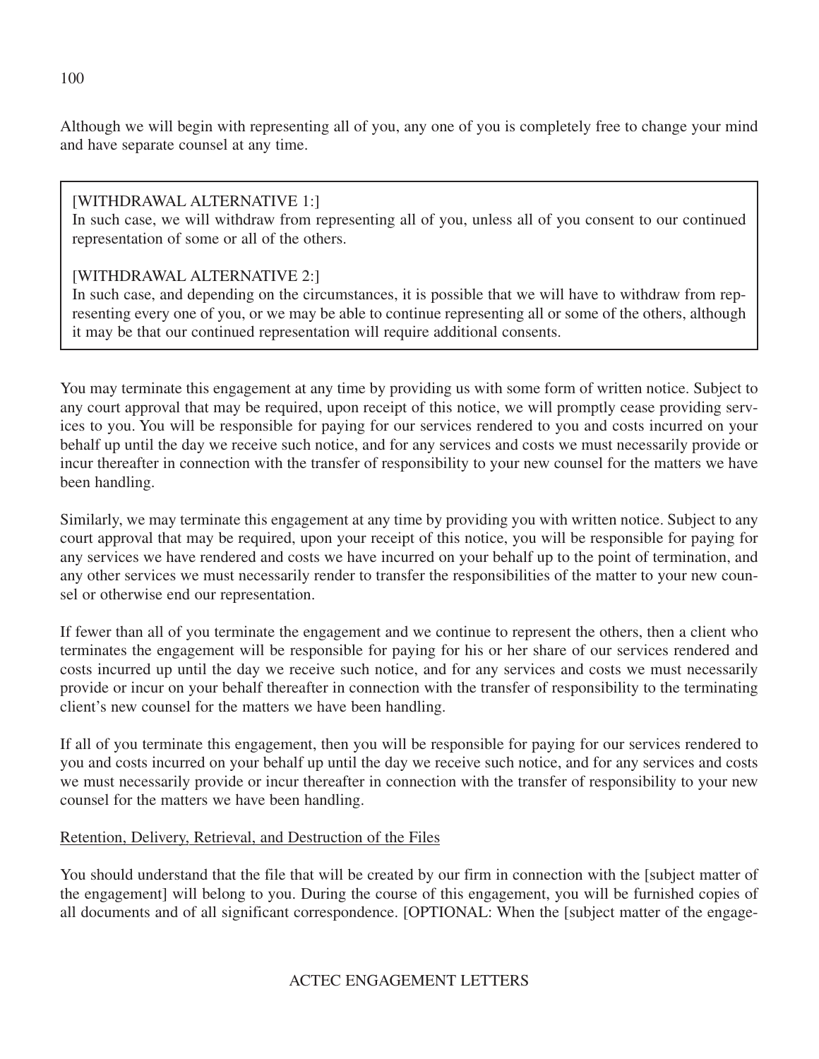Although we will begin with representing all of you, any one of you is completely free to change your mind and have separate counsel at any time.

> [WITHDRAWAL ALTERNATIVE 1:]
> In such case, we will withdraw from representing all of you, unless all of you consent to our continued representation of some or all of the others.
>
> [WITHDRAWAL ALTERNATIVE 2:]
> In such case, and depending on the circumstances, it is possible that we will have to withdraw from representing every one of you, or we may be able to continue representing all or some of the others, although it may be that our continued representation will require additional consents.

You may terminate this engagement at any time by providing us with some form of written notice. Subject to any court approval that may be required, upon receipt of this notice, we will promptly cease providing services to you. You will be responsible for paying for our services rendered to you and costs incurred on your behalf up until the day we receive such notice, and for any services and costs we must necessarily provide or incur thereafter in connection with the transfer of responsibility to your new counsel for the matters we have been handling.

Similarly, we may terminate this engagement at any time by providing you with written notice. Subject to any court approval that may be required, upon your receipt of this notice, you will be responsible for paying for any services we have rendered and costs we have incurred on your behalf up to the point of termination, and any other services we must necessarily render to transfer the responsibilities of the matter to your new counsel or otherwise end our representation.

If fewer than all of you terminate the engagement and we continue to represent the others, then a client who terminates the engagement will be responsible for paying for his or her share of our services rendered and costs incurred up until the day we receive such notice, and for any services and costs we must necessarily provide or incur on your behalf thereafter in connection with the transfer of responsibility to the terminating client's new counsel for the matters we have been handling.

If all of you terminate this engagement, then you will be responsible for paying for our services rendered to you and costs incurred on your behalf up until the day we receive such notice, and for any services and costs we must necessarily provide or incur thereafter in connection with the transfer of responsibility to your new counsel for the matters we have been handling.

<u>Retention, Delivery, Retrieval, and Destruction of the Files</u>

You should understand that the file that will be created by our firm in connection with the [subject matter of the engagement] will belong to you. During the course of this engagement, you will be furnished copies of all documents and of all significant correspondence. [OPTIONAL: When the [subject matter of the engage-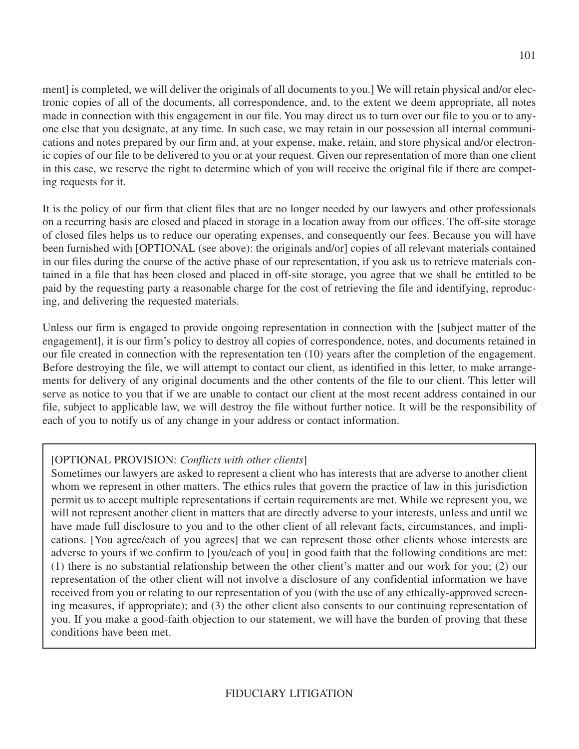ment] is completed, we will deliver the originals of all documents to you.] We will retain physical and/or electronic copies of all of the documents, all correspondence, and, to the extent we deem appropriate, all notes made in connection with this engagement in our file. You may direct us to turn over our file to you or to anyone else that you designate, at any time. In such case, we may retain in our possession all internal communications and notes prepared by our firm and, at your expense, make, retain, and store physical and/or electronic copies of our file to be delivered to you or at your request. Given our representation of more than one client in this case, we reserve the right to determine which of you will receive the original file if there are competing requests for it.

It is the policy of our firm that client files that are no longer needed by our lawyers and other professionals on a recurring basis are closed and placed in storage in a location away from our offices. The off-site storage of closed files helps us to reduce our operating expenses, and consequently our fees. Because you will have been furnished with [OPTIONAL (see above): the originals and/or] copies of all relevant materials contained in our files during the course of the active phase of our representation, if you ask us to retrieve materials contained in a file that has been closed and placed in off-site storage, you agree that we shall be entitled to be paid by the requesting party a reasonable charge for the cost of retrieving the file and identifying, reproducing, and delivering the requested materials.

Unless our firm is engaged to provide ongoing representation in connection with the [subject matter of the engagement], it is our firm's policy to destroy all copies of correspondence, notes, and documents retained in our file created in connection with the representation ten (10) years after the completion of the engagement. Before destroying the file, we will attempt to contact our client, as identified in this letter, to make arrangements for delivery of any original documents and the other contents of the file to our client. This letter will serve as notice to you that if we are unable to contact our client at the most recent address contained in our file, subject to applicable law, we will destroy the file without further notice. It will be the responsibility of each of you to notify us of any change in your address or contact information.

[OPTIONAL PROVISION: *Conflicts with other clients*]
Sometimes our lawyers are asked to represent a client who has interests that are adverse to another client whom we represent in other matters. The ethics rules that govern the practice of law in this jurisdiction permit us to accept multiple representations if certain requirements are met. While we represent you, we will not represent another client in matters that are directly adverse to your interests, unless and until we have made full disclosure to you and to the other client of all relevant facts, circumstances, and implications. [You agree/each of you agrees] that we can represent those other clients whose interests are adverse to yours if we confirm to [you/each of you] in good faith that the following conditions are met: (1) there is no substantial relationship between the other client's matter and our work for you; (2) our representation of the other client will not involve a disclosure of any confidential information we have received from you or relating to our representation of you (with the use of any ethically-approved screening measures, if appropriate); and (3) the other client also consents to our continuing representation of you. If you make a good-faith objection to our statement, we will have the burden of proving that these conditions have been met.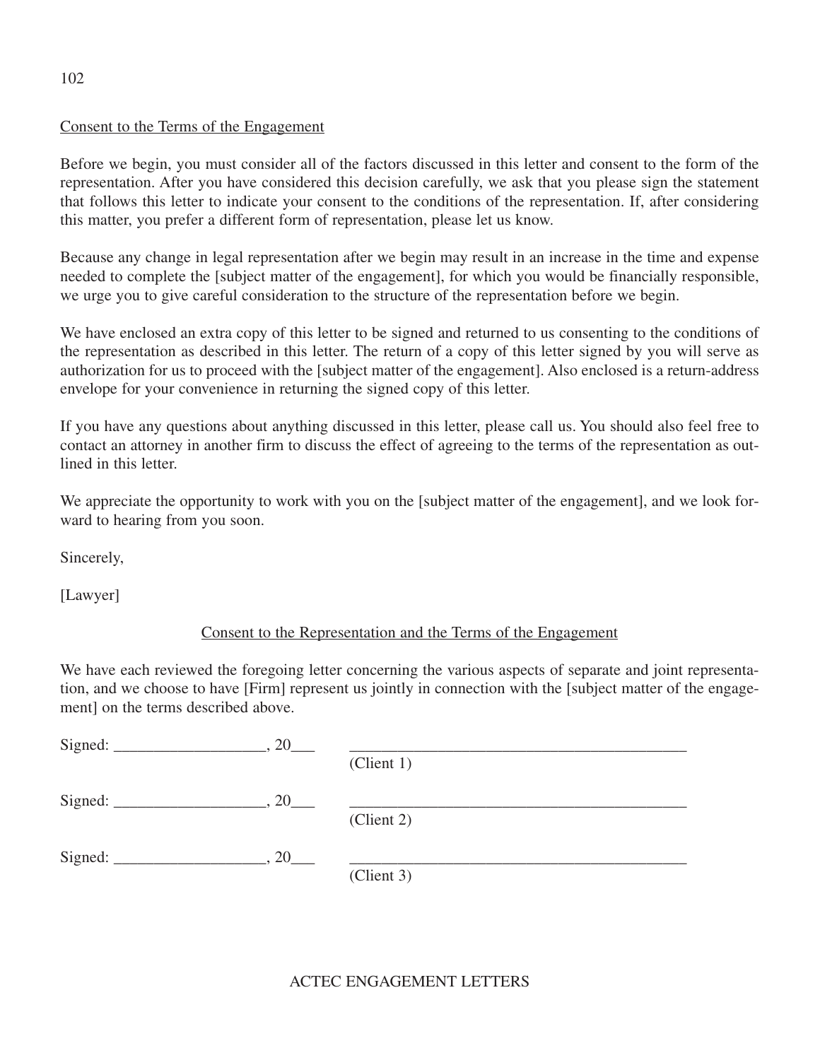Consent to the Terms of the Engagement

Before we begin, you must consider all of the factors discussed in this letter and consent to the form of the representation. After you have considered this decision carefully, we ask that you please sign the statement that follows this letter to indicate your consent to the conditions of the representation. If, after considering this matter, you prefer a different form of representation, please let us know.

Because any change in legal representation after we begin may result in an increase in the time and expense needed to complete the [subject matter of the engagement], for which you would be financially responsible, we urge you to give careful consideration to the structure of the representation before we begin.

We have enclosed an extra copy of this letter to be signed and returned to us consenting to the conditions of the representation as described in this letter. The return of a copy of this letter signed by you will serve as authorization for us to proceed with the [subject matter of the engagement]. Also enclosed is a return-address envelope for your convenience in returning the signed copy of this letter.

If you have any questions about anything discussed in this letter, please call us. You should also feel free to contact an attorney in another firm to discuss the effect of agreeing to the terms of the representation as outlined in this letter.

We appreciate the opportunity to work with you on the [subject matter of the engagement], and we look forward to hearing from you soon.

Sincerely,

[Lawyer]

Consent to the Representation and the Terms of the Engagement

We have each reviewed the foregoing letter concerning the various aspects of separate and joint representation, and we choose to have [Firm] represent us jointly in connection with the [subject matter of the engagement] on the terms described above.

Signed: ___________________, 20___ __________________________________________
(Client 1)

Signed: ___________________, 20___ __________________________________________
(Client 2)

Signed: ___________________, 20___ __________________________________________
(Client 3)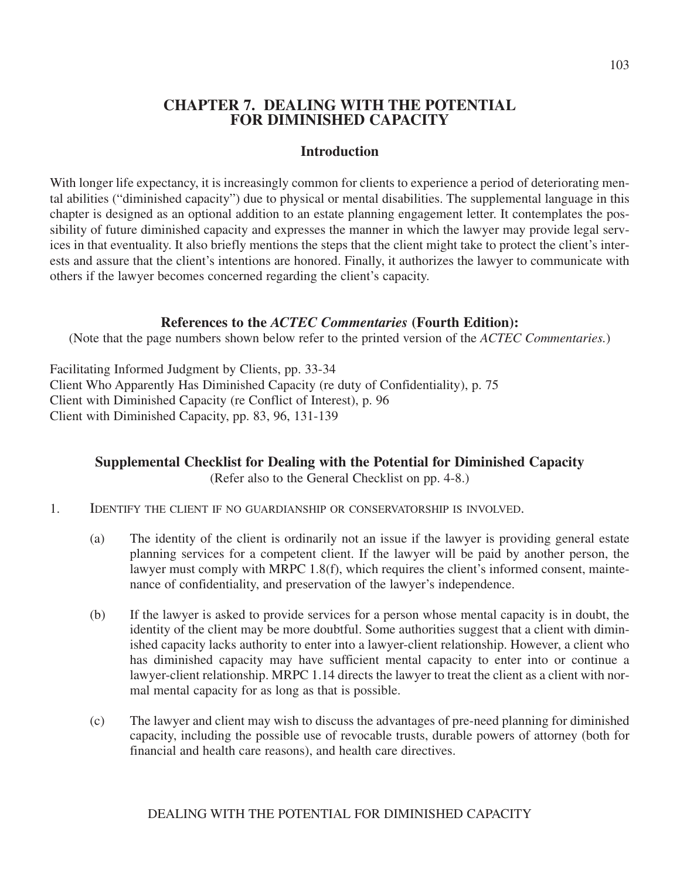# CHAPTER 7. DEALING WITH THE POTENTIAL FOR DIMINISHED CAPACITY

## Introduction

With longer life expectancy, it is increasingly common for clients to experience a period of deteriorating mental abilities ("diminished capacity") due to physical or mental disabilities. The supplemental language in this chapter is designed as an optional addition to an estate planning engagement letter. It contemplates the possibility of future diminished capacity and expresses the manner in which the lawyer may provide legal services in that eventuality. It also briefly mentions the steps that the client might take to protect the client's interests and assure that the client's intentions are honored. Finally, it authorizes the lawyer to communicate with others if the lawyer becomes concerned regarding the client's capacity.

## References to the *ACTEC Commentaries* (Fourth Edition):

(Note that the page numbers shown below refer to the printed version of the *ACTEC Commentaries.*)

Facilitating Informed Judgment by Clients, pp. 33-34
Client Who Apparently Has Diminished Capacity (re duty of Confidentiality), p. 75
Client with Diminished Capacity (re Conflict of Interest), p. 96
Client with Diminished Capacity, pp. 83, 96, 131-139

## Supplemental Checklist for Dealing with the Potential for Diminished Capacity

(Refer also to the General Checklist on pp. 4-8.)

1. IDENTIFY THE CLIENT IF NO GUARDIANSHIP OR CONSERVATORSHIP IS INVOLVED.

   (a) The identity of the client is ordinarily not an issue if the lawyer is providing general estate planning services for a competent client. If the lawyer will be paid by another person, the lawyer must comply with MRPC 1.8(f), which requires the client's informed consent, maintenance of confidentiality, and preservation of the lawyer's independence.

   (b) If the lawyer is asked to provide services for a person whose mental capacity is in doubt, the identity of the client may be more doubtful. Some authorities suggest that a client with diminished capacity lacks authority to enter into a lawyer-client relationship. However, a client who has diminished capacity may have sufficient mental capacity to enter into or continue a lawyer-client relationship. MRPC 1.14 directs the lawyer to treat the client as a client with normal mental capacity for as long as that is possible.

   (c) The lawyer and client may wish to discuss the advantages of pre-need planning for diminished capacity, including the possible use of revocable trusts, durable powers of attorney (both for financial and health care reasons), and health care directives.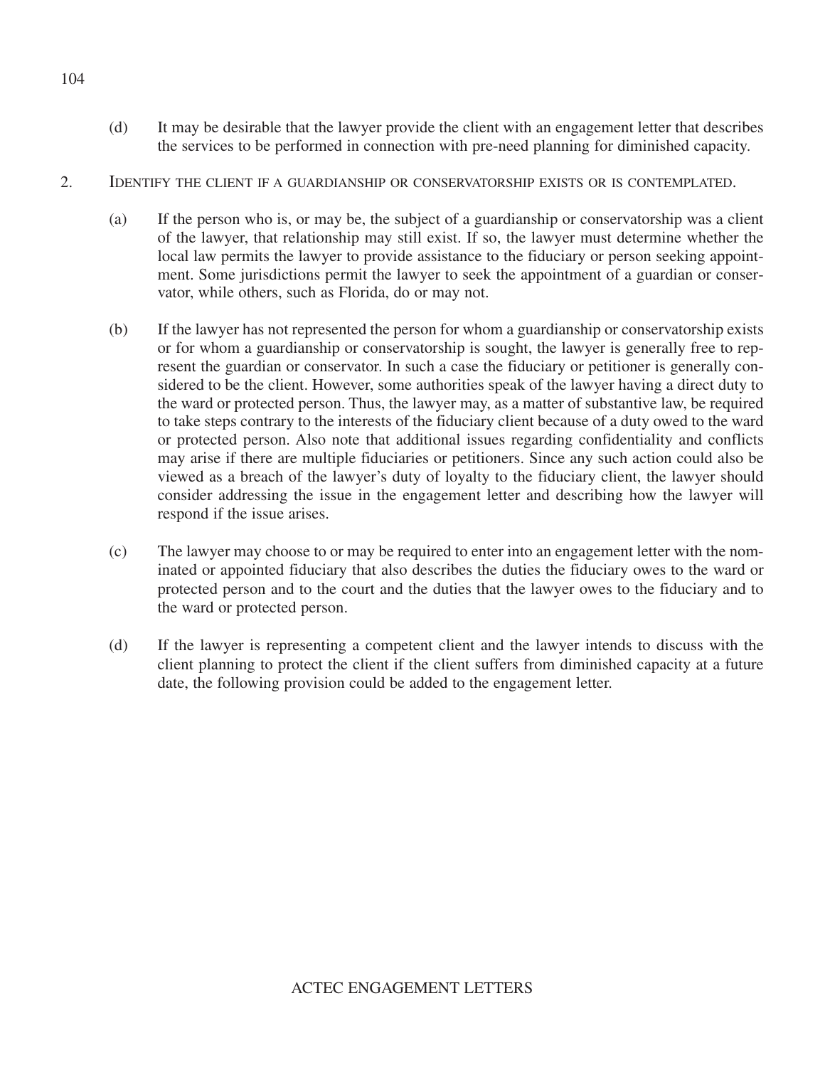(d) It may be desirable that the lawyer provide the client with an engagement letter that describes the services to be performed in connection with pre-need planning for diminished capacity.

2. IDENTIFY THE CLIENT IF A GUARDIANSHIP OR CONSERVATORSHIP EXISTS OR IS CONTEMPLATED.

(a) If the person who is, or may be, the subject of a guardianship or conservatorship was a client of the lawyer, that relationship may still exist. If so, the lawyer must determine whether the local law permits the lawyer to provide assistance to the fiduciary or person seeking appointment. Some jurisdictions permit the lawyer to seek the appointment of a guardian or conservator, while others, such as Florida, do or may not.

(b) If the lawyer has not represented the person for whom a guardianship or conservatorship exists or for whom a guardianship or conservatorship is sought, the lawyer is generally free to represent the guardian or conservator. In such a case the fiduciary or petitioner is generally considered to be the client. However, some authorities speak of the lawyer having a direct duty to the ward or protected person. Thus, the lawyer may, as a matter of substantive law, be required to take steps contrary to the interests of the fiduciary client because of a duty owed to the ward or protected person. Also note that additional issues regarding confidentiality and conflicts may arise if there are multiple fiduciaries or petitioners. Since any such action could also be viewed as a breach of the lawyer's duty of loyalty to the fiduciary client, the lawyer should consider addressing the issue in the engagement letter and describing how the lawyer will respond if the issue arises.

(c) The lawyer may choose to or may be required to enter into an engagement letter with the nominated or appointed fiduciary that also describes the duties the fiduciary owes to the ward or protected person and to the court and the duties that the lawyer owes to the fiduciary and to the ward or protected person.

(d) If the lawyer is representing a competent client and the lawyer intends to discuss with the client planning to protect the client if the client suffers from diminished capacity at a future date, the following provision could be added to the engagement letter.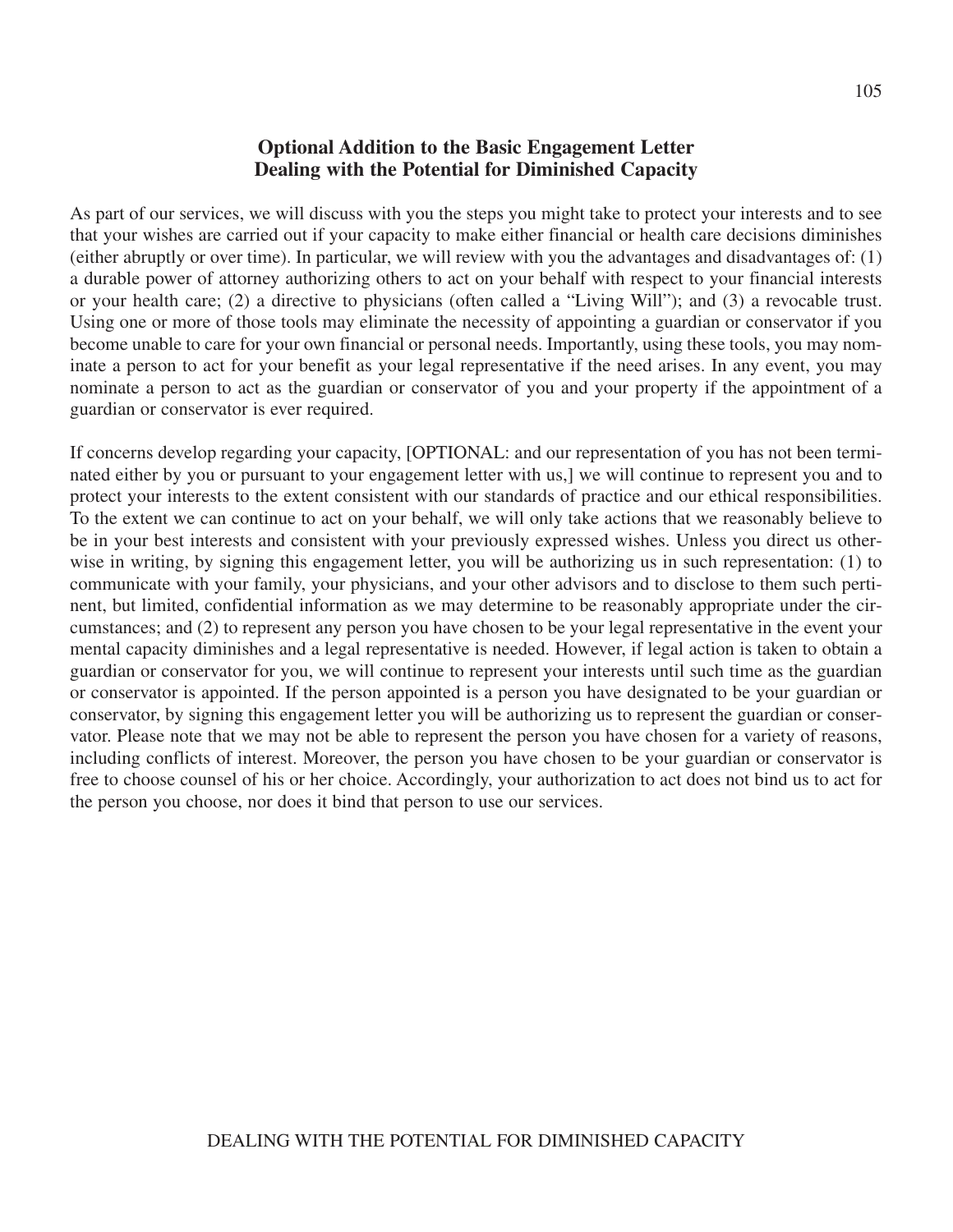## Optional Addition to the Basic Engagement Letter Dealing with the Potential for Diminished Capacity

As part of our services, we will discuss with you the steps you might take to protect your interests and to see that your wishes are carried out if your capacity to make either financial or health care decisions diminishes (either abruptly or over time). In particular, we will review with you the advantages and disadvantages of: (1) a durable power of attorney authorizing others to act on your behalf with respect to your financial interests or your health care; (2) a directive to physicians (often called a "Living Will"); and (3) a revocable trust. Using one or more of those tools may eliminate the necessity of appointing a guardian or conservator if you become unable to care for your own financial or personal needs. Importantly, using these tools, you may nominate a person to act for your benefit as your legal representative if the need arises. In any event, you may nominate a person to act as the guardian or conservator of you and your property if the appointment of a guardian or conservator is ever required.

If concerns develop regarding your capacity, [OPTIONAL: and our representation of you has not been terminated either by you or pursuant to your engagement letter with us,] we will continue to represent you and to protect your interests to the extent consistent with our standards of practice and our ethical responsibilities. To the extent we can continue to act on your behalf, we will only take actions that we reasonably believe to be in your best interests and consistent with your previously expressed wishes. Unless you direct us otherwise in writing, by signing this engagement letter, you will be authorizing us in such representation: (1) to communicate with your family, your physicians, and your other advisors and to disclose to them such pertinent, but limited, confidential information as we may determine to be reasonably appropriate under the circumstances; and (2) to represent any person you have chosen to be your legal representative in the event your mental capacity diminishes and a legal representative is needed. However, if legal action is taken to obtain a guardian or conservator for you, we will continue to represent your interests until such time as the guardian or conservator is appointed. If the person appointed is a person you have designated to be your guardian or conservator, by signing this engagement letter you will be authorizing us to represent the guardian or conservator. Please note that we may not be able to represent the person you have chosen for a variety of reasons, including conflicts of interest. Moreover, the person you have chosen to be your guardian or conservator is free to choose counsel of his or her choice. Accordingly, your authorization to act does not bind us to act for the person you choose, nor does it bind that person to use our services.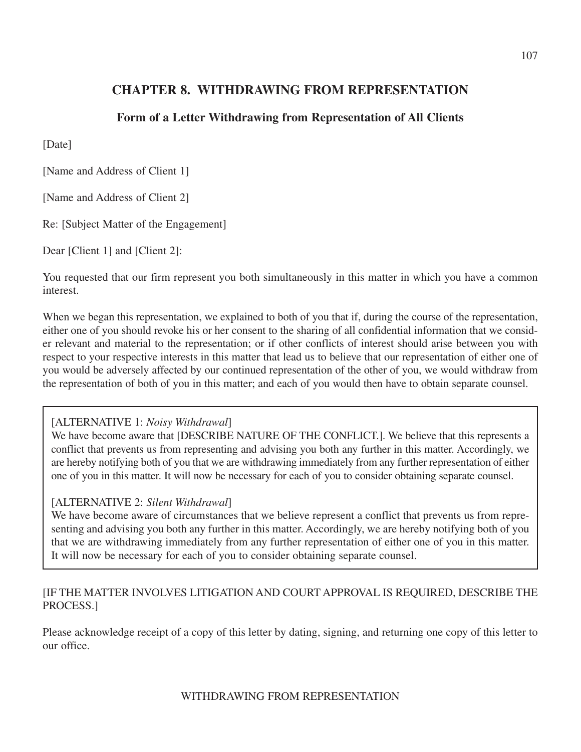# CHAPTER 8. WITHDRAWING FROM REPRESENTATION

## Form of a Letter Withdrawing from Representation of All Clients

[Date]

[Name and Address of Client 1]

[Name and Address of Client 2]

Re: [Subject Matter of the Engagement]

Dear [Client 1] and [Client 2]:

You requested that our firm represent you both simultaneously in this matter in which you have a common interest.

When we began this representation, we explained to both of you that if, during the course of the representation, either one of you should revoke his or her consent to the sharing of all confidential information that we consider relevant and material to the representation; or if other conflicts of interest should arise between you with respect to your respective interests in this matter that lead us to believe that our representation of either one of you would be adversely affected by our continued representation of the other of you, we would withdraw from the representation of both of you in this matter; and each of you would then have to obtain separate counsel.

[ALTERNATIVE 1: *Noisy Withdrawal*]
We have become aware that [DESCRIBE NATURE OF THE CONFLICT.]. We believe that this represents a conflict that prevents us from representing and advising you both any further in this matter. Accordingly, we are hereby notifying both of you that we are withdrawing immediately from any further representation of either one of you in this matter. It will now be necessary for each of you to consider obtaining separate counsel.

[ALTERNATIVE 2: *Silent Withdrawal*]
We have become aware of circumstances that we believe represent a conflict that prevents us from representing and advising you both any further in this matter. Accordingly, we are hereby notifying both of you that we are withdrawing immediately from any further representation of either one of you in this matter. It will now be necessary for each of you to consider obtaining separate counsel.

[IF THE MATTER INVOLVES LITIGATION AND COURT APPROVAL IS REQUIRED, DESCRIBE THE PROCESS.]

Please acknowledge receipt of a copy of this letter by dating, signing, and returning one copy of this letter to our office.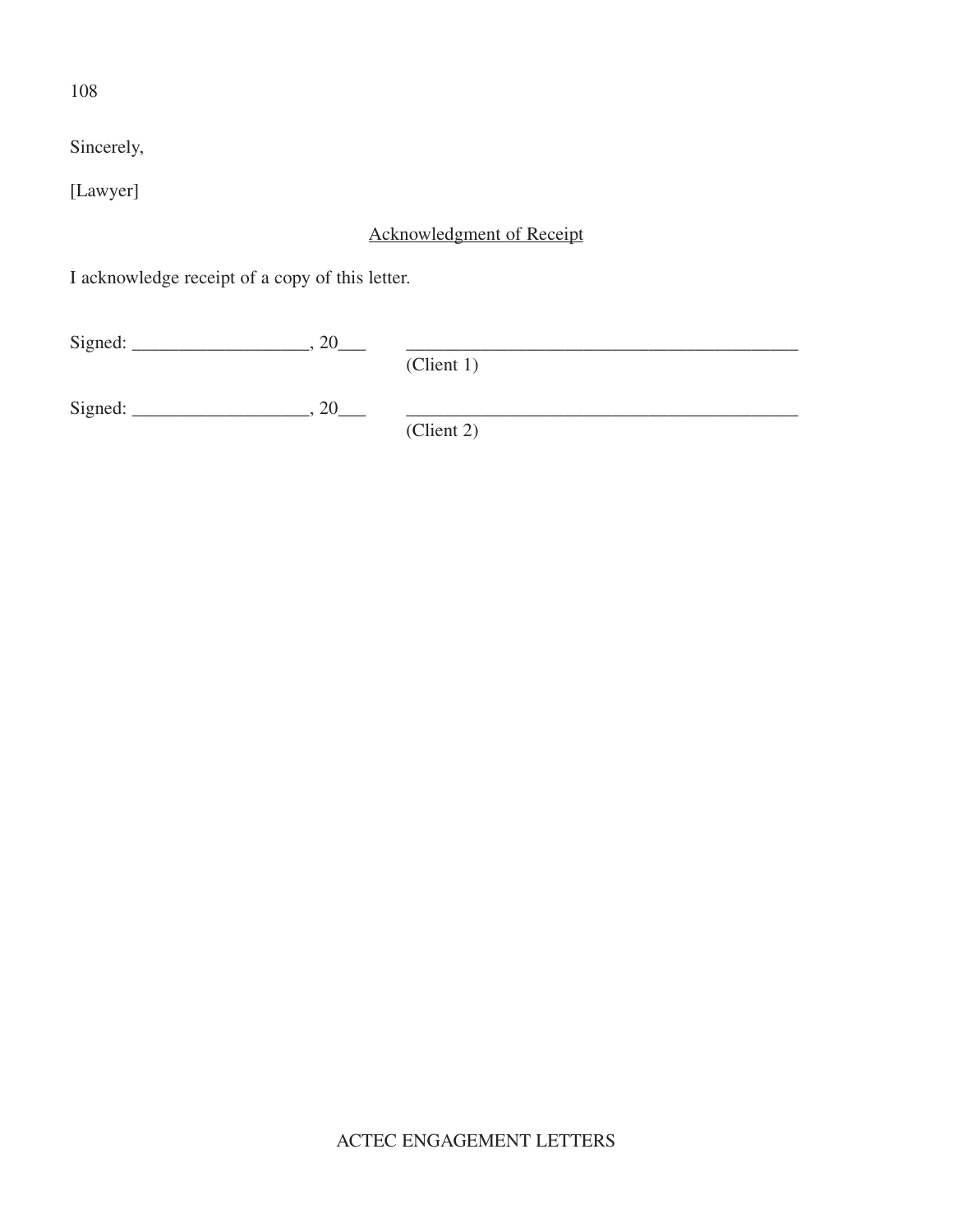Sincerely,

[Lawyer]

<u>Acknowledgment of Receipt</u>

I acknowledge receipt of a copy of this letter.

Signed: ___________________, 20___ ___________________________________________
(Client 1)

Signed: ___________________, 20___ ___________________________________________
(Client 2)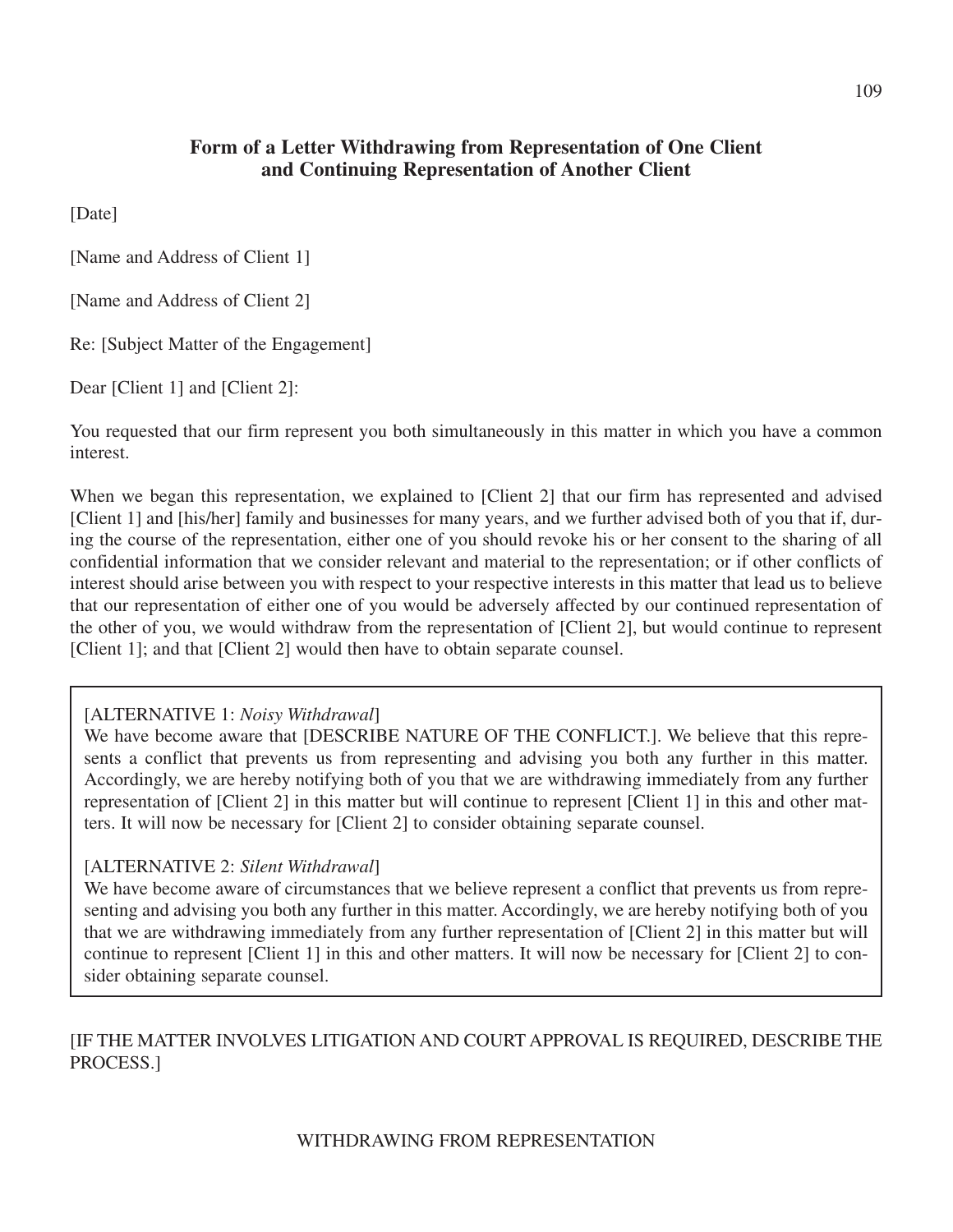## Form of a Letter Withdrawing from Representation of One Client and Continuing Representation of Another Client

[Date]

[Name and Address of Client 1]

[Name and Address of Client 2]

Re: [Subject Matter of the Engagement]

Dear [Client 1] and [Client 2]:

You requested that our firm represent you both simultaneously in this matter in which you have a common interest.

When we began this representation, we explained to [Client 2] that our firm has represented and advised [Client 1] and [his/her] family and businesses for many years, and we further advised both of you that if, during the course of the representation, either one of you should revoke his or her consent to the sharing of all confidential information that we consider relevant and material to the representation; or if other conflicts of interest should arise between you with respect to your respective interests in this matter that lead us to believe that our representation of either one of you would be adversely affected by our continued representation of the other of you, we would withdraw from the representation of [Client 2], but would continue to represent [Client 1]; and that [Client 2] would then have to obtain separate counsel.

[ALTERNATIVE 1: *Noisy Withdrawal*]
We have become aware that [DESCRIBE NATURE OF THE CONFLICT.]. We believe that this represents a conflict that prevents us from representing and advising you both any further in this matter. Accordingly, we are hereby notifying both of you that we are withdrawing immediately from any further representation of [Client 2] in this matter but will continue to represent [Client 1] in this and other matters. It will now be necessary for [Client 2] to consider obtaining separate counsel.

[ALTERNATIVE 2: *Silent Withdrawal*]
We have become aware of circumstances that we believe represent a conflict that prevents us from representing and advising you both any further in this matter. Accordingly, we are hereby notifying both of you that we are withdrawing immediately from any further representation of [Client 2] in this matter but will continue to represent [Client 1] in this and other matters. It will now be necessary for [Client 2] to consider obtaining separate counsel.

[IF THE MATTER INVOLVES LITIGATION AND COURT APPROVAL IS REQUIRED, DESCRIBE THE PROCESS.]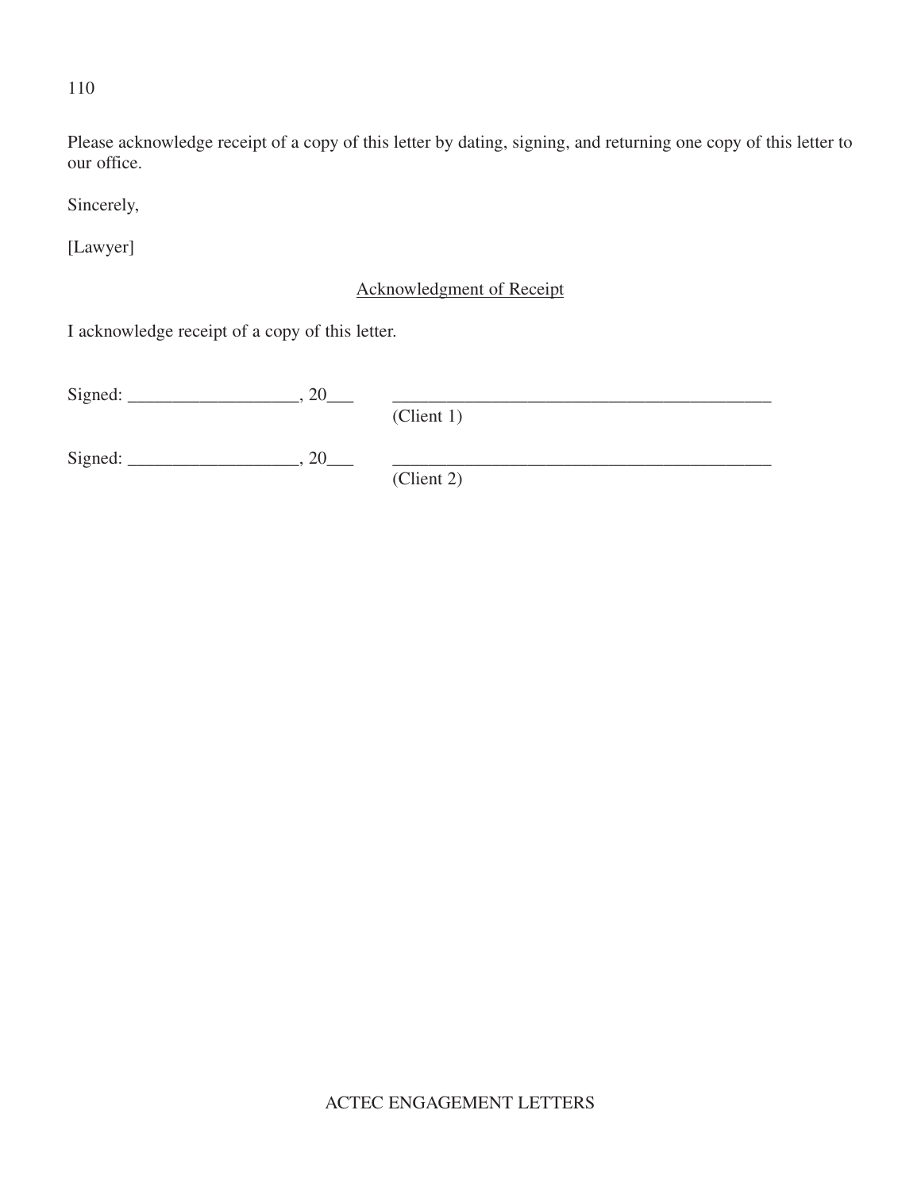Please acknowledge receipt of a copy of this letter by dating, signing, and returning one copy of this letter to our office.

Sincerely,

[Lawyer]

<u>Acknowledgment of Receipt</u>

I acknowledge receipt of a copy of this letter.

Signed: ___________________, 20___ ____________________________________________
(Client 1)

Signed: ___________________, 20___ ____________________________________________
(Client 2)